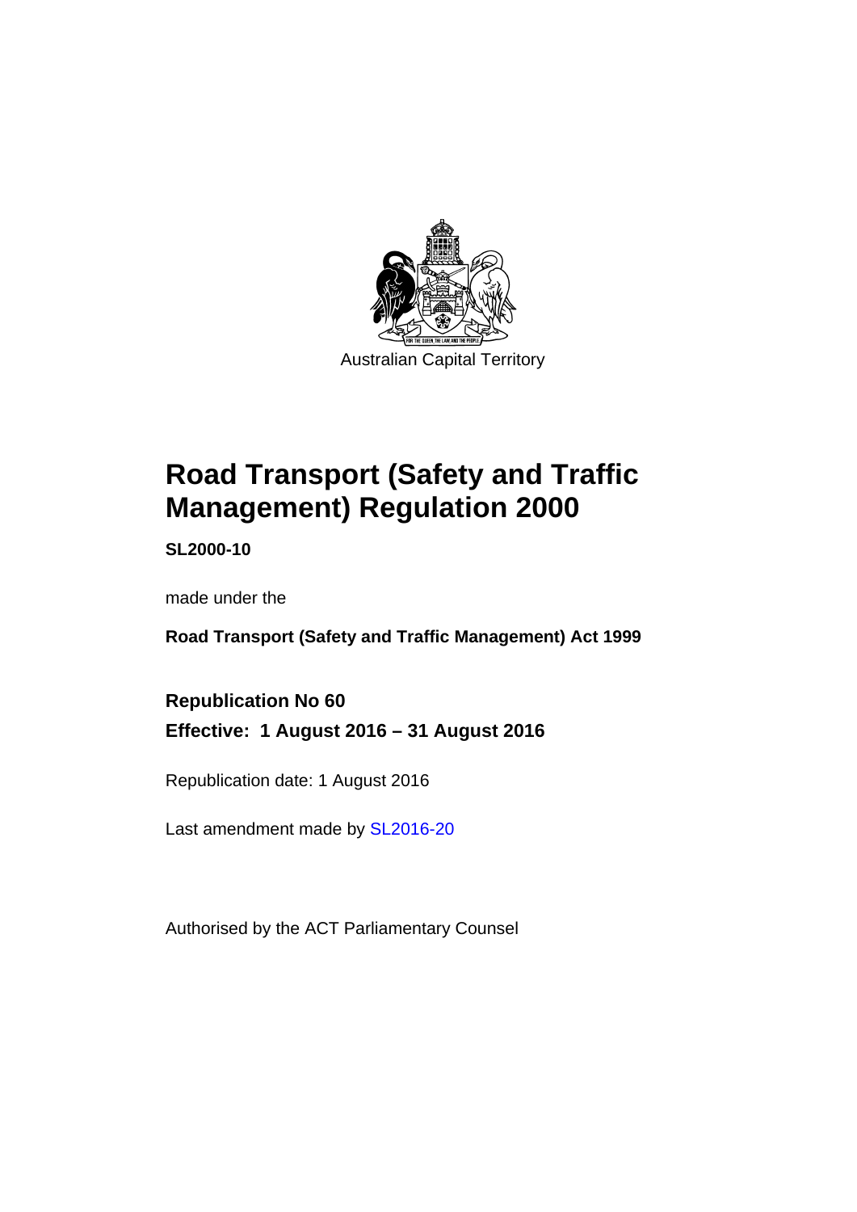Australian Capital Territory

# Road Transport (Safety and Traffic Management) Regulation 2000

**SL2000-10**

made under the

**Road Transport (Safety and Traffic Management) Act 1999**

**Republication No 60**

**Effective: 1 August 2016 – 31 August 2016**

Republication date: 1 August 2016

Last amendment made by SL2016-20

Authorised by the ACT Parliamentary Counsel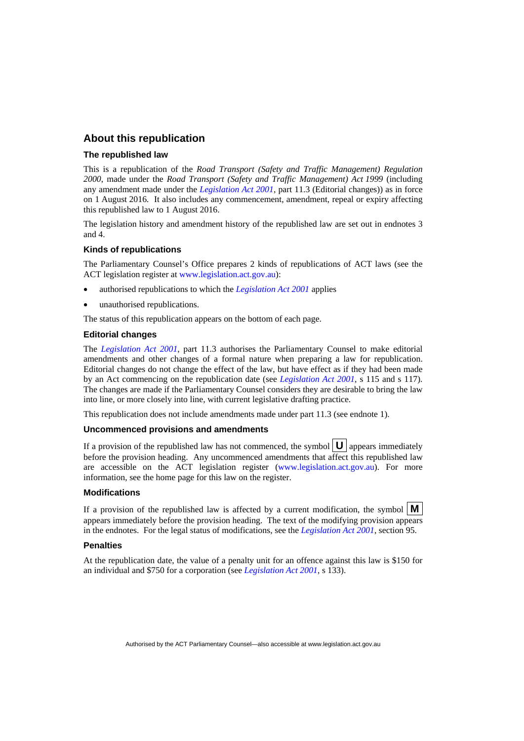## About this republication

### The republished law

This is a republication of the *Road Transport (Safety and Traffic Management) Regulation 2000*, made under the *Road Transport (Safety and Traffic Management) Act 1999* (including any amendment made under the *Legislation Act 2001*, part 11.3 (Editorial changes)) as in force on 1 August 2016*.* It also includes any commencement, amendment, repeal or expiry affecting this republished law to 1 August 2016.

The legislation history and amendment history of the republished law are set out in endnotes 3 and 4.

### Kinds of republications

The Parliamentary Counsel's Office prepares 2 kinds of republications of ACT laws (see the ACT legislation register at www.legislation.act.gov.au):

- authorised republications to which the *Legislation Act 2001* applies
- unauthorised republications.

The status of this republication appears on the bottom of each page.

### Editorial changes

The *Legislation Act 2001*, part 11.3 authorises the Parliamentary Counsel to make editorial amendments and other changes of a formal nature when preparing a law for republication. Editorial changes do not change the effect of the law, but have effect as if they had been made by an Act commencing on the republication date (see *Legislation Act 2001*, s 115 and s 117). The changes are made if the Parliamentary Counsel considers they are desirable to bring the law into line, or more closely into line, with current legislative drafting practice.

This republication does not include amendments made under part 11.3 (see endnote 1).

### Uncommenced provisions and amendments

If a provision of the republished law has not commenced, the symbol **U** appears immediately before the provision heading. Any uncommenced amendments that affect this republished law are accessible on the ACT legislation register (www.legislation.act.gov.au). For more information, see the home page for this law on the register.

### Modifications

If a provision of the republished law is affected by a current modification, the symbol **M** appears immediately before the provision heading. The text of the modifying provision appears in the endnotes. For the legal status of modifications, see the *Legislation Act 2001*, section 95.

### Penalties

At the republication date, the value of a penalty unit for an offence against this law is $150 for an individual and $750 for a corporation (see *Legislation Act 2001*, s 133).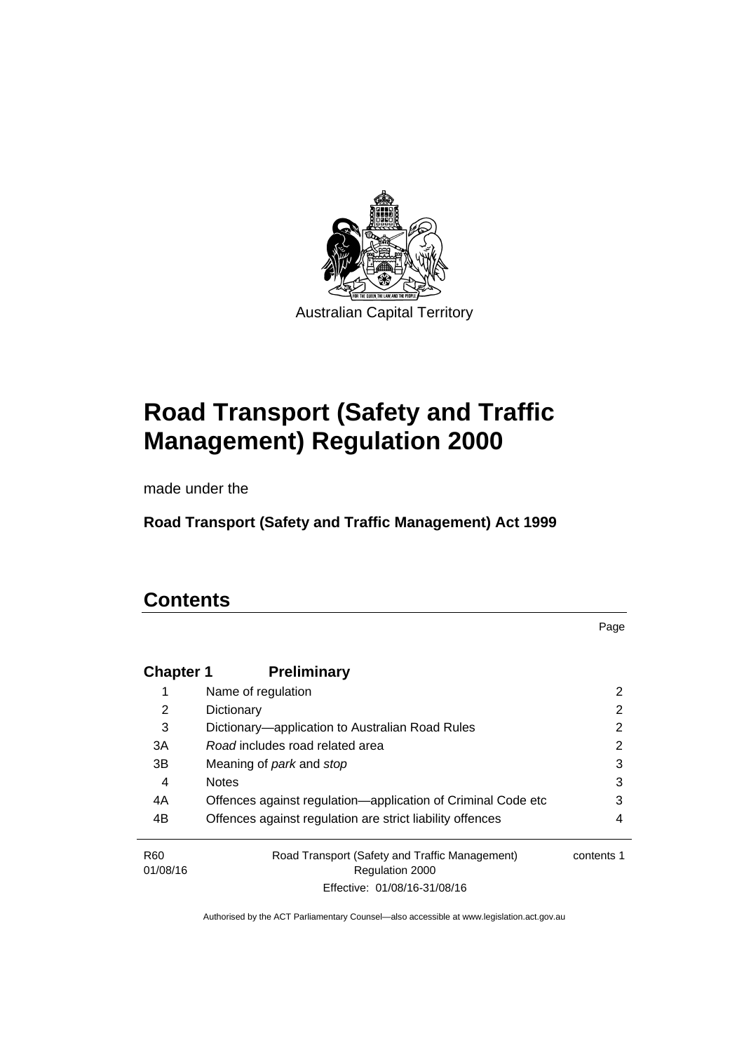Australian Capital Territory

# Road Transport (Safety and Traffic Management) Regulation 2000

made under the

**Road Transport (Safety and Traffic Management) Act 1999**

## Contents

| | | Page |
|---|---|---|
| **Chapter 1** | **Preliminary** | |
| 1 | Name of regulation | 2 |
| 2 | Dictionary | 2 |
| 3 | Dictionary—application to Australian Road Rules | 2 |
| 3A | *Road* includes road related area | 2 |
| 3B | Meaning of *park* and *stop* | 3 |
| 4 | Notes | 3 |
| 4A | Offences against regulation—application of Criminal Code etc | 3 |
| 4B | Offences against regulation are strict liability offences | 4 |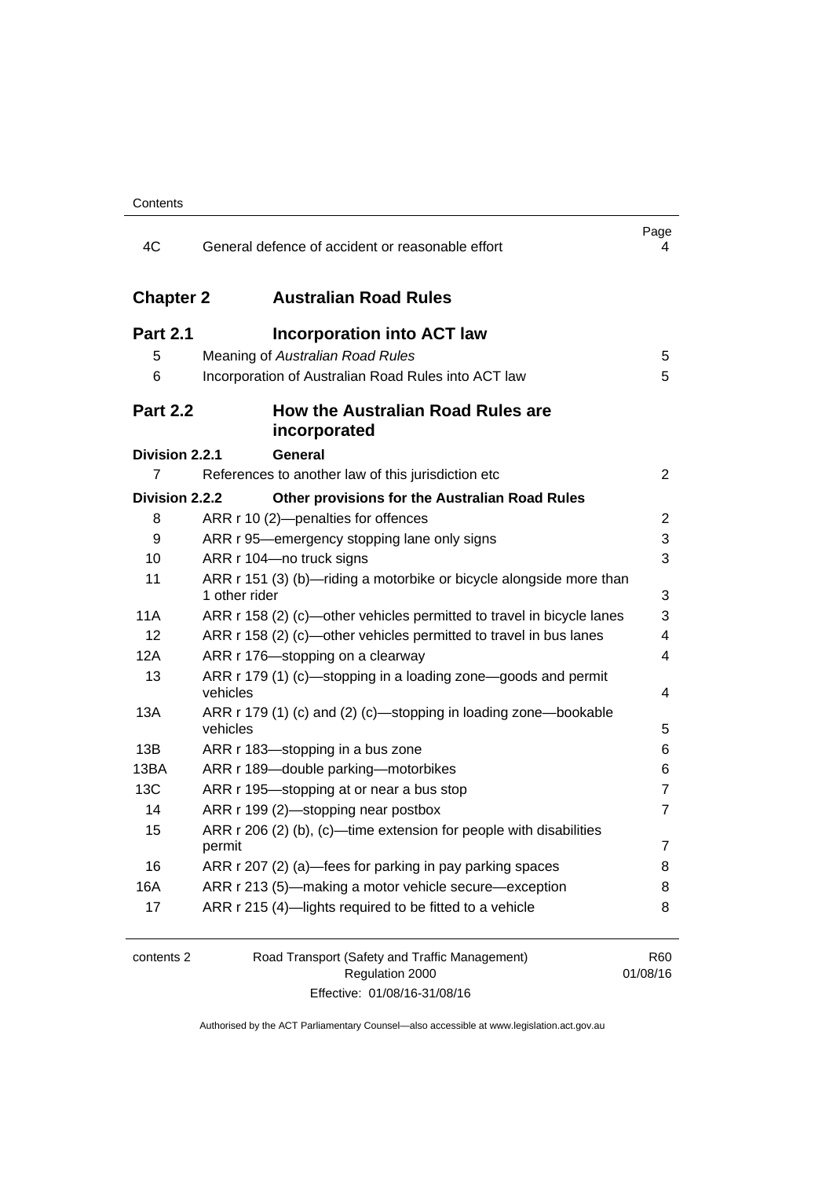| | | Page |
|---|---|---|
| 4C | General defence of accident or reasonable effort | 4 |
| **Chapter 2** | **Australian Road Rules** | |
| **Part 2.1** | **Incorporation into ACT law** | |
| 5 | Meaning of *Australian Road Rules* | 5 |
| 6 | Incorporation of Australian Road Rules into ACT law | 5 |
| **Part 2.2** | **How the Australian Road Rules are incorporated** | |
| **Division 2.2.1** | **General** | |
| 7 | References to another law of this jurisdiction etc | 2 |
| **Division 2.2.2** | **Other provisions for the Australian Road Rules** | |
| 8 | ARR r 10 (2)—penalties for offences | 2 |
| 9 | ARR r 95—emergency stopping lane only signs | 3 |
| 10 | ARR r 104—no truck signs | 3 |
| 11 | ARR r 151 (3) (b)—riding a motorbike or bicycle alongside more than 1 other rider | 3 |
| 11A | ARR r 158 (2) (c)—other vehicles permitted to travel in bicycle lanes | 3 |
| 12 | ARR r 158 (2) (c)—other vehicles permitted to travel in bus lanes | 4 |
| 12A | ARR r 176—stopping on a clearway | 4 |
| 13 | ARR r 179 (1) (c)—stopping in a loading zone—goods and permit vehicles | 4 |
| 13A | ARR r 179 (1) (c) and (2) (c)—stopping in loading zone—bookable vehicles | 5 |
| 13B | ARR r 183—stopping in a bus zone | 6 |
| 13BA | ARR r 189—double parking—motorbikes | 6 |
| 13C | ARR r 195—stopping at or near a bus stop | 7 |
| 14 | ARR r 199 (2)—stopping near postbox | 7 |
| 15 | ARR r 206 (2) (b), (c)—time extension for people with disabilities permit | 7 |
| 16 | ARR r 207 (2) (a)—fees for parking in pay parking spaces | 8 |
| 16A | ARR r 213 (5)—making a motor vehicle secure—exception | 8 |
| 17 | ARR r 215 (4)—lights required to be fitted to a vehicle | 8 |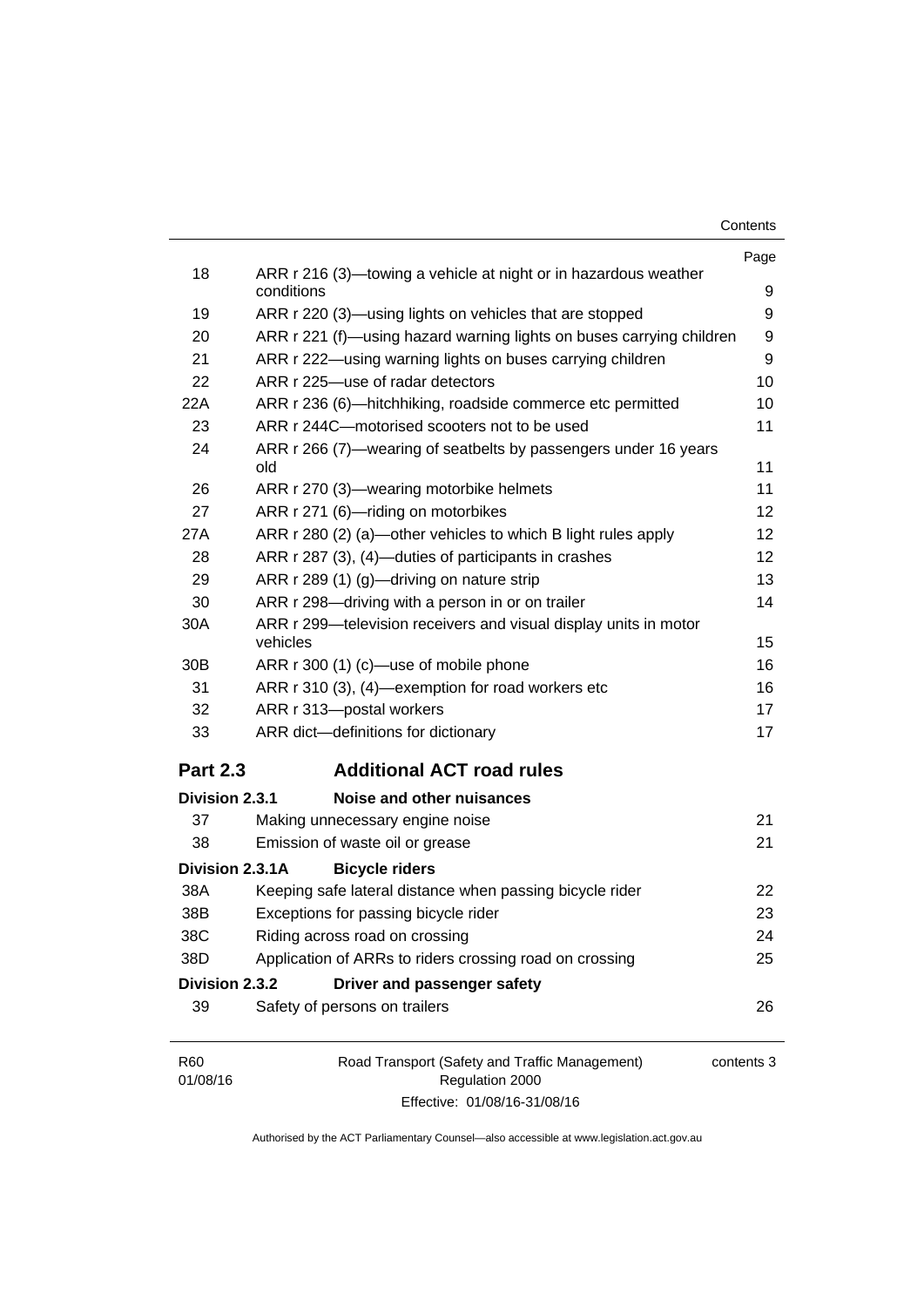| | | Page |
|---|---|---|
| 18 | ARR r 216 (3)—towing a vehicle at night or in hazardous weather conditions | 9 |
| 19 | ARR r 220 (3)—using lights on vehicles that are stopped | 9 |
| 20 | ARR r 221 (f)—using hazard warning lights on buses carrying children | 9 |
| 21 | ARR r 222—using warning lights on buses carrying children | 9 |
| 22 | ARR r 225—use of radar detectors | 10 |
| 22A | ARR r 236 (6)—hitchhiking, roadside commerce etc permitted | 10 |
| 23 | ARR r 244C—motorised scooters not to be used | 11 |
| 24 | ARR r 266 (7)—wearing of seatbelts by passengers under 16 years old | 11 |
| 26 | ARR r 270 (3)—wearing motorbike helmets | 11 |
| 27 | ARR r 271 (6)—riding on motorbikes | 12 |
| 27A | ARR r 280 (2) (a)—other vehicles to which B light rules apply | 12 |
| 28 | ARR r 287 (3), (4)—duties of participants in crashes | 12 |
| 29 | ARR r 289 (1) (g)—driving on nature strip | 13 |
| 30 | ARR r 298—driving with a person in or on trailer | 14 |
| 30A | ARR r 299—television receivers and visual display units in motor vehicles | 15 |
| 30B | ARR r 300 (1) (c)—use of mobile phone | 16 |
| 31 | ARR r 310 (3), (4)—exemption for road workers etc | 16 |
| 32 | ARR r 313—postal workers | 17 |
| 33 | ARR dict—definitions for dictionary | 17 |

## Part 2.3 Additional ACT road rules

### Division 2.3.1 Noise and other nuisances

| | | |
|---|---|---|
| 37 | Making unnecessary engine noise | 21 |
| 38 | Emission of waste oil or grease | 21 |

### Division 2.3.1A Bicycle riders

| | | |
|---|---|---|
| 38A | Keeping safe lateral distance when passing bicycle rider | 22 |
| 38B | Exceptions for passing bicycle rider | 23 |
| 38C | Riding across road on crossing | 24 |
| 38D | Application of ARRs to riders crossing road on crossing | 25 |

### Division 2.3.2 Driver and passenger safety

| | | |
|---|---|---|
| 39 | Safety of persons on trailers | 26 |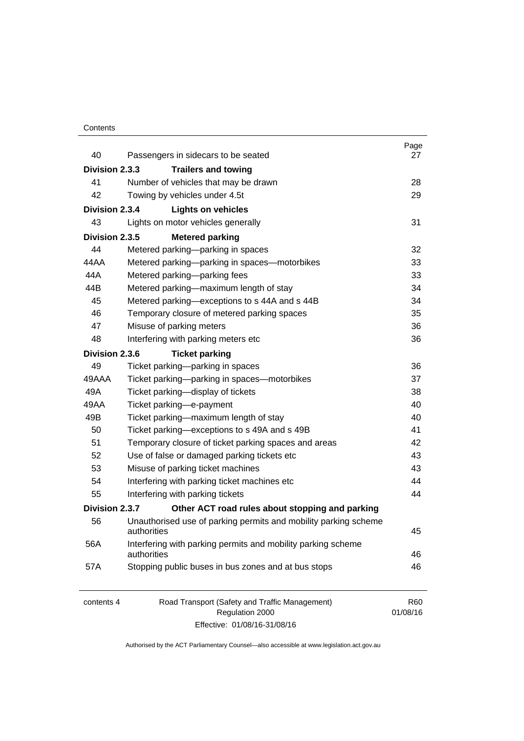| | | Page |
|---|---|---|
| 40 | Passengers in sidecars to be seated | 27 |
| **Division 2.3.3** | **Trailers and towing** | |
| 41 | Number of vehicles that may be drawn | 28 |
| 42 | Towing by vehicles under 4.5t | 29 |
| **Division 2.3.4** | **Lights on vehicles** | |
| 43 | Lights on motor vehicles generally | 31 |
| **Division 2.3.5** | **Metered parking** | |
| 44 | Metered parking—parking in spaces | 32 |
| 44AA | Metered parking—parking in spaces—motorbikes | 33 |
| 44A | Metered parking—parking fees | 33 |
| 44B | Metered parking—maximum length of stay | 34 |
| 45 | Metered parking—exceptions to s 44A and s 44B | 34 |
| 46 | Temporary closure of metered parking spaces | 35 |
| 47 | Misuse of parking meters | 36 |
| 48 | Interfering with parking meters etc | 36 |
| **Division 2.3.6** | **Ticket parking** | |
| 49 | Ticket parking—parking in spaces | 36 |
| 49AAA | Ticket parking—parking in spaces—motorbikes | 37 |
| 49A | Ticket parking—display of tickets | 38 |
| 49AA | Ticket parking—e-payment | 40 |
| 49B | Ticket parking—maximum length of stay | 40 |
| 50 | Ticket parking—exceptions to s 49A and s 49B | 41 |
| 51 | Temporary closure of ticket parking spaces and areas | 42 |
| 52 | Use of false or damaged parking tickets etc | 43 |
| 53 | Misuse of parking ticket machines | 43 |
| 54 | Interfering with parking ticket machines etc | 44 |
| 55 | Interfering with parking tickets | 44 |
| **Division 2.3.7** | **Other ACT road rules about stopping and parking** | |
| 56 | Unauthorised use of parking permits and mobility parking scheme authorities | 45 |
| 56A | Interfering with parking permits and mobility parking scheme authorities | 46 |
| 57A | Stopping public buses in bus zones and at bus stops | 46 |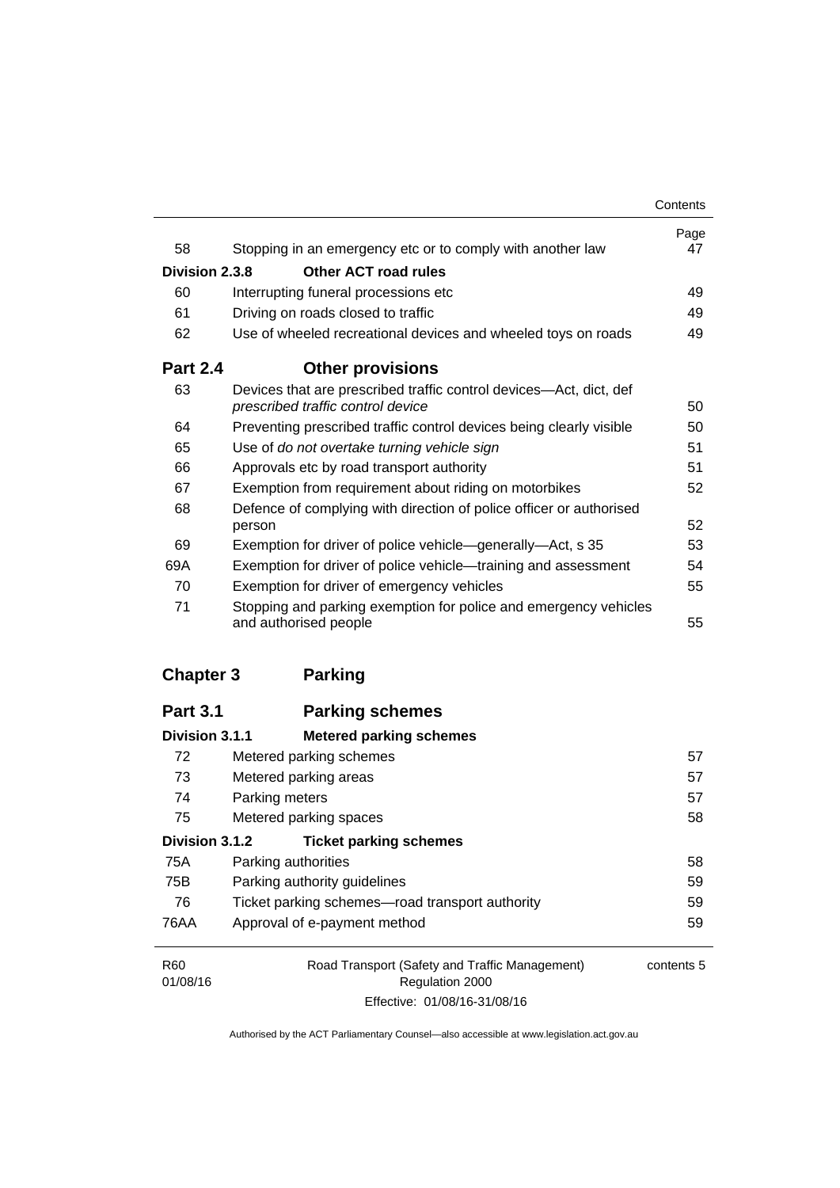| | | Page |
|---|---|---|
| 58 | Stopping in an emergency etc or to comply with another law | 47 |
| **Division 2.3.8** | **Other ACT road rules** | |
| 60 | Interrupting funeral processions etc | 49 |
| 61 | Driving on roads closed to traffic | 49 |
| 62 | Use of wheeled recreational devices and wheeled toys on roads | 49 |
| **Part 2.4** | **Other provisions** | |
| 63 | Devices that are prescribed traffic control devices—Act, dict, def *prescribed traffic control device* | 50 |
| 64 | Preventing prescribed traffic control devices being clearly visible | 50 |
| 65 | Use of *do not overtake turning vehicle sign* | 51 |
| 66 | Approvals etc by road transport authority | 51 |
| 67 | Exemption from requirement about riding on motorbikes | 52 |
| 68 | Defence of complying with direction of police officer or authorised person | 52 |
| 69 | Exemption for driver of police vehicle—generally—Act, s 35 | 53 |
| 69A | Exemption for driver of police vehicle—training and assessment | 54 |
| 70 | Exemption for driver of emergency vehicles | 55 |
| 71 | Stopping and parking exemption for police and emergency vehicles and authorised people | 55 |
| **Chapter 3** | **Parking** | |
| **Part 3.1** | **Parking schemes** | |
| **Division 3.1.1** | **Metered parking schemes** | |
| 72 | Metered parking schemes | 57 |
| 73 | Metered parking areas | 57 |
| 74 | Parking meters | 57 |
| 75 | Metered parking spaces | 58 |
| **Division 3.1.2** | **Ticket parking schemes** | |
| 75A | Parking authorities | 58 |
| 75B | Parking authority guidelines | 59 |
| 76 | Ticket parking schemes—road transport authority | 59 |
| 76AA | Approval of e-payment method | 59 |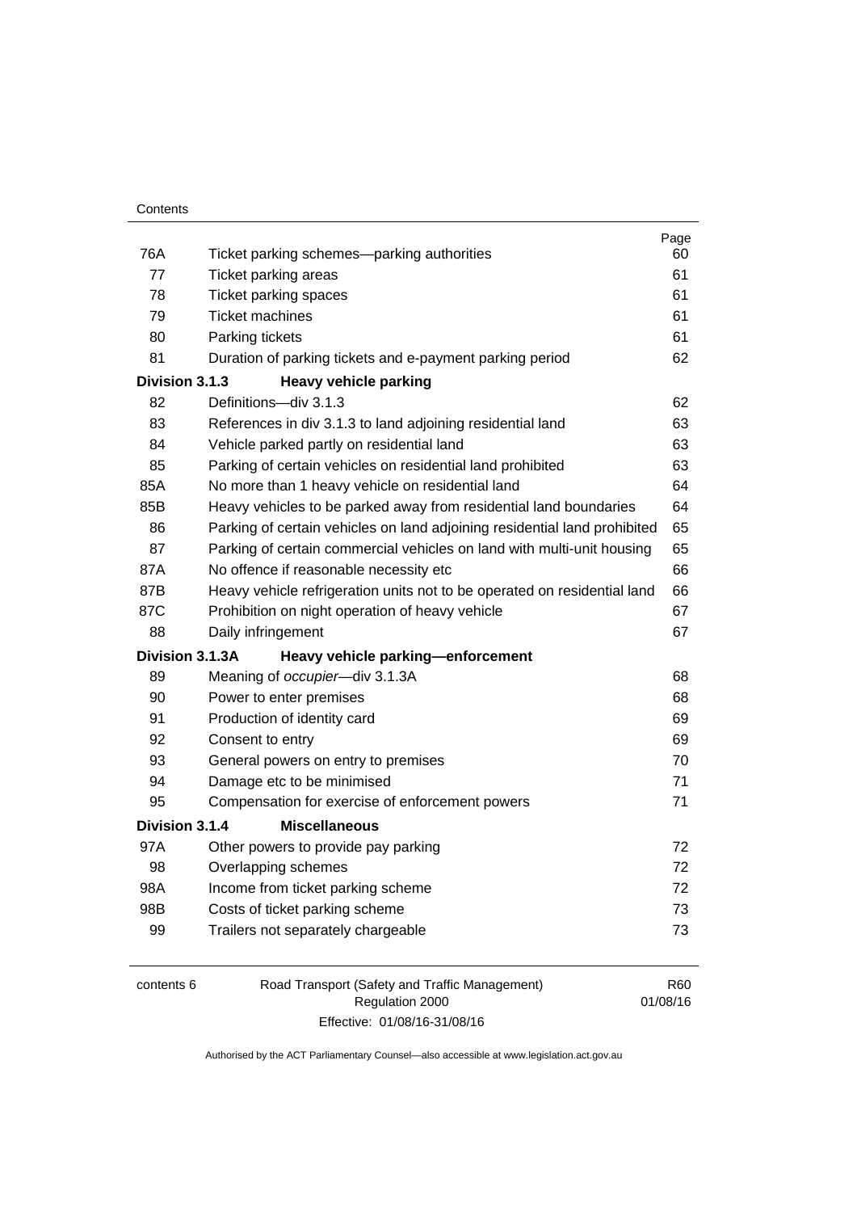| | | Page |
|---|---|---|
| 76A | Ticket parking schemes—parking authorities | 60 |
| 77 | Ticket parking areas | 61 |
| 78 | Ticket parking spaces | 61 |
| 79 | Ticket machines | 61 |
| 80 | Parking tickets | 61 |
| 81 | Duration of parking tickets and e-payment parking period | 62 |
| **Division 3.1.3** | **Heavy vehicle parking** | |
| 82 | Definitions—div 3.1.3 | 62 |
| 83 | References in div 3.1.3 to land adjoining residential land | 63 |
| 84 | Vehicle parked partly on residential land | 63 |
| 85 | Parking of certain vehicles on residential land prohibited | 63 |
| 85A | No more than 1 heavy vehicle on residential land | 64 |
| 85B | Heavy vehicles to be parked away from residential land boundaries | 64 |
| 86 | Parking of certain vehicles on land adjoining residential land prohibited | 65 |
| 87 | Parking of certain commercial vehicles on land with multi-unit housing | 65 |
| 87A | No offence if reasonable necessity etc | 66 |
| 87B | Heavy vehicle refrigeration units not to be operated on residential land | 66 |
| 87C | Prohibition on night operation of heavy vehicle | 67 |
| 88 | Daily infringement | 67 |
| **Division 3.1.3A** | **Heavy vehicle parking—enforcement** | |
| 89 | Meaning of *occupier*—div 3.1.3A | 68 |
| 90 | Power to enter premises | 68 |
| 91 | Production of identity card | 69 |
| 92 | Consent to entry | 69 |
| 93 | General powers on entry to premises | 70 |
| 94 | Damage etc to be minimised | 71 |
| 95 | Compensation for exercise of enforcement powers | 71 |
| **Division 3.1.4** | **Miscellaneous** | |
| 97A | Other powers to provide pay parking | 72 |
| 98 | Overlapping schemes | 72 |
| 98A | Income from ticket parking scheme | 72 |
| 98B | Costs of ticket parking scheme | 73 |
| 99 | Trailers not separately chargeable | 73 |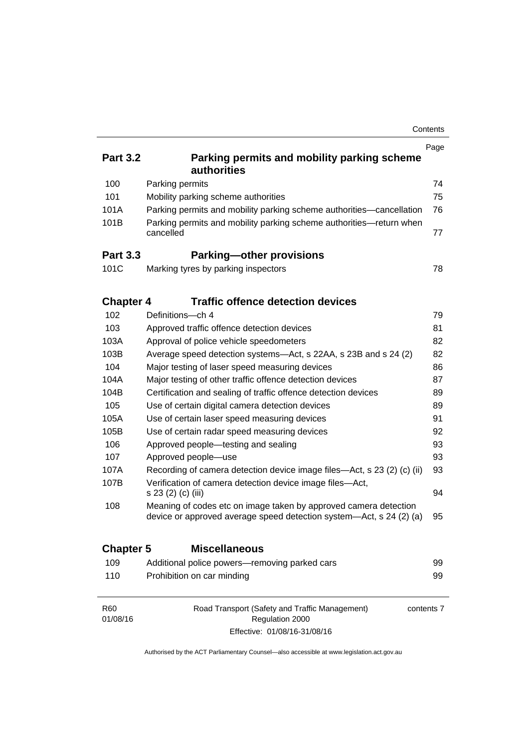| | | Page |
|---|---|---|
| **Part 3.2** | **Parking permits and mobility parking scheme authorities** | |
| 100 | Parking permits | 74 |
| 101 | Mobility parking scheme authorities | 75 |
| 101A | Parking permits and mobility parking scheme authorities—cancellation | 76 |
| 101B | Parking permits and mobility parking scheme authorities—return when cancelled | 77 |
| **Part 3.3** | **Parking—other provisions** | |
| 101C | Marking tyres by parking inspectors | 78 |
| **Chapter 4** | **Traffic offence detection devices** | |
| 102 | Definitions—ch 4 | 79 |
| 103 | Approved traffic offence detection devices | 81 |
| 103A | Approval of police vehicle speedometers | 82 |
| 103B | Average speed detection systems—Act, s 22AA, s 23B and s 24 (2) | 82 |
| 104 | Major testing of laser speed measuring devices | 86 |
| 104A | Major testing of other traffic offence detection devices | 87 |
| 104B | Certification and sealing of traffic offence detection devices | 89 |
| 105 | Use of certain digital camera detection devices | 89 |
| 105A | Use of certain laser speed measuring devices | 91 |
| 105B | Use of certain radar speed measuring devices | 92 |
| 106 | Approved people—testing and sealing | 93 |
| 107 | Approved people—use | 93 |
| 107A | Recording of camera detection device image files—Act, s 23 (2) (c) (ii) | 93 |
| 107B | Verification of camera detection device image files—Act, s 23 (2) (c) (iii) | 94 |
| 108 | Meaning of codes etc on image taken by approved camera detection device or approved average speed detection system—Act, s 24 (2) (a) | 95 |
| **Chapter 5** | **Miscellaneous** | |
| 109 | Additional police powers—removing parked cars | 99 |
| 110 | Prohibition on car minding | 99 |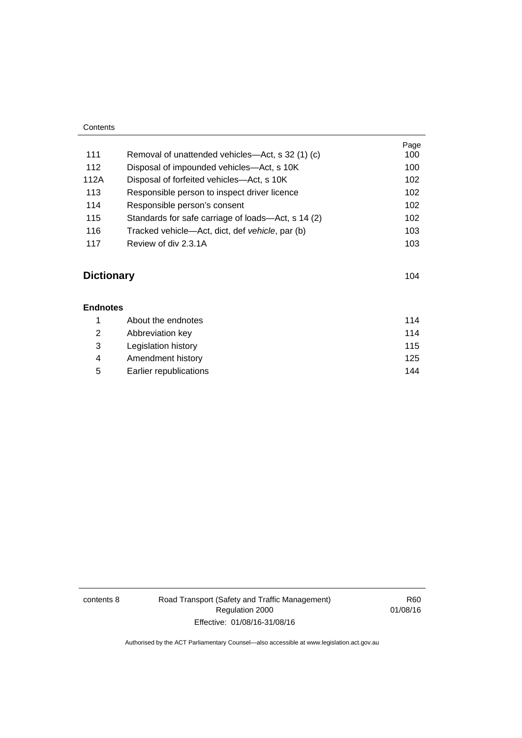| | | Page |
|---|---|---|
| 111 | Removal of unattended vehicles—Act, s 32 (1) (c) | 100 |
| 112 | Disposal of impounded vehicles—Act, s 10K | 100 |
| 112A | Disposal of forfeited vehicles—Act, s 10K | 102 |
| 113 | Responsible person to inspect driver licence | 102 |
| 114 | Responsible person's consent | 102 |
| 115 | Standards for safe carriage of loads—Act, s 14 (2) | 102 |
| 116 | Tracked vehicle—Act, dict, def *vehicle*, par (b) | 103 |
| 117 | Review of div 2.3.1A | 103 |

## Dictionary 104

### Endnotes

| | | |
|---|---|---|
| 1 | About the endnotes | 114 |
| 2 | Abbreviation key | 114 |
| 3 | Legislation history | 115 |
| 4 | Amendment history | 125 |
| 5 | Earlier republications | 144 |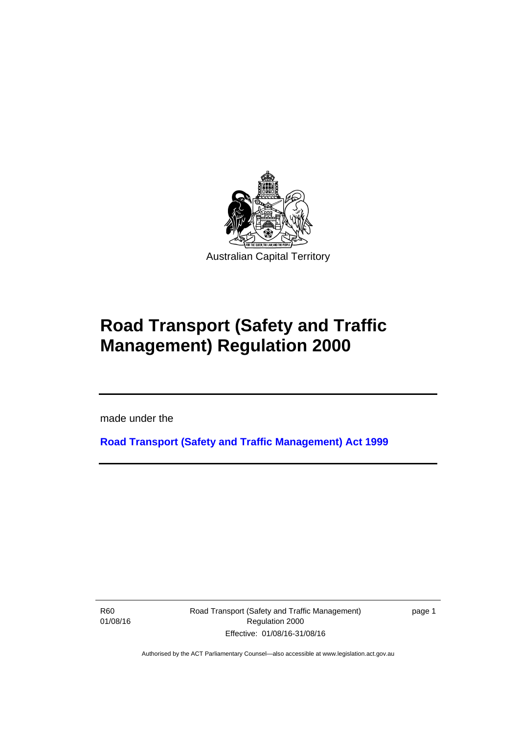Australian Capital Territory

# Road Transport (Safety and Traffic Management) Regulation 2000

made under the

**Road Transport (Safety and Traffic Management) Act 1999**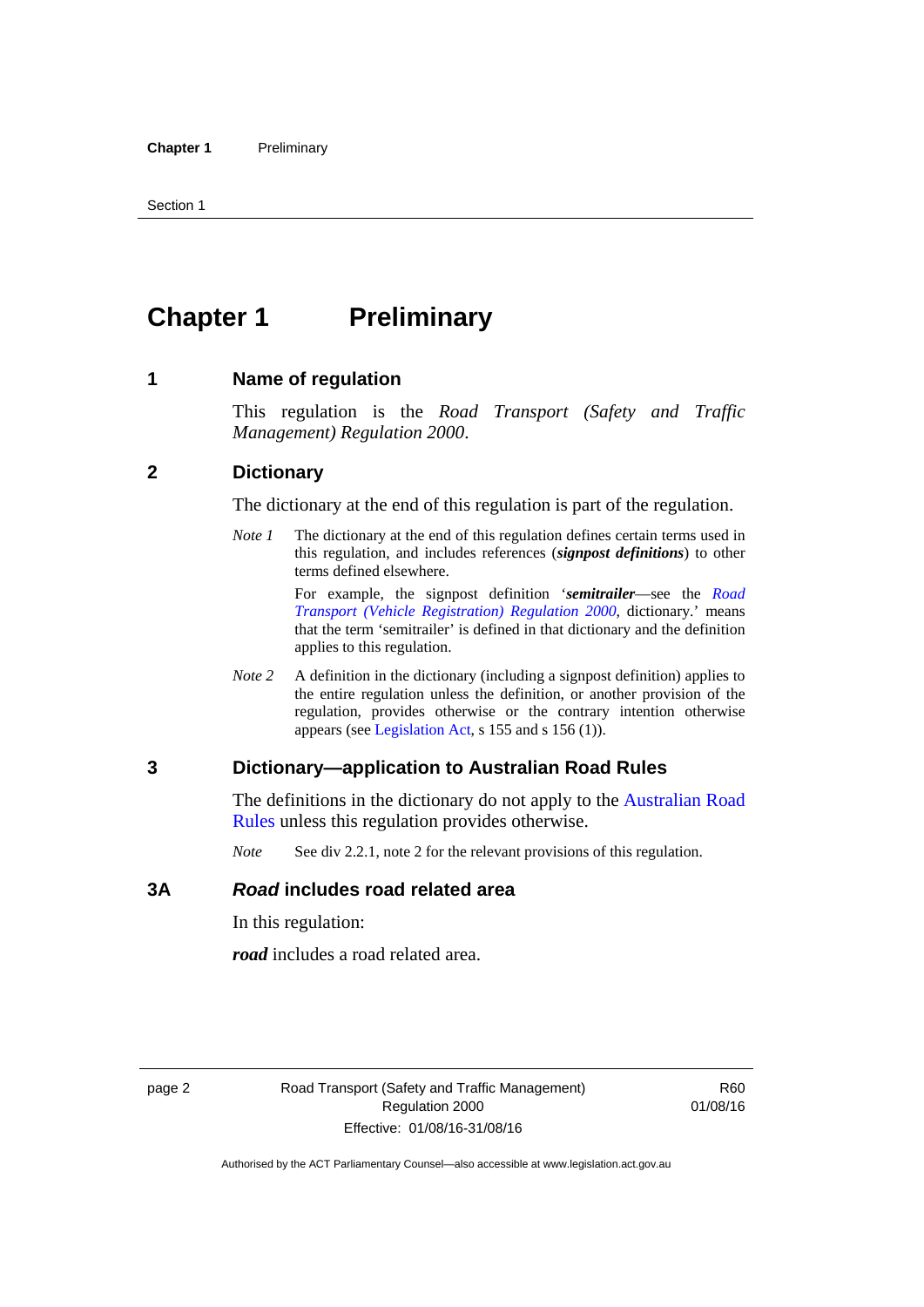# Chapter 1 Preliminary

## 1 Name of regulation

This regulation is the *Road Transport (Safety and Traffic Management) Regulation 2000*.

## 2 Dictionary

The dictionary at the end of this regulation is part of the regulation.

*Note 1* The dictionary at the end of this regulation defines certain terms used in this regulation, and includes references (***signpost definitions***) to other terms defined elsewhere.

For example, the signpost definition '***semitrailer***—see the *Road Transport (Vehicle Registration) Regulation 2000*, dictionary.' means that the term 'semitrailer' is defined in that dictionary and the definition applies to this regulation.

*Note 2* A definition in the dictionary (including a signpost definition) applies to the entire regulation unless the definition, or another provision of the regulation, provides otherwise or the contrary intention otherwise appears (see Legislation Act, s 155 and s 156 (1)).

## 3 Dictionary—application to Australian Road Rules

The definitions in the dictionary do not apply to the Australian Road Rules unless this regulation provides otherwise.

*Note* See div 2.2.1, note 2 for the relevant provisions of this regulation.

## 3A *Road* includes road related area

In this regulation:

***road*** includes a road related area.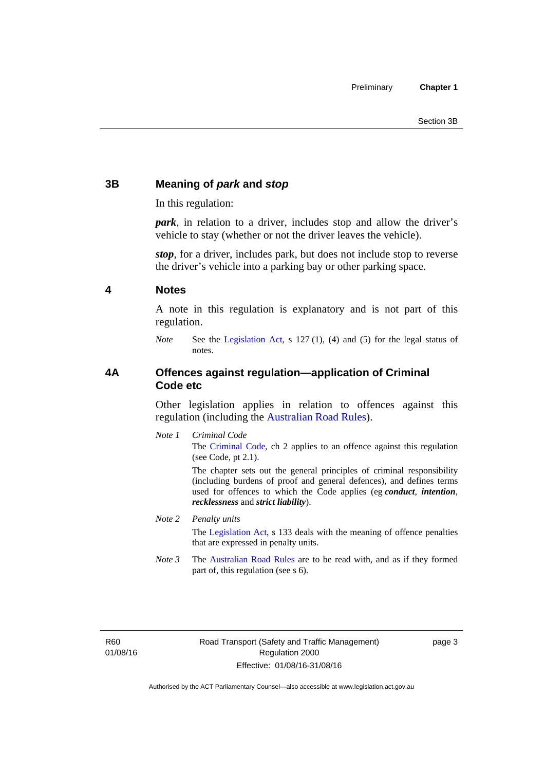## 3B Meaning of *park* and *stop*

In this regulation:

***park***, in relation to a driver, includes stop and allow the driver's vehicle to stay (whether or not the driver leaves the vehicle).

***stop***, for a driver, includes park, but does not include stop to reverse the driver's vehicle into a parking bay or other parking space.

## 4 Notes

A note in this regulation is explanatory and is not part of this regulation.

*Note* See the Legislation Act, s 127 (1), (4) and (5) for the legal status of notes.

## 4A Offences against regulation—application of Criminal Code etc

Other legislation applies in relation to offences against this regulation (including the Australian Road Rules).

*Note 1* *Criminal Code*

The Criminal Code, ch 2 applies to an offence against this regulation (see Code, pt 2.1).

The chapter sets out the general principles of criminal responsibility (including burdens of proof and general defences), and defines terms used for offences to which the Code applies (eg ***conduct***, ***intention***, ***recklessness*** and ***strict liability***).

*Note 2* *Penalty units*

The Legislation Act, s 133 deals with the meaning of offence penalties that are expressed in penalty units.

*Note 3* The Australian Road Rules are to be read with, and as if they formed part of, this regulation (see s 6).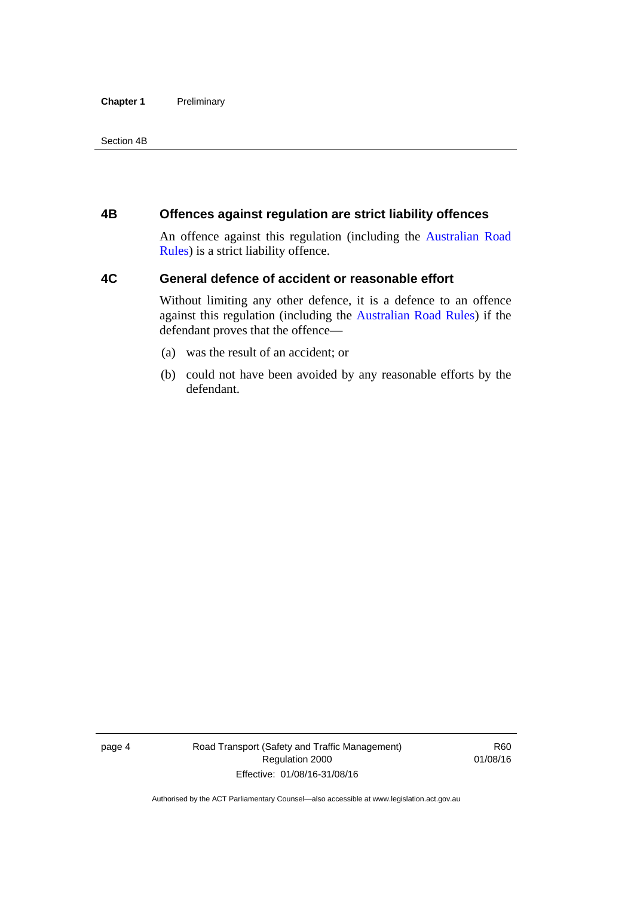## 4B Offences against regulation are strict liability offences

An offence against this regulation (including the Australian Road Rules) is a strict liability offence.

## 4C General defence of accident or reasonable effort

Without limiting any other defence, it is a defence to an offence against this regulation (including the Australian Road Rules) if the defendant proves that the offence—

(a) was the result of an accident; or

(b) could not have been avoided by any reasonable efforts by the defendant.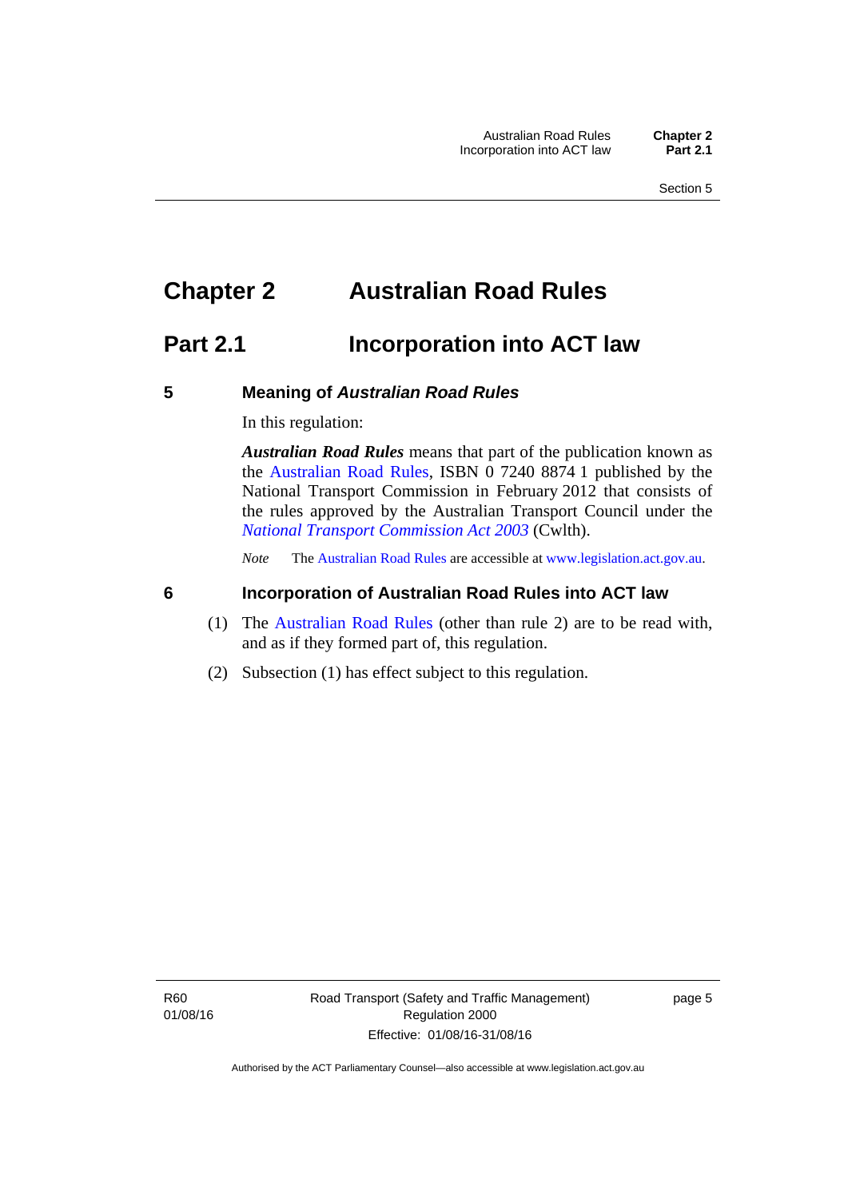# Chapter 2 Australian Road Rules

## Part 2.1 Incorporation into ACT law

### 5 Meaning of *Australian Road Rules*

In this regulation:

***Australian Road Rules*** means that part of the publication known as the Australian Road Rules, ISBN 0 7240 8874 1 published by the National Transport Commission in February 2012 that consists of the rules approved by the Australian Transport Council under the *National Transport Commission Act 2003* (Cwlth).

*Note* The Australian Road Rules are accessible at www.legislation.act.gov.au.

### 6 Incorporation of Australian Road Rules into ACT law

(1) The Australian Road Rules (other than rule 2) are to be read with, and as if they formed part of, this regulation.

(2) Subsection (1) has effect subject to this regulation.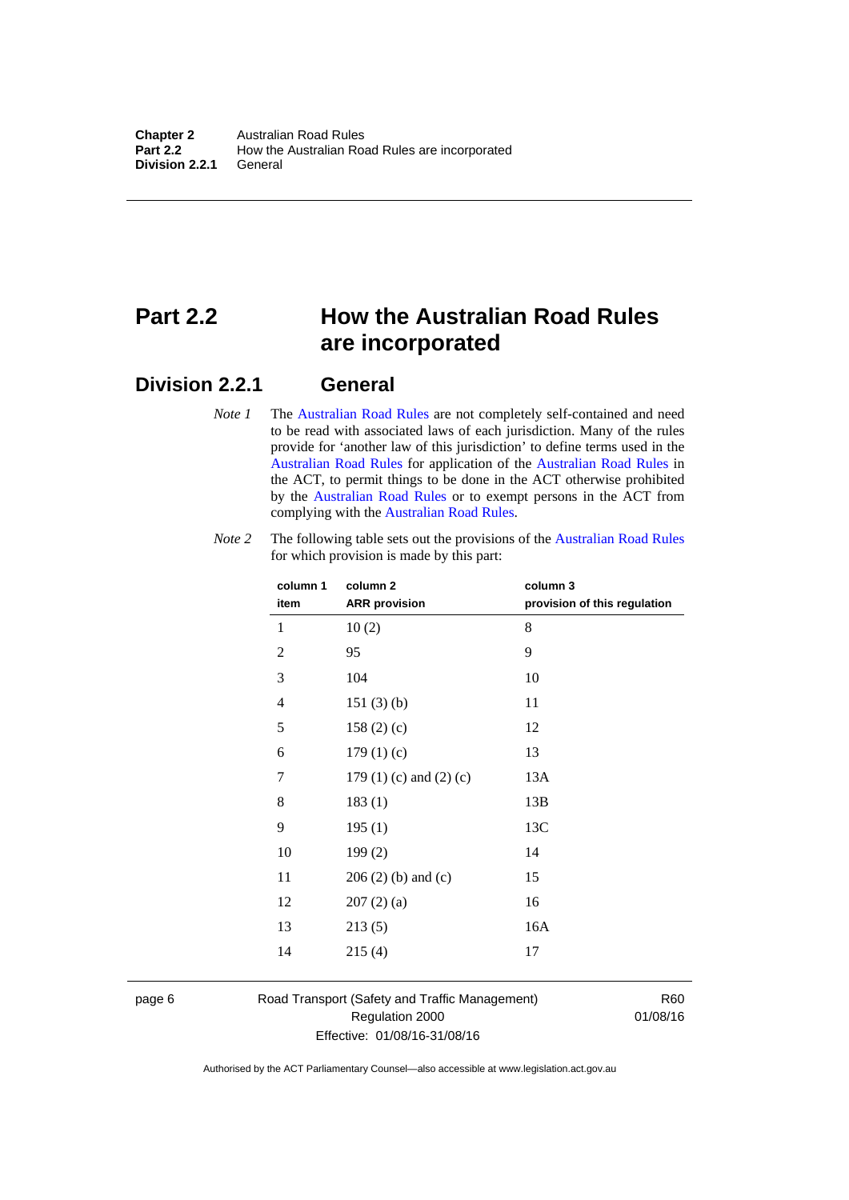# Part 2.2 How the Australian Road Rules are incorporated

## Division 2.2.1 General

*Note 1* The Australian Road Rules are not completely self-contained and need to be read with associated laws of each jurisdiction. Many of the rules provide for 'another law of this jurisdiction' to define terms used in the Australian Road Rules for application of the Australian Road Rules in the ACT, to permit things to be done in the ACT otherwise prohibited by the Australian Road Rules or to exempt persons in the ACT from complying with the Australian Road Rules.

*Note 2* The following table sets out the provisions of the Australian Road Rules for which provision is made by this part:

| column 1 item | column 2 ARR provision | column 3 provision of this regulation |
|---|---|---|
| 1 | 10 (2) | 8 |
| 2 | 95 | 9 |
| 3 | 104 | 10 |
| 4 | 151 (3) (b) | 11 |
| 5 | 158 (2) (c) | 12 |
| 6 | 179 (1) (c) | 13 |
| 7 | 179 (1) (c) and (2) (c) | 13A |
| 8 | 183 (1) | 13B |
| 9 | 195 (1) | 13C |
| 10 | 199 (2) | 14 |
| 11 | 206 (2) (b) and (c) | 15 |
| 12 | 207 (2) (a) | 16 |
| 13 | 213 (5) | 16A |
| 14 | 215 (4) | 17 |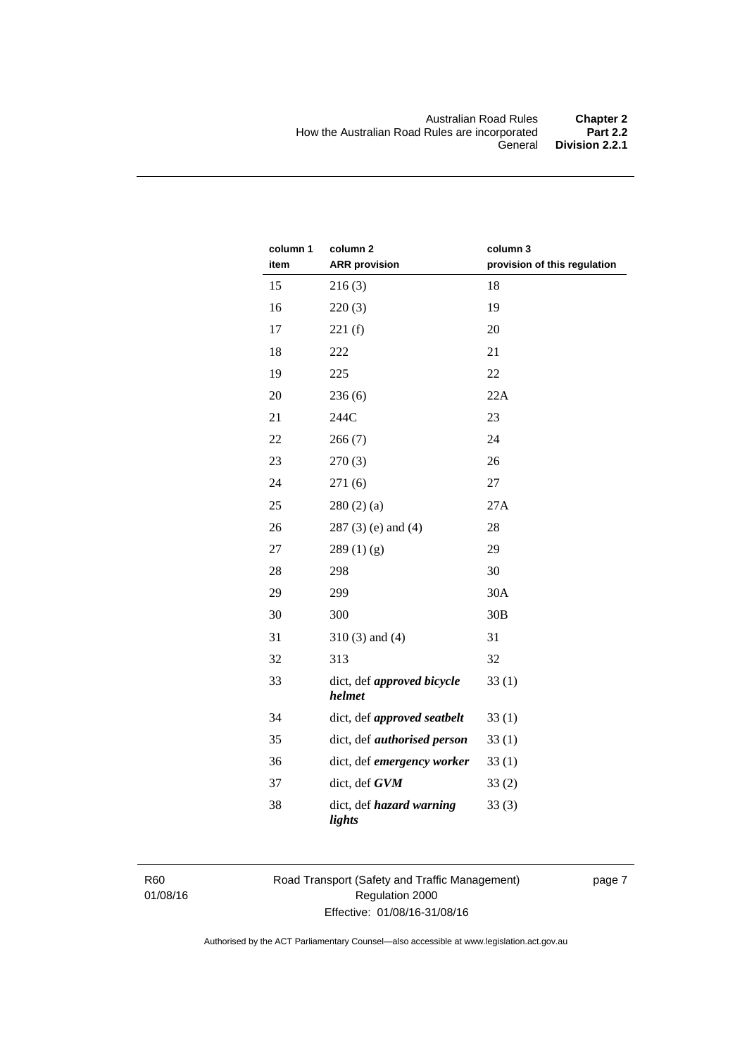| column 1 item | column 2 ARR provision | column 3 provision of this regulation |
|---|---|---|
| 15 | 216 (3) | 18 |
| 16 | 220 (3) | 19 |
| 17 | 221 (f) | 20 |
| 18 | 222 | 21 |
| 19 | 225 | 22 |
| 20 | 236 (6) | 22A |
| 21 | 244C | 23 |
| 22 | 266 (7) | 24 |
| 23 | 270 (3) | 26 |
| 24 | 271 (6) | 27 |
| 25 | 280 (2) (a) | 27A |
| 26 | 287 (3) (e) and (4) | 28 |
| 27 | 289 (1) (g) | 29 |
| 28 | 298 | 30 |
| 29 | 299 | 30A |
| 30 | 300 | 30B |
| 31 | 310 (3) and (4) | 31 |
| 32 | 313 | 32 |
| 33 | dict, def ***approved bicycle helmet*** | 33 (1) |
| 34 | dict, def ***approved seatbelt*** | 33 (1) |
| 35 | dict, def ***authorised person*** | 33 (1) |
| 36 | dict, def ***emergency worker*** | 33 (1) |
| 37 | dict, def ***GVM*** | 33 (2) |
| 38 | dict, def ***hazard warning lights*** | 33 (3) |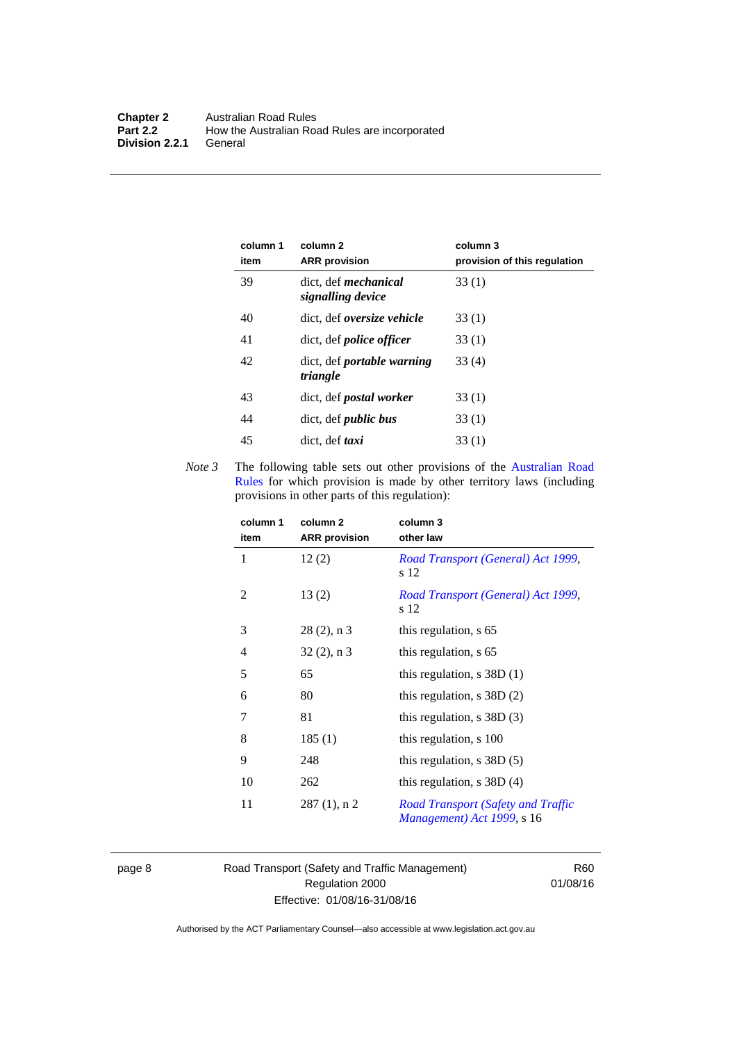| column 1 item | column 2 ARR provision | column 3 provision of this regulation |
|---|---|---|
| 39 | dict, def ***mechanical signalling device*** | 33 (1) |
| 40 | dict, def ***oversize vehicle*** | 33 (1) |
| 41 | dict, def ***police officer*** | 33 (1) |
| 42 | dict, def ***portable warning triangle*** | 33 (4) |
| 43 | dict, def ***postal worker*** | 33 (1) |
| 44 | dict, def ***public bus*** | 33 (1) |
| 45 | dict, def ***taxi*** | 33 (1) |

*Note 3* The following table sets out other provisions of the Australian Road Rules for which provision is made by other territory laws (including provisions in other parts of this regulation):

| column 1 item | column 2 ARR provision | column 3 other law |
|---|---|---|
| 1 | 12 (2) | *Road Transport (General) Act 1999*, s 12 |
| 2 | 13 (2) | *Road Transport (General) Act 1999*, s 12 |
| 3 | 28 (2), n 3 | this regulation, s 65 |
| 4 | 32 (2), n 3 | this regulation, s 65 |
| 5 | 65 | this regulation, s 38D (1) |
| 6 | 80 | this regulation, s 38D (2) |
| 7 | 81 | this regulation, s 38D (3) |
| 8 | 185 (1) | this regulation, s 100 |
| 9 | 248 | this regulation, s 38D (5) |
| 10 | 262 | this regulation, s 38D (4) |
| 11 | 287 (1), n 2 | *Road Transport (Safety and Traffic Management) Act 1999*, s 16 |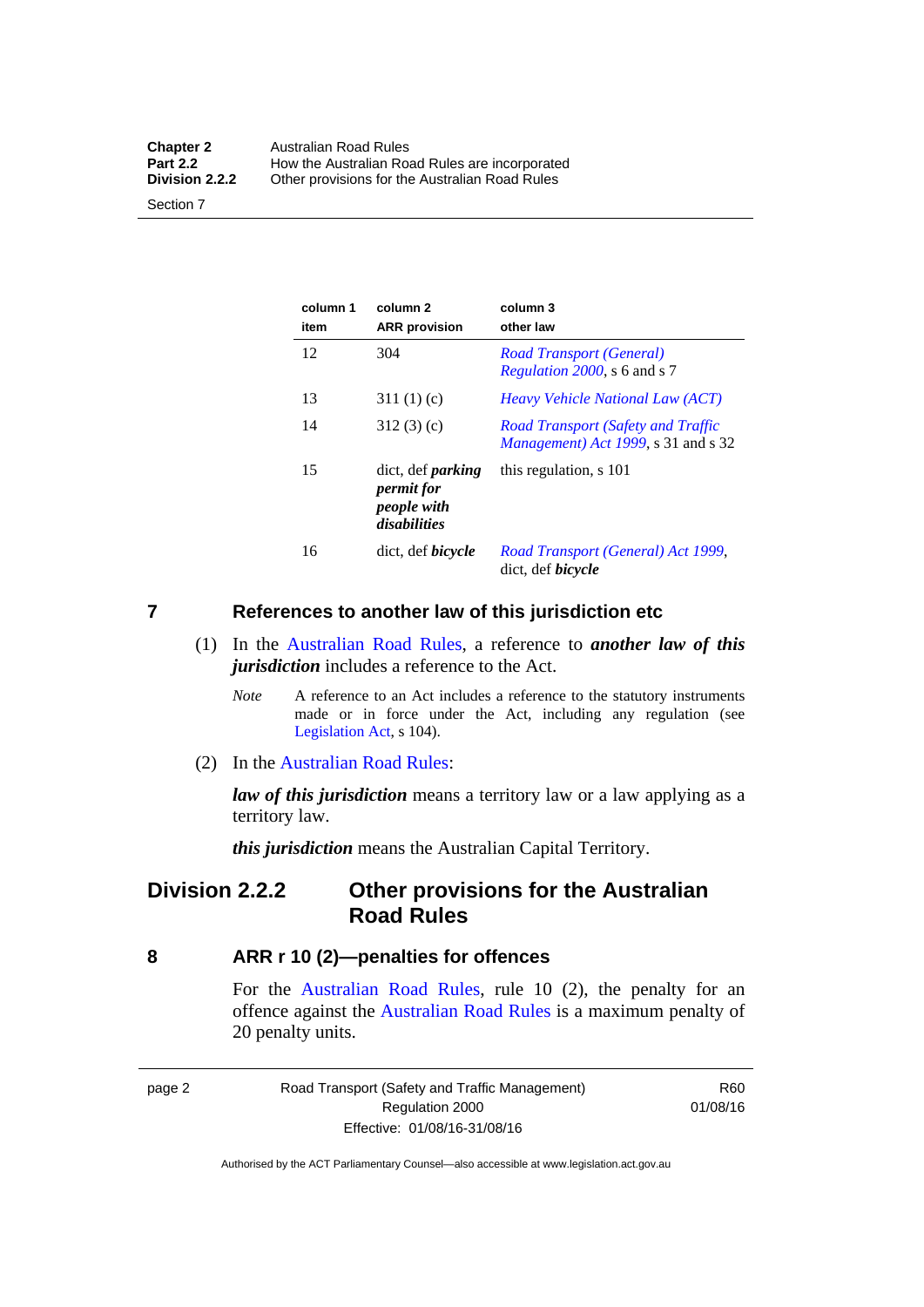| column 1 item | column 2 ARR provision | column 3 other law |
| --- | --- | --- |
| 12 | 304 | *Road Transport (General) Regulation 2000*, s 6 and s 7 |
| 13 | 311 (1) (c) | *Heavy Vehicle National Law (ACT)* |
| 14 | 312 (3) (c) | *Road Transport (Safety and Traffic Management) Act 1999*, s 31 and s 32 |
| 15 | dict, def ***parking permit for people with disabilities*** | this regulation, s 101 |
| 16 | dict, def ***bicycle*** | *Road Transport (General) Act 1999*, dict, def ***bicycle*** |

## 7 References to another law of this jurisdiction etc

(1) In the Australian Road Rules, a reference to ***another law of this jurisdiction*** includes a reference to the Act.

*Note* A reference to an Act includes a reference to the statutory instruments made or in force under the Act, including any regulation (see Legislation Act, s 104).

(2) In the Australian Road Rules:

***law of this jurisdiction*** means a territory law or a law applying as a territory law.

***this jurisdiction*** means the Australian Capital Territory.

# Division 2.2.2 Other provisions for the Australian Road Rules

## 8 ARR r 10 (2)—penalties for offences

For the Australian Road Rules, rule 10 (2), the penalty for an offence against the Australian Road Rules is a maximum penalty of 20 penalty units.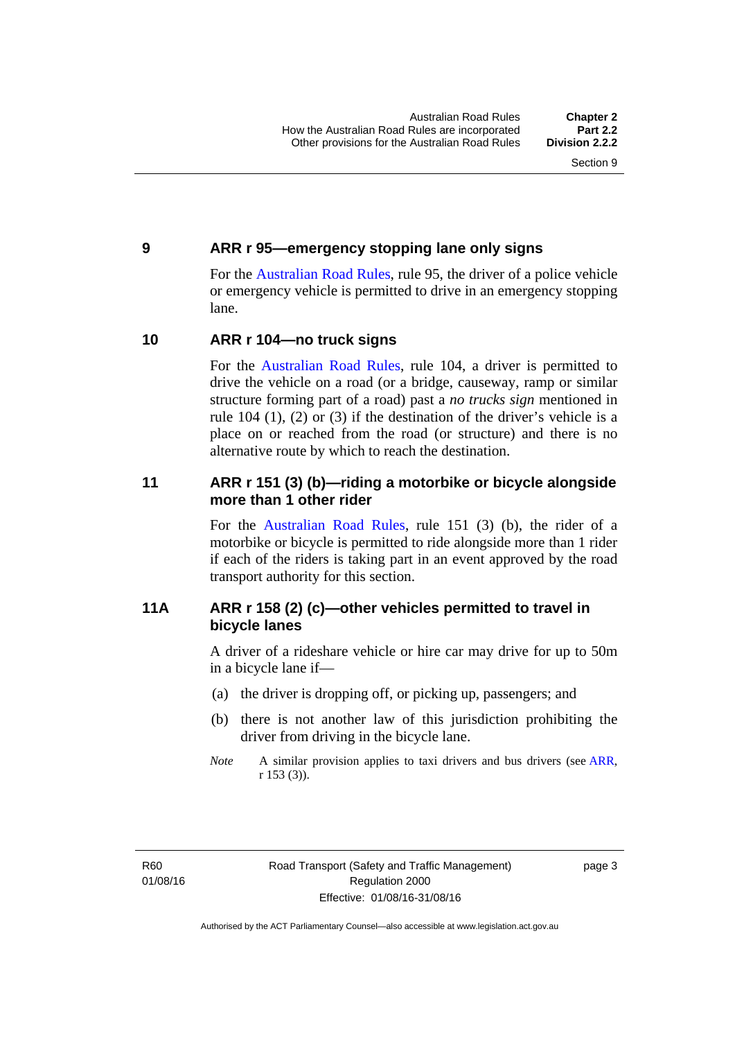## 9 ARR r 95—emergency stopping lane only signs

For the Australian Road Rules, rule 95, the driver of a police vehicle or emergency vehicle is permitted to drive in an emergency stopping lane.

## 10 ARR r 104—no truck signs

For the Australian Road Rules, rule 104, a driver is permitted to drive the vehicle on a road (or a bridge, causeway, ramp or similar structure forming part of a road) past a *no trucks sign* mentioned in rule 104 (1), (2) or (3) if the destination of the driver's vehicle is a place on or reached from the road (or structure) and there is no alternative route by which to reach the destination.

## 11 ARR r 151 (3) (b)—riding a motorbike or bicycle alongside more than 1 other rider

For the Australian Road Rules, rule 151 (3) (b), the rider of a motorbike or bicycle is permitted to ride alongside more than 1 rider if each of the riders is taking part in an event approved by the road transport authority for this section.

## 11A ARR r 158 (2) (c)—other vehicles permitted to travel in bicycle lanes

A driver of a rideshare vehicle or hire car may drive for up to 50m in a bicycle lane if—

(a) the driver is dropping off, or picking up, passengers; and

(b) there is not another law of this jurisdiction prohibiting the driver from driving in the bicycle lane.

*Note* A similar provision applies to taxi drivers and bus drivers (see ARR, r 153 (3)).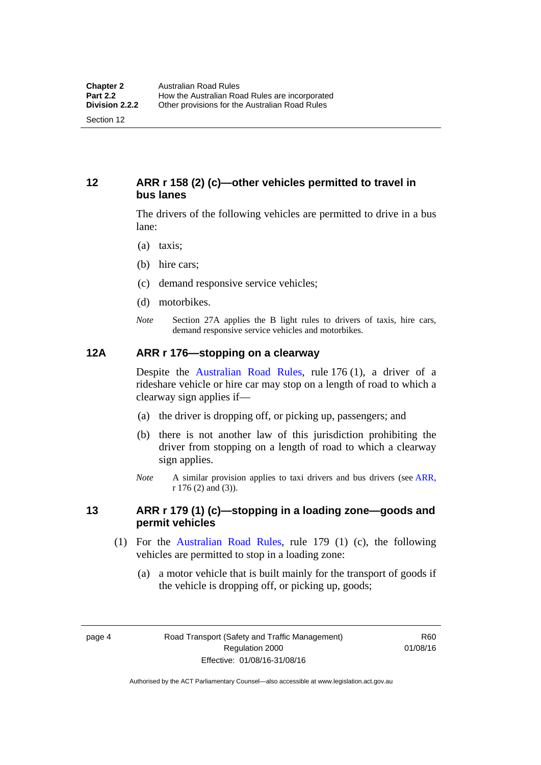## 12 ARR r 158 (2) (c)—other vehicles permitted to travel in bus lanes

The drivers of the following vehicles are permitted to drive in a bus lane:

(a) taxis;

(b) hire cars;

(c) demand responsive service vehicles;

(d) motorbikes.

*Note* Section 27A applies the B light rules to drivers of taxis, hire cars, demand responsive service vehicles and motorbikes.

## 12A ARR r 176—stopping on a clearway

Despite the Australian Road Rules, rule 176 (1), a driver of a rideshare vehicle or hire car may stop on a length of road to which a clearway sign applies if—

(a) the driver is dropping off, or picking up, passengers; and

(b) there is not another law of this jurisdiction prohibiting the driver from stopping on a length of road to which a clearway sign applies.

*Note* A similar provision applies to taxi drivers and bus drivers (see ARR, r 176 (2) and (3)).

## 13 ARR r 179 (1) (c)—stopping in a loading zone—goods and permit vehicles

(1) For the Australian Road Rules, rule 179 (1) (c), the following vehicles are permitted to stop in a loading zone:

(a) a motor vehicle that is built mainly for the transport of goods if the vehicle is dropping off, or picking up, goods;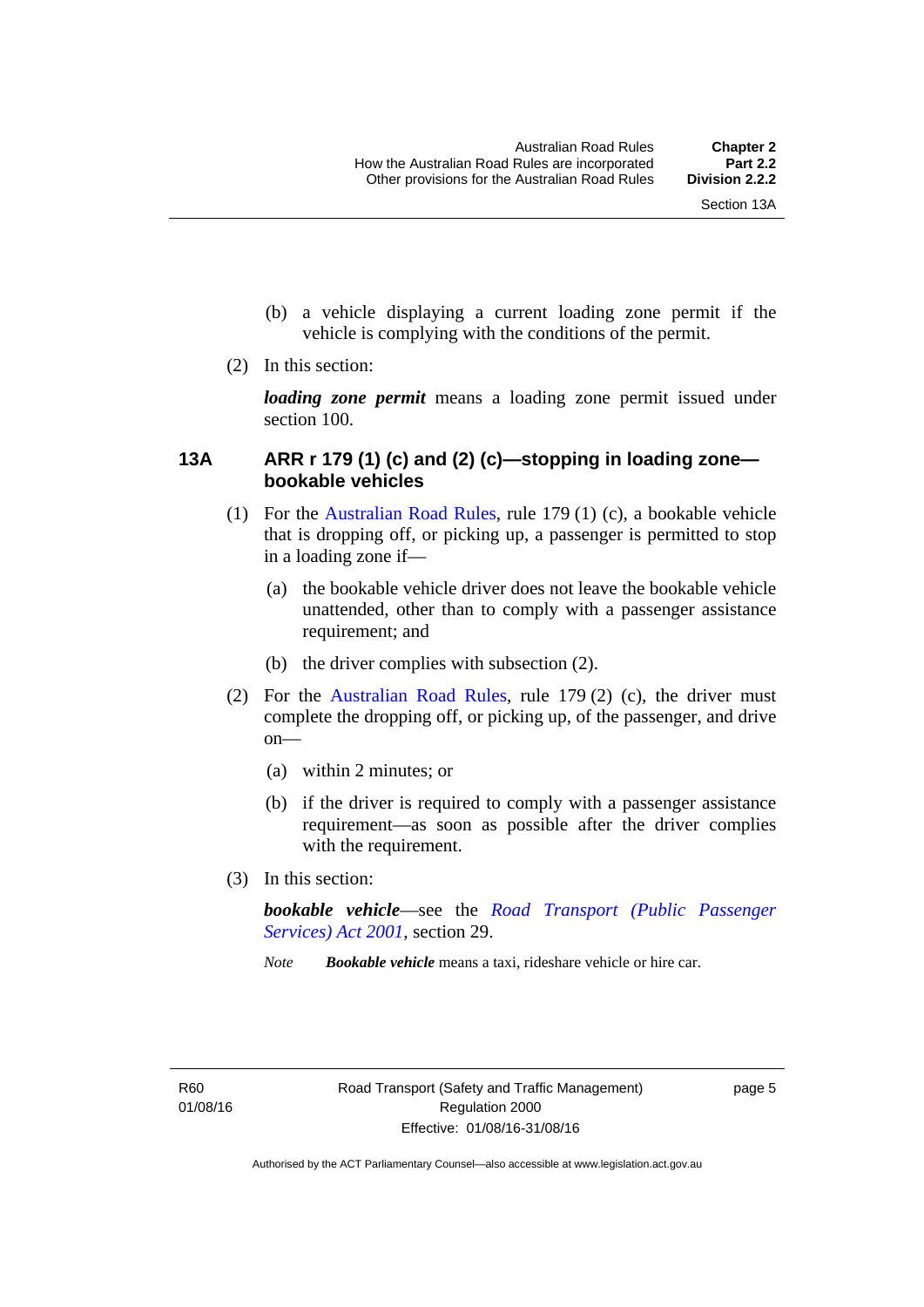(b) a vehicle displaying a current loading zone permit if the vehicle is complying with the conditions of the permit.

(2) In this section:

***loading zone permit*** means a loading zone permit issued under section 100.

### 13A ARR r 179 (1) (c) and (2) (c)—stopping in loading zone—bookable vehicles

(1) For the Australian Road Rules, rule 179 (1) (c), a bookable vehicle that is dropping off, or picking up, a passenger is permitted to stop in a loading zone if—

(a) the bookable vehicle driver does not leave the bookable vehicle unattended, other than to comply with a passenger assistance requirement; and

(b) the driver complies with subsection (2).

(2) For the Australian Road Rules, rule 179 (2) (c), the driver must complete the dropping off, or picking up, of the passenger, and drive on—

(a) within 2 minutes; or

(b) if the driver is required to comply with a passenger assistance requirement—as soon as possible after the driver complies with the requirement.

(3) In this section:

***bookable vehicle***—see the *Road Transport (Public Passenger Services) Act 2001*, section 29.

*Note* **Bookable vehicle** means a taxi, rideshare vehicle or hire car.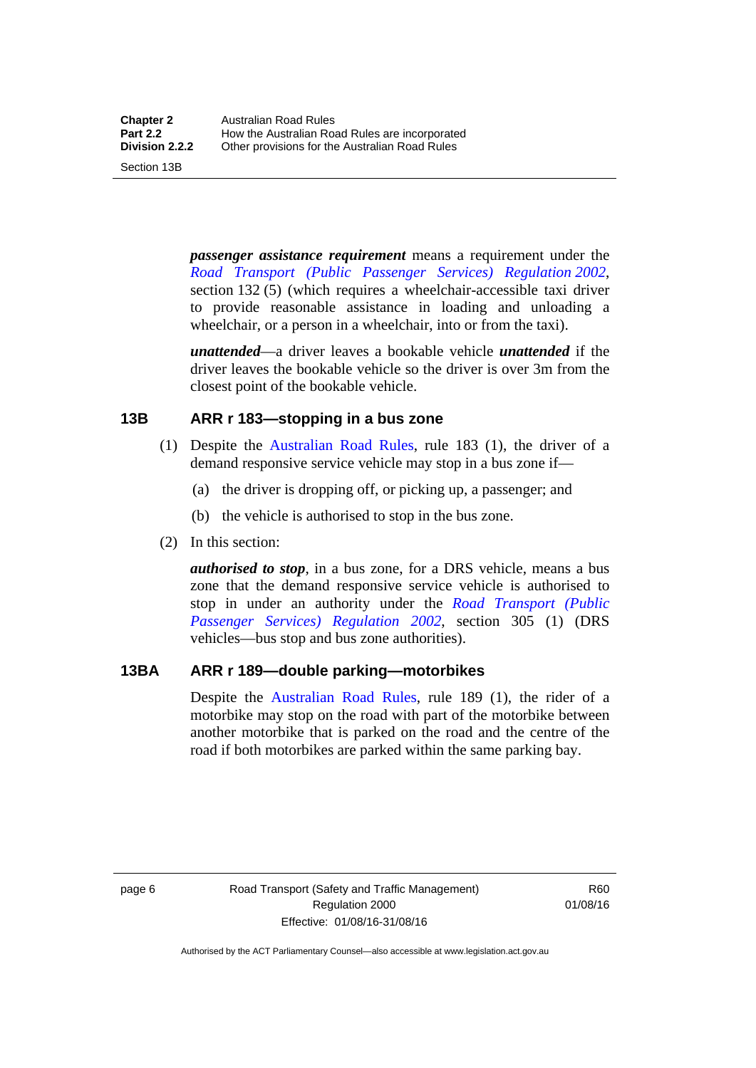***passenger assistance requirement*** means a requirement under the *Road Transport (Public Passenger Services) Regulation 2002*, section 132 (5) (which requires a wheelchair-accessible taxi driver to provide reasonable assistance in loading and unloading a wheelchair, or a person in a wheelchair, into or from the taxi).

***unattended***—a driver leaves a bookable vehicle ***unattended*** if the driver leaves the bookable vehicle so the driver is over 3m from the closest point of the bookable vehicle.

## 13B ARR r 183—stopping in a bus zone

(1) Despite the Australian Road Rules, rule 183 (1), the driver of a demand responsive service vehicle may stop in a bus zone if—

(a) the driver is dropping off, or picking up, a passenger; and

(b) the vehicle is authorised to stop in the bus zone.

(2) In this section:

***authorised to stop***, in a bus zone, for a DRS vehicle, means a bus zone that the demand responsive service vehicle is authorised to stop in under an authority under the *Road Transport (Public Passenger Services) Regulation 2002*, section 305 (1) (DRS vehicles—bus stop and bus zone authorities).

## 13BA ARR r 189—double parking—motorbikes

Despite the Australian Road Rules, rule 189 (1), the rider of a motorbike may stop on the road with part of the motorbike between another motorbike that is parked on the road and the centre of the road if both motorbikes are parked within the same parking bay.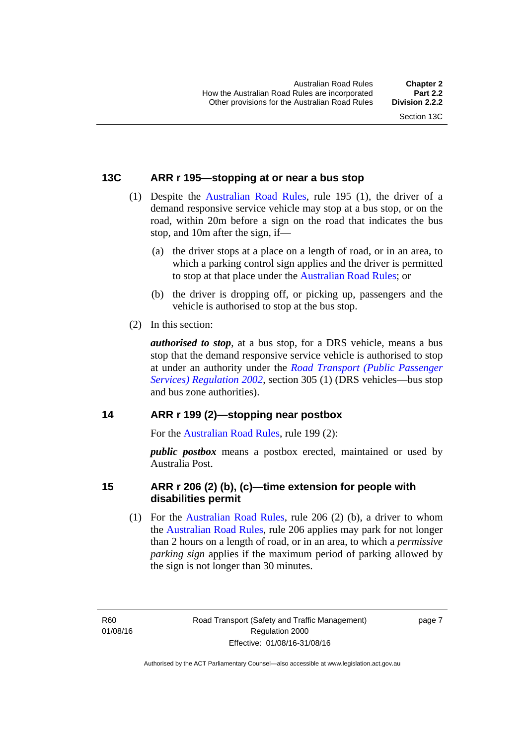## 13C ARR r 195—stopping at or near a bus stop

(1) Despite the Australian Road Rules, rule 195 (1), the driver of a demand responsive service vehicle may stop at a bus stop, or on the road, within 20m before a sign on the road that indicates the bus stop, and 10m after the sign, if—

(a) the driver stops at a place on a length of road, or in an area, to which a parking control sign applies and the driver is permitted to stop at that place under the Australian Road Rules; or

(b) the driver is dropping off, or picking up, passengers and the vehicle is authorised to stop at the bus stop.

(2) In this section:

***authorised to stop***, at a bus stop, for a DRS vehicle, means a bus stop that the demand responsive service vehicle is authorised to stop at under an authority under the *Road Transport (Public Passenger Services) Regulation 2002*, section 305 (1) (DRS vehicles—bus stop and bus zone authorities).

## 14 ARR r 199 (2)—stopping near postbox

For the Australian Road Rules, rule 199 (2):

***public postbox*** means a postbox erected, maintained or used by Australia Post.

## 15 ARR r 206 (2) (b), (c)—time extension for people with disabilities permit

(1) For the Australian Road Rules, rule 206 (2) (b), a driver to whom the Australian Road Rules, rule 206 applies may park for not longer than 2 hours on a length of road, or in an area, to which a *permissive parking sign* applies if the maximum period of parking allowed by the sign is not longer than 30 minutes.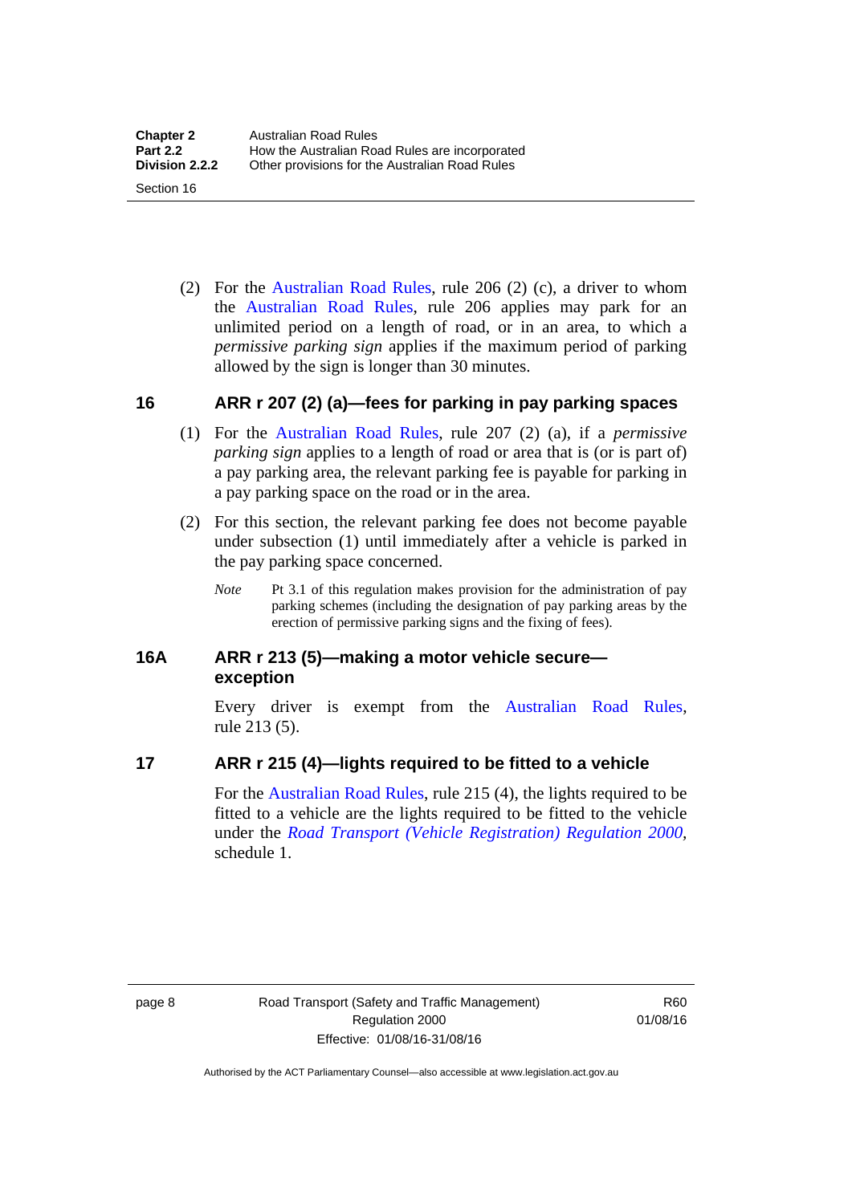(2) For the Australian Road Rules, rule 206 (2) (c), a driver to whom the Australian Road Rules, rule 206 applies may park for an unlimited period on a length of road, or in an area, to which a *permissive parking sign* applies if the maximum period of parking allowed by the sign is longer than 30 minutes.

### 16 ARR r 207 (2) (a)—fees for parking in pay parking spaces

(1) For the Australian Road Rules, rule 207 (2) (a), if a *permissive parking sign* applies to a length of road or area that is (or is part of) a pay parking area, the relevant parking fee is payable for parking in a pay parking space on the road or in the area.

(2) For this section, the relevant parking fee does not become payable under subsection (1) until immediately after a vehicle is parked in the pay parking space concerned.

*Note* Pt 3.1 of this regulation makes provision for the administration of pay parking schemes (including the designation of pay parking areas by the erection of permissive parking signs and the fixing of fees).

### 16A ARR r 213 (5)—making a motor vehicle secure—exception

Every driver is exempt from the Australian Road Rules, rule 213 (5).

### 17 ARR r 215 (4)—lights required to be fitted to a vehicle

For the Australian Road Rules, rule 215 (4), the lights required to be fitted to a vehicle are the lights required to be fitted to the vehicle under the *Road Transport (Vehicle Registration) Regulation 2000*, schedule 1.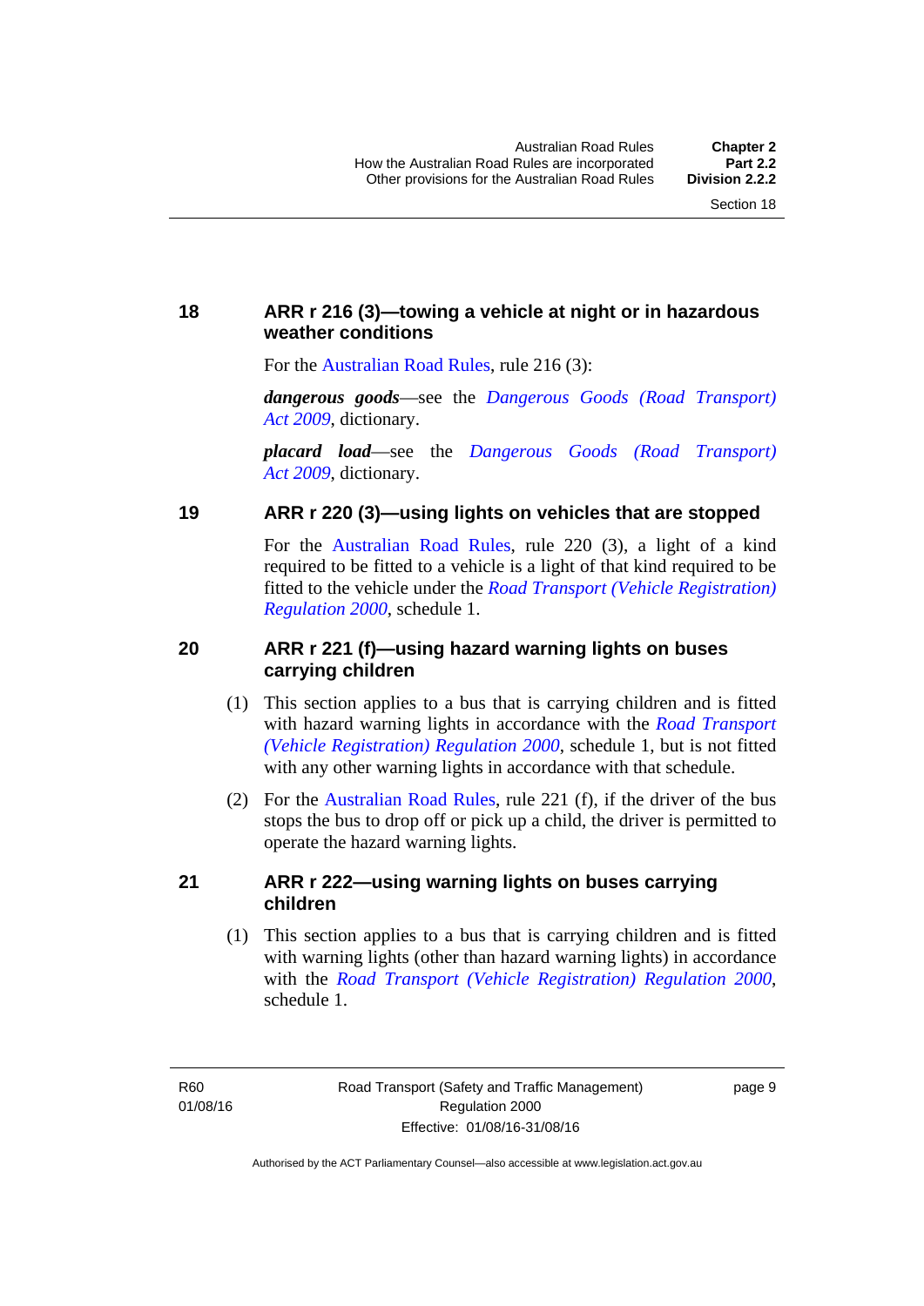### 18 ARR r 216 (3)—towing a vehicle at night or in hazardous weather conditions

For the Australian Road Rules, rule 216 (3):

***dangerous goods***—see the *Dangerous Goods (Road Transport) Act 2009*, dictionary.

***placard load***—see the *Dangerous Goods (Road Transport) Act 2009*, dictionary.

### 19 ARR r 220 (3)—using lights on vehicles that are stopped

For the Australian Road Rules, rule 220 (3), a light of a kind required to be fitted to a vehicle is a light of that kind required to be fitted to the vehicle under the *Road Transport (Vehicle Registration) Regulation 2000*, schedule 1.

### 20 ARR r 221 (f)—using hazard warning lights on buses carrying children

(1) This section applies to a bus that is carrying children and is fitted with hazard warning lights in accordance with the *Road Transport (Vehicle Registration) Regulation 2000*, schedule 1, but is not fitted with any other warning lights in accordance with that schedule.

(2) For the Australian Road Rules, rule 221 (f), if the driver of the bus stops the bus to drop off or pick up a child, the driver is permitted to operate the hazard warning lights.

### 21 ARR r 222—using warning lights on buses carrying children

(1) This section applies to a bus that is carrying children and is fitted with warning lights (other than hazard warning lights) in accordance with the *Road Transport (Vehicle Registration) Regulation 2000*, schedule 1.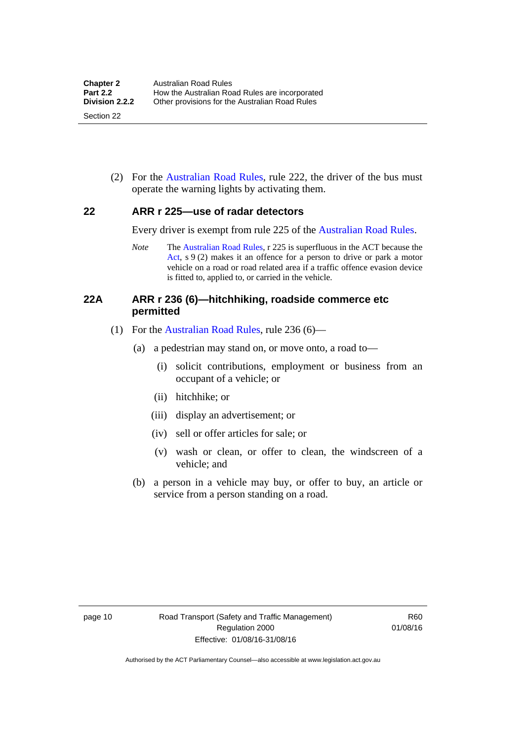(2) For the Australian Road Rules, rule 222, the driver of the bus must operate the warning lights by activating them.

## 22 ARR r 225—use of radar detectors

Every driver is exempt from rule 225 of the Australian Road Rules.

*Note* The Australian Road Rules, r 225 is superfluous in the ACT because the Act, s 9 (2) makes it an offence for a person to drive or park a motor vehicle on a road or road related area if a traffic offence evasion device is fitted to, applied to, or carried in the vehicle.

## 22A ARR r 236 (6)—hitchhiking, roadside commerce etc permitted

(1) For the Australian Road Rules, rule 236 (6)—

(a) a pedestrian may stand on, or move onto, a road to—

(i) solicit contributions, employment or business from an occupant of a vehicle; or

(ii) hitchhike; or

(iii) display an advertisement; or

(iv) sell or offer articles for sale; or

(v) wash or clean, or offer to clean, the windscreen of a vehicle; and

(b) a person in a vehicle may buy, or offer to buy, an article or service from a person standing on a road.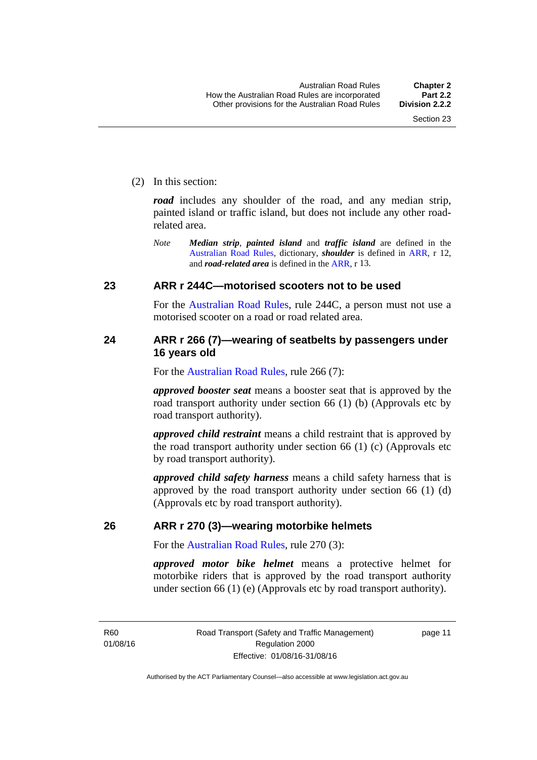(2) In this section:

***road*** includes any shoulder of the road, and any median strip, painted island or traffic island, but does not include any other road-related area.

*Note* ***Median strip***, ***painted island*** and ***traffic island*** are defined in the Australian Road Rules, dictionary, ***shoulder*** is defined in ARR, r 12, and ***road-related area*** is defined in the ARR, r 13.

## 23 ARR r 244C—motorised scooters not to be used

For the Australian Road Rules, rule 244C, a person must not use a motorised scooter on a road or road related area.

## 24 ARR r 266 (7)—wearing of seatbelts by passengers under 16 years old

For the Australian Road Rules, rule 266 (7):

***approved booster seat*** means a booster seat that is approved by the road transport authority under section 66 (1) (b) (Approvals etc by road transport authority).

***approved child restraint*** means a child restraint that is approved by the road transport authority under section 66 (1) (c) (Approvals etc by road transport authority).

***approved child safety harness*** means a child safety harness that is approved by the road transport authority under section 66 (1) (d) (Approvals etc by road transport authority).

## 26 ARR r 270 (3)—wearing motorbike helmets

For the Australian Road Rules, rule 270 (3):

***approved motor bike helmet*** means a protective helmet for motorbike riders that is approved by the road transport authority under section 66 (1) (e) (Approvals etc by road transport authority).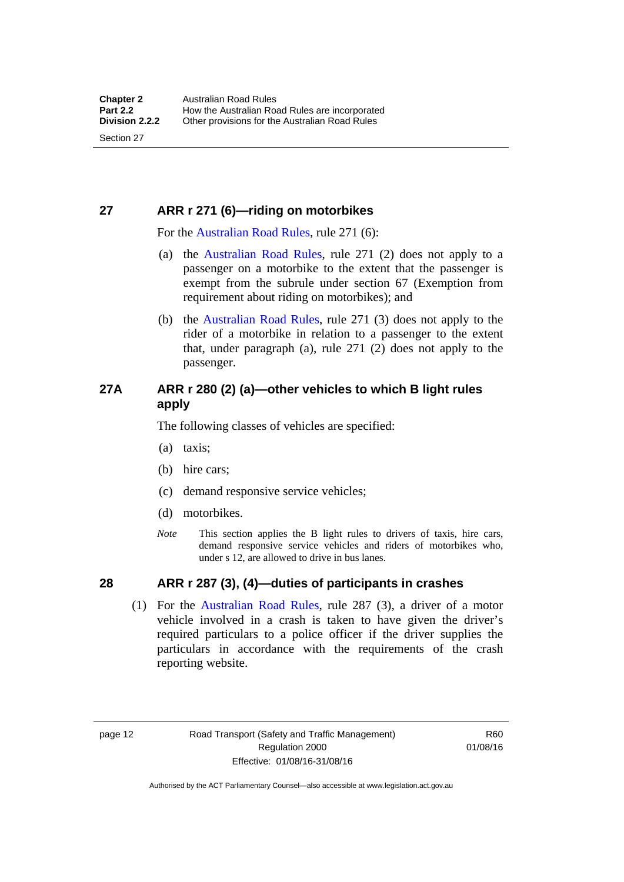## 27 ARR r 271 (6)—riding on motorbikes

For the Australian Road Rules, rule 271 (6):

(a) the Australian Road Rules, rule 271 (2) does not apply to a passenger on a motorbike to the extent that the passenger is exempt from the subrule under section 67 (Exemption from requirement about riding on motorbikes); and

(b) the Australian Road Rules, rule 271 (3) does not apply to the rider of a motorbike in relation to a passenger to the extent that, under paragraph (a), rule 271 (2) does not apply to the passenger.

## 27A ARR r 280 (2) (a)—other vehicles to which B light rules apply

The following classes of vehicles are specified:

(a) taxis;

(b) hire cars;

(c) demand responsive service vehicles;

(d) motorbikes.

*Note* This section applies the B light rules to drivers of taxis, hire cars, demand responsive service vehicles and riders of motorbikes who, under s 12, are allowed to drive in bus lanes.

## 28 ARR r 287 (3), (4)—duties of participants in crashes

(1) For the Australian Road Rules, rule 287 (3), a driver of a motor vehicle involved in a crash is taken to have given the driver's required particulars to a police officer if the driver supplies the particulars in accordance with the requirements of the crash reporting website.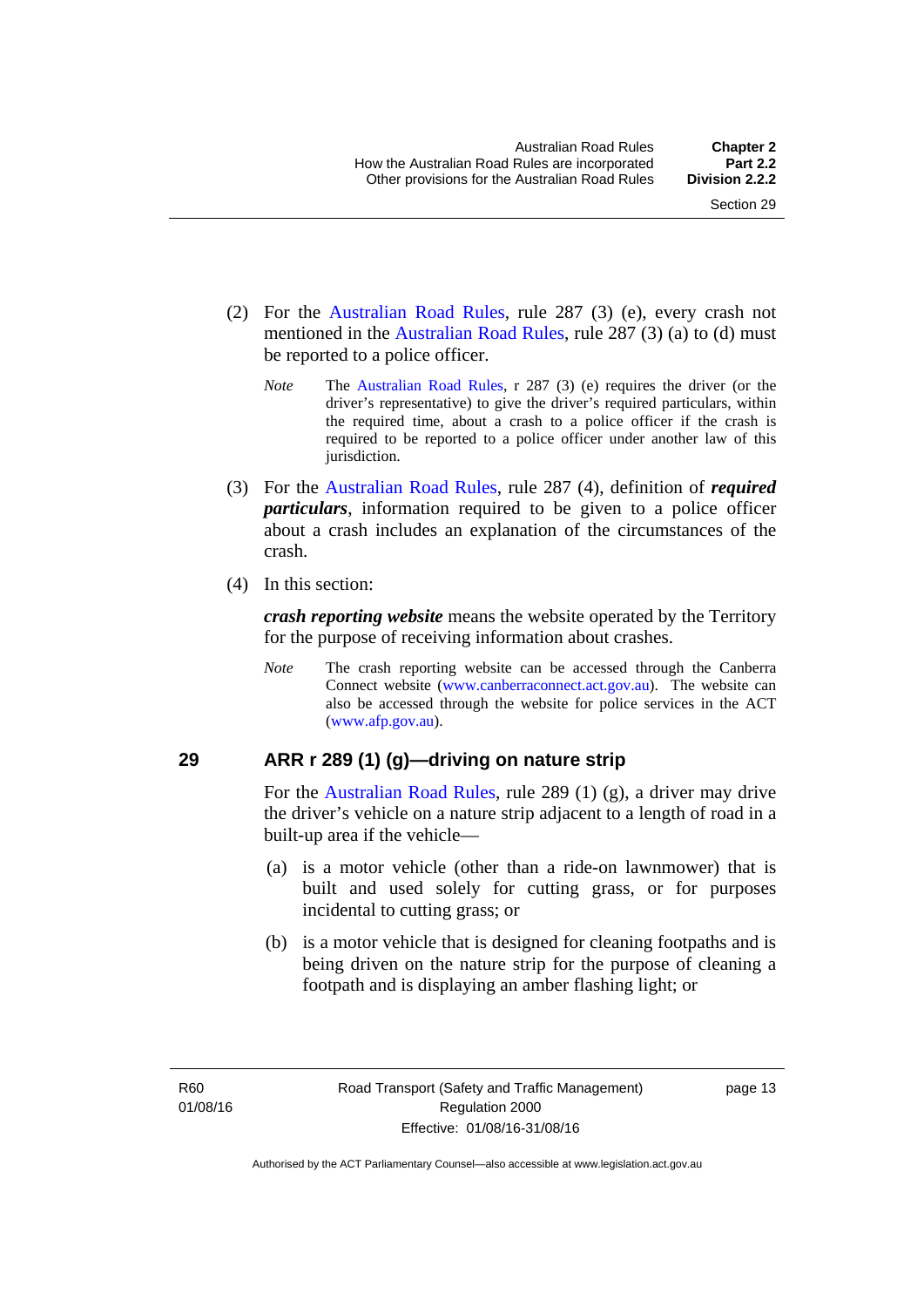(2) For the Australian Road Rules, rule 287 (3) (e), every crash not mentioned in the Australian Road Rules, rule 287 (3) (a) to (d) must be reported to a police officer.

*Note* The Australian Road Rules, r 287 (3) (e) requires the driver (or the driver's representative) to give the driver's required particulars, within the required time, about a crash to a police officer if the crash is required to be reported to a police officer under another law of this jurisdiction.

(3) For the Australian Road Rules, rule 287 (4), definition of ***required particulars***, information required to be given to a police officer about a crash includes an explanation of the circumstances of the crash.

(4) In this section:

***crash reporting website*** means the website operated by the Territory for the purpose of receiving information about crashes.

*Note* The crash reporting website can be accessed through the Canberra Connect website (www.canberraconnect.act.gov.au). The website can also be accessed through the website for police services in the ACT (www.afp.gov.au).

## 29 ARR r 289 (1) (g)—driving on nature strip

For the Australian Road Rules, rule 289 (1) (g), a driver may drive the driver's vehicle on a nature strip adjacent to a length of road in a built-up area if the vehicle—

(a) is a motor vehicle (other than a ride-on lawnmower) that is built and used solely for cutting grass, or for purposes incidental to cutting grass; or

(b) is a motor vehicle that is designed for cleaning footpaths and is being driven on the nature strip for the purpose of cleaning a footpath and is displaying an amber flashing light; or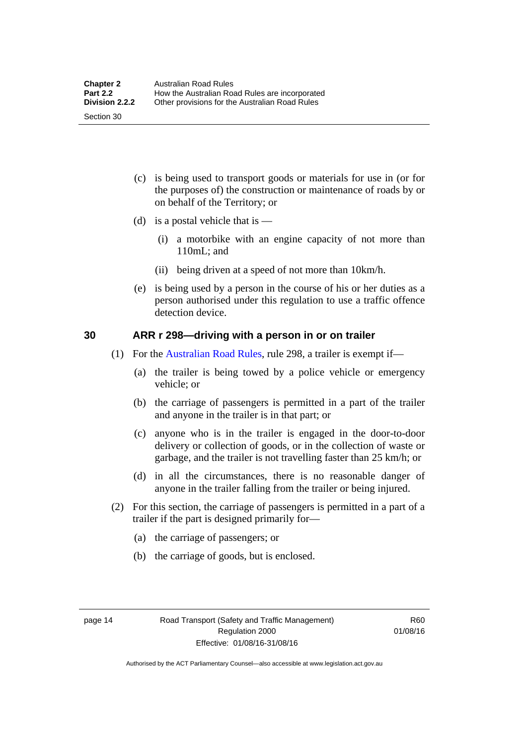(c) is being used to transport goods or materials for use in (or for the purposes of) the construction or maintenance of roads by or on behalf of the Territory; or

(d) is a postal vehicle that is —

(i) a motorbike with an engine capacity of not more than 110mL; and

(ii) being driven at a speed of not more than 10km/h.

(e) is being used by a person in the course of his or her duties as a person authorised under this regulation to use a traffic offence detection device.

## 30 ARR r 298—driving with a person in or on trailer

(1) For the Australian Road Rules, rule 298, a trailer is exempt if—

(a) the trailer is being towed by a police vehicle or emergency vehicle; or

(b) the carriage of passengers is permitted in a part of the trailer and anyone in the trailer is in that part; or

(c) anyone who is in the trailer is engaged in the door-to-door delivery or collection of goods, or in the collection of waste or garbage, and the trailer is not travelling faster than 25 km/h; or

(d) in all the circumstances, there is no reasonable danger of anyone in the trailer falling from the trailer or being injured.

(2) For this section, the carriage of passengers is permitted in a part of a trailer if the part is designed primarily for—

(a) the carriage of passengers; or

(b) the carriage of goods, but is enclosed.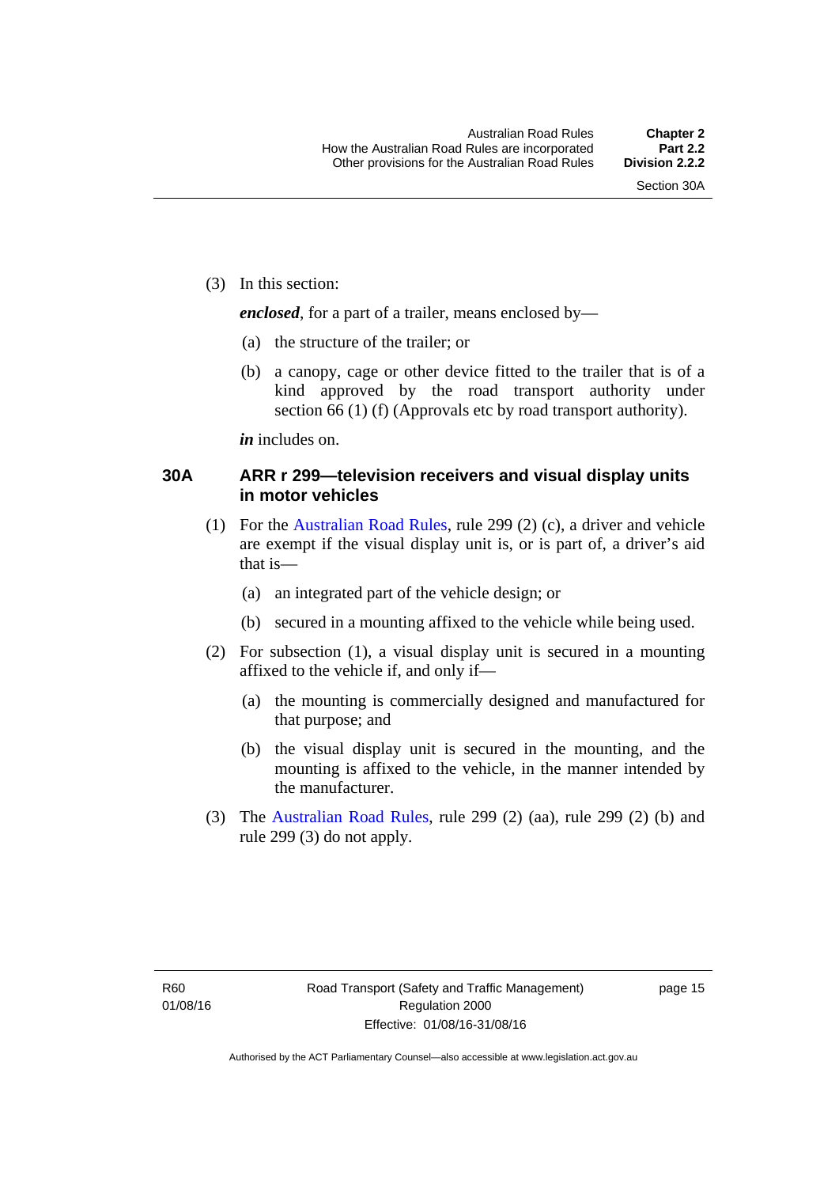(3) In this section:

***enclosed***, for a part of a trailer, means enclosed by—

(a) the structure of the trailer; or

(b) a canopy, cage or other device fitted to the trailer that is of a kind approved by the road transport authority under section 66 (1) (f) (Approvals etc by road transport authority).

***in*** includes on.

### 30A ARR r 299—television receivers and visual display units in motor vehicles

(1) For the Australian Road Rules, rule 299 (2) (c), a driver and vehicle are exempt if the visual display unit is, or is part of, a driver's aid that is—

(a) an integrated part of the vehicle design; or

(b) secured in a mounting affixed to the vehicle while being used.

(2) For subsection (1), a visual display unit is secured in a mounting affixed to the vehicle if, and only if—

(a) the mounting is commercially designed and manufactured for that purpose; and

(b) the visual display unit is secured in the mounting, and the mounting is affixed to the vehicle, in the manner intended by the manufacturer.

(3) The Australian Road Rules, rule 299 (2) (aa), rule 299 (2) (b) and rule 299 (3) do not apply.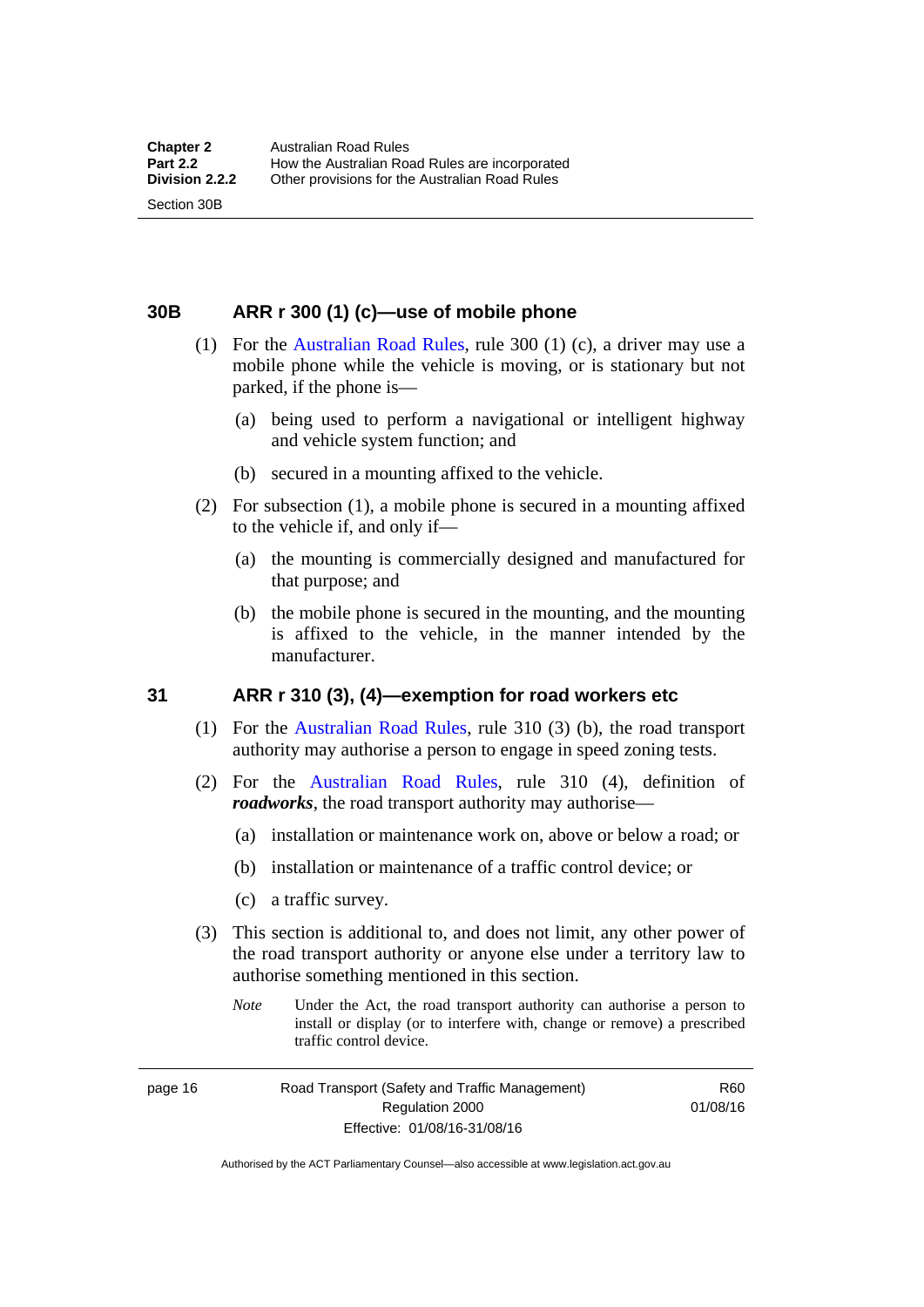### 30B ARR r 300 (1) (c)—use of mobile phone

(1) For the Australian Road Rules, rule 300 (1) (c), a driver may use a mobile phone while the vehicle is moving, or is stationary but not parked, if the phone is—

(a) being used to perform a navigational or intelligent highway and vehicle system function; and

(b) secured in a mounting affixed to the vehicle.

(2) For subsection (1), a mobile phone is secured in a mounting affixed to the vehicle if, and only if—

(a) the mounting is commercially designed and manufactured for that purpose; and

(b) the mobile phone is secured in the mounting, and the mounting is affixed to the vehicle, in the manner intended by the manufacturer.

### 31 ARR r 310 (3), (4)—exemption for road workers etc

(1) For the Australian Road Rules, rule 310 (3) (b), the road transport authority may authorise a person to engage in speed zoning tests.

(2) For the Australian Road Rules, rule 310 (4), definition of ***roadworks***, the road transport authority may authorise—

(a) installation or maintenance work on, above or below a road; or

(b) installation or maintenance of a traffic control device; or

(c) a traffic survey.

(3) This section is additional to, and does not limit, any other power of the road transport authority or anyone else under a territory law to authorise something mentioned in this section.

*Note* Under the Act, the road transport authority can authorise a person to install or display (or to interfere with, change or remove) a prescribed traffic control device.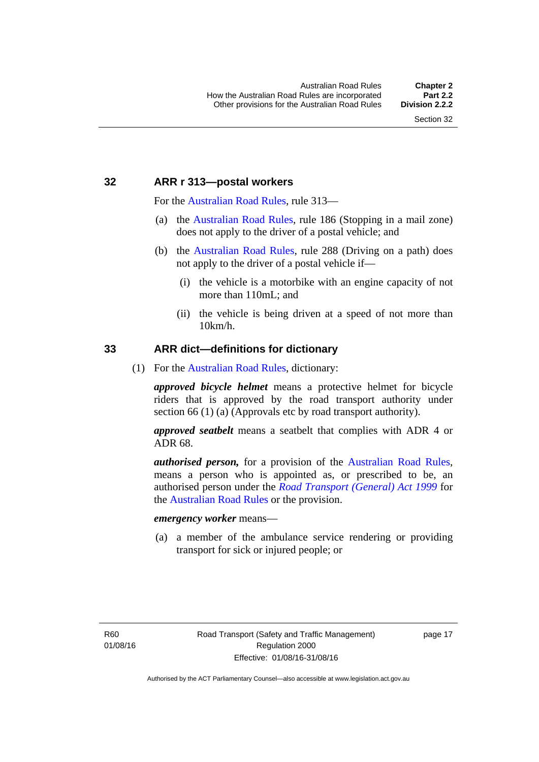## 32 ARR r 313—postal workers

For the Australian Road Rules, rule 313—

(a) the Australian Road Rules, rule 186 (Stopping in a mail zone) does not apply to the driver of a postal vehicle; and

(b) the Australian Road Rules, rule 288 (Driving on a path) does not apply to the driver of a postal vehicle if—

   (i) the vehicle is a motorbike with an engine capacity of not more than 110mL; and

   (ii) the vehicle is being driven at a speed of not more than 10km/h.

## 33 ARR dict—definitions for dictionary

(1) For the Australian Road Rules, dictionary:

***approved bicycle helmet*** means a protective helmet for bicycle riders that is approved by the road transport authority under section 66 (1) (a) (Approvals etc by road transport authority).

***approved seatbelt*** means a seatbelt that complies with ADR 4 or ADR 68.

***authorised person,*** for a provision of the Australian Road Rules, means a person who is appointed as, or prescribed to be, an authorised person under the *Road Transport (General) Act 1999* for the Australian Road Rules or the provision.

***emergency worker*** means—

(a) a member of the ambulance service rendering or providing transport for sick or injured people; or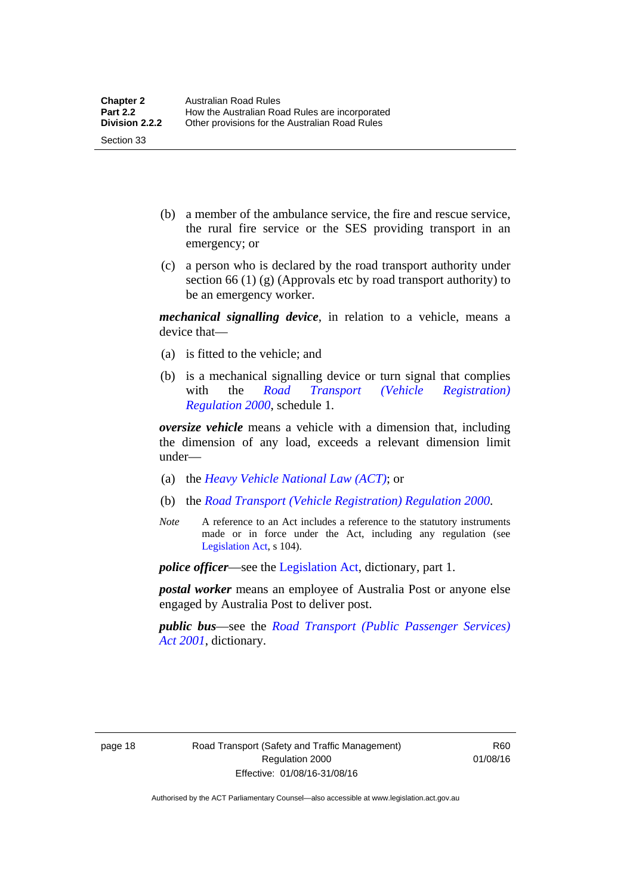(b) a member of the ambulance service, the fire and rescue service, the rural fire service or the SES providing transport in an emergency; or

(c) a person who is declared by the road transport authority under section 66 (1) (g) (Approvals etc by road transport authority) to be an emergency worker.

***mechanical signalling device***, in relation to a vehicle, means a device that—

(a) is fitted to the vehicle; and

(b) is a mechanical signalling device or turn signal that complies with the *Road Transport (Vehicle Registration) Regulation 2000*, schedule 1.

***oversize vehicle*** means a vehicle with a dimension that, including the dimension of any load, exceeds a relevant dimension limit under—

(a) the *Heavy Vehicle National Law (ACT)*; or

(b) the *Road Transport (Vehicle Registration) Regulation 2000*.

*Note* A reference to an Act includes a reference to the statutory instruments made or in force under the Act, including any regulation (see Legislation Act, s 104).

***police officer***—see the Legislation Act, dictionary, part 1.

***postal worker*** means an employee of Australia Post or anyone else engaged by Australia Post to deliver post.

***public bus***—see the *Road Transport (Public Passenger Services) Act 2001*, dictionary.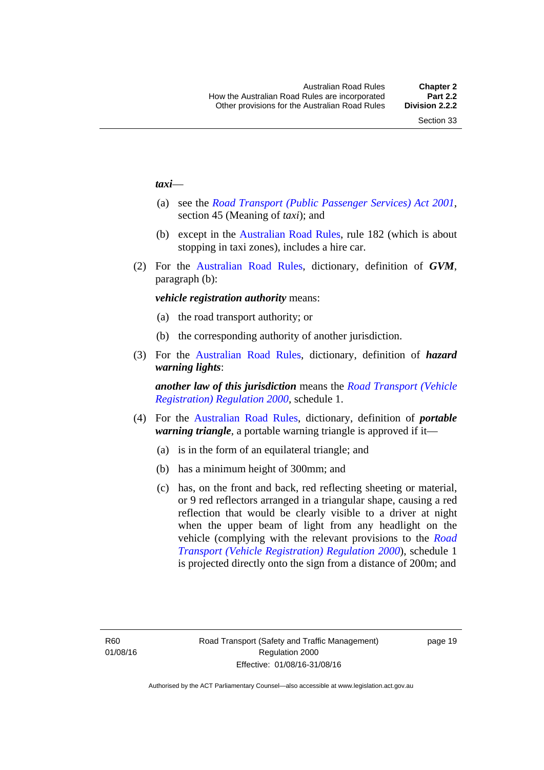***taxi***—

(a) see the *Road Transport (Public Passenger Services) Act 2001*, section 45 (Meaning of *taxi*); and

(b) except in the Australian Road Rules, rule 182 (which is about stopping in taxi zones), includes a hire car.

(2) For the Australian Road Rules, dictionary, definition of ***GVM***, paragraph (b):

***vehicle registration authority*** means:

(a) the road transport authority; or

(b) the corresponding authority of another jurisdiction.

(3) For the Australian Road Rules, dictionary, definition of ***hazard warning lights***:

***another law of this jurisdiction*** means the *Road Transport (Vehicle Registration) Regulation 2000*, schedule 1.

(4) For the Australian Road Rules, dictionary, definition of ***portable warning triangle***, a portable warning triangle is approved if it—

(a) is in the form of an equilateral triangle; and

(b) has a minimum height of 300mm; and

(c) has, on the front and back, red reflecting sheeting or material, or 9 red reflectors arranged in a triangular shape, causing a red reflection that would be clearly visible to a driver at night when the upper beam of light from any headlight on the vehicle (complying with the relevant provisions to the *Road Transport (Vehicle Registration) Regulation 2000*), schedule 1 is projected directly onto the sign from a distance of 200m; and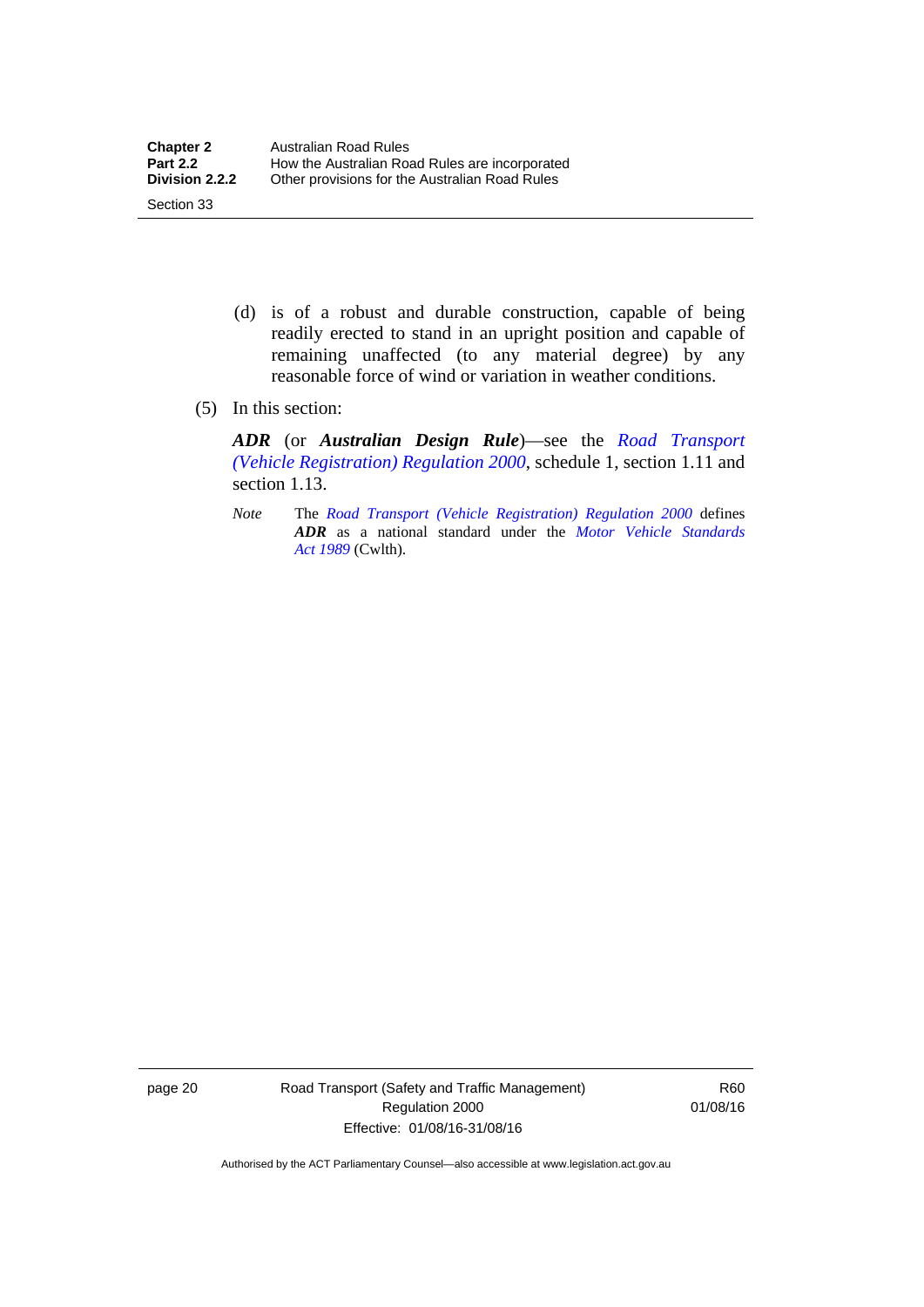(d) is of a robust and durable construction, capable of being readily erected to stand in an upright position and capable of remaining unaffected (to any material degree) by any reasonable force of wind or variation in weather conditions.

(5) In this section:

***ADR*** (or ***Australian Design Rule***)—see the *Road Transport (Vehicle Registration) Regulation 2000*, schedule 1, section 1.11 and section 1.13.

*Note* The *Road Transport (Vehicle Registration) Regulation 2000* defines ***ADR*** as a national standard under the *Motor Vehicle Standards Act 1989* (Cwlth).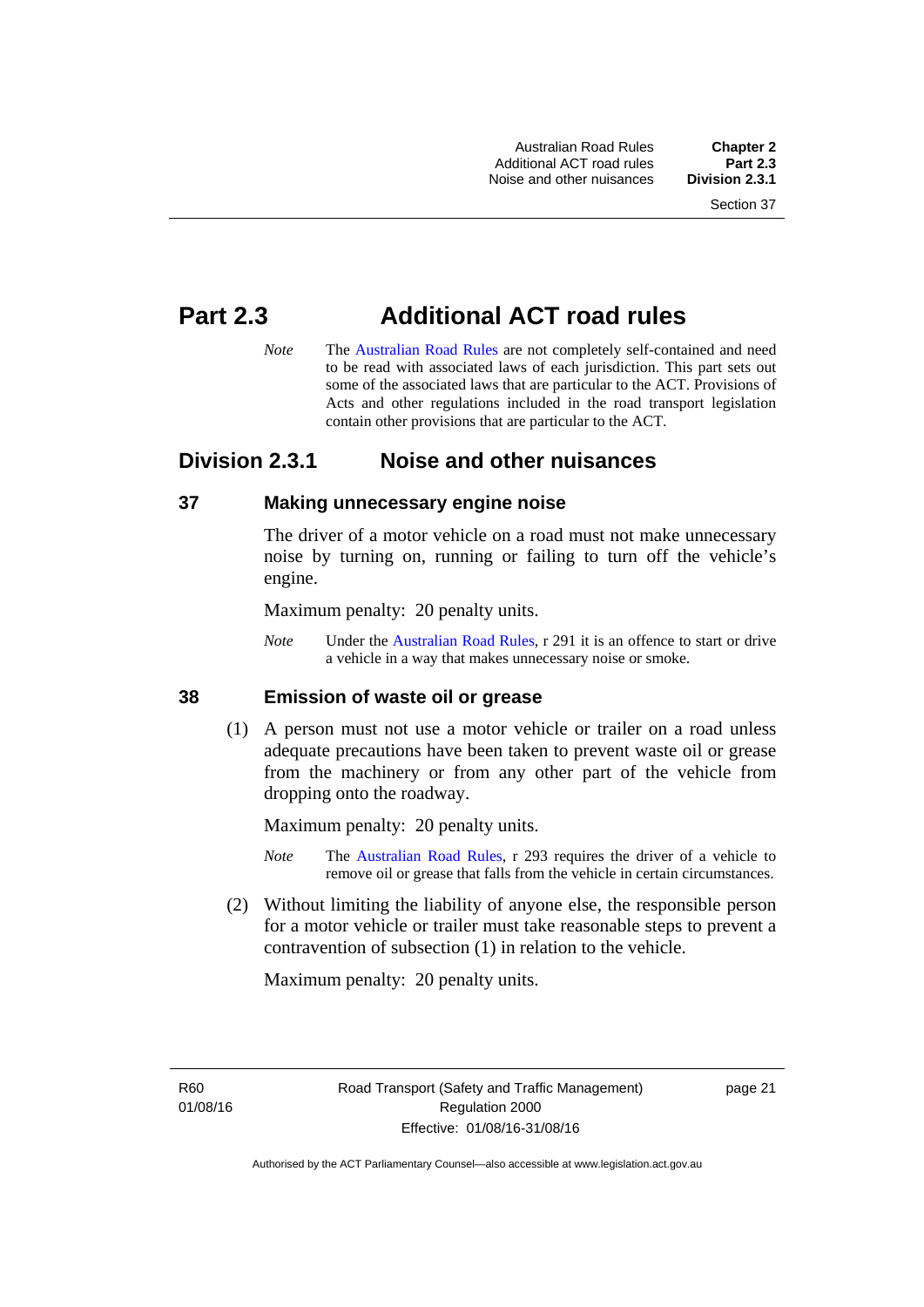# Part 2.3 Additional ACT road rules

*Note* The Australian Road Rules are not completely self-contained and need to be read with associated laws of each jurisdiction. This part sets out some of the associated laws that are particular to the ACT. Provisions of Acts and other regulations included in the road transport legislation contain other provisions that are particular to the ACT.

## Division 2.3.1 Noise and other nuisances

### 37 Making unnecessary engine noise

The driver of a motor vehicle on a road must not make unnecessary noise by turning on, running or failing to turn off the vehicle's engine.

Maximum penalty: 20 penalty units.

*Note* Under the Australian Road Rules, r 291 it is an offence to start or drive a vehicle in a way that makes unnecessary noise or smoke.

### 38 Emission of waste oil or grease

(1) A person must not use a motor vehicle or trailer on a road unless adequate precautions have been taken to prevent waste oil or grease from the machinery or from any other part of the vehicle from dropping onto the roadway.

Maximum penalty: 20 penalty units.

*Note* The Australian Road Rules, r 293 requires the driver of a vehicle to remove oil or grease that falls from the vehicle in certain circumstances.

(2) Without limiting the liability of anyone else, the responsible person for a motor vehicle or trailer must take reasonable steps to prevent a contravention of subsection (1) in relation to the vehicle.

Maximum penalty: 20 penalty units.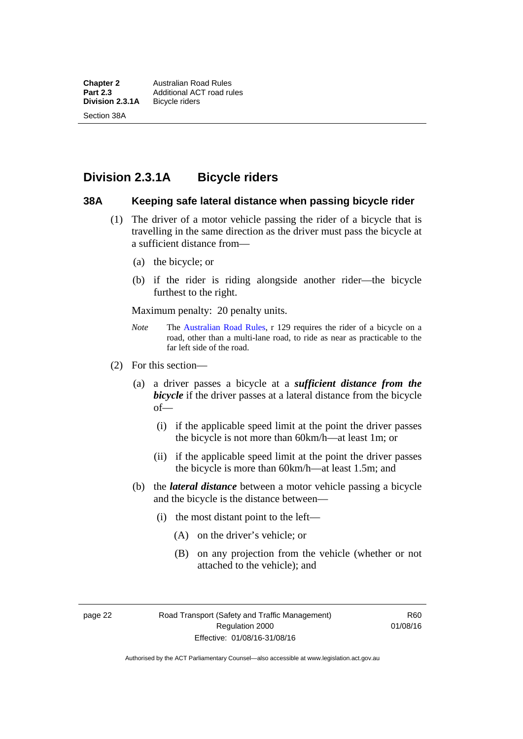## Division 2.3.1A Bicycle riders

### 38A Keeping safe lateral distance when passing bicycle rider

(1) The driver of a motor vehicle passing the rider of a bicycle that is travelling in the same direction as the driver must pass the bicycle at a sufficient distance from—

(a) the bicycle; or

(b) if the rider is riding alongside another rider—the bicycle furthest to the right.

Maximum penalty: 20 penalty units.

*Note* The Australian Road Rules, r 129 requires the rider of a bicycle on a road, other than a multi-lane road, to ride as near as practicable to the far left side of the road.

(2) For this section—

(a) a driver passes a bicycle at a ***sufficient distance from the bicycle*** if the driver passes at a lateral distance from the bicycle of—

(i) if the applicable speed limit at the point the driver passes the bicycle is not more than 60km/h—at least 1m; or

(ii) if the applicable speed limit at the point the driver passes the bicycle is more than 60km/h—at least 1.5m; and

(b) the ***lateral distance*** between a motor vehicle passing a bicycle and the bicycle is the distance between—

(i) the most distant point to the left—

(A) on the driver's vehicle; or

(B) on any projection from the vehicle (whether or not attached to the vehicle); and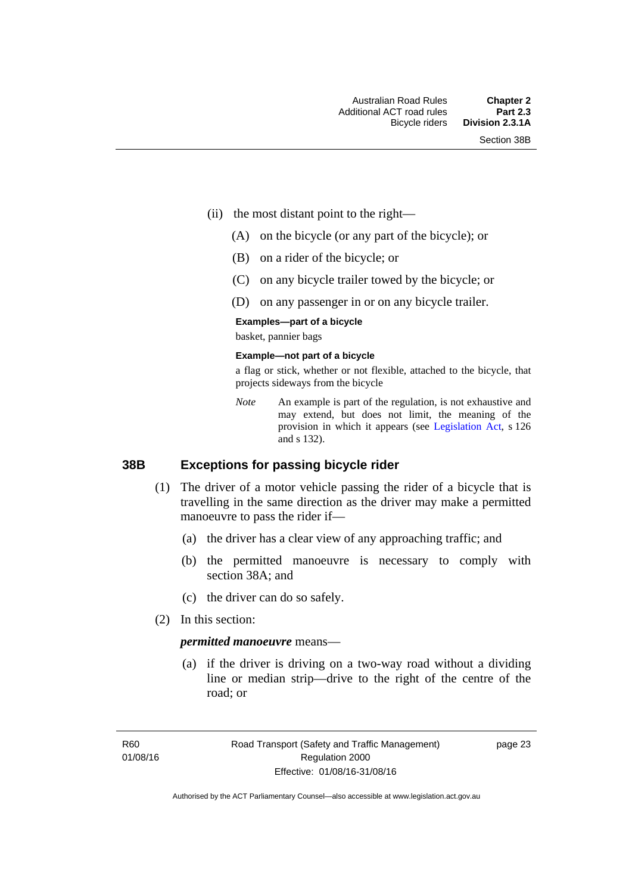(ii) the most distant point to the right—

(A) on the bicycle (or any part of the bicycle); or

(B) on a rider of the bicycle; or

(C) on any bicycle trailer towed by the bicycle; or

(D) on any passenger in or on any bicycle trailer.

**Examples—part of a bicycle**

basket, pannier bags

**Example—not part of a bicycle**

a flag or stick, whether or not flexible, attached to the bicycle, that projects sideways from the bicycle

*Note* An example is part of the regulation, is not exhaustive and may extend, but does not limit, the meaning of the provision in which it appears (see Legislation Act, s 126 and s 132).

## 38B Exceptions for passing bicycle rider

(1) The driver of a motor vehicle passing the rider of a bicycle that is travelling in the same direction as the driver may make a permitted manoeuvre to pass the rider if—

(a) the driver has a clear view of any approaching traffic; and

(b) the permitted manoeuvre is necessary to comply with section 38A; and

(c) the driver can do so safely.

(2) In this section:

***permitted manoeuvre*** means—

(a) if the driver is driving on a two-way road without a dividing line or median strip—drive to the right of the centre of the road; or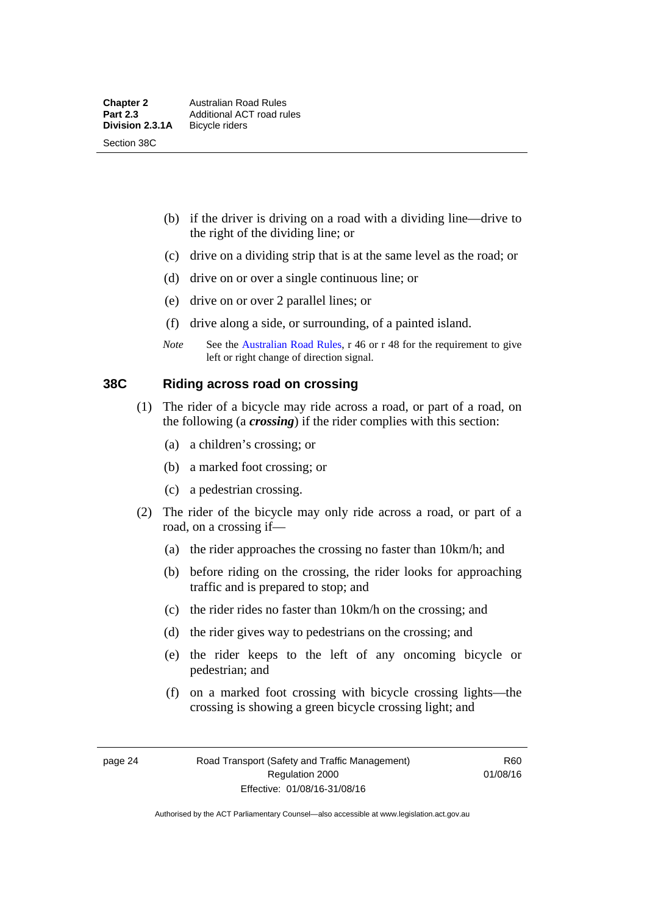(b) if the driver is driving on a road with a dividing line—drive to the right of the dividing line; or

(c) drive on a dividing strip that is at the same level as the road; or

(d) drive on or over a single continuous line; or

(e) drive on or over 2 parallel lines; or

(f) drive along a side, or surrounding, of a painted island.

*Note* See the Australian Road Rules, r 46 or r 48 for the requirement to give left or right change of direction signal.

## 38C Riding across road on crossing

(1) The rider of a bicycle may ride across a road, or part of a road, on the following (a ***crossing***) if the rider complies with this section:

(a) a children's crossing; or

(b) a marked foot crossing; or

(c) a pedestrian crossing.

(2) The rider of the bicycle may only ride across a road, or part of a road, on a crossing if—

(a) the rider approaches the crossing no faster than 10km/h; and

(b) before riding on the crossing, the rider looks for approaching traffic and is prepared to stop; and

(c) the rider rides no faster than 10km/h on the crossing; and

(d) the rider gives way to pedestrians on the crossing; and

(e) the rider keeps to the left of any oncoming bicycle or pedestrian; and

(f) on a marked foot crossing with bicycle crossing lights—the crossing is showing a green bicycle crossing light; and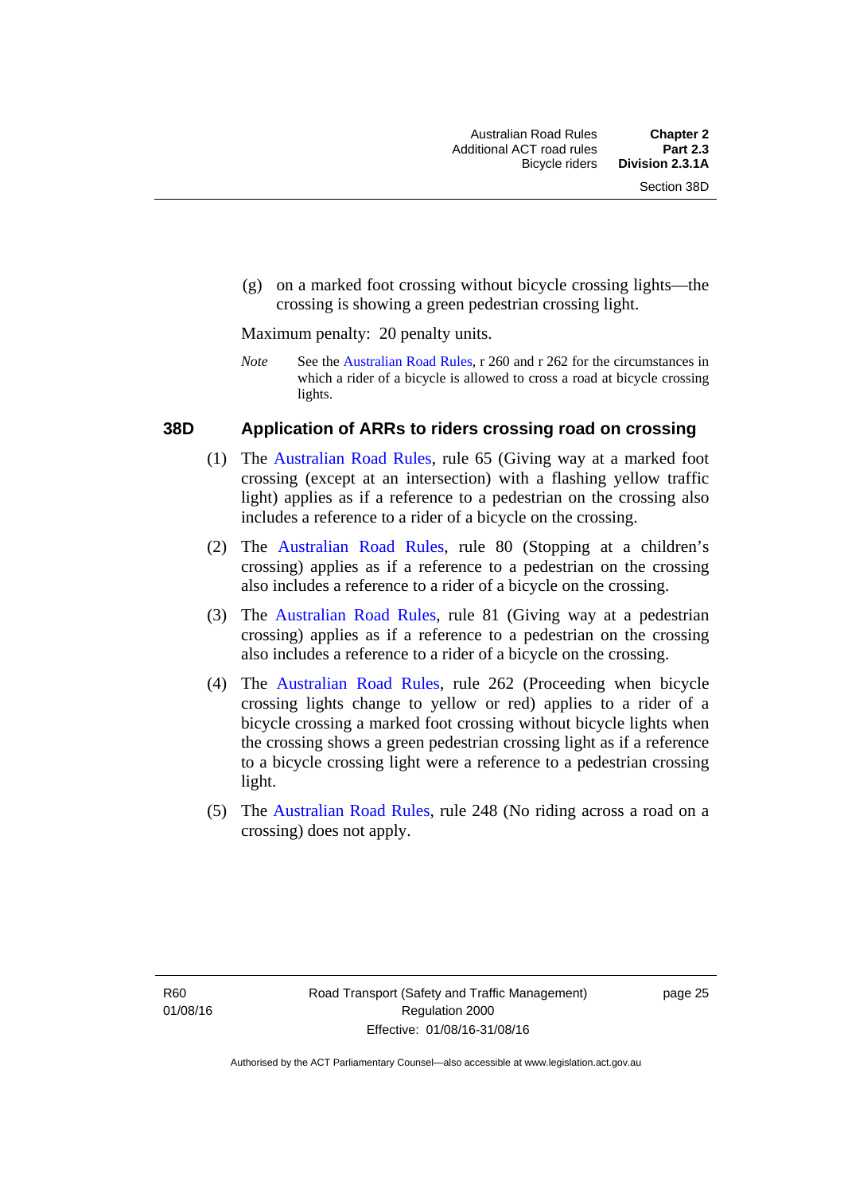(g) on a marked foot crossing without bicycle crossing lights—the crossing is showing a green pedestrian crossing light.

Maximum penalty: 20 penalty units.

*Note* See the Australian Road Rules, r 260 and r 262 for the circumstances in which a rider of a bicycle is allowed to cross a road at bicycle crossing lights.

### 38D Application of ARRs to riders crossing road on crossing

(1) The Australian Road Rules, rule 65 (Giving way at a marked foot crossing (except at an intersection) with a flashing yellow traffic light) applies as if a reference to a pedestrian on the crossing also includes a reference to a rider of a bicycle on the crossing.

(2) The Australian Road Rules, rule 80 (Stopping at a children's crossing) applies as if a reference to a pedestrian on the crossing also includes a reference to a rider of a bicycle on the crossing.

(3) The Australian Road Rules, rule 81 (Giving way at a pedestrian crossing) applies as if a reference to a pedestrian on the crossing also includes a reference to a rider of a bicycle on the crossing.

(4) The Australian Road Rules, rule 262 (Proceeding when bicycle crossing lights change to yellow or red) applies to a rider of a bicycle crossing a marked foot crossing without bicycle lights when the crossing shows a green pedestrian crossing light as if a reference to a bicycle crossing light were a reference to a pedestrian crossing light.

(5) The Australian Road Rules, rule 248 (No riding across a road on a crossing) does not apply.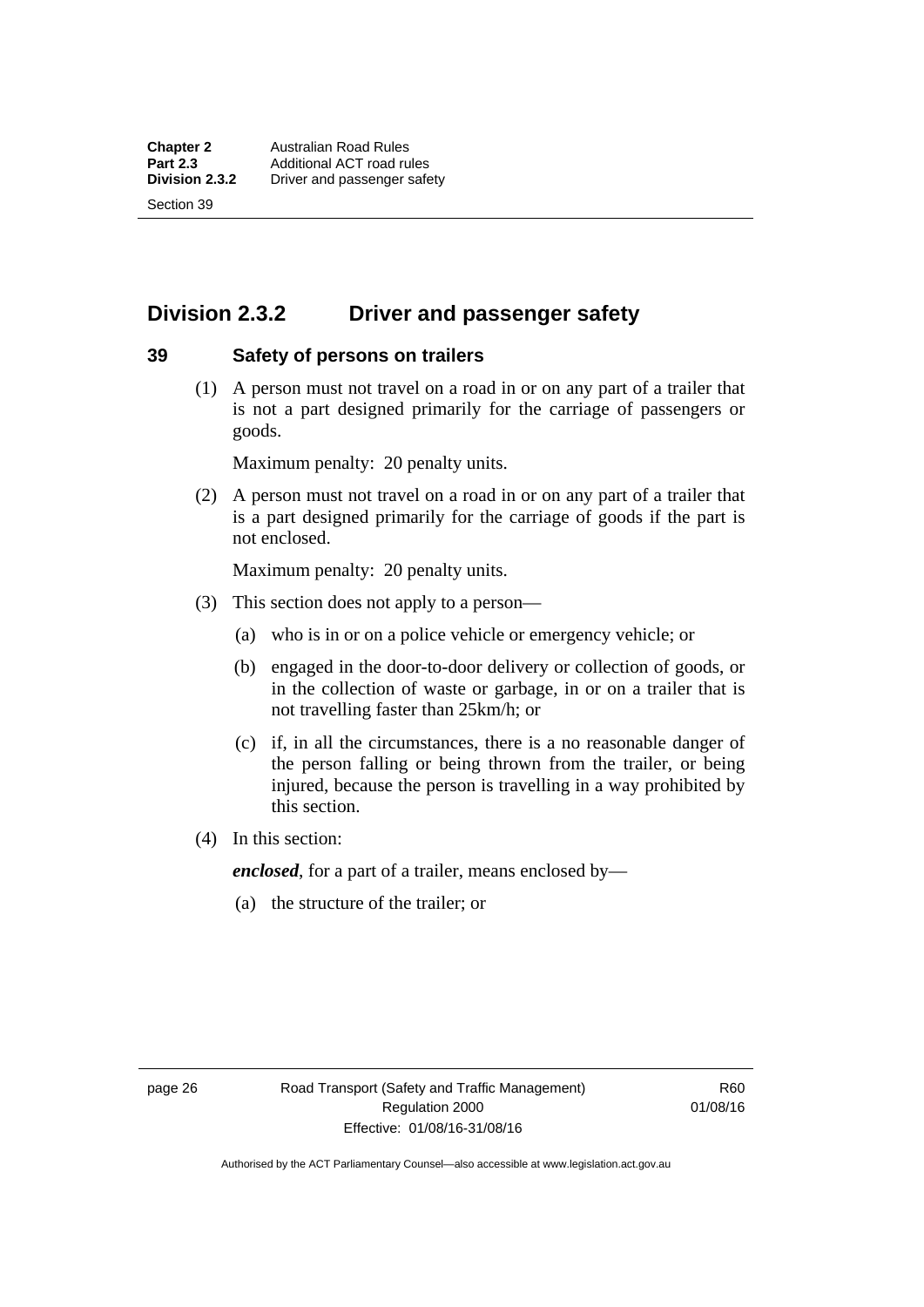## Division 2.3.2 Driver and passenger safety

### 39 Safety of persons on trailers

(1) A person must not travel on a road in or on any part of a trailer that is not a part designed primarily for the carriage of passengers or goods.

Maximum penalty: 20 penalty units.

(2) A person must not travel on a road in or on any part of a trailer that is a part designed primarily for the carriage of goods if the part is not enclosed.

Maximum penalty: 20 penalty units.

(3) This section does not apply to a person—

(a) who is in or on a police vehicle or emergency vehicle; or

(b) engaged in the door-to-door delivery or collection of goods, or in the collection of waste or garbage, in or on a trailer that is not travelling faster than 25km/h; or

(c) if, in all the circumstances, there is a no reasonable danger of the person falling or being thrown from the trailer, or being injured, because the person is travelling in a way prohibited by this section.

(4) In this section:

***enclosed***, for a part of a trailer, means enclosed by—

(a) the structure of the trailer; or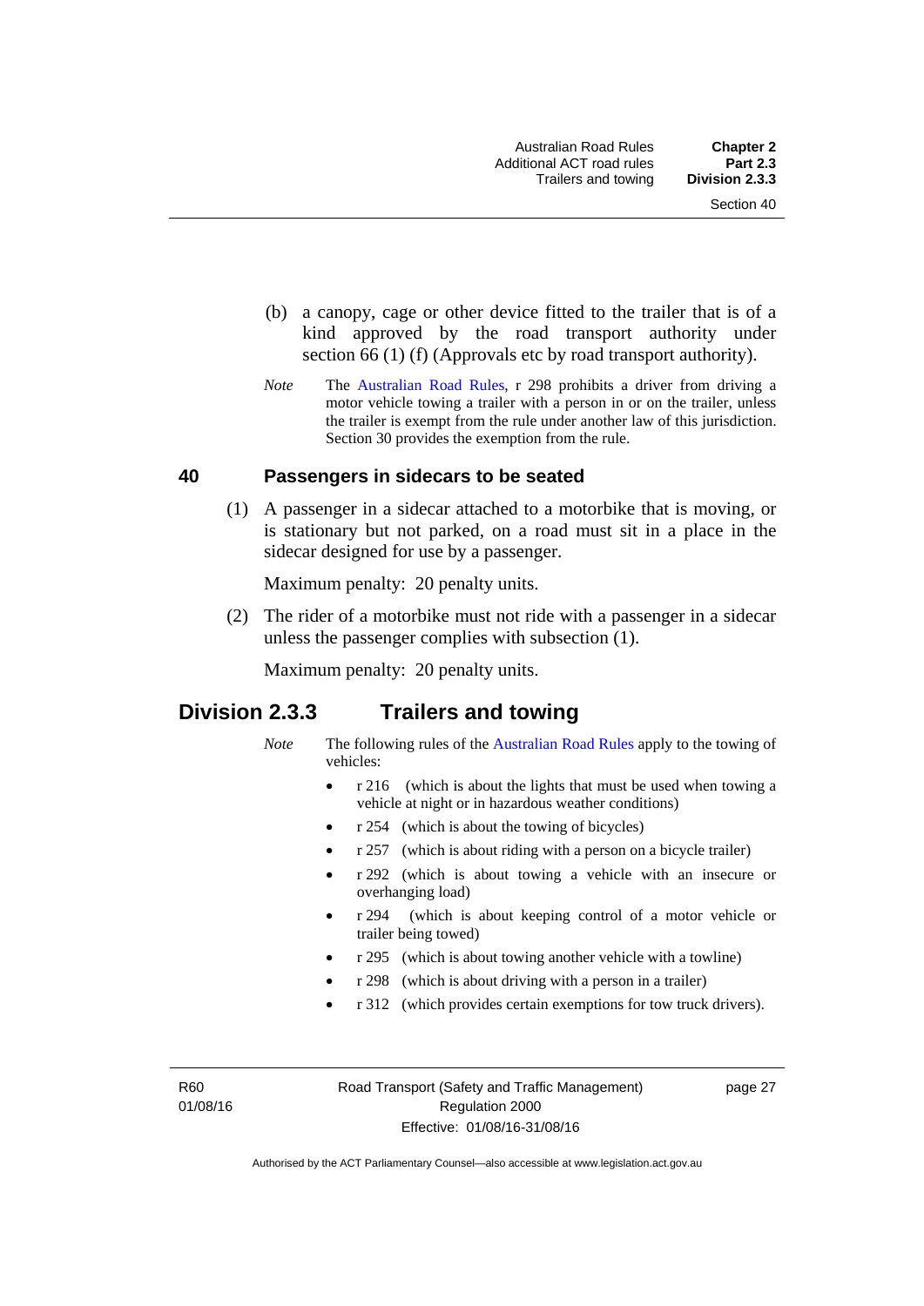(b) a canopy, cage or other device fitted to the trailer that is of a kind approved by the road transport authority under section 66 (1) (f) (Approvals etc by road transport authority).

*Note* The Australian Road Rules, r 298 prohibits a driver from driving a motor vehicle towing a trailer with a person in or on the trailer, unless the trailer is exempt from the rule under another law of this jurisdiction. Section 30 provides the exemption from the rule.

### 40 Passengers in sidecars to be seated

(1) A passenger in a sidecar attached to a motorbike that is moving, or is stationary but not parked, on a road must sit in a place in the sidecar designed for use by a passenger.

Maximum penalty: 20 penalty units.

(2) The rider of a motorbike must not ride with a passenger in a sidecar unless the passenger complies with subsection (1).

Maximum penalty: 20 penalty units.

## Division 2.3.3 Trailers and towing

*Note* The following rules of the Australian Road Rules apply to the towing of vehicles:

- r 216 (which is about the lights that must be used when towing a vehicle at night or in hazardous weather conditions)
- r 254 (which is about the towing of bicycles)
- r 257 (which is about riding with a person on a bicycle trailer)
- r 292 (which is about towing a vehicle with an insecure or overhanging load)
- r 294 (which is about keeping control of a motor vehicle or trailer being towed)
- r 295 (which is about towing another vehicle with a towline)
- r 298 (which is about driving with a person in a trailer)
- r 312 (which provides certain exemptions for tow truck drivers).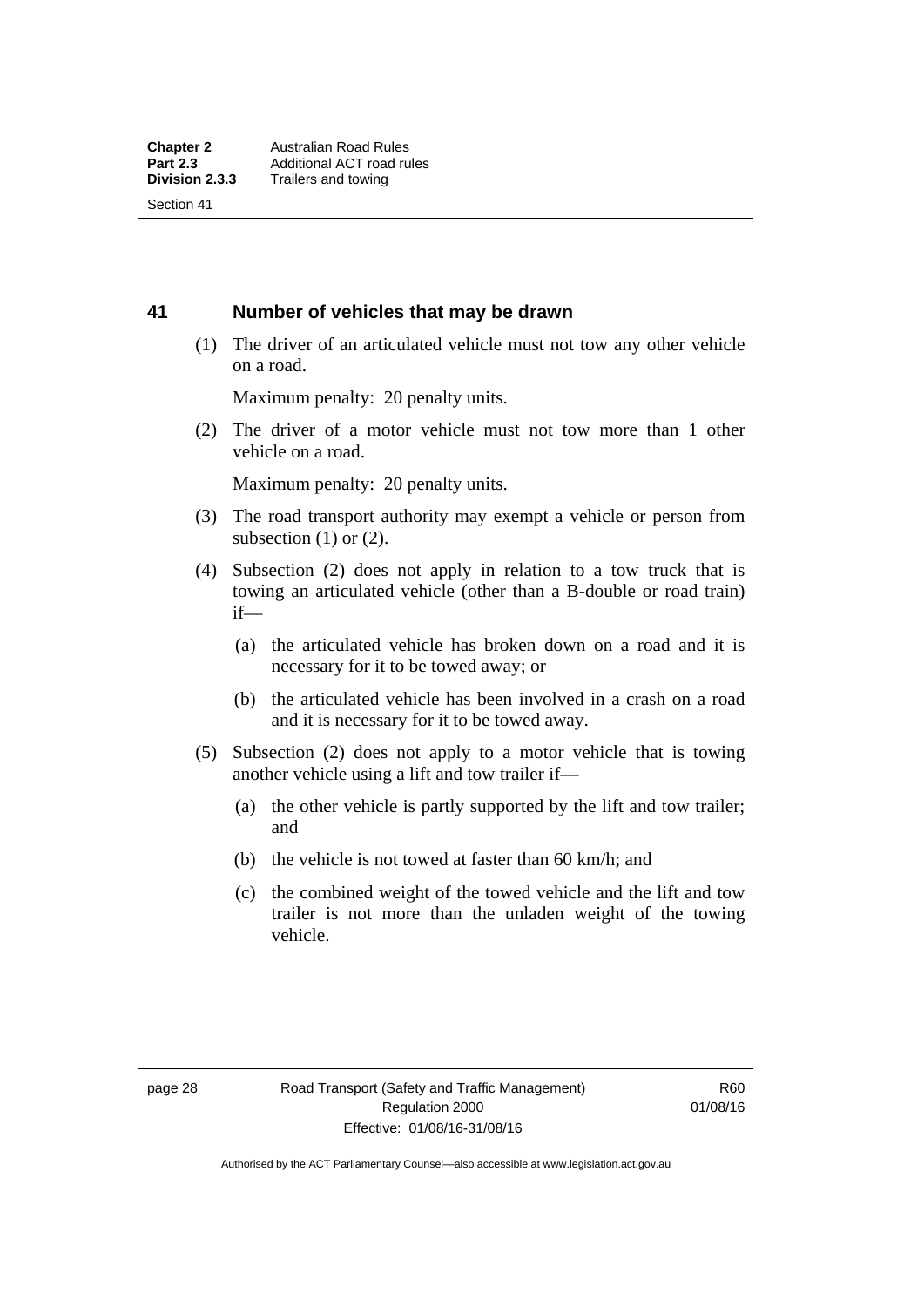## 41 Number of vehicles that may be drawn

(1) The driver of an articulated vehicle must not tow any other vehicle on a road.

Maximum penalty: 20 penalty units.

(2) The driver of a motor vehicle must not tow more than 1 other vehicle on a road.

Maximum penalty: 20 penalty units.

(3) The road transport authority may exempt a vehicle or person from subsection (1) or (2).

(4) Subsection (2) does not apply in relation to a tow truck that is towing an articulated vehicle (other than a B-double or road train) if—

(a) the articulated vehicle has broken down on a road and it is necessary for it to be towed away; or

(b) the articulated vehicle has been involved in a crash on a road and it is necessary for it to be towed away.

(5) Subsection (2) does not apply to a motor vehicle that is towing another vehicle using a lift and tow trailer if—

(a) the other vehicle is partly supported by the lift and tow trailer; and

(b) the vehicle is not towed at faster than 60 km/h; and

(c) the combined weight of the towed vehicle and the lift and tow trailer is not more than the unladen weight of the towing vehicle.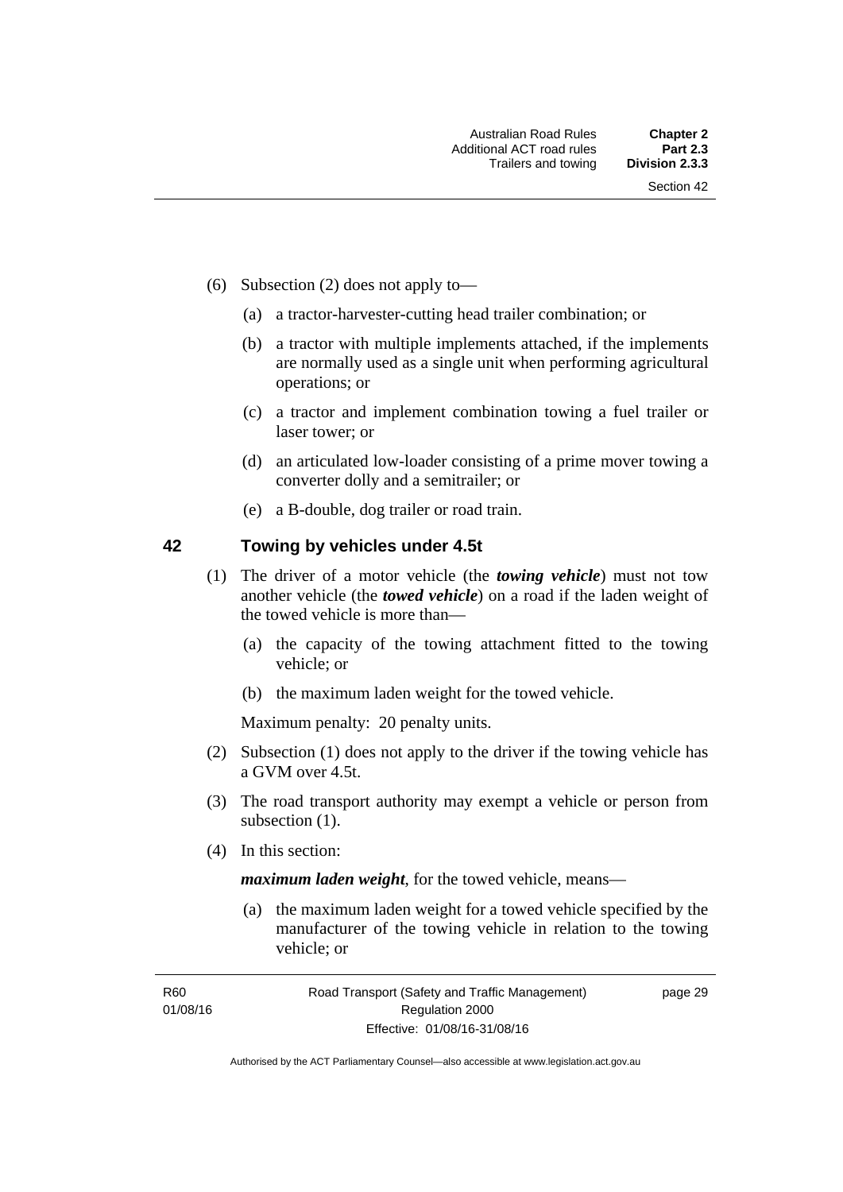(6) Subsection (2) does not apply to—

(a) a tractor-harvester-cutting head trailer combination; or

(b) a tractor with multiple implements attached, if the implements are normally used as a single unit when performing agricultural operations; or

(c) a tractor and implement combination towing a fuel trailer or laser tower; or

(d) an articulated low-loader consisting of a prime mover towing a converter dolly and a semitrailer; or

(e) a B-double, dog trailer or road train.

## 42 Towing by vehicles under 4.5t

(1) The driver of a motor vehicle (the ***towing vehicle***) must not tow another vehicle (the ***towed vehicle***) on a road if the laden weight of the towed vehicle is more than—

(a) the capacity of the towing attachment fitted to the towing vehicle; or

(b) the maximum laden weight for the towed vehicle.

Maximum penalty: 20 penalty units.

(2) Subsection (1) does not apply to the driver if the towing vehicle has a GVM over 4.5t.

(3) The road transport authority may exempt a vehicle or person from subsection (1).

(4) In this section:

***maximum laden weight***, for the towed vehicle, means—

(a) the maximum laden weight for a towed vehicle specified by the manufacturer of the towing vehicle in relation to the towing vehicle; or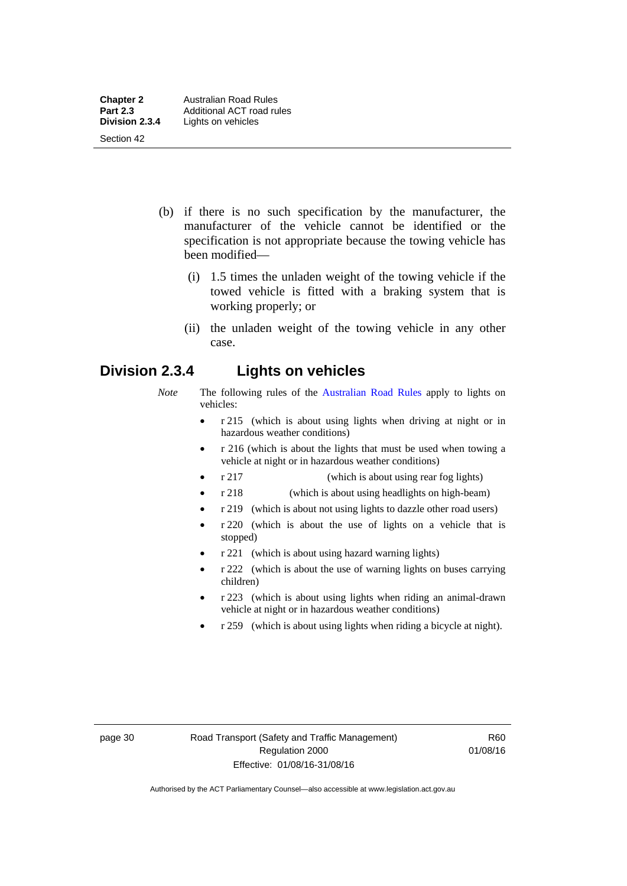(b) if there is no such specification by the manufacturer, the manufacturer of the vehicle cannot be identified or the specification is not appropriate because the towing vehicle has been modified—

(i) 1.5 times the unladen weight of the towing vehicle if the towed vehicle is fitted with a braking system that is working properly; or

(ii) the unladen weight of the towing vehicle in any other case.

## Division 2.3.4 Lights on vehicles

*Note* The following rules of the Australian Road Rules apply to lights on vehicles:

- r 215 (which is about using lights when driving at night or in hazardous weather conditions)
- r 216 (which is about the lights that must be used when towing a vehicle at night or in hazardous weather conditions)
- r 217 (which is about using rear fog lights)
- r 218 (which is about using headlights on high-beam)
- r 219 (which is about not using lights to dazzle other road users)
- r 220 (which is about the use of lights on a vehicle that is stopped)
- r 221 (which is about using hazard warning lights)
- r 222 (which is about the use of warning lights on buses carrying children)
- r 223 (which is about using lights when riding an animal-drawn vehicle at night or in hazardous weather conditions)
- r 259 (which is about using lights when riding a bicycle at night).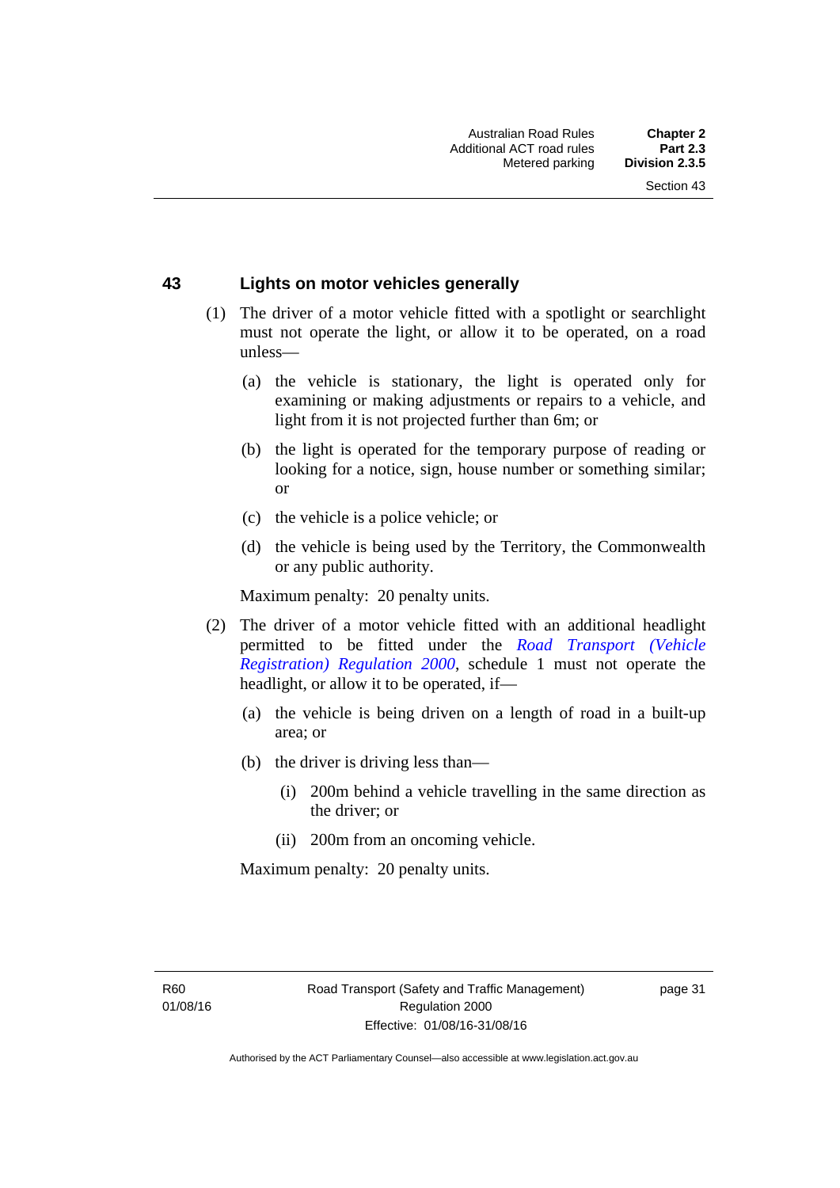## 43 Lights on motor vehicles generally

(1) The driver of a motor vehicle fitted with a spotlight or searchlight must not operate the light, or allow it to be operated, on a road unless—

  (a) the vehicle is stationary, the light is operated only for examining or making adjustments or repairs to a vehicle, and light from it is not projected further than 6m; or

  (b) the light is operated for the temporary purpose of reading or looking for a notice, sign, house number or something similar; or

  (c) the vehicle is a police vehicle; or

  (d) the vehicle is being used by the Territory, the Commonwealth or any public authority.

Maximum penalty: 20 penalty units.

(2) The driver of a motor vehicle fitted with an additional headlight permitted to be fitted under the *Road Transport (Vehicle Registration) Regulation 2000*, schedule 1 must not operate the headlight, or allow it to be operated, if—

  (a) the vehicle is being driven on a length of road in a built-up area; or

  (b) the driver is driving less than—

    (i) 200m behind a vehicle travelling in the same direction as the driver; or

    (ii) 200m from an oncoming vehicle.

Maximum penalty: 20 penalty units.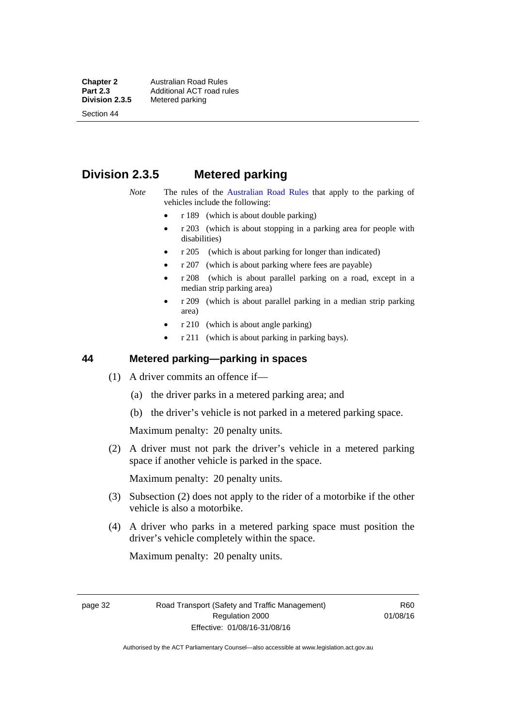## Division 2.3.5 Metered parking

*Note* The rules of the Australian Road Rules that apply to the parking of vehicles include the following:

- r 189 (which is about double parking)
- r 203 (which is about stopping in a parking area for people with disabilities)
- r 205 (which is about parking for longer than indicated)
- r 207 (which is about parking where fees are payable)
- r 208 (which is about parallel parking on a road, except in a median strip parking area)
- r 209 (which is about parallel parking in a median strip parking area)
- r 210 (which is about angle parking)
- r 211 (which is about parking in parking bays).

### 44 Metered parking—parking in spaces

(1) A driver commits an offence if—

(a) the driver parks in a metered parking area; and

(b) the driver's vehicle is not parked in a metered parking space.

Maximum penalty: 20 penalty units.

(2) A driver must not park the driver's vehicle in a metered parking space if another vehicle is parked in the space.

Maximum penalty: 20 penalty units.

(3) Subsection (2) does not apply to the rider of a motorbike if the other vehicle is also a motorbike.

(4) A driver who parks in a metered parking space must position the driver's vehicle completely within the space.

Maximum penalty: 20 penalty units.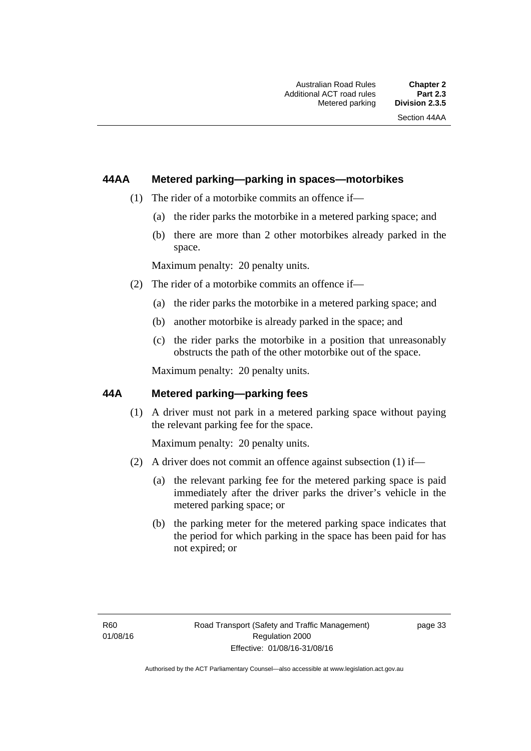### 44AA Metered parking—parking in spaces—motorbikes

(1) The rider of a motorbike commits an offence if—

(a) the rider parks the motorbike in a metered parking space; and

(b) there are more than 2 other motorbikes already parked in the space.

Maximum penalty: 20 penalty units.

(2) The rider of a motorbike commits an offence if—

(a) the rider parks the motorbike in a metered parking space; and

(b) another motorbike is already parked in the space; and

(c) the rider parks the motorbike in a position that unreasonably obstructs the path of the other motorbike out of the space.

Maximum penalty: 20 penalty units.

### 44A Metered parking—parking fees

(1) A driver must not park in a metered parking space without paying the relevant parking fee for the space.

Maximum penalty: 20 penalty units.

(2) A driver does not commit an offence against subsection (1) if—

(a) the relevant parking fee for the metered parking space is paid immediately after the driver parks the driver's vehicle in the metered parking space; or

(b) the parking meter for the metered parking space indicates that the period for which parking in the space has been paid for has not expired; or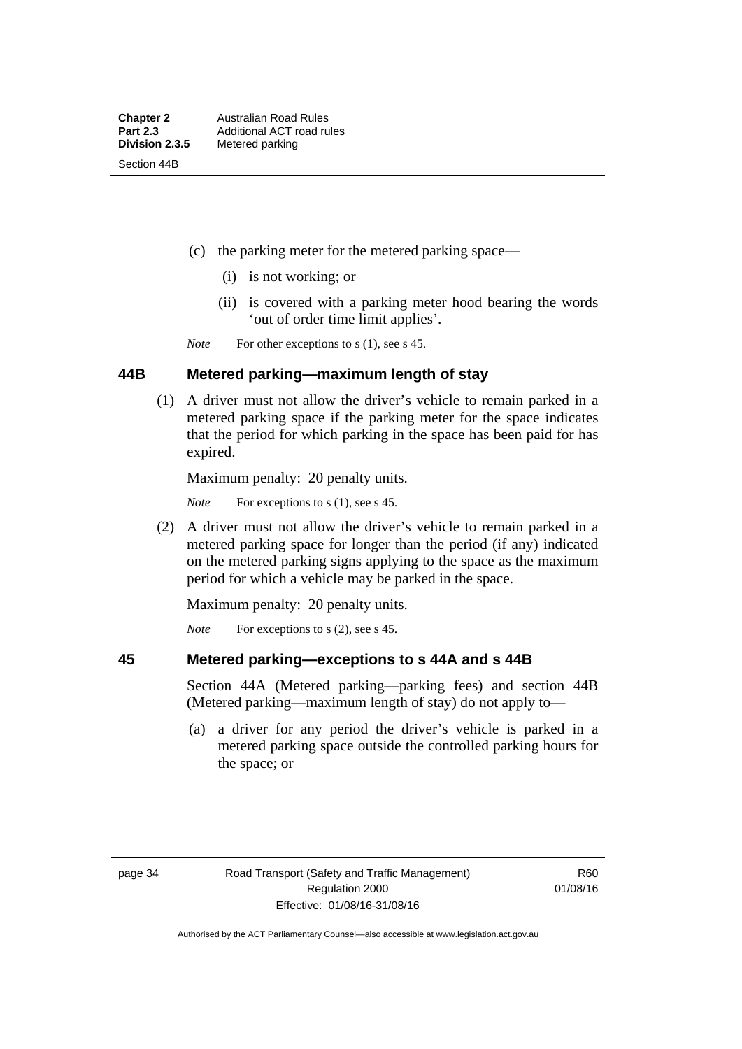(c) the parking meter for the metered parking space—

(i) is not working; or

(ii) is covered with a parking meter hood bearing the words 'out of order time limit applies'.

*Note* For other exceptions to s (1), see s 45.

### 44B Metered parking—maximum length of stay

(1) A driver must not allow the driver's vehicle to remain parked in a metered parking space if the parking meter for the space indicates that the period for which parking in the space has been paid for has expired.

Maximum penalty: 20 penalty units.

*Note* For exceptions to s (1), see s 45.

(2) A driver must not allow the driver's vehicle to remain parked in a metered parking space for longer than the period (if any) indicated on the metered parking signs applying to the space as the maximum period for which a vehicle may be parked in the space.

Maximum penalty: 20 penalty units.

*Note* For exceptions to s (2), see s 45.

### 45 Metered parking—exceptions to s 44A and s 44B

Section 44A (Metered parking—parking fees) and section 44B (Metered parking—maximum length of stay) do not apply to—

(a) a driver for any period the driver's vehicle is parked in a metered parking space outside the controlled parking hours for the space; or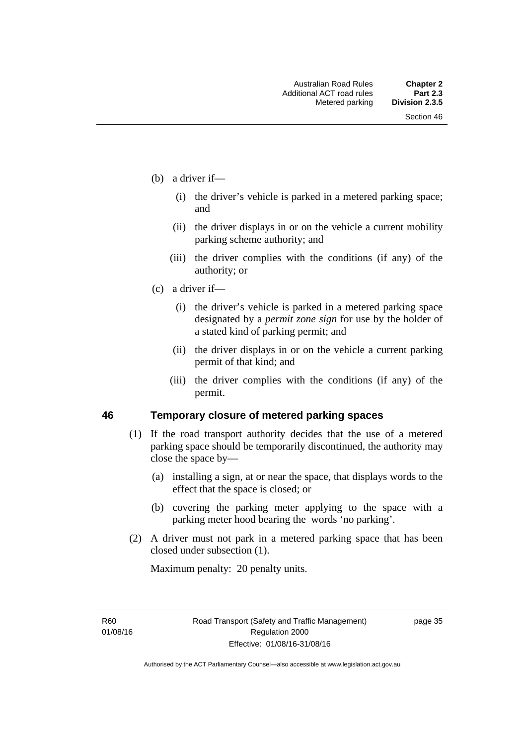(b) a driver if—

   (i) the driver's vehicle is parked in a metered parking space; and

   (ii) the driver displays in or on the vehicle a current mobility parking scheme authority; and

   (iii) the driver complies with the conditions (if any) of the authority; or

(c) a driver if—

   (i) the driver's vehicle is parked in a metered parking space designated by a *permit zone sign* for use by the holder of a stated kind of parking permit; and

   (ii) the driver displays in or on the vehicle a current parking permit of that kind; and

   (iii) the driver complies with the conditions (if any) of the permit.

## 46 Temporary closure of metered parking spaces

(1) If the road transport authority decides that the use of a metered parking space should be temporarily discontinued, the authority may close the space by—

   (a) installing a sign, at or near the space, that displays words to the effect that the space is closed; or

   (b) covering the parking meter applying to the space with a parking meter hood bearing the words 'no parking'.

(2) A driver must not park in a metered parking space that has been closed under subsection (1).

Maximum penalty: 20 penalty units.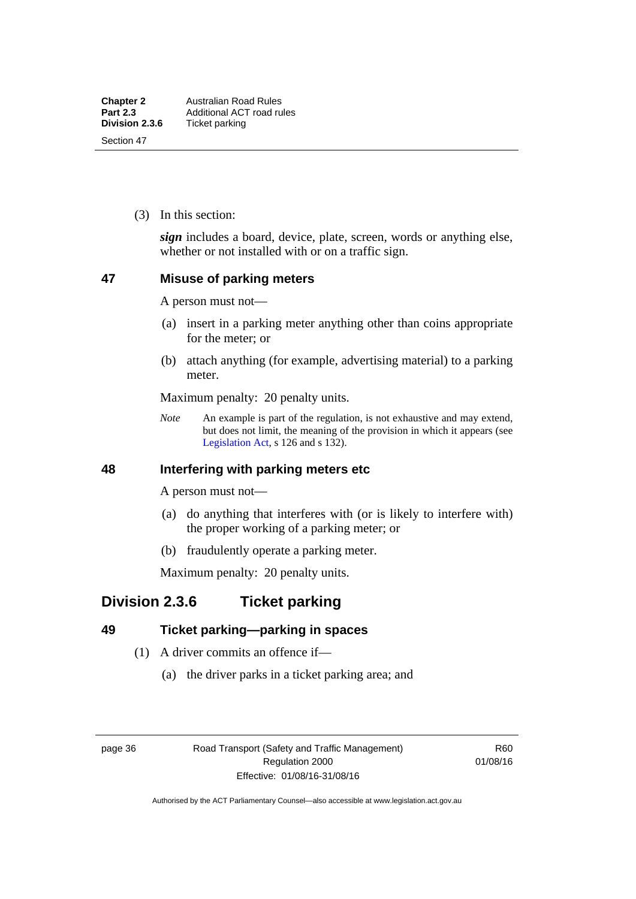(3) In this section:

***sign*** includes a board, device, plate, screen, words or anything else, whether or not installed with or on a traffic sign.

### 47 Misuse of parking meters

A person must not—

(a) insert in a parking meter anything other than coins appropriate for the meter; or

(b) attach anything (for example, advertising material) to a parking meter.

Maximum penalty: 20 penalty units.

*Note* An example is part of the regulation, is not exhaustive and may extend, but does not limit, the meaning of the provision in which it appears (see Legislation Act, s 126 and s 132).

### 48 Interfering with parking meters etc

A person must not—

(a) do anything that interferes with (or is likely to interfere with) the proper working of a parking meter; or

(b) fraudulently operate a parking meter.

Maximum penalty: 20 penalty units.

## Division 2.3.6 Ticket parking

### 49 Ticket parking—parking in spaces

(1) A driver commits an offence if—

(a) the driver parks in a ticket parking area; and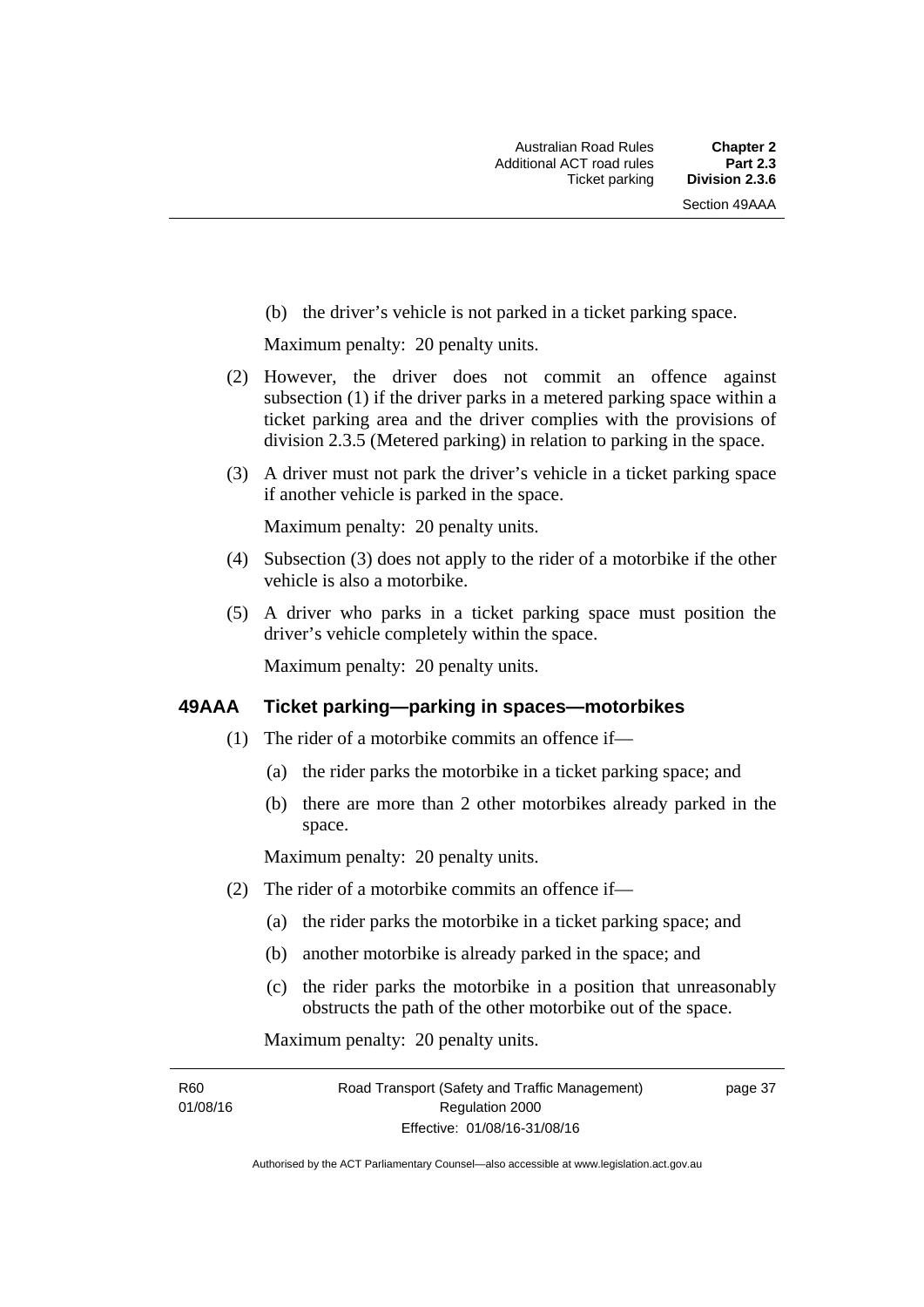(b) the driver's vehicle is not parked in a ticket parking space.

Maximum penalty: 20 penalty units.

(2) However, the driver does not commit an offence against subsection (1) if the driver parks in a metered parking space within a ticket parking area and the driver complies with the provisions of division 2.3.5 (Metered parking) in relation to parking in the space.

(3) A driver must not park the driver's vehicle in a ticket parking space if another vehicle is parked in the space.

Maximum penalty: 20 penalty units.

(4) Subsection (3) does not apply to the rider of a motorbike if the other vehicle is also a motorbike.

(5) A driver who parks in a ticket parking space must position the driver's vehicle completely within the space.

Maximum penalty: 20 penalty units.

### 49AAA Ticket parking—parking in spaces—motorbikes

(1) The rider of a motorbike commits an offence if—

(a) the rider parks the motorbike in a ticket parking space; and

(b) there are more than 2 other motorbikes already parked in the space.

Maximum penalty: 20 penalty units.

(2) The rider of a motorbike commits an offence if—

(a) the rider parks the motorbike in a ticket parking space; and

(b) another motorbike is already parked in the space; and

(c) the rider parks the motorbike in a position that unreasonably obstructs the path of the other motorbike out of the space.

Maximum penalty: 20 penalty units.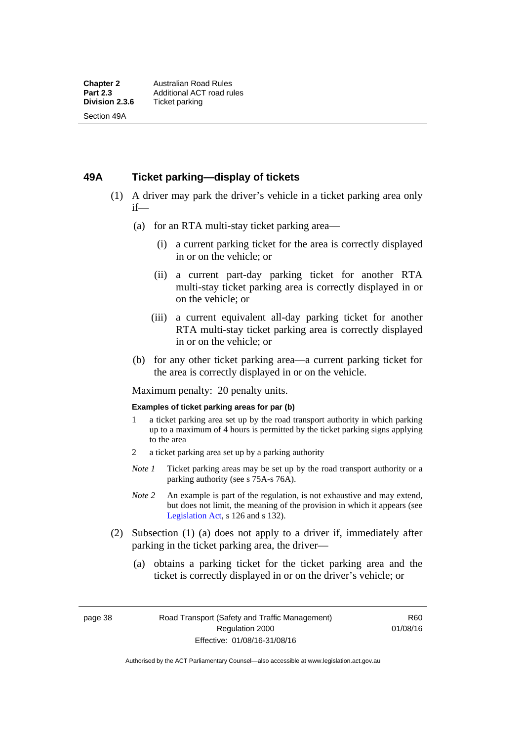## 49A Ticket parking—display of tickets

(1) A driver may park the driver's vehicle in a ticket parking area only if—

(a) for an RTA multi-stay ticket parking area—

(i) a current parking ticket for the area is correctly displayed in or on the vehicle; or

(ii) a current part-day parking ticket for another RTA multi-stay ticket parking area is correctly displayed in or on the vehicle; or

(iii) a current equivalent all-day parking ticket for another RTA multi-stay ticket parking area is correctly displayed in or on the vehicle; or

(b) for any other ticket parking area—a current parking ticket for the area is correctly displayed in or on the vehicle.

Maximum penalty: 20 penalty units.

**Examples of ticket parking areas for par (b)**

1 a ticket parking area set up by the road transport authority in which parking up to a maximum of 4 hours is permitted by the ticket parking signs applying to the area

2 a ticket parking area set up by a parking authority

*Note 1* Ticket parking areas may be set up by the road transport authority or a parking authority (see s 75A-s 76A).

*Note 2* An example is part of the regulation, is not exhaustive and may extend, but does not limit, the meaning of the provision in which it appears (see Legislation Act, s 126 and s 132).

(2) Subsection (1) (a) does not apply to a driver if, immediately after parking in the ticket parking area, the driver—

(a) obtains a parking ticket for the ticket parking area and the ticket is correctly displayed in or on the driver's vehicle; or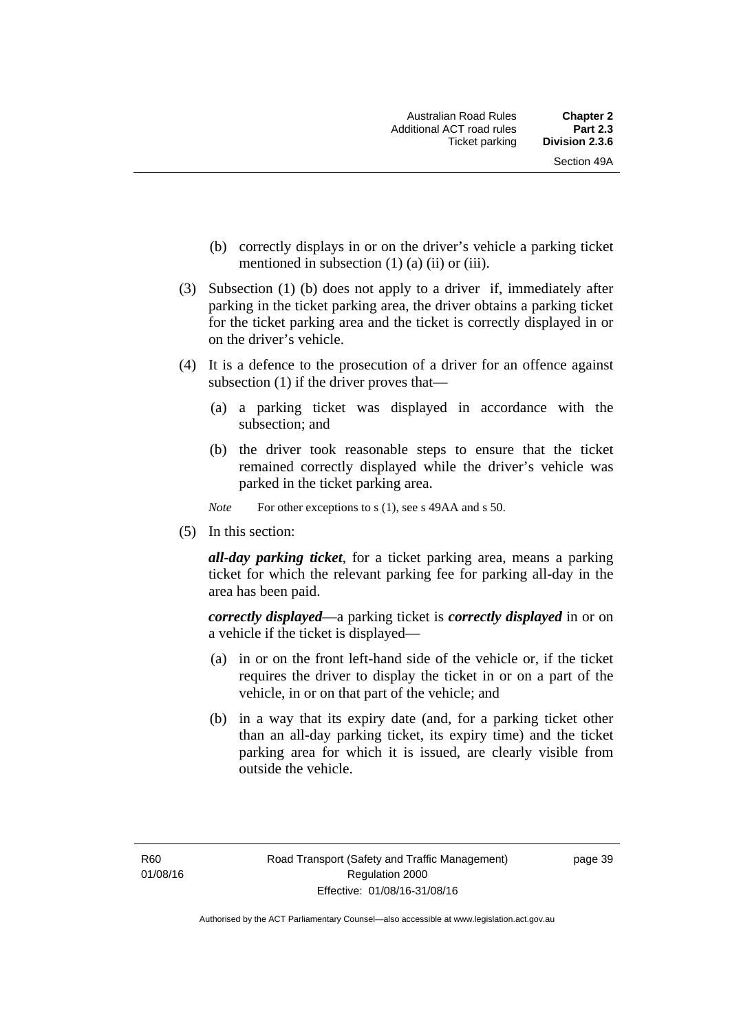(b) correctly displays in or on the driver's vehicle a parking ticket mentioned in subsection (1) (a) (ii) or (iii).

(3) Subsection (1) (b) does not apply to a driver if, immediately after parking in the ticket parking area, the driver obtains a parking ticket for the ticket parking area and the ticket is correctly displayed in or on the driver's vehicle.

(4) It is a defence to the prosecution of a driver for an offence against subsection (1) if the driver proves that—

(a) a parking ticket was displayed in accordance with the subsection; and

(b) the driver took reasonable steps to ensure that the ticket remained correctly displayed while the driver's vehicle was parked in the ticket parking area.

*Note* For other exceptions to s (1), see s 49AA and s 50.

(5) In this section:

***all-day parking ticket***, for a ticket parking area, means a parking ticket for which the relevant parking fee for parking all-day in the area has been paid.

***correctly displayed***—a parking ticket is ***correctly displayed*** in or on a vehicle if the ticket is displayed—

(a) in or on the front left-hand side of the vehicle or, if the ticket requires the driver to display the ticket in or on a part of the vehicle, in or on that part of the vehicle; and

(b) in a way that its expiry date (and, for a parking ticket other than an all-day parking ticket, its expiry time) and the ticket parking area for which it is issued, are clearly visible from outside the vehicle.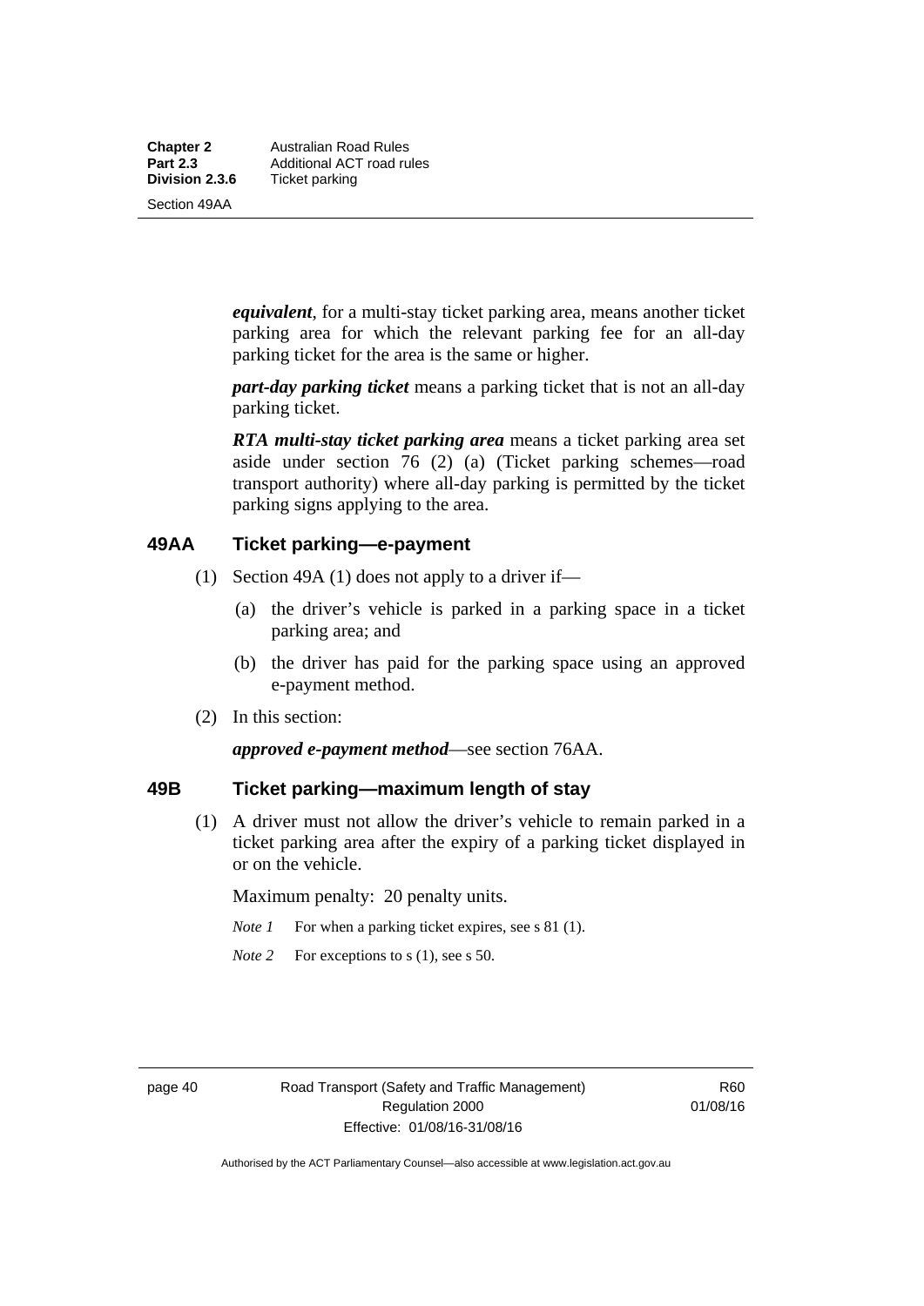***equivalent***, for a multi-stay ticket parking area, means another ticket parking area for which the relevant parking fee for an all-day parking ticket for the area is the same or higher.

***part-day parking ticket*** means a parking ticket that is not an all-day parking ticket.

***RTA multi-stay ticket parking area*** means a ticket parking area set aside under section 76 (2) (a) (Ticket parking schemes—road transport authority) where all-day parking is permitted by the ticket parking signs applying to the area.

## 49AA Ticket parking—e-payment

(1) Section 49A (1) does not apply to a driver if—

(a) the driver's vehicle is parked in a parking space in a ticket parking area; and

(b) the driver has paid for the parking space using an approved e-payment method.

(2) In this section:

***approved e-payment method***—see section 76AA.

## 49B Ticket parking—maximum length of stay

(1) A driver must not allow the driver's vehicle to remain parked in a ticket parking area after the expiry of a parking ticket displayed in or on the vehicle.

Maximum penalty: 20 penalty units.

*Note 1* For when a parking ticket expires, see s 81 (1).

*Note 2* For exceptions to s (1), see s 50.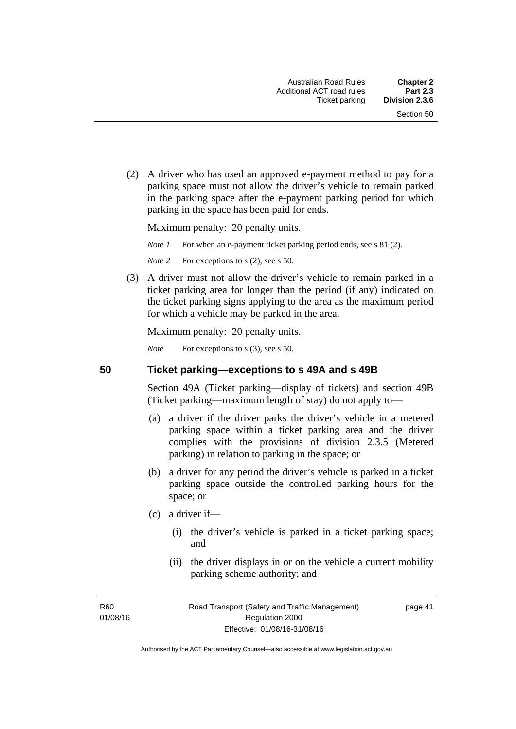(2) A driver who has used an approved e-payment method to pay for a parking space must not allow the driver's vehicle to remain parked in the parking space after the e-payment parking period for which parking in the space has been paid for ends.

Maximum penalty: 20 penalty units.

*Note 1* For when an e-payment ticket parking period ends, see s 81 (2).

*Note 2* For exceptions to s (2), see s 50.

(3) A driver must not allow the driver's vehicle to remain parked in a ticket parking area for longer than the period (if any) indicated on the ticket parking signs applying to the area as the maximum period for which a vehicle may be parked in the area.

Maximum penalty: 20 penalty units.

*Note* For exceptions to s (3), see s 50.

## 50 Ticket parking—exceptions to s 49A and s 49B

Section 49A (Ticket parking—display of tickets) and section 49B (Ticket parking—maximum length of stay) do not apply to—

(a) a driver if the driver parks the driver's vehicle in a metered parking space within a ticket parking area and the driver complies with the provisions of division 2.3.5 (Metered parking) in relation to parking in the space; or

(b) a driver for any period the driver's vehicle is parked in a ticket parking space outside the controlled parking hours for the space; or

(c) a driver if—

(i) the driver's vehicle is parked in a ticket parking space; and

(ii) the driver displays in or on the vehicle a current mobility parking scheme authority; and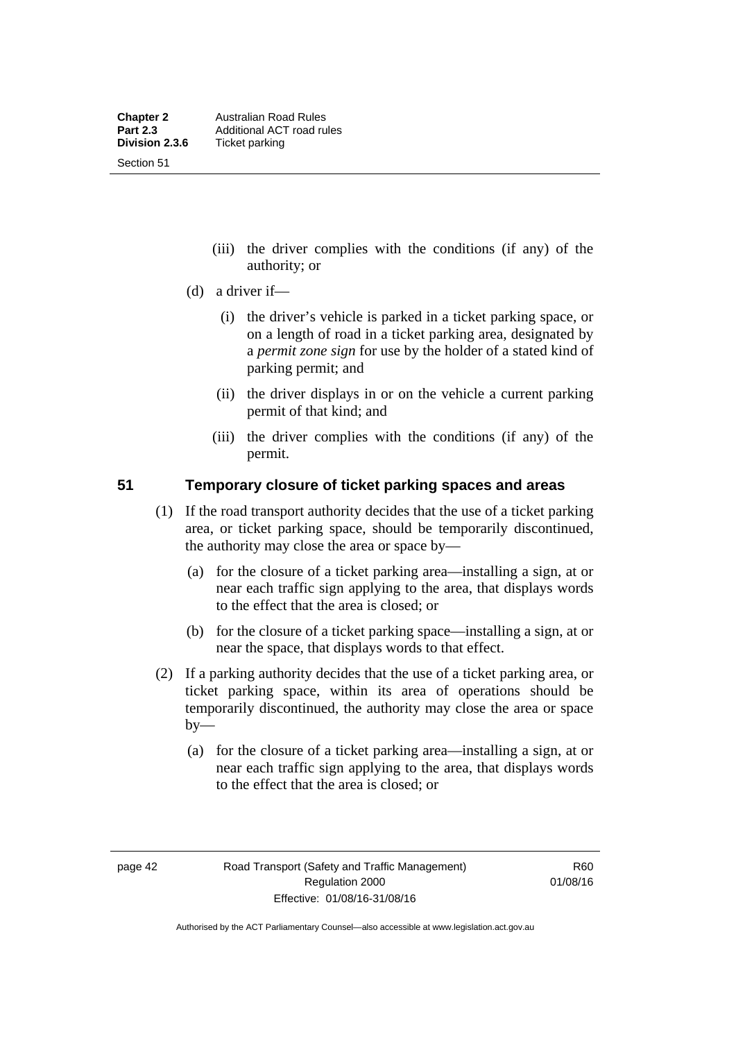(iii) the driver complies with the conditions (if any) of the authority; or

(d) a driver if—

(i) the driver's vehicle is parked in a ticket parking space, or on a length of road in a ticket parking area, designated by a *permit zone sign* for use by the holder of a stated kind of parking permit; and

(ii) the driver displays in or on the vehicle a current parking permit of that kind; and

(iii) the driver complies with the conditions (if any) of the permit.

## 51 Temporary closure of ticket parking spaces and areas

(1) If the road transport authority decides that the use of a ticket parking area, or ticket parking space, should be temporarily discontinued, the authority may close the area or space by—

(a) for the closure of a ticket parking area—installing a sign, at or near each traffic sign applying to the area, that displays words to the effect that the area is closed; or

(b) for the closure of a ticket parking space—installing a sign, at or near the space, that displays words to that effect.

(2) If a parking authority decides that the use of a ticket parking area, or ticket parking space, within its area of operations should be temporarily discontinued, the authority may close the area or space by—

(a) for the closure of a ticket parking area—installing a sign, at or near each traffic sign applying to the area, that displays words to the effect that the area is closed; or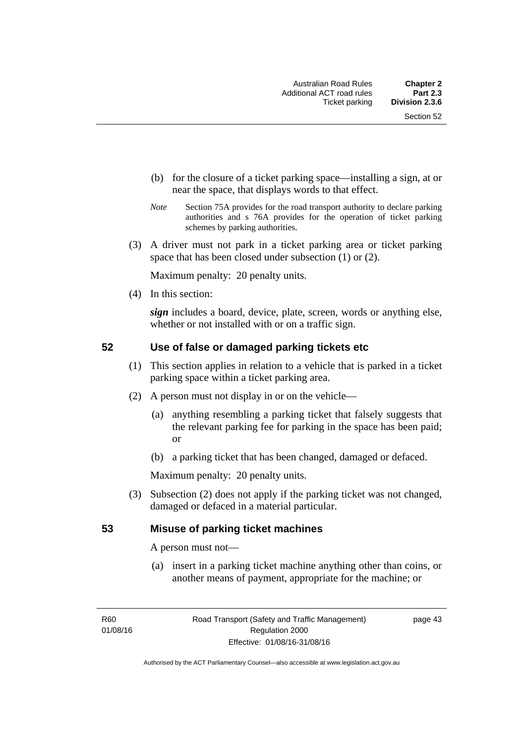(b) for the closure of a ticket parking space—installing a sign, at or near the space, that displays words to that effect.

*Note* Section 75A provides for the road transport authority to declare parking authorities and s 76A provides for the operation of ticket parking schemes by parking authorities.

(3) A driver must not park in a ticket parking area or ticket parking space that has been closed under subsection (1) or (2).

Maximum penalty: 20 penalty units.

(4) In this section:

***sign*** includes a board, device, plate, screen, words or anything else, whether or not installed with or on a traffic sign.

## 52 Use of false or damaged parking tickets etc

(1) This section applies in relation to a vehicle that is parked in a ticket parking space within a ticket parking area.

(2) A person must not display in or on the vehicle—

(a) anything resembling a parking ticket that falsely suggests that the relevant parking fee for parking in the space has been paid; or

(b) a parking ticket that has been changed, damaged or defaced.

Maximum penalty: 20 penalty units.

(3) Subsection (2) does not apply if the parking ticket was not changed, damaged or defaced in a material particular.

## 53 Misuse of parking ticket machines

A person must not—

(a) insert in a parking ticket machine anything other than coins, or another means of payment, appropriate for the machine; or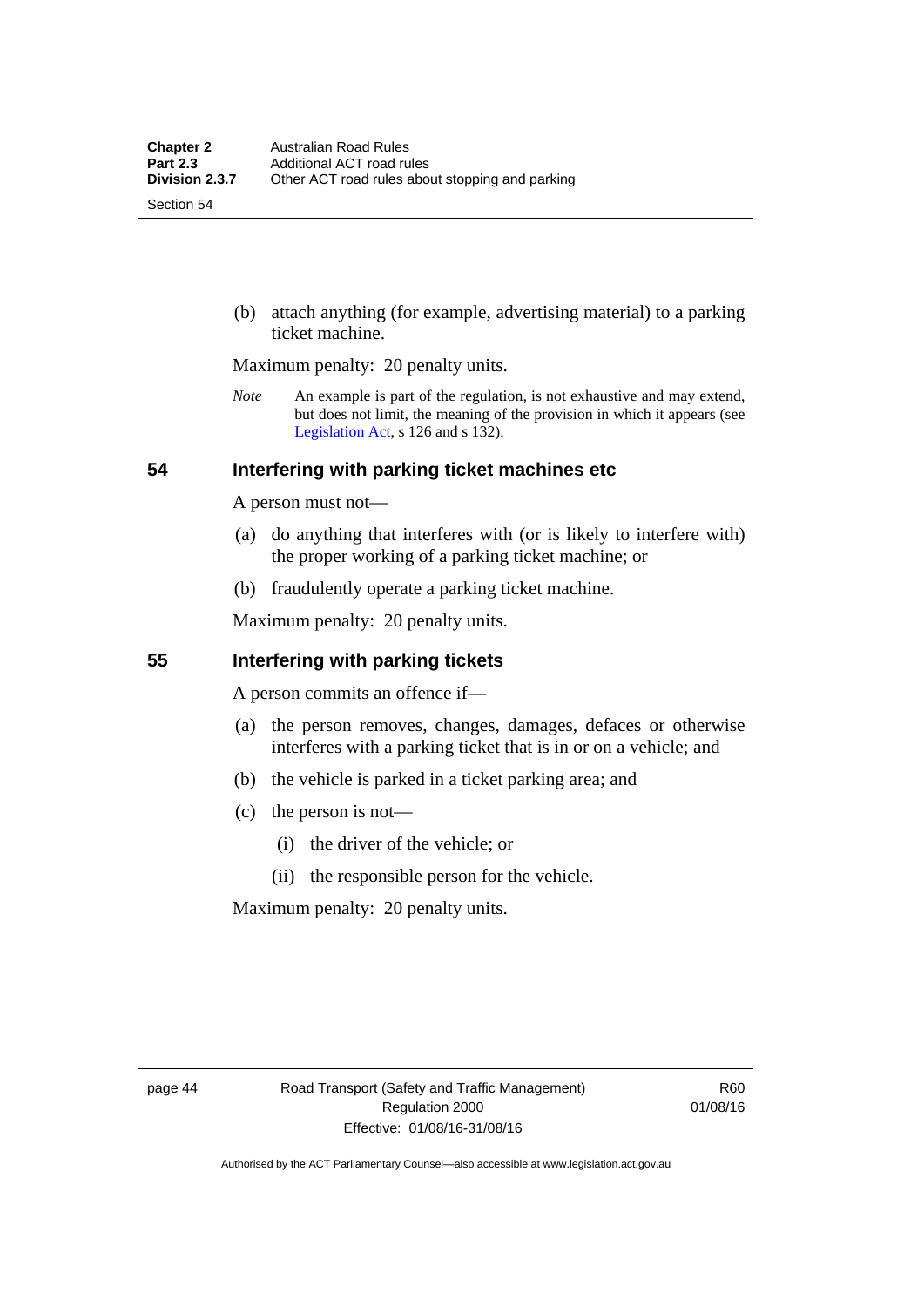(b) attach anything (for example, advertising material) to a parking ticket machine.

Maximum penalty: 20 penalty units.

*Note* An example is part of the regulation, is not exhaustive and may extend, but does not limit, the meaning of the provision in which it appears (see Legislation Act, s 126 and s 132).

## 54 Interfering with parking ticket machines etc

A person must not—

(a) do anything that interferes with (or is likely to interfere with) the proper working of a parking ticket machine; or

(b) fraudulently operate a parking ticket machine.

Maximum penalty: 20 penalty units.

## 55 Interfering with parking tickets

A person commits an offence if—

(a) the person removes, changes, damages, defaces or otherwise interferes with a parking ticket that is in or on a vehicle; and

(b) the vehicle is parked in a ticket parking area; and

(c) the person is not—

(i) the driver of the vehicle; or

(ii) the responsible person for the vehicle.

Maximum penalty: 20 penalty units.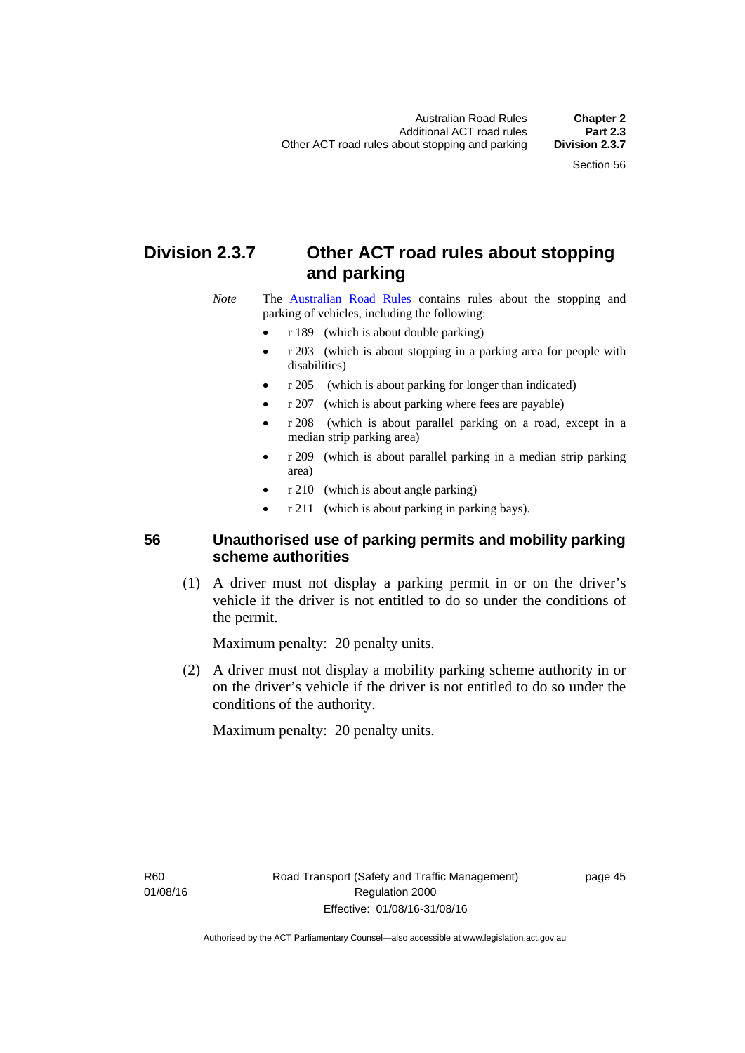## Division 2.3.7 Other ACT road rules about stopping and parking

*Note* The Australian Road Rules contains rules about the stopping and parking of vehicles, including the following:

- r 189 (which is about double parking)
- r 203 (which is about stopping in a parking area for people with disabilities)
- r 205 (which is about parking for longer than indicated)
- r 207 (which is about parking where fees are payable)
- r 208 (which is about parallel parking on a road, except in a median strip parking area)
- r 209 (which is about parallel parking in a median strip parking area)
- r 210 (which is about angle parking)
- r 211 (which is about parking in parking bays).

### 56 Unauthorised use of parking permits and mobility parking scheme authorities

(1) A driver must not display a parking permit in or on the driver's vehicle if the driver is not entitled to do so under the conditions of the permit.

Maximum penalty: 20 penalty units.

(2) A driver must not display a mobility parking scheme authority in or on the driver's vehicle if the driver is not entitled to do so under the conditions of the authority.

Maximum penalty: 20 penalty units.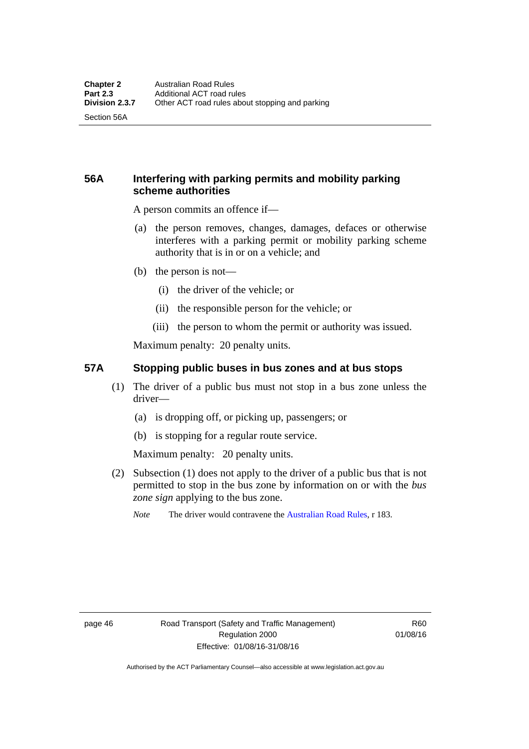### 56A Interfering with parking permits and mobility parking scheme authorities

A person commits an offence if—

(a) the person removes, changes, damages, defaces or otherwise interferes with a parking permit or mobility parking scheme authority that is in or on a vehicle; and

(b) the person is not—

(i) the driver of the vehicle; or

(ii) the responsible person for the vehicle; or

(iii) the person to whom the permit or authority was issued.

Maximum penalty: 20 penalty units.

### 57A Stopping public buses in bus zones and at bus stops

(1) The driver of a public bus must not stop in a bus zone unless the driver—

(a) is dropping off, or picking up, passengers; or

(b) is stopping for a regular route service.

Maximum penalty: 20 penalty units.

(2) Subsection (1) does not apply to the driver of a public bus that is not permitted to stop in the bus zone by information on or with the ***bus zone sign*** applying to the bus zone.

*Note* The driver would contravene the Australian Road Rules, r 183.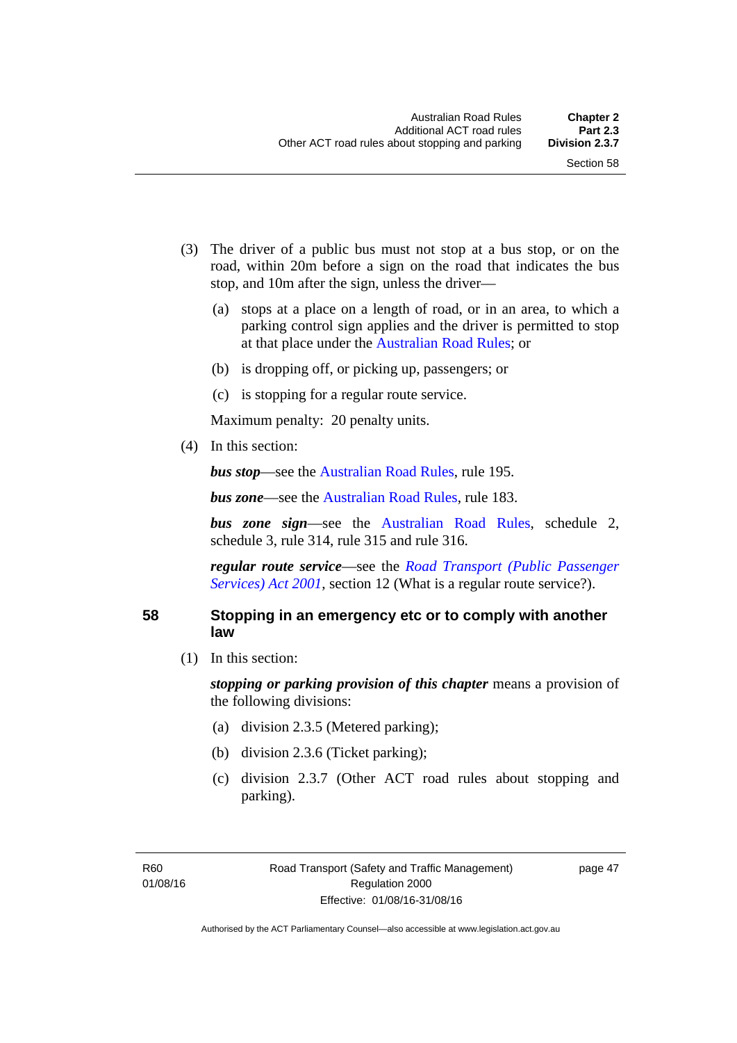(3) The driver of a public bus must not stop at a bus stop, or on the road, within 20m before a sign on the road that indicates the bus stop, and 10m after the sign, unless the driver—

(a) stops at a place on a length of road, or in an area, to which a parking control sign applies and the driver is permitted to stop at that place under the Australian Road Rules; or

(b) is dropping off, or picking up, passengers; or

(c) is stopping for a regular route service.

Maximum penalty: 20 penalty units.

(4) In this section:

***bus stop***—see the Australian Road Rules, rule 195.

***bus zone***—see the Australian Road Rules, rule 183.

***bus zone sign***—see the Australian Road Rules, schedule 2, schedule 3, rule 314, rule 315 and rule 316.

***regular route service***—see the *Road Transport (Public Passenger Services) Act 2001*, section 12 (What is a regular route service?).

## 58 Stopping in an emergency etc or to comply with another law

(1) In this section:

***stopping or parking provision of this chapter*** means a provision of the following divisions:

(a) division 2.3.5 (Metered parking);

(b) division 2.3.6 (Ticket parking);

(c) division 2.3.7 (Other ACT road rules about stopping and parking).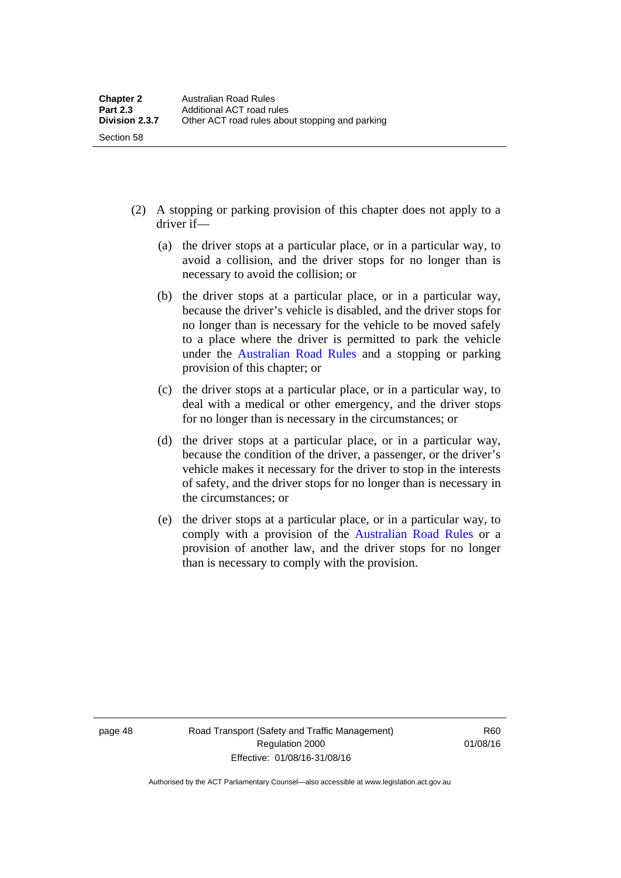(2) A stopping or parking provision of this chapter does not apply to a driver if—

(a) the driver stops at a particular place, or in a particular way, to avoid a collision, and the driver stops for no longer than is necessary to avoid the collision; or

(b) the driver stops at a particular place, or in a particular way, because the driver's vehicle is disabled, and the driver stops for no longer than is necessary for the vehicle to be moved safely to a place where the driver is permitted to park the vehicle under the Australian Road Rules and a stopping or parking provision of this chapter; or

(c) the driver stops at a particular place, or in a particular way, to deal with a medical or other emergency, and the driver stops for no longer than is necessary in the circumstances; or

(d) the driver stops at a particular place, or in a particular way, because the condition of the driver, a passenger, or the driver's vehicle makes it necessary for the driver to stop in the interests of safety, and the driver stops for no longer than is necessary in the circumstances; or

(e) the driver stops at a particular place, or in a particular way, to comply with a provision of the Australian Road Rules or a provision of another law, and the driver stops for no longer than is necessary to comply with the provision.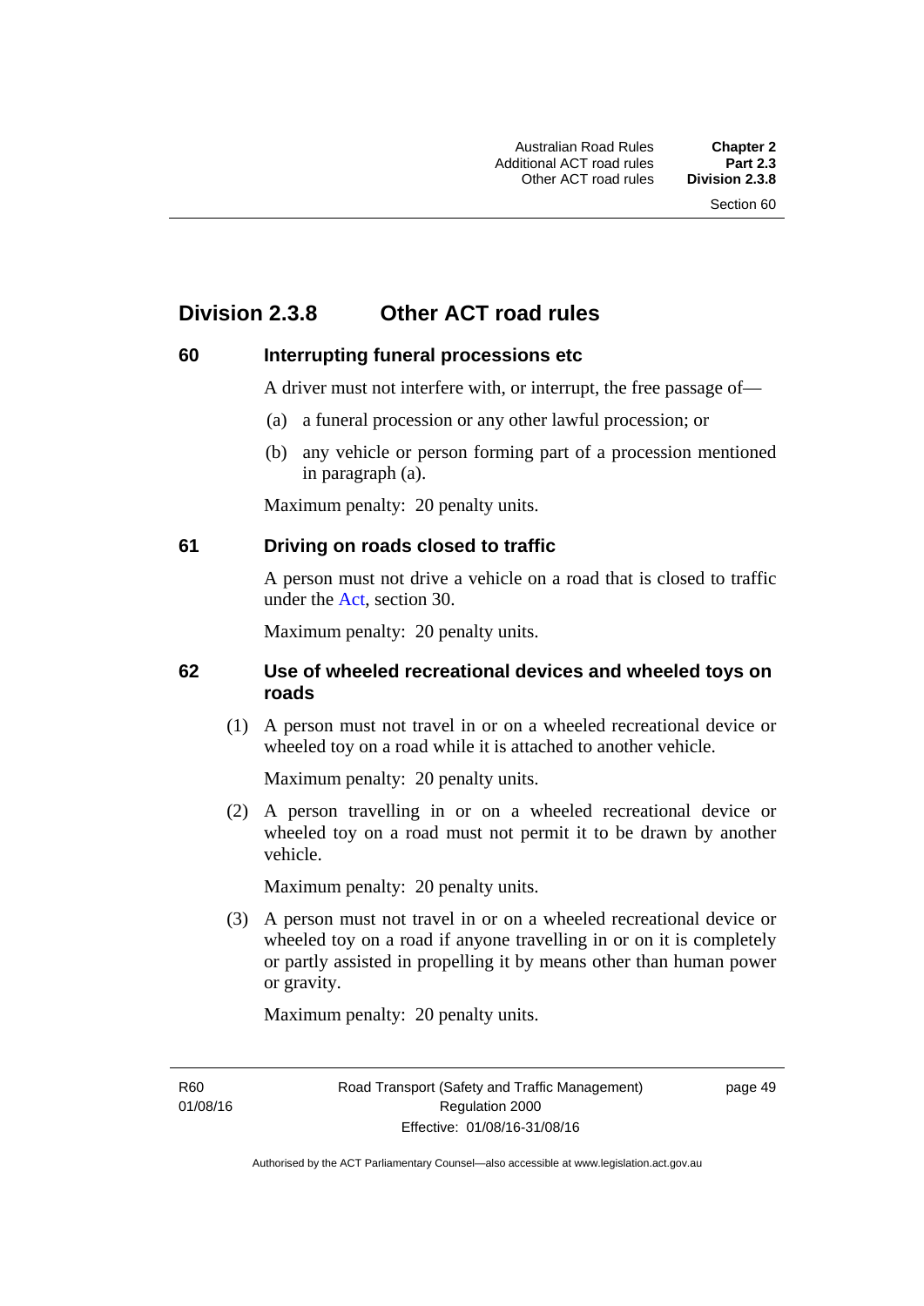## Division 2.3.8 Other ACT road rules

### 60 Interrupting funeral processions etc

A driver must not interfere with, or interrupt, the free passage of—

(a) a funeral procession or any other lawful procession; or

(b) any vehicle or person forming part of a procession mentioned in paragraph (a).

Maximum penalty: 20 penalty units.

### 61 Driving on roads closed to traffic

A person must not drive a vehicle on a road that is closed to traffic under the Act, section 30.

Maximum penalty: 20 penalty units.

### 62 Use of wheeled recreational devices and wheeled toys on roads

(1) A person must not travel in or on a wheeled recreational device or wheeled toy on a road while it is attached to another vehicle.

Maximum penalty: 20 penalty units.

(2) A person travelling in or on a wheeled recreational device or wheeled toy on a road must not permit it to be drawn by another vehicle.

Maximum penalty: 20 penalty units.

(3) A person must not travel in or on a wheeled recreational device or wheeled toy on a road if anyone travelling in or on it is completely or partly assisted in propelling it by means other than human power or gravity.

Maximum penalty: 20 penalty units.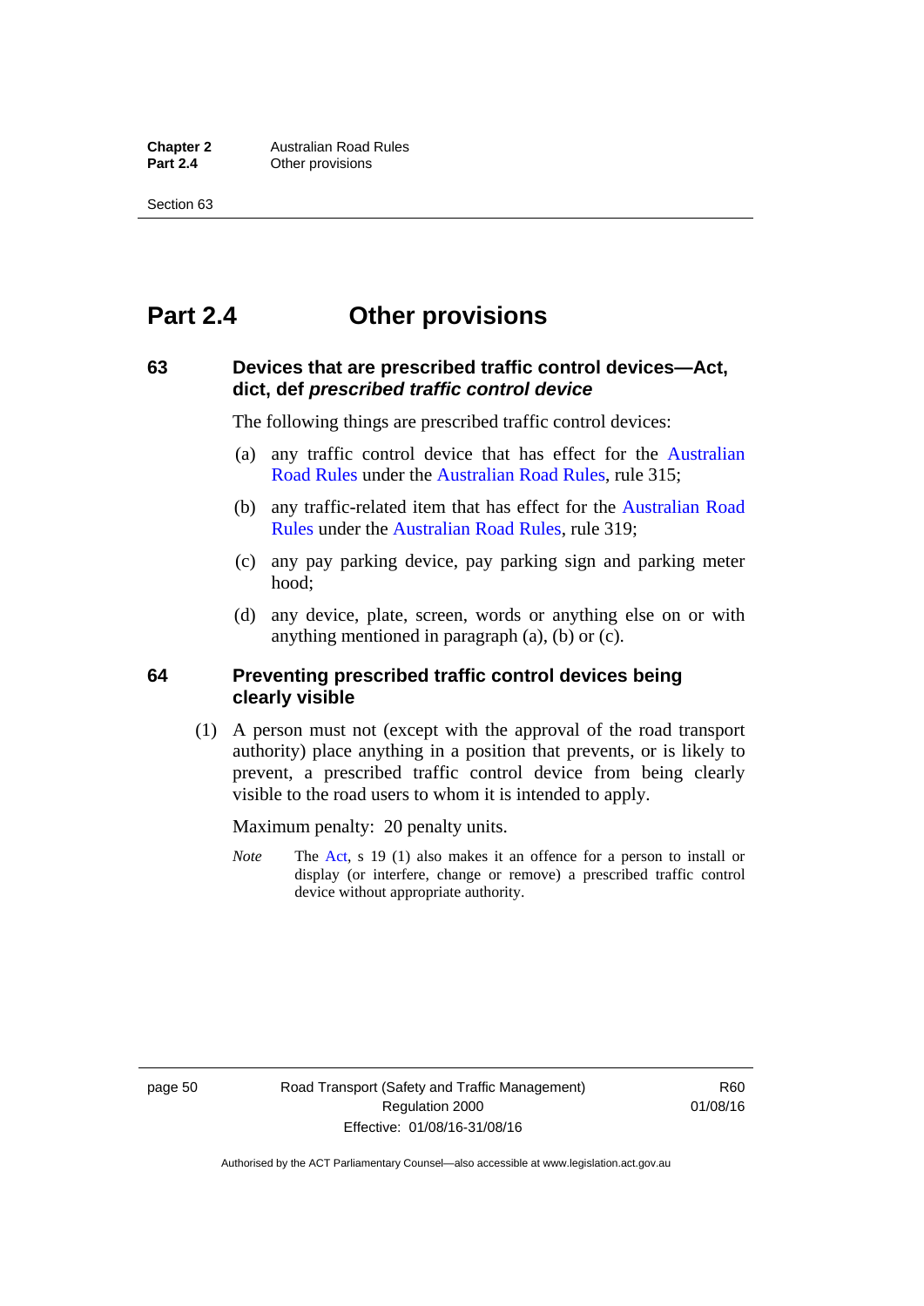# Part 2.4 Other provisions

### 63 Devices that are prescribed traffic control devices—Act, dict, def *prescribed traffic control device*

The following things are prescribed traffic control devices:

(a) any traffic control device that has effect for the Australian Road Rules under the Australian Road Rules, rule 315;

(b) any traffic-related item that has effect for the Australian Road Rules under the Australian Road Rules, rule 319;

(c) any pay parking device, pay parking sign and parking meter hood;

(d) any device, plate, screen, words or anything else on or with anything mentioned in paragraph (a), (b) or (c).

### 64 Preventing prescribed traffic control devices being clearly visible

(1) A person must not (except with the approval of the road transport authority) place anything in a position that prevents, or is likely to prevent, a prescribed traffic control device from being clearly visible to the road users to whom it is intended to apply.

Maximum penalty: 20 penalty units.

*Note* The Act, s 19 (1) also makes it an offence for a person to install or display (or interfere, change or remove) a prescribed traffic control device without appropriate authority.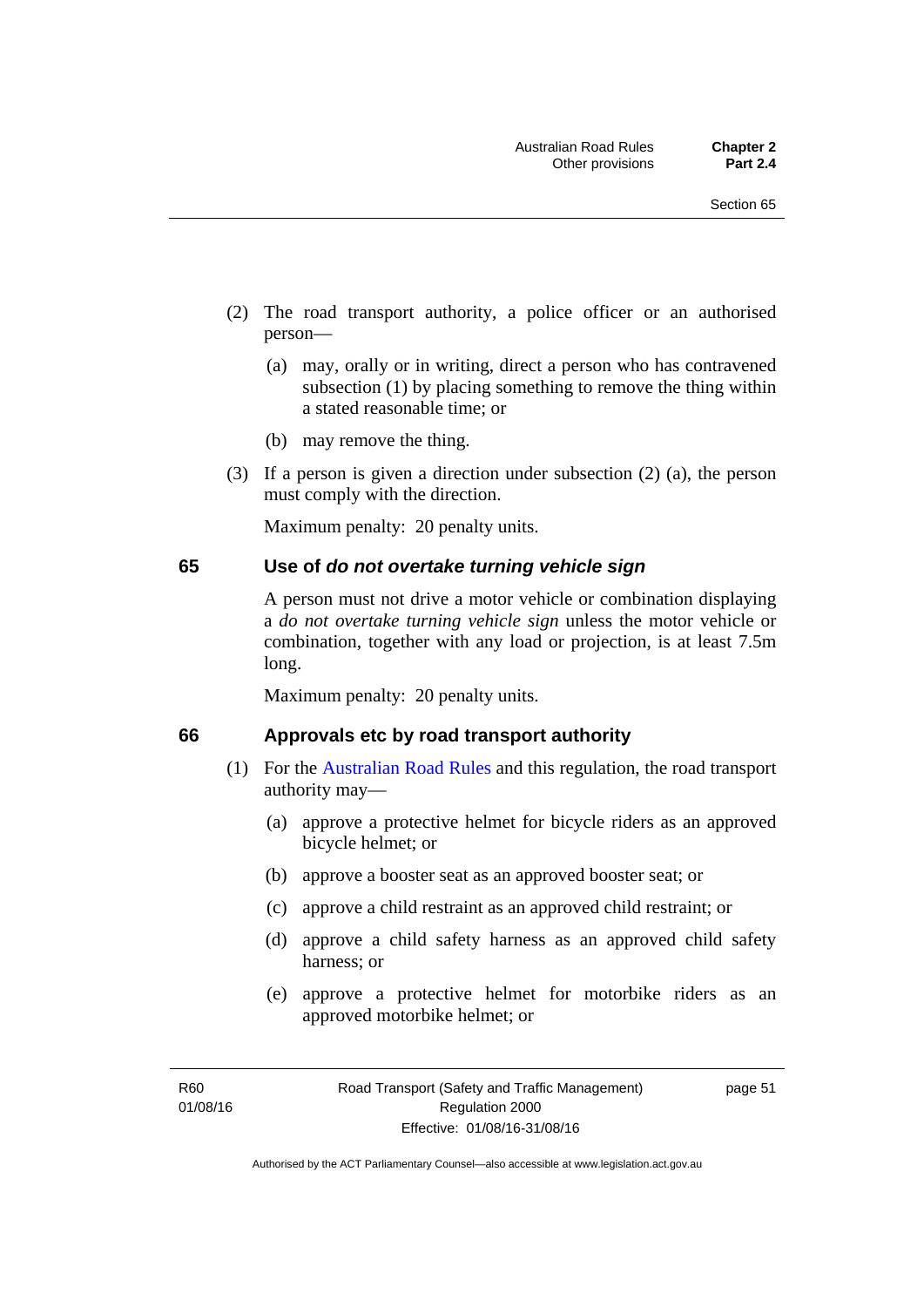(2) The road transport authority, a police officer or an authorised person—

(a) may, orally or in writing, direct a person who has contravened subsection (1) by placing something to remove the thing within a stated reasonable time; or

(b) may remove the thing.

(3) If a person is given a direction under subsection (2) (a), the person must comply with the direction.

Maximum penalty: 20 penalty units.

## 65 Use of *do not overtake turning vehicle sign*

A person must not drive a motor vehicle or combination displaying a *do not overtake turning vehicle sign* unless the motor vehicle or combination, together with any load or projection, is at least 7.5m long.

Maximum penalty: 20 penalty units.

## 66 Approvals etc by road transport authority

(1) For the Australian Road Rules and this regulation, the road transport authority may—

(a) approve a protective helmet for bicycle riders as an approved bicycle helmet; or

(b) approve a booster seat as an approved booster seat; or

(c) approve a child restraint as an approved child restraint; or

(d) approve a child safety harness as an approved child safety harness; or

(e) approve a protective helmet for motorbike riders as an approved motorbike helmet; or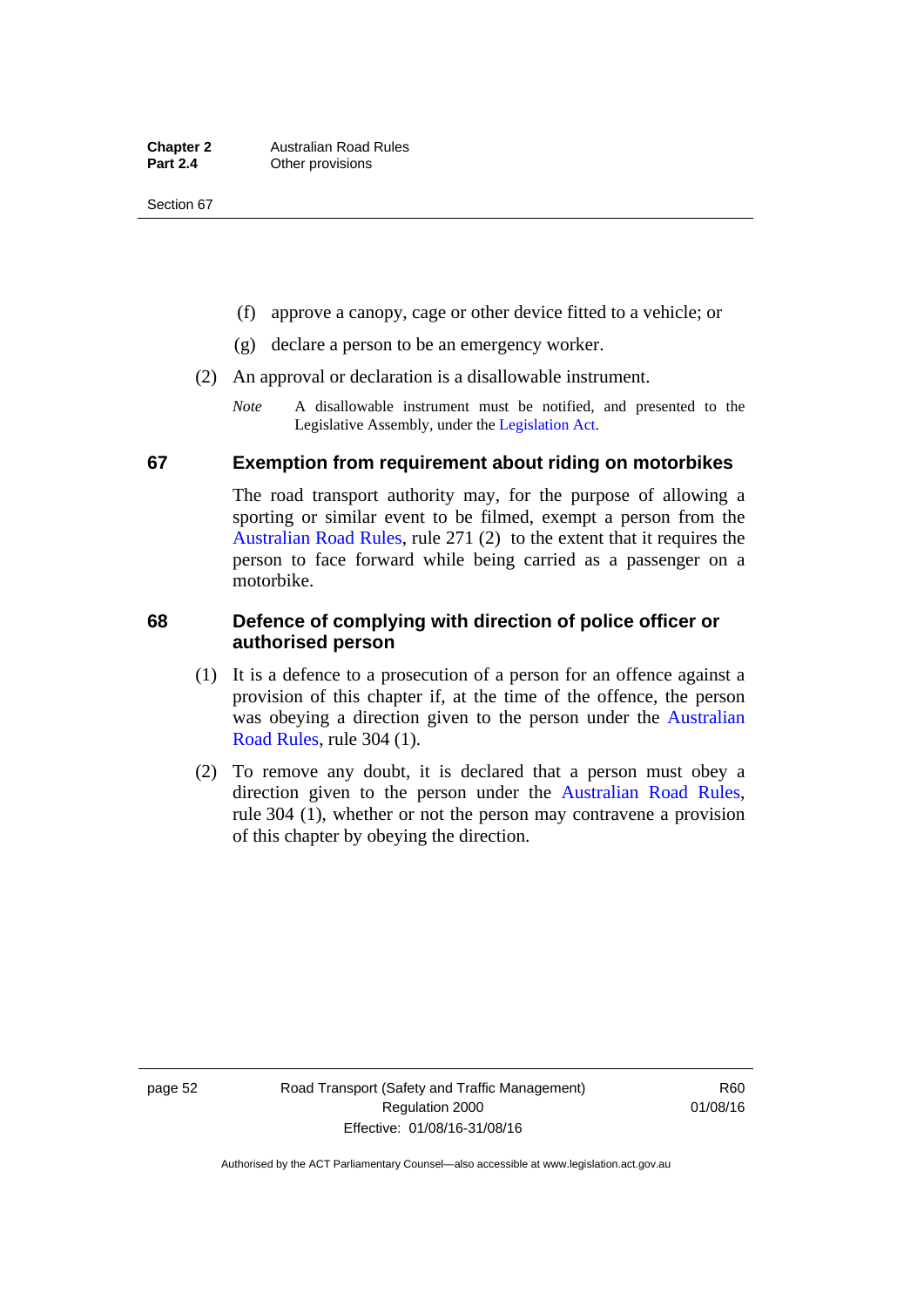(f) approve a canopy, cage or other device fitted to a vehicle; or

(g) declare a person to be an emergency worker.

(2) An approval or declaration is a disallowable instrument.

*Note* A disallowable instrument must be notified, and presented to the Legislative Assembly, under the Legislation Act.

## 67 Exemption from requirement about riding on motorbikes

The road transport authority may, for the purpose of allowing a sporting or similar event to be filmed, exempt a person from the Australian Road Rules, rule 271 (2) to the extent that it requires the person to face forward while being carried as a passenger on a motorbike.

## 68 Defence of complying with direction of police officer or authorised person

(1) It is a defence to a prosecution of a person for an offence against a provision of this chapter if, at the time of the offence, the person was obeying a direction given to the person under the Australian Road Rules, rule 304 (1).

(2) To remove any doubt, it is declared that a person must obey a direction given to the person under the Australian Road Rules, rule 304 (1), whether or not the person may contravene a provision of this chapter by obeying the direction.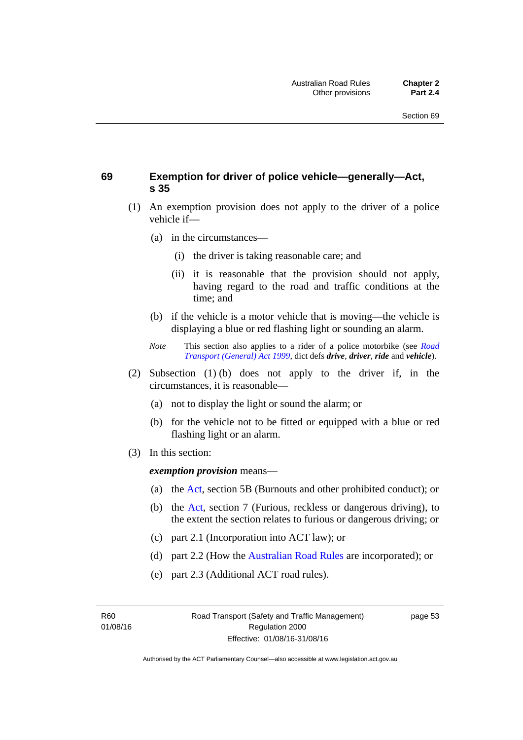### 69 Exemption for driver of police vehicle—generally—Act, s 35

(1) An exemption provision does not apply to the driver of a police vehicle if—

(a) in the circumstances—

(i) the driver is taking reasonable care; and

(ii) it is reasonable that the provision should not apply, having regard to the road and traffic conditions at the time; and

(b) if the vehicle is a motor vehicle that is moving—the vehicle is displaying a blue or red flashing light or sounding an alarm.

*Note* This section also applies to a rider of a police motorbike (see *Road Transport (General) Act 1999*, dict defs ***drive***, ***driver***, ***ride*** and ***vehicle***).

(2) Subsection (1) (b) does not apply to the driver if, in the circumstances, it is reasonable—

(a) not to display the light or sound the alarm; or

(b) for the vehicle not to be fitted or equipped with a blue or red flashing light or an alarm.

(3) In this section:

***exemption provision*** means—

(a) the Act, section 5B (Burnouts and other prohibited conduct); or

(b) the Act, section 7 (Furious, reckless or dangerous driving), to the extent the section relates to furious or dangerous driving; or

(c) part 2.1 (Incorporation into ACT law); or

(d) part 2.2 (How the Australian Road Rules are incorporated); or

(e) part 2.3 (Additional ACT road rules).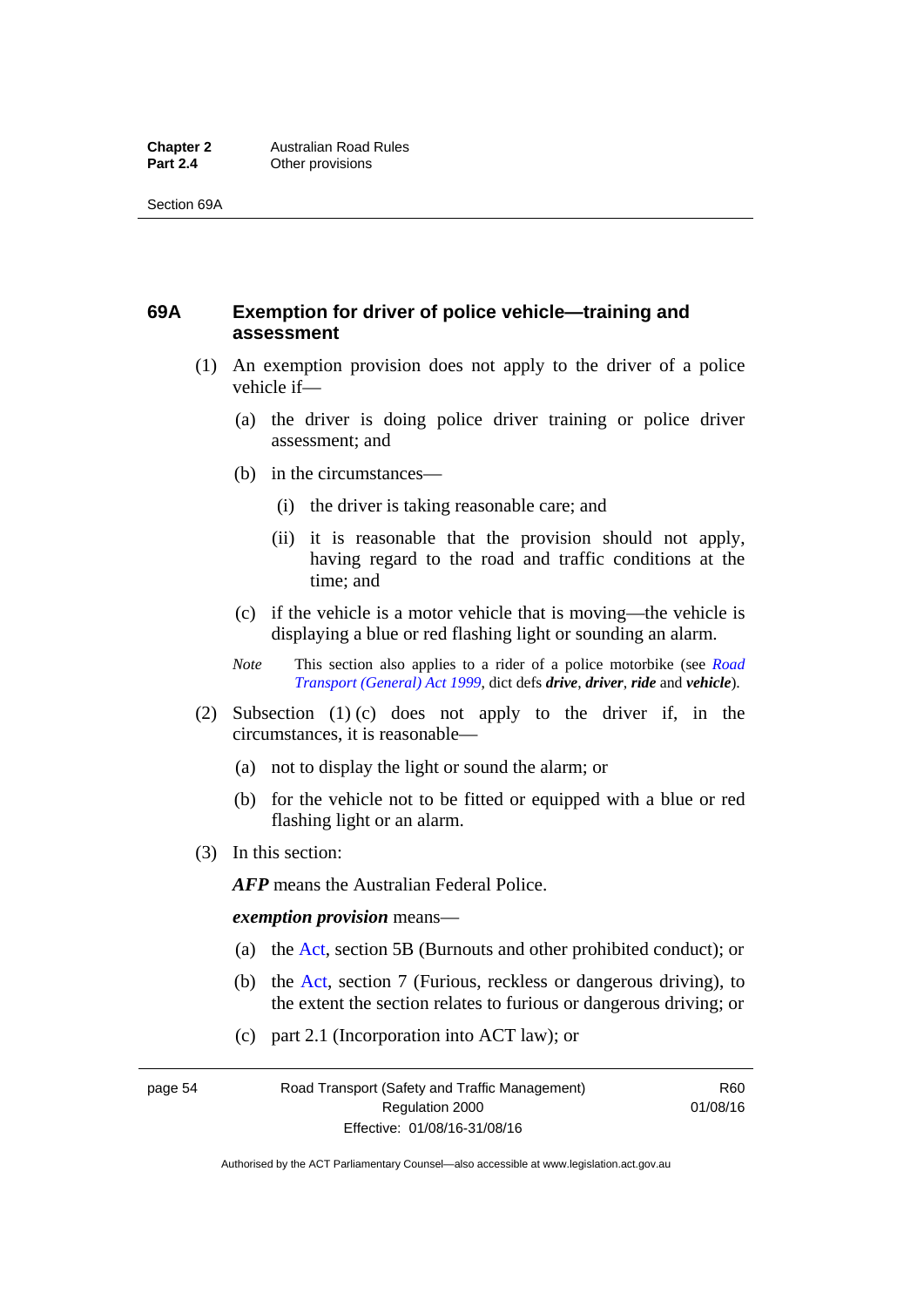## 69A Exemption for driver of police vehicle—training and assessment

(1) An exemption provision does not apply to the driver of a police vehicle if—

(a) the driver is doing police driver training or police driver assessment; and

(b) in the circumstances—

(i) the driver is taking reasonable care; and

(ii) it is reasonable that the provision should not apply, having regard to the road and traffic conditions at the time; and

(c) if the vehicle is a motor vehicle that is moving—the vehicle is displaying a blue or red flashing light or sounding an alarm.

*Note* This section also applies to a rider of a police motorbike (see *Road Transport (General) Act 1999*, dict defs ***drive***, ***driver***, ***ride*** and ***vehicle***).

(2) Subsection (1) (c) does not apply to the driver if, in the circumstances, it is reasonable—

(a) not to display the light or sound the alarm; or

(b) for the vehicle not to be fitted or equipped with a blue or red flashing light or an alarm.

(3) In this section:

***AFP*** means the Australian Federal Police.

***exemption provision*** means—

(a) the Act, section 5B (Burnouts and other prohibited conduct); or

(b) the Act, section 7 (Furious, reckless or dangerous driving), to the extent the section relates to furious or dangerous driving; or

(c) part 2.1 (Incorporation into ACT law); or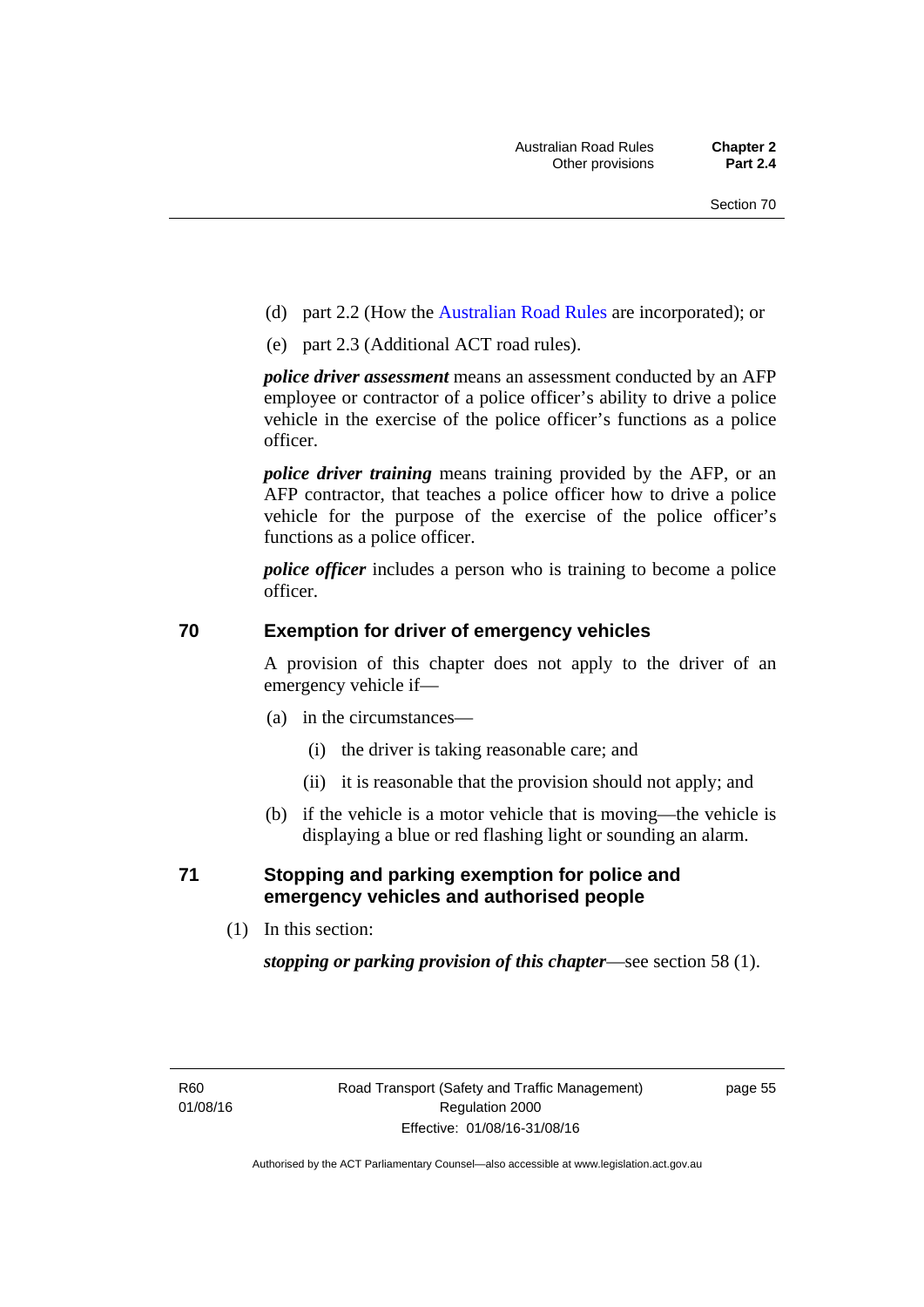(d) part 2.2 (How the Australian Road Rules are incorporated); or

(e) part 2.3 (Additional ACT road rules).

***police driver assessment*** means an assessment conducted by an AFP employee or contractor of a police officer's ability to drive a police vehicle in the exercise of the police officer's functions as a police officer.

***police driver training*** means training provided by the AFP, or an AFP contractor, that teaches a police officer how to drive a police vehicle for the purpose of the exercise of the police officer's functions as a police officer.

***police officer*** includes a person who is training to become a police officer.

## 70 Exemption for driver of emergency vehicles

A provision of this chapter does not apply to the driver of an emergency vehicle if—

(a) in the circumstances—

(i) the driver is taking reasonable care; and

(ii) it is reasonable that the provision should not apply; and

(b) if the vehicle is a motor vehicle that is moving—the vehicle is displaying a blue or red flashing light or sounding an alarm.

## 71 Stopping and parking exemption for police and emergency vehicles and authorised people

(1) In this section:

***stopping or parking provision of this chapter***—see section 58 (1).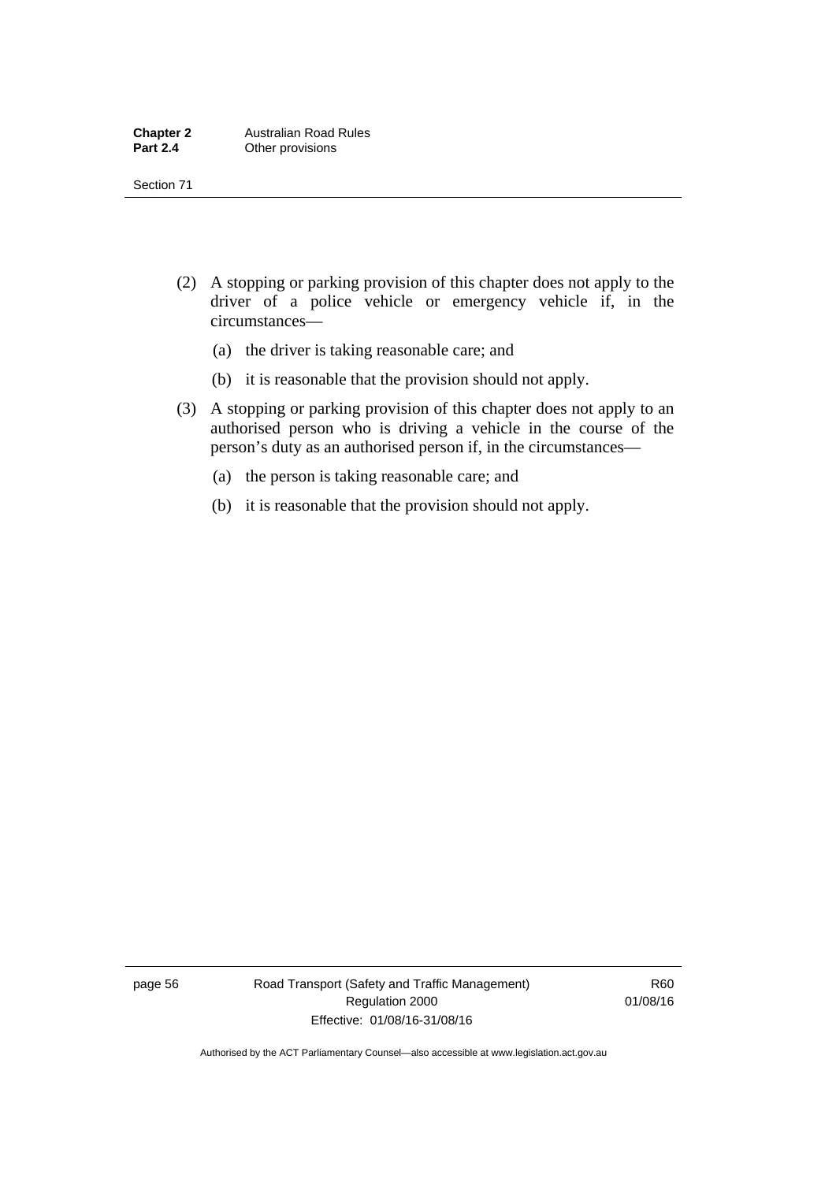(2) A stopping or parking provision of this chapter does not apply to the driver of a police vehicle or emergency vehicle if, in the circumstances—

(a) the driver is taking reasonable care; and

(b) it is reasonable that the provision should not apply.

(3) A stopping or parking provision of this chapter does not apply to an authorised person who is driving a vehicle in the course of the person's duty as an authorised person if, in the circumstances—

(a) the person is taking reasonable care; and

(b) it is reasonable that the provision should not apply.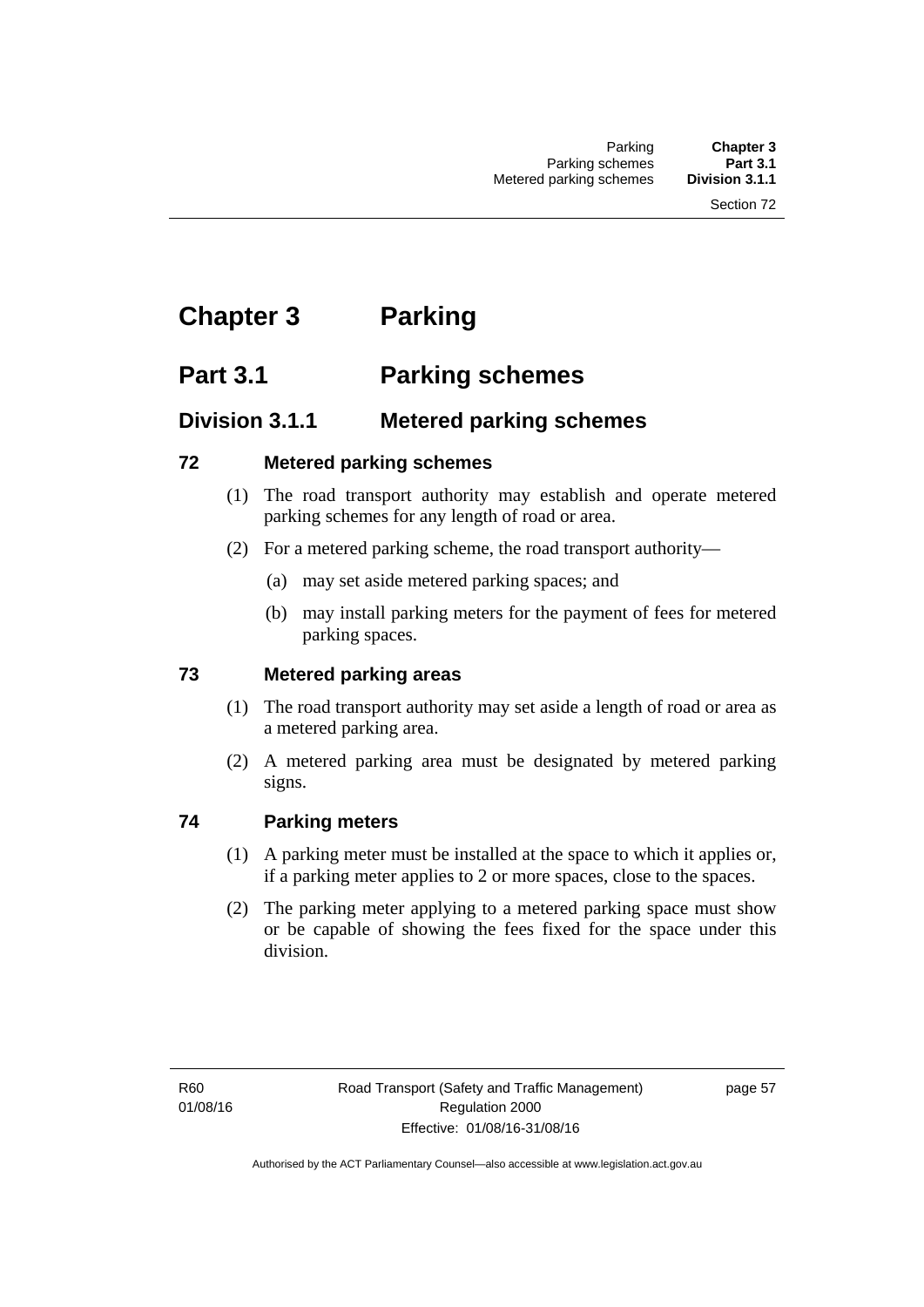# Chapter 3 Parking

## Part 3.1 Parking schemes

### Division 3.1.1 Metered parking schemes

#### 72 Metered parking schemes

(1) The road transport authority may establish and operate metered parking schemes for any length of road or area.

(2) For a metered parking scheme, the road transport authority—

(a) may set aside metered parking spaces; and

(b) may install parking meters for the payment of fees for metered parking spaces.

#### 73 Metered parking areas

(1) The road transport authority may set aside a length of road or area as a metered parking area.

(2) A metered parking area must be designated by metered parking signs.

#### 74 Parking meters

(1) A parking meter must be installed at the space to which it applies or, if a parking meter applies to 2 or more spaces, close to the spaces.

(2) The parking meter applying to a metered parking space must show or be capable of showing the fees fixed for the space under this division.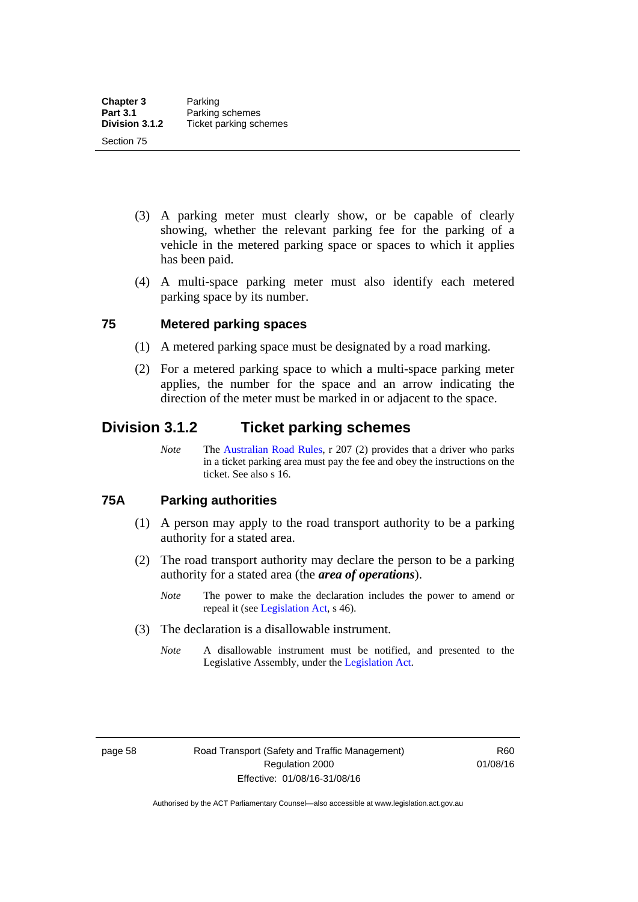(3) A parking meter must clearly show, or be capable of clearly showing, whether the relevant parking fee for the parking of a vehicle in the metered parking space or spaces to which it applies has been paid.

(4) A multi-space parking meter must also identify each metered parking space by its number.

### 75 Metered parking spaces

(1) A metered parking space must be designated by a road marking.

(2) For a metered parking space to which a multi-space parking meter applies, the number for the space and an arrow indicating the direction of the meter must be marked in or adjacent to the space.

## Division 3.1.2 Ticket parking schemes

*Note* The Australian Road Rules, r 207 (2) provides that a driver who parks in a ticket parking area must pay the fee and obey the instructions on the ticket. See also s 16.

### 75A Parking authorities

(1) A person may apply to the road transport authority to be a parking authority for a stated area.

(2) The road transport authority may declare the person to be a parking authority for a stated area (the ***area of operations***).

*Note* The power to make the declaration includes the power to amend or repeal it (see Legislation Act, s 46).

(3) The declaration is a disallowable instrument.

*Note* A disallowable instrument must be notified, and presented to the Legislative Assembly, under the Legislation Act.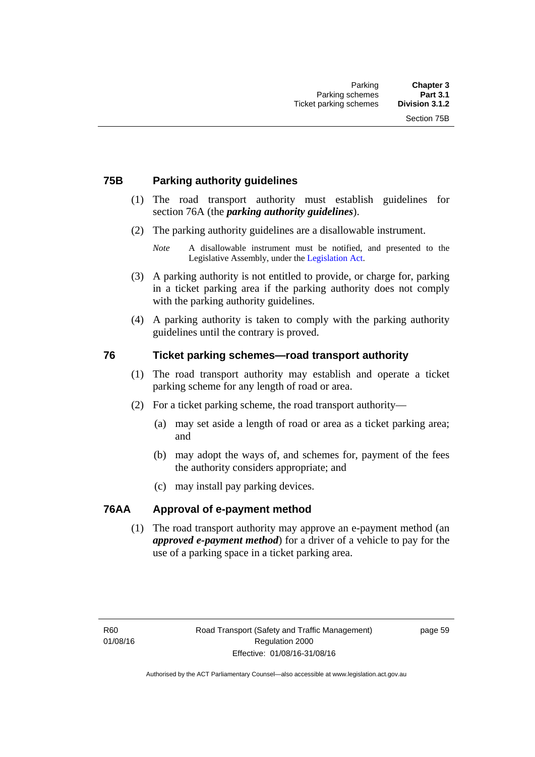## 75B Parking authority guidelines

(1) The road transport authority must establish guidelines for section 76A (the ***parking authority guidelines***).

(2) The parking authority guidelines are a disallowable instrument.

*Note* A disallowable instrument must be notified, and presented to the Legislative Assembly, under the Legislation Act.

(3) A parking authority is not entitled to provide, or charge for, parking in a ticket parking area if the parking authority does not comply with the parking authority guidelines.

(4) A parking authority is taken to comply with the parking authority guidelines until the contrary is proved.

## 76 Ticket parking schemes—road transport authority

(1) The road transport authority may establish and operate a ticket parking scheme for any length of road or area.

(2) For a ticket parking scheme, the road transport authority—

(a) may set aside a length of road or area as a ticket parking area; and

(b) may adopt the ways of, and schemes for, payment of the fees the authority considers appropriate; and

(c) may install pay parking devices.

## 76AA Approval of e-payment method

(1) The road transport authority may approve an e-payment method (an ***approved e-payment method***) for a driver of a vehicle to pay for the use of a parking space in a ticket parking area.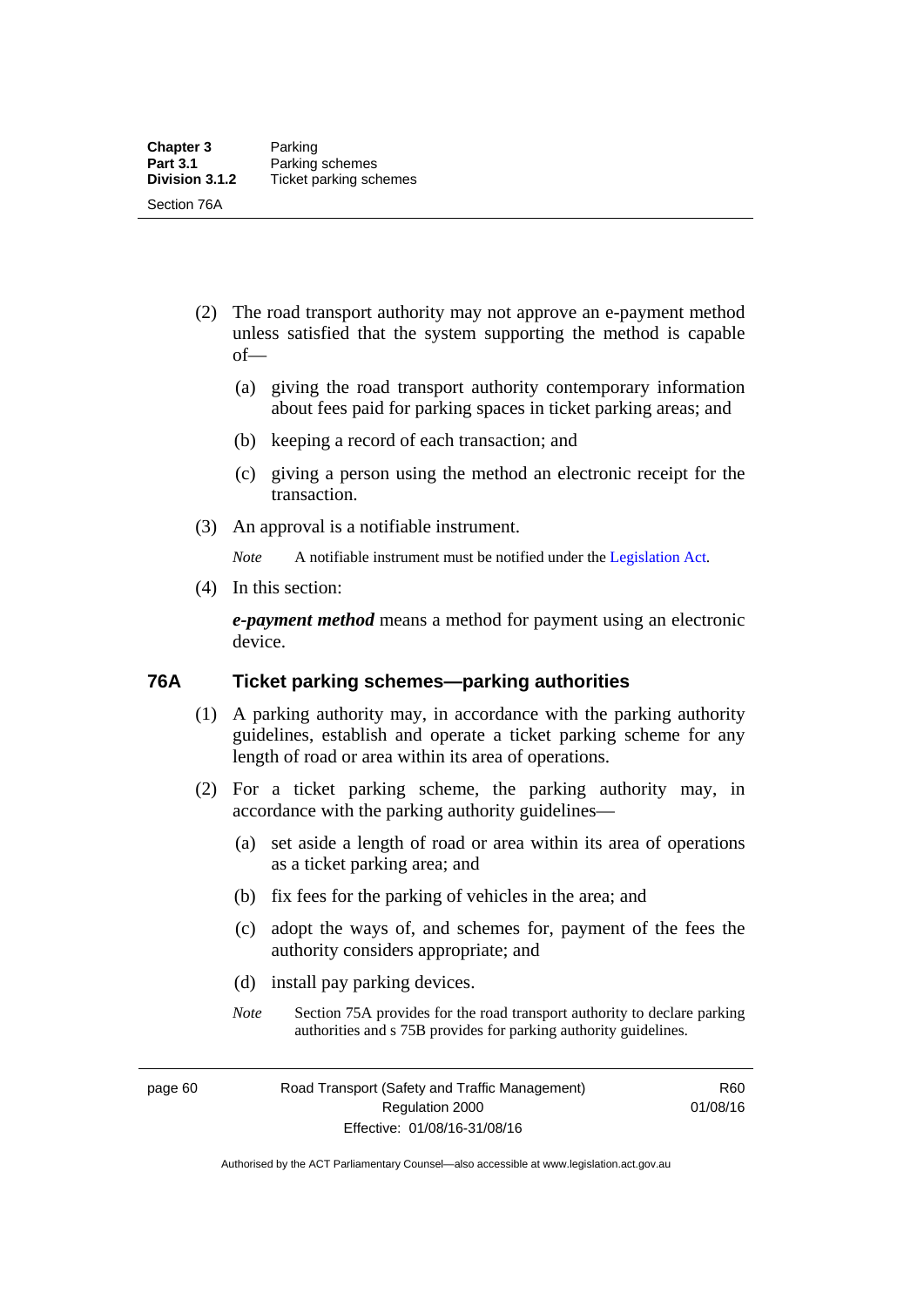(2) The road transport authority may not approve an e-payment method unless satisfied that the system supporting the method is capable of—

(a) giving the road transport authority contemporary information about fees paid for parking spaces in ticket parking areas; and

(b) keeping a record of each transaction; and

(c) giving a person using the method an electronic receipt for the transaction.

(3) An approval is a notifiable instrument.

*Note* A notifiable instrument must be notified under the Legislation Act.

(4) In this section:

***e-payment method*** means a method for payment using an electronic device.

### 76A Ticket parking schemes—parking authorities

(1) A parking authority may, in accordance with the parking authority guidelines, establish and operate a ticket parking scheme for any length of road or area within its area of operations.

(2) For a ticket parking scheme, the parking authority may, in accordance with the parking authority guidelines—

(a) set aside a length of road or area within its area of operations as a ticket parking area; and

(b) fix fees for the parking of vehicles in the area; and

(c) adopt the ways of, and schemes for, payment of the fees the authority considers appropriate; and

(d) install pay parking devices.

*Note* Section 75A provides for the road transport authority to declare parking authorities and s 75B provides for parking authority guidelines.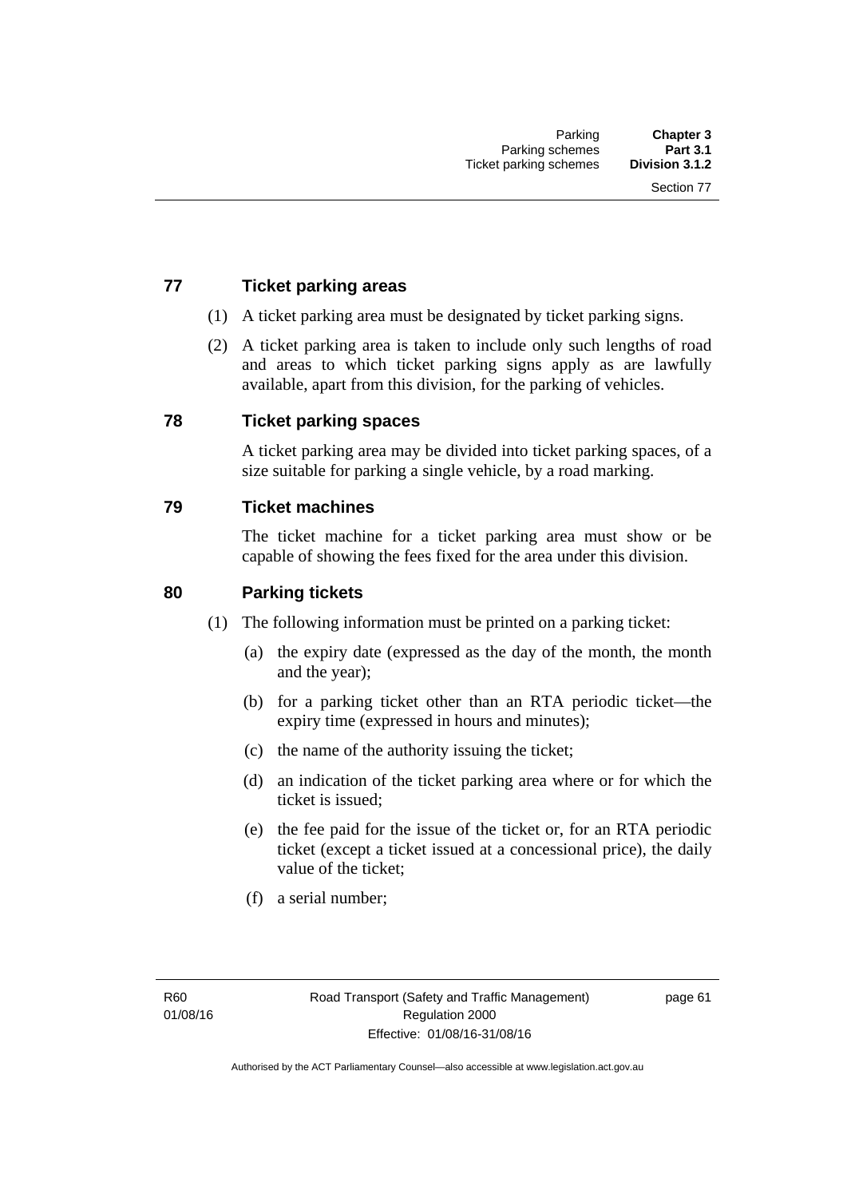## 77 Ticket parking areas

(1) A ticket parking area must be designated by ticket parking signs.

(2) A ticket parking area is taken to include only such lengths of road and areas to which ticket parking signs apply as are lawfully available, apart from this division, for the parking of vehicles.

## 78 Ticket parking spaces

A ticket parking area may be divided into ticket parking spaces, of a size suitable for parking a single vehicle, by a road marking.

## 79 Ticket machines

The ticket machine for a ticket parking area must show or be capable of showing the fees fixed for the area under this division.

## 80 Parking tickets

(1) The following information must be printed on a parking ticket:

(a) the expiry date (expressed as the day of the month, the month and the year);

(b) for a parking ticket other than an RTA periodic ticket—the expiry time (expressed in hours and minutes);

(c) the name of the authority issuing the ticket;

(d) an indication of the ticket parking area where or for which the ticket is issued;

(e) the fee paid for the issue of the ticket or, for an RTA periodic ticket (except a ticket issued at a concessional price), the daily value of the ticket;

(f) a serial number;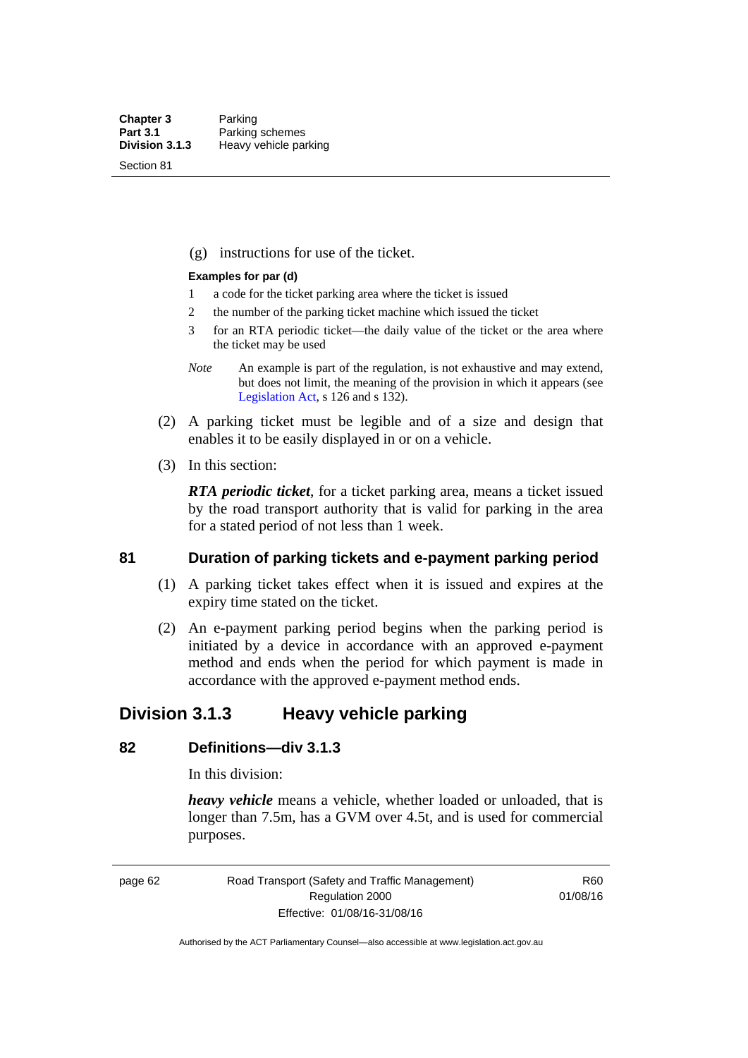(g) instructions for use of the ticket.

**Examples for par (d)**

1 a code for the ticket parking area where the ticket is issued

2 the number of the parking ticket machine which issued the ticket

3 for an RTA periodic ticket—the daily value of the ticket or the area where the ticket may be used

*Note* An example is part of the regulation, is not exhaustive and may extend, but does not limit, the meaning of the provision in which it appears (see Legislation Act, s 126 and s 132).

(2) A parking ticket must be legible and of a size and design that enables it to be easily displayed in or on a vehicle.

(3) In this section:

***RTA periodic ticket***, for a ticket parking area, means a ticket issued by the road transport authority that is valid for parking in the area for a stated period of not less than 1 week.

### 81 Duration of parking tickets and e-payment parking period

(1) A parking ticket takes effect when it is issued and expires at the expiry time stated on the ticket.

(2) An e-payment parking period begins when the parking period is initiated by a device in accordance with an approved e-payment method and ends when the period for which payment is made in accordance with the approved e-payment method ends.

## Division 3.1.3 Heavy vehicle parking

### 82 Definitions—div 3.1.3

In this division:

***heavy vehicle*** means a vehicle, whether loaded or unloaded, that is longer than 7.5m, has a GVM over 4.5t, and is used for commercial purposes.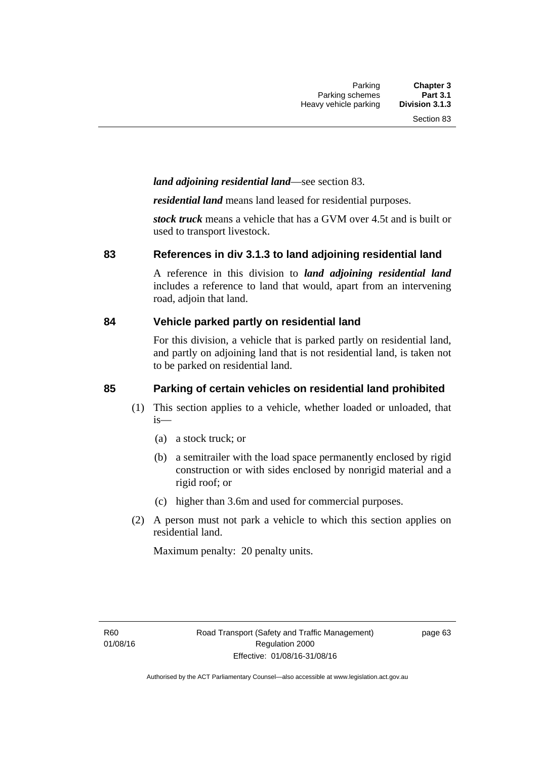***land adjoining residential land***—see section 83.

***residential land*** means land leased for residential purposes.

***stock truck*** means a vehicle that has a GVM over 4.5t and is built or used to transport livestock.

## 83 References in div 3.1.3 to land adjoining residential land

A reference in this division to ***land adjoining residential land*** includes a reference to land that would, apart from an intervening road, adjoin that land.

## 84 Vehicle parked partly on residential land

For this division, a vehicle that is parked partly on residential land, and partly on adjoining land that is not residential land, is taken not to be parked on residential land.

## 85 Parking of certain vehicles on residential land prohibited

(1) This section applies to a vehicle, whether loaded or unloaded, that is—

  (a) a stock truck; or

  (b) a semitrailer with the load space permanently enclosed by rigid construction or with sides enclosed by nonrigid material and a rigid roof; or

  (c) higher than 3.6m and used for commercial purposes.

(2) A person must not park a vehicle to which this section applies on residential land.

Maximum penalty: 20 penalty units.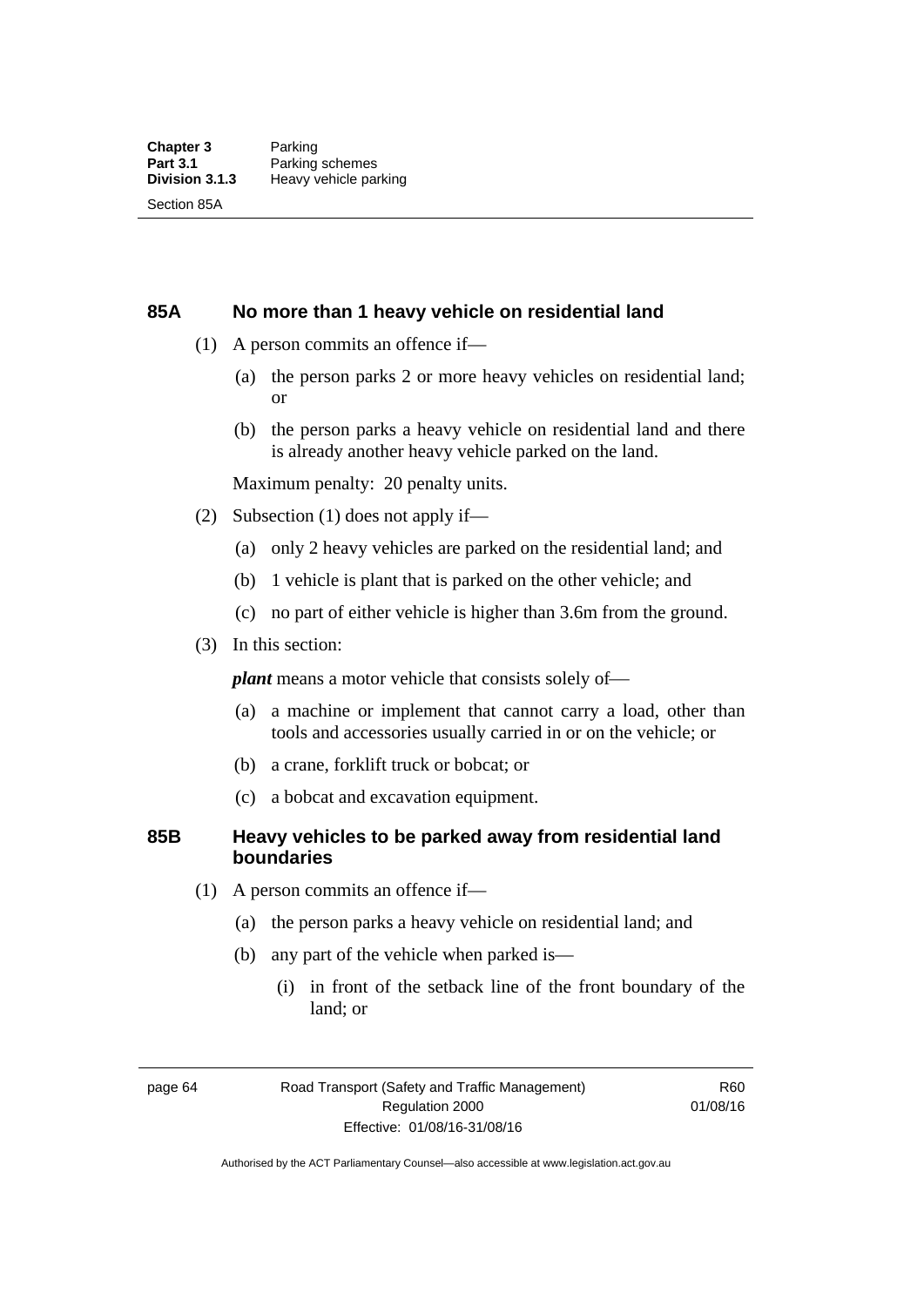## 85A No more than 1 heavy vehicle on residential land

(1) A person commits an offence if—

(a) the person parks 2 or more heavy vehicles on residential land; or

(b) the person parks a heavy vehicle on residential land and there is already another heavy vehicle parked on the land.

Maximum penalty: 20 penalty units.

(2) Subsection (1) does not apply if—

(a) only 2 heavy vehicles are parked on the residential land; and

(b) 1 vehicle is plant that is parked on the other vehicle; and

(c) no part of either vehicle is higher than 3.6m from the ground.

(3) In this section:

***plant*** means a motor vehicle that consists solely of—

(a) a machine or implement that cannot carry a load, other than tools and accessories usually carried in or on the vehicle; or

(b) a crane, forklift truck or bobcat; or

(c) a bobcat and excavation equipment.

## 85B Heavy vehicles to be parked away from residential land boundaries

(1) A person commits an offence if—

(a) the person parks a heavy vehicle on residential land; and

(b) any part of the vehicle when parked is—

(i) in front of the setback line of the front boundary of the land; or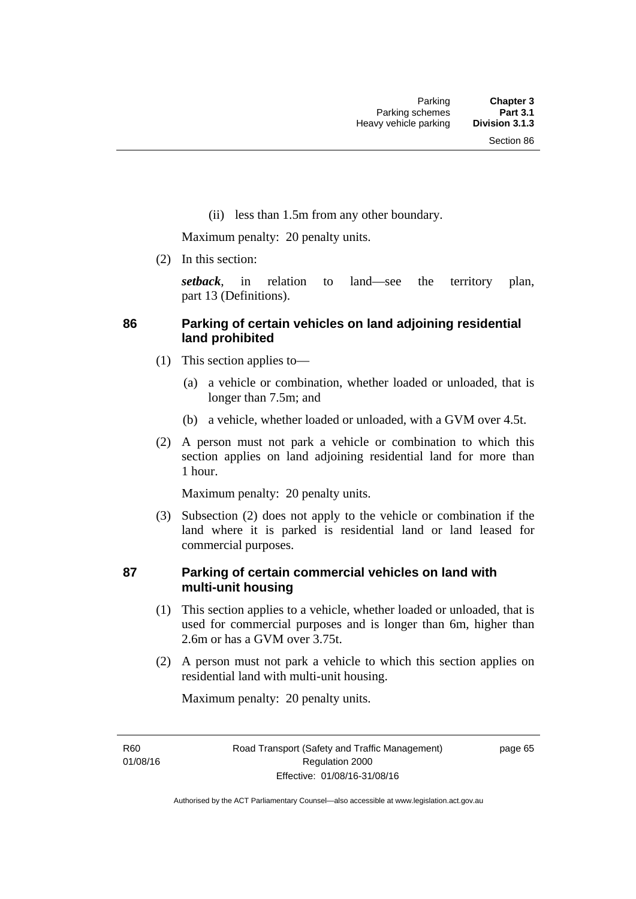(ii) less than 1.5m from any other boundary.

Maximum penalty: 20 penalty units.

(2) In this section:

***setback***, in relation to land—see the territory plan, part 13 (Definitions).

## 86 Parking of certain vehicles on land adjoining residential land prohibited

(1) This section applies to—

(a) a vehicle or combination, whether loaded or unloaded, that is longer than 7.5m; and

(b) a vehicle, whether loaded or unloaded, with a GVM over 4.5t.

(2) A person must not park a vehicle or combination to which this section applies on land adjoining residential land for more than 1 hour.

Maximum penalty: 20 penalty units.

(3) Subsection (2) does not apply to the vehicle or combination if the land where it is parked is residential land or land leased for commercial purposes.

## 87 Parking of certain commercial vehicles on land with multi-unit housing

(1) This section applies to a vehicle, whether loaded or unloaded, that is used for commercial purposes and is longer than 6m, higher than 2.6m or has a GVM over 3.75t.

(2) A person must not park a vehicle to which this section applies on residential land with multi-unit housing.

Maximum penalty: 20 penalty units.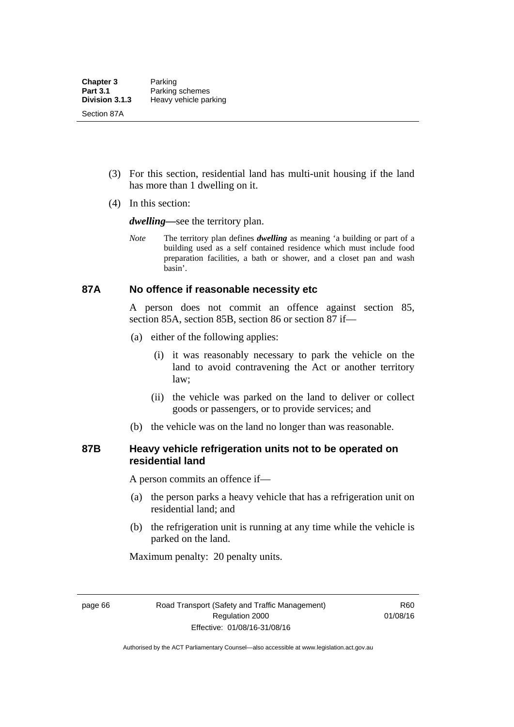(3) For this section, residential land has multi-unit housing if the land has more than 1 dwelling on it.

(4) In this section:

***dwelling***—see the territory plan.

*Note* The territory plan defines ***dwelling*** as meaning 'a building or part of a building used as a self contained residence which must include food preparation facilities, a bath or shower, and a closet pan and wash basin'.

### 87A No offence if reasonable necessity etc

A person does not commit an offence against section 85, section 85A, section 85B, section 86 or section 87 if—

(a) either of the following applies:

  (i) it was reasonably necessary to park the vehicle on the land to avoid contravening the Act or another territory law;

  (ii) the vehicle was parked on the land to deliver or collect goods or passengers, or to provide services; and

(b) the vehicle was on the land no longer than was reasonable.

### 87B Heavy vehicle refrigeration units not to be operated on residential land

A person commits an offence if—

(a) the person parks a heavy vehicle that has a refrigeration unit on residential land; and

(b) the refrigeration unit is running at any time while the vehicle is parked on the land.

Maximum penalty: 20 penalty units.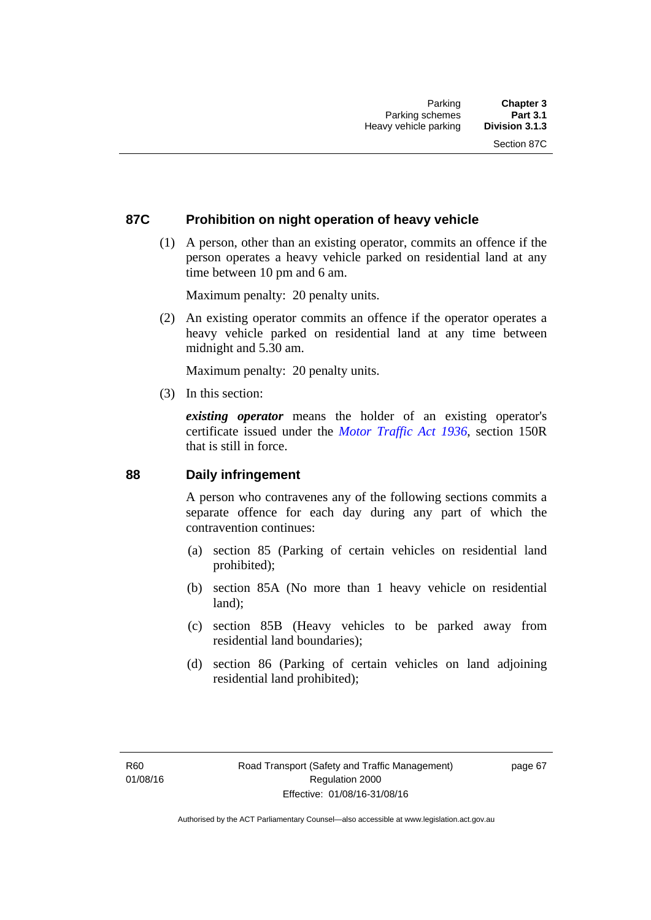## 87C Prohibition on night operation of heavy vehicle

(1) A person, other than an existing operator, commits an offence if the person operates a heavy vehicle parked on residential land at any time between 10 pm and 6 am.

Maximum penalty: 20 penalty units.

(2) An existing operator commits an offence if the operator operates a heavy vehicle parked on residential land at any time between midnight and 5.30 am.

Maximum penalty: 20 penalty units.

(3) In this section:

***existing operator*** means the holder of an existing operator's certificate issued under the *Motor Traffic Act 1936*, section 150R that is still in force.

## 88 Daily infringement

A person who contravenes any of the following sections commits a separate offence for each day during any part of which the contravention continues:

(a) section 85 (Parking of certain vehicles on residential land prohibited);

(b) section 85A (No more than 1 heavy vehicle on residential land);

(c) section 85B (Heavy vehicles to be parked away from residential land boundaries);

(d) section 86 (Parking of certain vehicles on land adjoining residential land prohibited);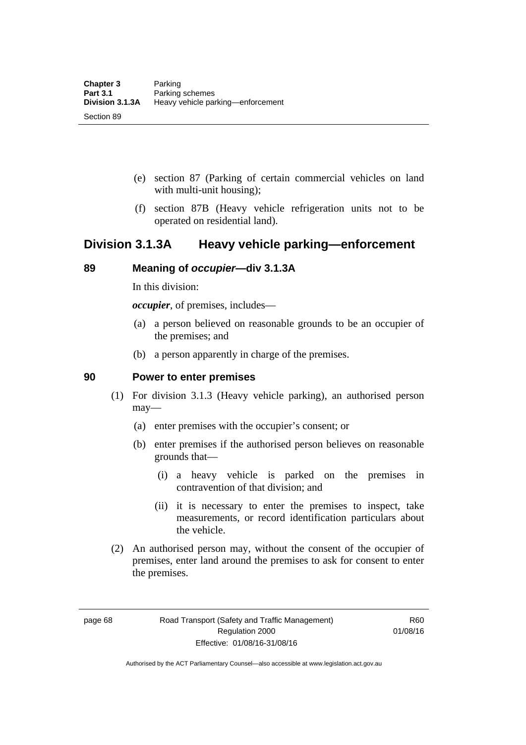(e) section 87 (Parking of certain commercial vehicles on land with multi-unit housing);

(f) section 87B (Heavy vehicle refrigeration units not to be operated on residential land).

## Division 3.1.3A Heavy vehicle parking—enforcement

### 89 Meaning of *occupier*—div 3.1.3A

In this division:

***occupier***, of premises, includes—

(a) a person believed on reasonable grounds to be an occupier of the premises; and

(b) a person apparently in charge of the premises.

### 90 Power to enter premises

(1) For division 3.1.3 (Heavy vehicle parking), an authorised person may—

(a) enter premises with the occupier's consent; or

(b) enter premises if the authorised person believes on reasonable grounds that—

(i) a heavy vehicle is parked on the premises in contravention of that division; and

(ii) it is necessary to enter the premises to inspect, take measurements, or record identification particulars about the vehicle.

(2) An authorised person may, without the consent of the occupier of premises, enter land around the premises to ask for consent to enter the premises.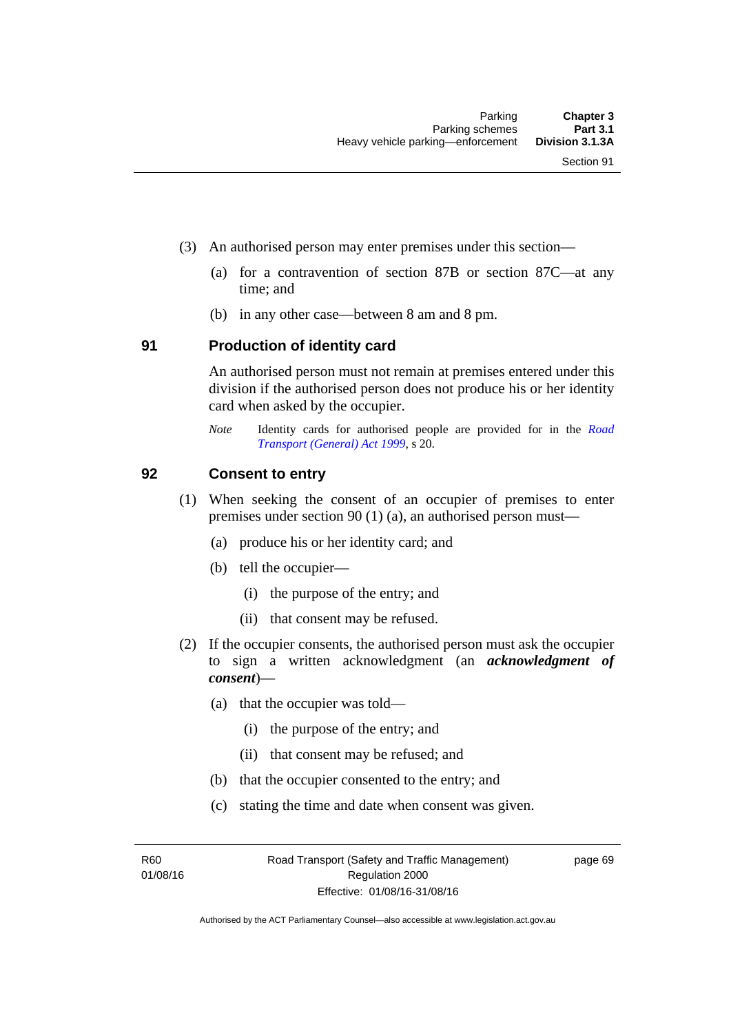(3) An authorised person may enter premises under this section—

(a) for a contravention of section 87B or section 87C—at any time; and

(b) in any other case—between 8 am and 8 pm.

## 91 Production of identity card

An authorised person must not remain at premises entered under this division if the authorised person does not produce his or her identity card when asked by the occupier.

*Note* Identity cards for authorised people are provided for in the *Road Transport (General) Act 1999*, s 20.

## 92 Consent to entry

(1) When seeking the consent of an occupier of premises to enter premises under section 90 (1) (a), an authorised person must—

(a) produce his or her identity card; and

(b) tell the occupier—

(i) the purpose of the entry; and

(ii) that consent may be refused.

(2) If the occupier consents, the authorised person must ask the occupier to sign a written acknowledgment (an ***acknowledgment of consent***)—

(a) that the occupier was told—

(i) the purpose of the entry; and

(ii) that consent may be refused; and

(b) that the occupier consented to the entry; and

(c) stating the time and date when consent was given.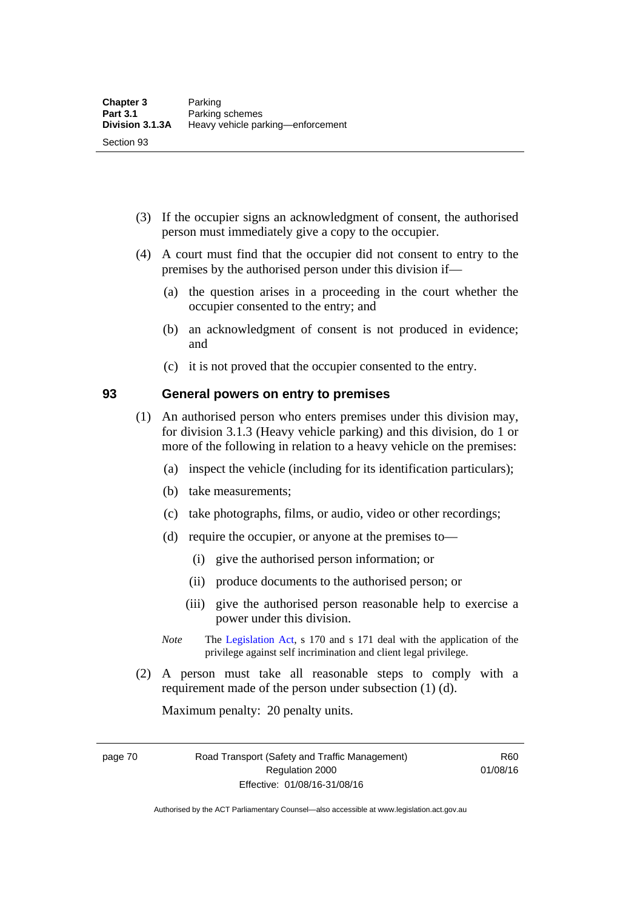(3) If the occupier signs an acknowledgment of consent, the authorised person must immediately give a copy to the occupier.

(4) A court must find that the occupier did not consent to entry to the premises by the authorised person under this division if—

(a) the question arises in a proceeding in the court whether the occupier consented to the entry; and

(b) an acknowledgment of consent is not produced in evidence; and

(c) it is not proved that the occupier consented to the entry.

## 93 General powers on entry to premises

(1) An authorised person who enters premises under this division may, for division 3.1.3 (Heavy vehicle parking) and this division, do 1 or more of the following in relation to a heavy vehicle on the premises:

(a) inspect the vehicle (including for its identification particulars);

(b) take measurements;

(c) take photographs, films, or audio, video or other recordings;

(d) require the occupier, or anyone at the premises to—

(i) give the authorised person information; or

(ii) produce documents to the authorised person; or

(iii) give the authorised person reasonable help to exercise a power under this division.

*Note* The Legislation Act, s 170 and s 171 deal with the application of the privilege against self incrimination and client legal privilege.

(2) A person must take all reasonable steps to comply with a requirement made of the person under subsection (1) (d).

Maximum penalty: 20 penalty units.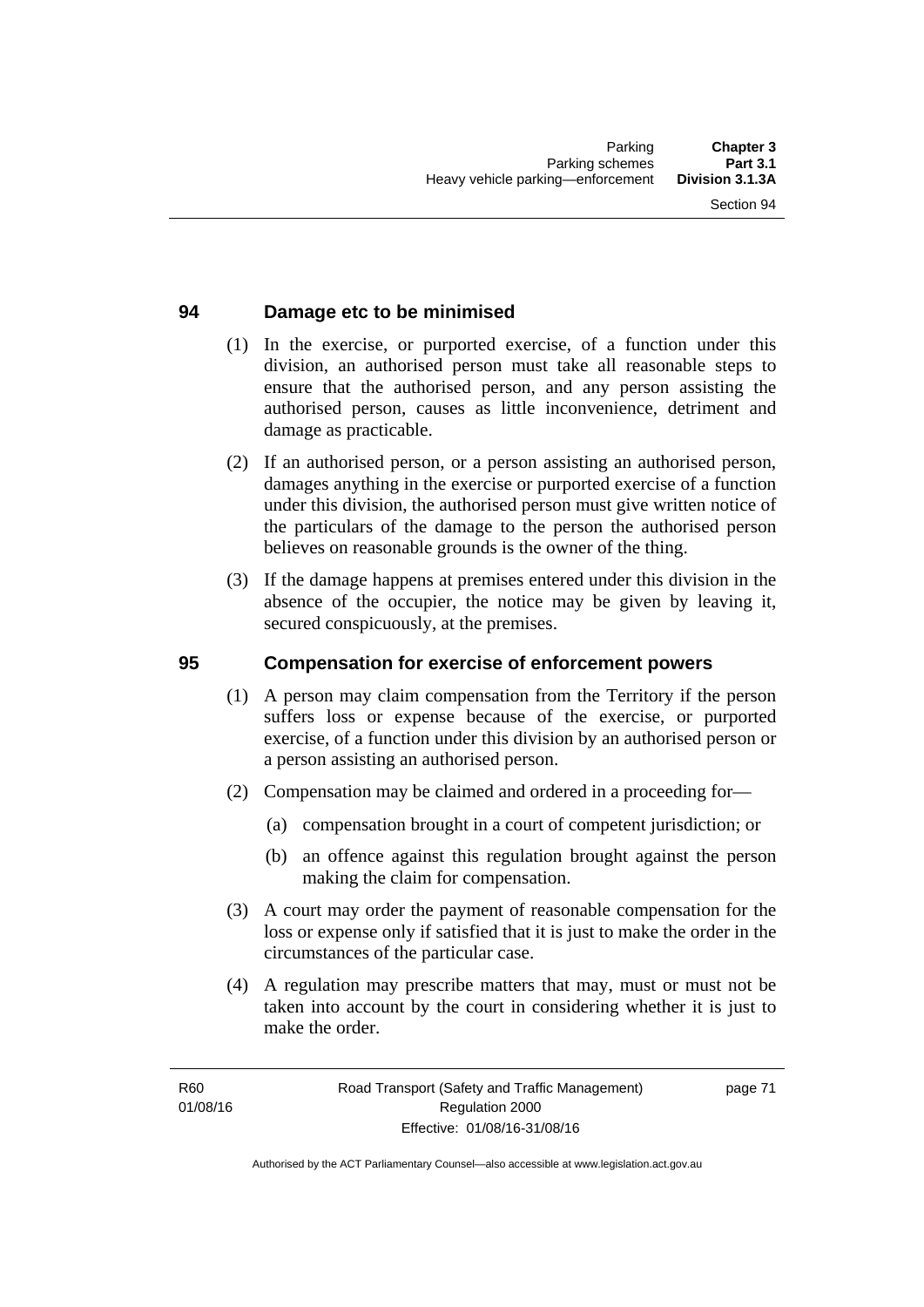## 94 Damage etc to be minimised

(1) In the exercise, or purported exercise, of a function under this division, an authorised person must take all reasonable steps to ensure that the authorised person, and any person assisting the authorised person, causes as little inconvenience, detriment and damage as practicable.

(2) If an authorised person, or a person assisting an authorised person, damages anything in the exercise or purported exercise of a function under this division, the authorised person must give written notice of the particulars of the damage to the person the authorised person believes on reasonable grounds is the owner of the thing.

(3) If the damage happens at premises entered under this division in the absence of the occupier, the notice may be given by leaving it, secured conspicuously, at the premises.

## 95 Compensation for exercise of enforcement powers

(1) A person may claim compensation from the Territory if the person suffers loss or expense because of the exercise, or purported exercise, of a function under this division by an authorised person or a person assisting an authorised person.

(2) Compensation may be claimed and ordered in a proceeding for—

(a) compensation brought in a court of competent jurisdiction; or

(b) an offence against this regulation brought against the person making the claim for compensation.

(3) A court may order the payment of reasonable compensation for the loss or expense only if satisfied that it is just to make the order in the circumstances of the particular case.

(4) A regulation may prescribe matters that may, must or must not be taken into account by the court in considering whether it is just to make the order.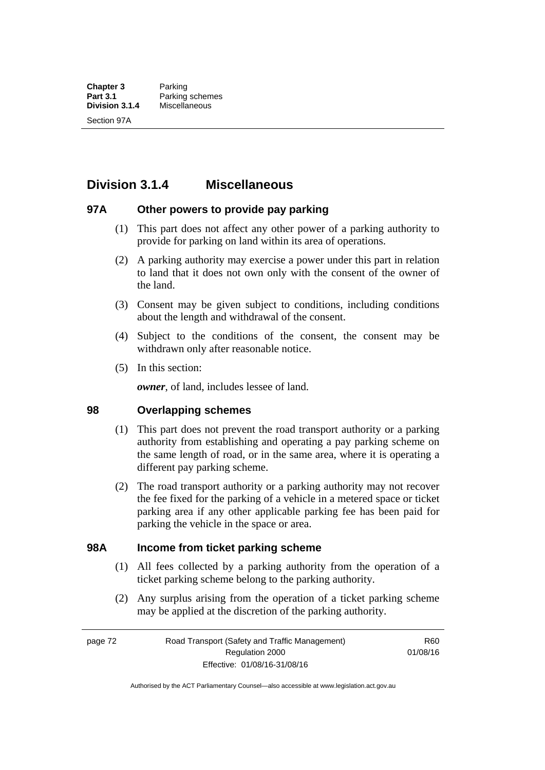## Division 3.1.4 Miscellaneous

### 97A Other powers to provide pay parking

(1) This part does not affect any other power of a parking authority to provide for parking on land within its area of operations.

(2) A parking authority may exercise a power under this part in relation to land that it does not own only with the consent of the owner of the land.

(3) Consent may be given subject to conditions, including conditions about the length and withdrawal of the consent.

(4) Subject to the conditions of the consent, the consent may be withdrawn only after reasonable notice.

(5) In this section:

***owner***, of land, includes lessee of land.

### 98 Overlapping schemes

(1) This part does not prevent the road transport authority or a parking authority from establishing and operating a pay parking scheme on the same length of road, or in the same area, where it is operating a different pay parking scheme.

(2) The road transport authority or a parking authority may not recover the fee fixed for the parking of a vehicle in a metered space or ticket parking area if any other applicable parking fee has been paid for parking the vehicle in the space or area.

### 98A Income from ticket parking scheme

(1) All fees collected by a parking authority from the operation of a ticket parking scheme belong to the parking authority.

(2) Any surplus arising from the operation of a ticket parking scheme may be applied at the discretion of the parking authority.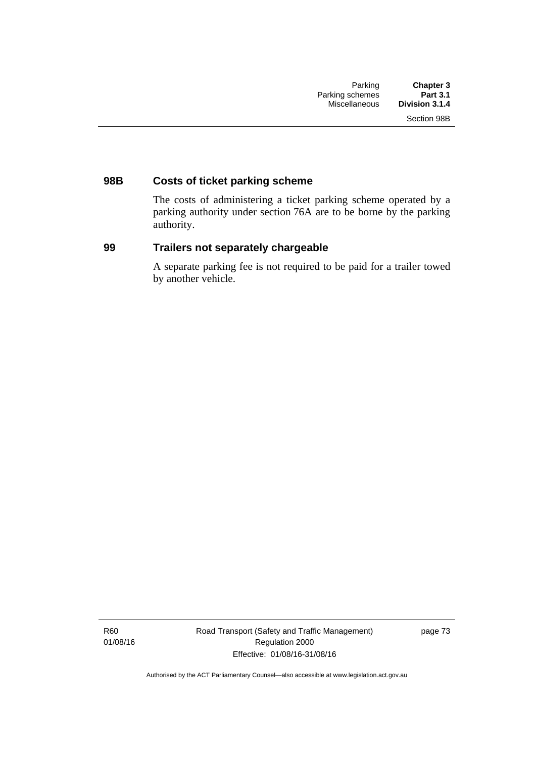## 98B Costs of ticket parking scheme

The costs of administering a ticket parking scheme operated by a parking authority under section 76A are to be borne by the parking authority.

## 99 Trailers not separately chargeable

A separate parking fee is not required to be paid for a trailer towed by another vehicle.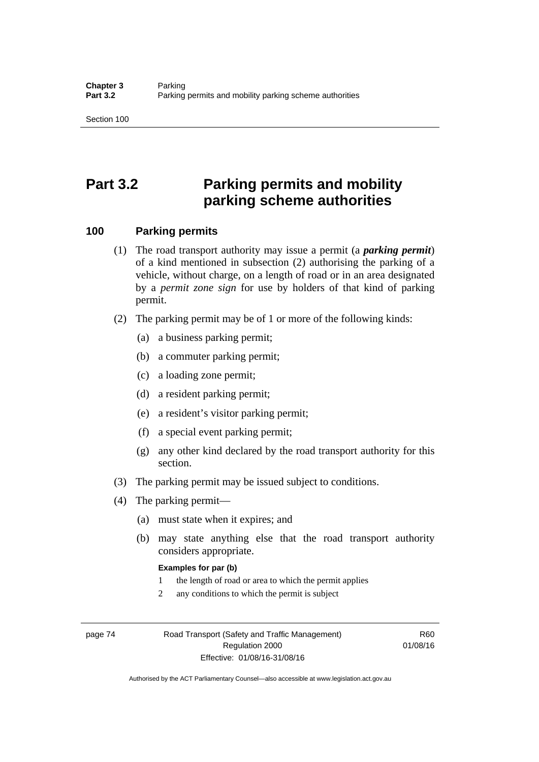# Part 3.2 Parking permits and mobility parking scheme authorities

## 100 Parking permits

(1) The road transport authority may issue a permit (a ***parking permit***) of a kind mentioned in subsection (2) authorising the parking of a vehicle, without charge, on a length of road or in an area designated by a *permit zone sign* for use by holders of that kind of parking permit.

(2) The parking permit may be of 1 or more of the following kinds:

(a) a business parking permit;

(b) a commuter parking permit;

(c) a loading zone permit;

(d) a resident parking permit;

(e) a resident's visitor parking permit;

(f) a special event parking permit;

(g) any other kind declared by the road transport authority for this section.

(3) The parking permit may be issued subject to conditions.

(4) The parking permit—

(a) must state when it expires; and

(b) may state anything else that the road transport authority considers appropriate.

**Examples for par (b)**

1 the length of road or area to which the permit applies

2 any conditions to which the permit is subject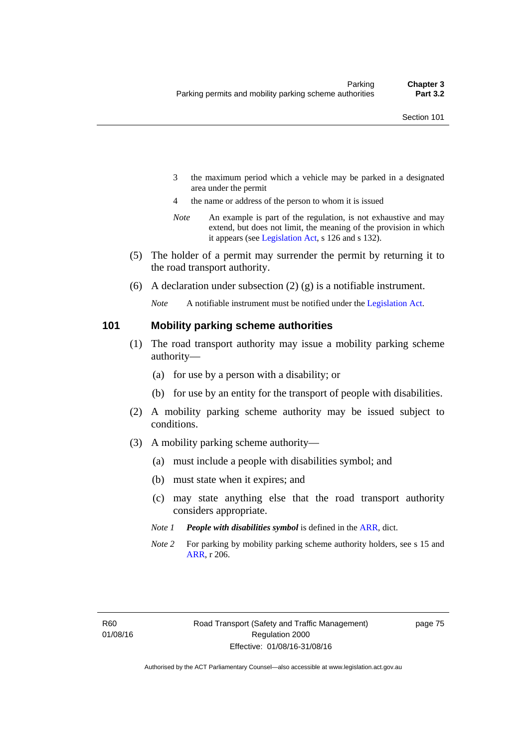3 the maximum period which a vehicle may be parked in a designated area under the permit

4 the name or address of the person to whom it is issued

*Note* An example is part of the regulation, is not exhaustive and may extend, but does not limit, the meaning of the provision in which it appears (see Legislation Act, s 126 and s 132).

(5) The holder of a permit may surrender the permit by returning it to the road transport authority.

(6) A declaration under subsection (2) (g) is a notifiable instrument.

*Note* A notifiable instrument must be notified under the Legislation Act.

## 101 Mobility parking scheme authorities

(1) The road transport authority may issue a mobility parking scheme authority—

(a) for use by a person with a disability; or

(b) for use by an entity for the transport of people with disabilities.

(2) A mobility parking scheme authority may be issued subject to conditions.

(3) A mobility parking scheme authority—

(a) must include a people with disabilities symbol; and

(b) must state when it expires; and

(c) may state anything else that the road transport authority considers appropriate.

*Note 1* ***People with disabilities symbol*** is defined in the ARR, dict.

*Note 2* For parking by mobility parking scheme authority holders, see s 15 and ARR, r 206.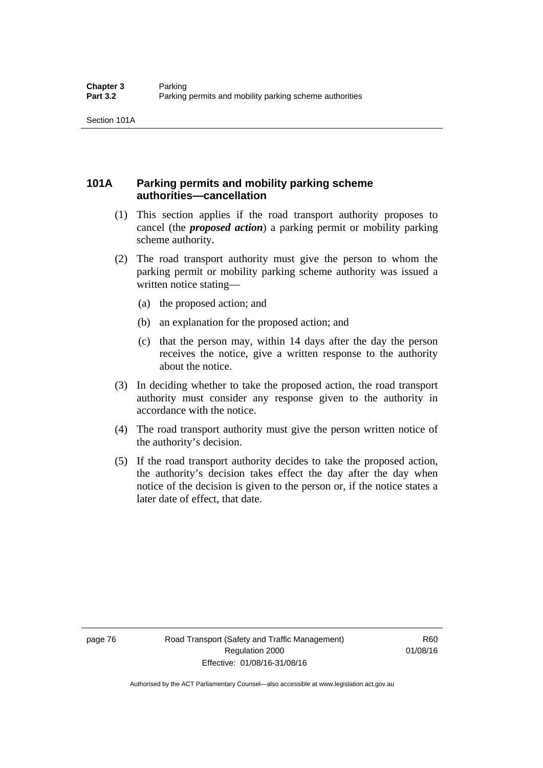## 101A Parking permits and mobility parking scheme authorities—cancellation

(1) This section applies if the road transport authority proposes to cancel (the ***proposed action***) a parking permit or mobility parking scheme authority.

(2) The road transport authority must give the person to whom the parking permit or mobility parking scheme authority was issued a written notice stating—

(a) the proposed action; and

(b) an explanation for the proposed action; and

(c) that the person may, within 14 days after the day the person receives the notice, give a written response to the authority about the notice.

(3) In deciding whether to take the proposed action, the road transport authority must consider any response given to the authority in accordance with the notice.

(4) The road transport authority must give the person written notice of the authority's decision.

(5) If the road transport authority decides to take the proposed action, the authority's decision takes effect the day after the day when notice of the decision is given to the person or, if the notice states a later date of effect, that date.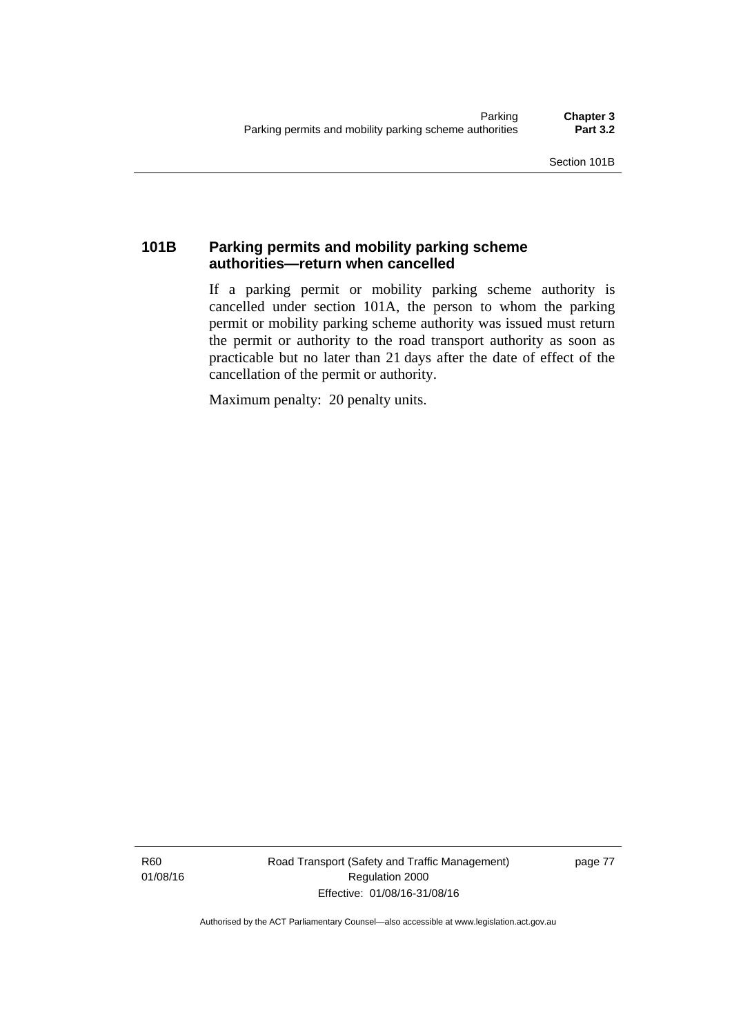### 101B Parking permits and mobility parking scheme authorities—return when cancelled

If a parking permit or mobility parking scheme authority is cancelled under section 101A, the person to whom the parking permit or mobility parking scheme authority was issued must return the permit or authority to the road transport authority as soon as practicable but no later than 21 days after the date of effect of the cancellation of the permit or authority.

Maximum penalty: 20 penalty units.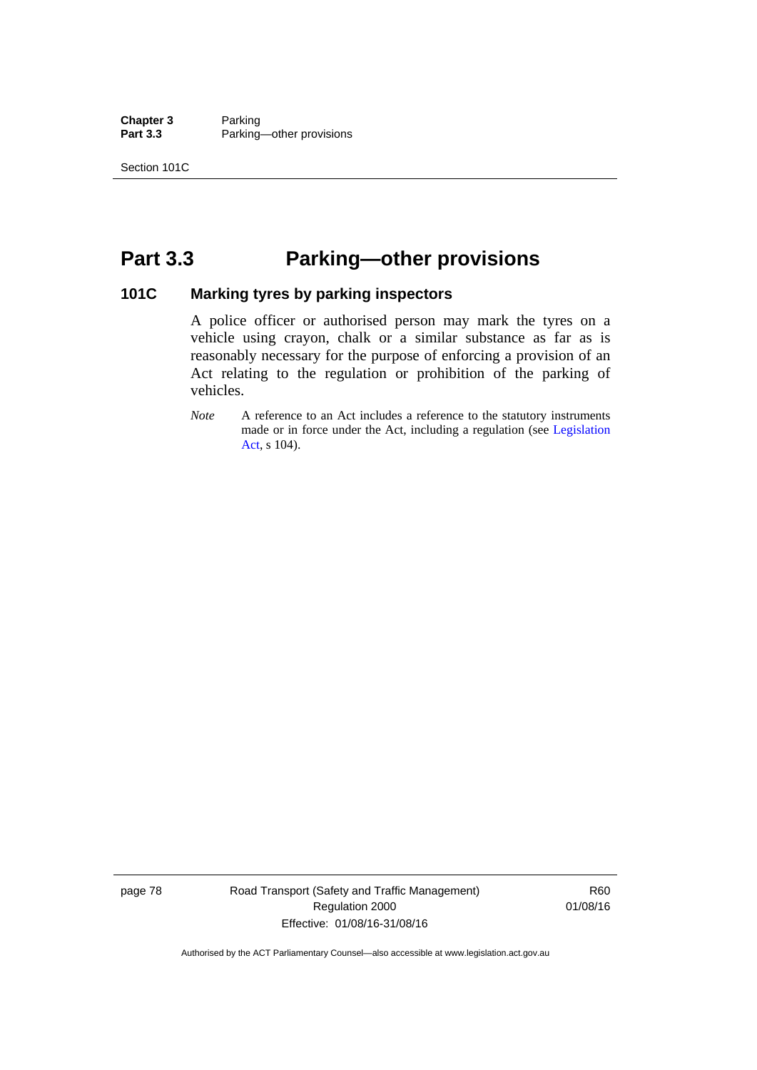# Part 3.3 Parking—other provisions

### 101C Marking tyres by parking inspectors

A police officer or authorised person may mark the tyres on a vehicle using crayon, chalk or a similar substance as far as is reasonably necessary for the purpose of enforcing a provision of an Act relating to the regulation or prohibition of the parking of vehicles.

*Note* A reference to an Act includes a reference to the statutory instruments made or in force under the Act, including a regulation (see Legislation Act, s 104).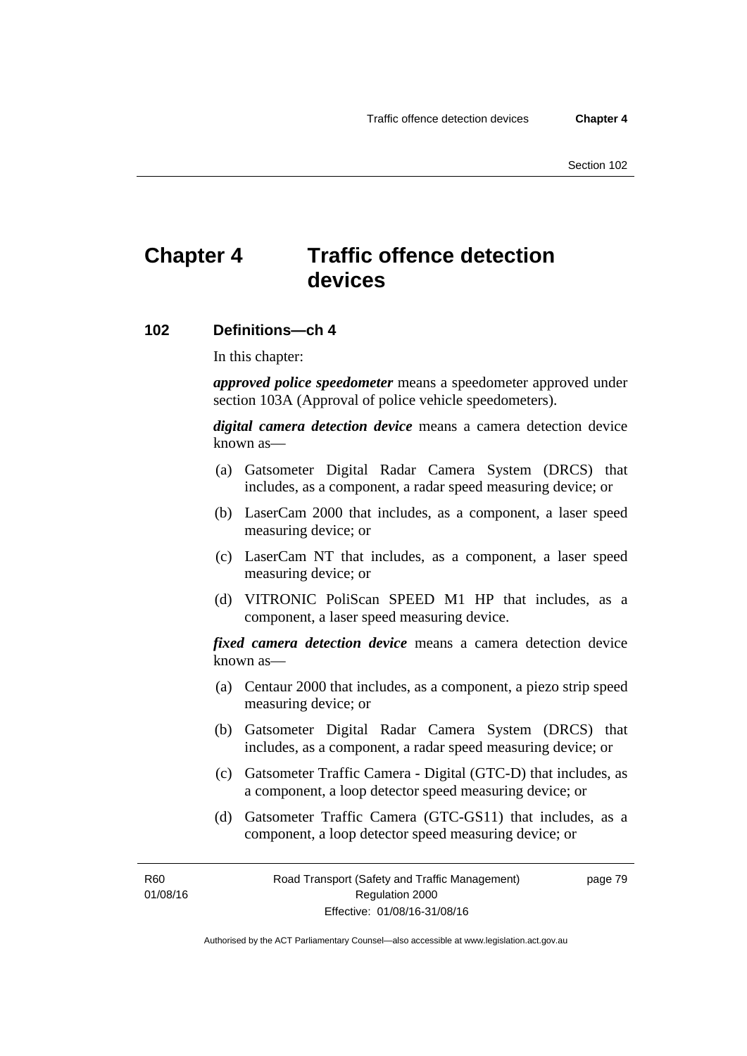# Chapter 4 Traffic offence detection devices

## 102 Definitions—ch 4

In this chapter:

***approved police speedometer*** means a speedometer approved under section 103A (Approval of police vehicle speedometers).

***digital camera detection device*** means a camera detection device known as—

(a) Gatsometer Digital Radar Camera System (DRCS) that includes, as a component, a radar speed measuring device; or

(b) LaserCam 2000 that includes, as a component, a laser speed measuring device; or

(c) LaserCam NT that includes, as a component, a laser speed measuring device; or

(d) VITRONIC PoliScan SPEED M1 HP that includes, as a component, a laser speed measuring device.

***fixed camera detection device*** means a camera detection device known as—

(a) Centaur 2000 that includes, as a component, a piezo strip speed measuring device; or

(b) Gatsometer Digital Radar Camera System (DRCS) that includes, as a component, a radar speed measuring device; or

(c) Gatsometer Traffic Camera - Digital (GTC-D) that includes, as a component, a loop detector speed measuring device; or

(d) Gatsometer Traffic Camera (GTC-GS11) that includes, as a component, a loop detector speed measuring device; or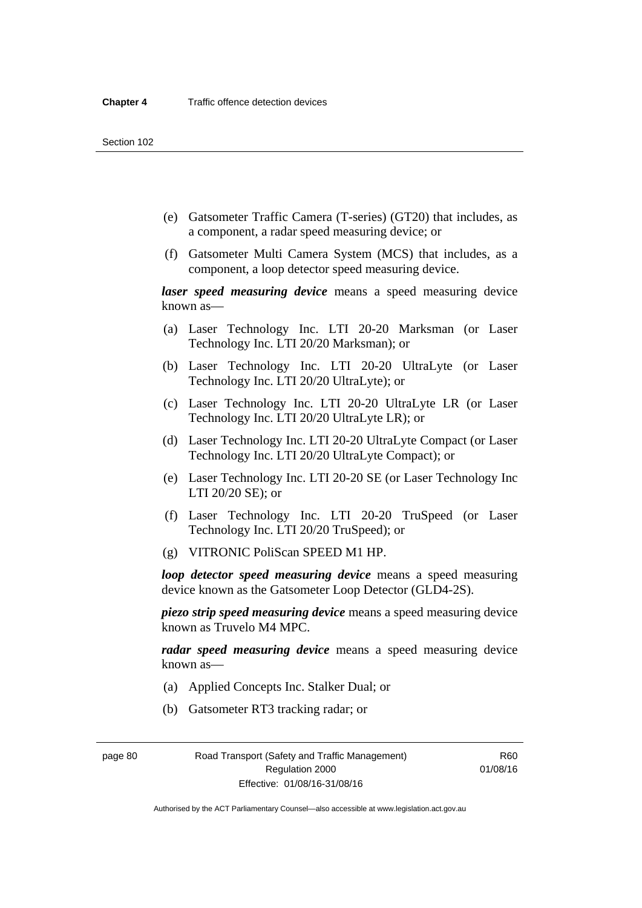(e) Gatsometer Traffic Camera (T-series) (GT20) that includes, as a component, a radar speed measuring device; or

(f) Gatsometer Multi Camera System (MCS) that includes, as a component, a loop detector speed measuring device.

***laser speed measuring device*** means a speed measuring device known as—

(a) Laser Technology Inc. LTI 20-20 Marksman (or Laser Technology Inc. LTI 20/20 Marksman); or

(b) Laser Technology Inc. LTI 20-20 UltraLyte (or Laser Technology Inc. LTI 20/20 UltraLyte); or

(c) Laser Technology Inc. LTI 20-20 UltraLyte LR (or Laser Technology Inc. LTI 20/20 UltraLyte LR); or

(d) Laser Technology Inc. LTI 20-20 UltraLyte Compact (or Laser Technology Inc. LTI 20/20 UltraLyte Compact); or

(e) Laser Technology Inc. LTI 20-20 SE (or Laser Technology Inc LTI 20/20 SE); or

(f) Laser Technology Inc. LTI 20-20 TruSpeed (or Laser Technology Inc. LTI 20/20 TruSpeed); or

(g) VITRONIC PoliScan SPEED M1 HP.

***loop detector speed measuring device*** means a speed measuring device known as the Gatsometer Loop Detector (GLD4-2S).

***piezo strip speed measuring device*** means a speed measuring device known as Truvelo M4 MPC.

***radar speed measuring device*** means a speed measuring device known as—

(a) Applied Concepts Inc. Stalker Dual; or

(b) Gatsometer RT3 tracking radar; or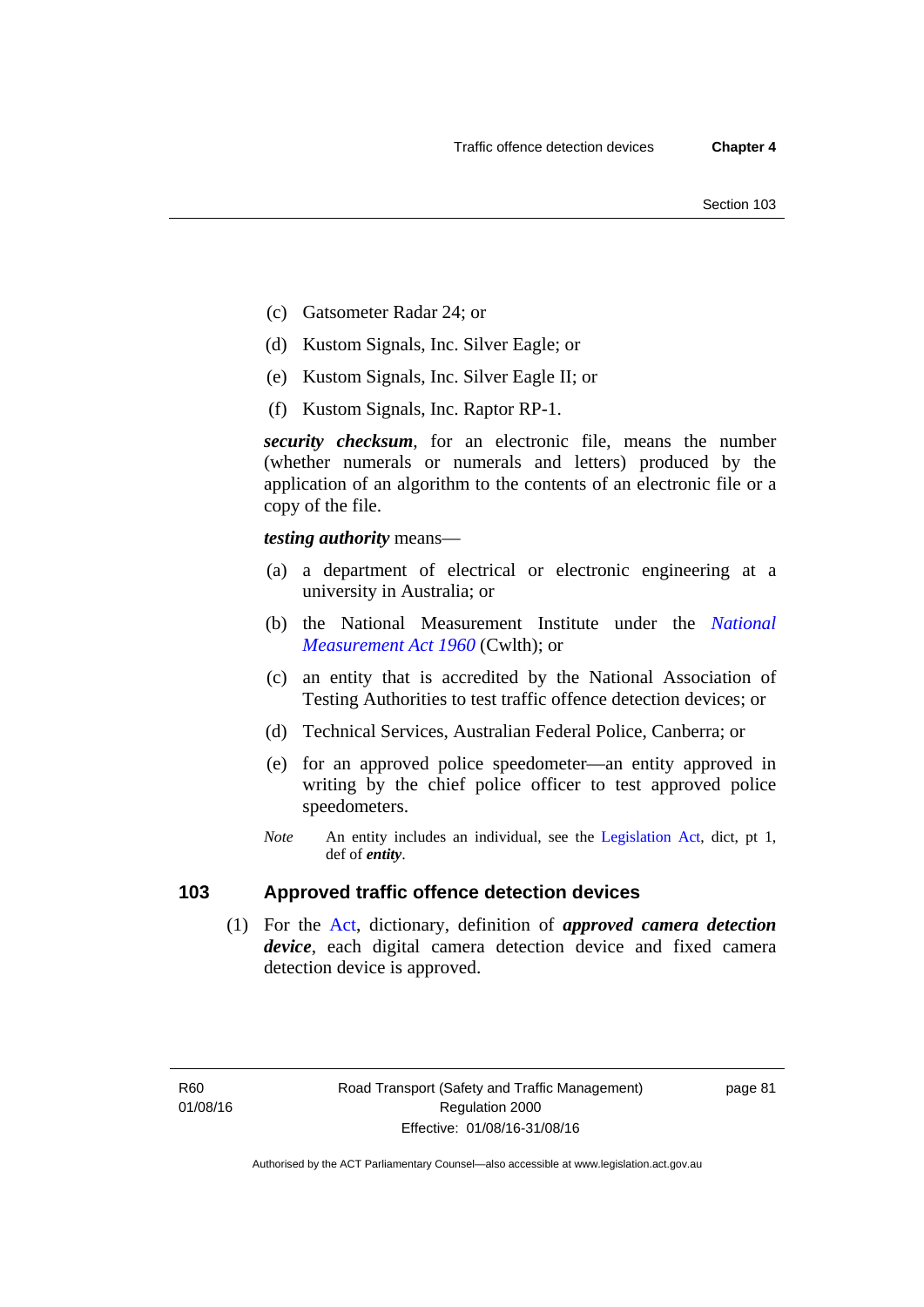(c) Gatsometer Radar 24; or

(d) Kustom Signals, Inc. Silver Eagle; or

(e) Kustom Signals, Inc. Silver Eagle II; or

(f) Kustom Signals, Inc. Raptor RP-1.

***security checksum***, for an electronic file, means the number (whether numerals or numerals and letters) produced by the application of an algorithm to the contents of an electronic file or a copy of the file.

***testing authority*** means—

(a) a department of electrical or electronic engineering at a university in Australia; or

(b) the National Measurement Institute under the *National Measurement Act 1960* (Cwlth); or

(c) an entity that is accredited by the National Association of Testing Authorities to test traffic offence detection devices; or

(d) Technical Services, Australian Federal Police, Canberra; or

(e) for an approved police speedometer—an entity approved in writing by the chief police officer to test approved police speedometers.

*Note* An entity includes an individual, see the Legislation Act, dict, pt 1, def of ***entity***.

## 103 Approved traffic offence detection devices

(1) For the Act, dictionary, definition of ***approved camera detection device***, each digital camera detection device and fixed camera detection device is approved.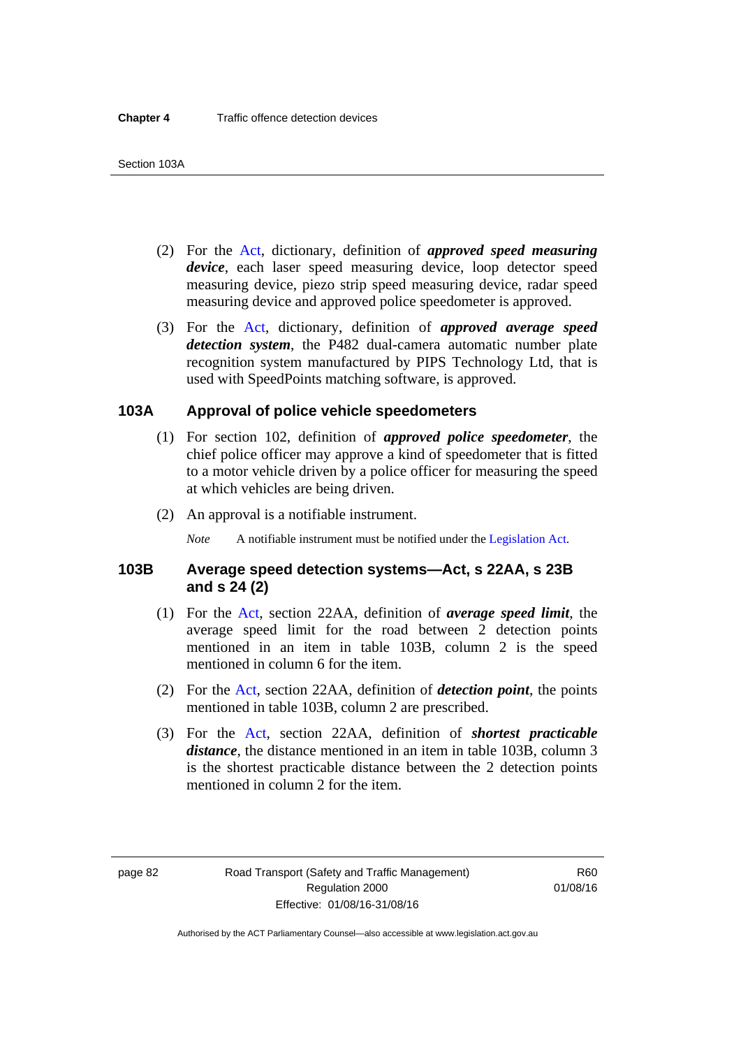(2) For the Act, dictionary, definition of ***approved speed measuring device***, each laser speed measuring device, loop detector speed measuring device, piezo strip speed measuring device, radar speed measuring device and approved police speedometer is approved.

(3) For the Act, dictionary, definition of ***approved average speed detection system***, the P482 dual-camera automatic number plate recognition system manufactured by PIPS Technology Ltd, that is used with SpeedPoints matching software, is approved.

## 103A Approval of police vehicle speedometers

(1) For section 102, definition of ***approved police speedometer***, the chief police officer may approve a kind of speedometer that is fitted to a motor vehicle driven by a police officer for measuring the speed at which vehicles are being driven.

(2) An approval is a notifiable instrument.

*Note* A notifiable instrument must be notified under the Legislation Act.

## 103B Average speed detection systems—Act, s 22AA, s 23B and s 24 (2)

(1) For the Act, section 22AA, definition of ***average speed limit***, the average speed limit for the road between 2 detection points mentioned in an item in table 103B, column 2 is the speed mentioned in column 6 for the item.

(2) For the Act, section 22AA, definition of ***detection point***, the points mentioned in table 103B, column 2 are prescribed.

(3) For the Act, section 22AA, definition of ***shortest practicable distance***, the distance mentioned in an item in table 103B, column 3 is the shortest practicable distance between the 2 detection points mentioned in column 2 for the item.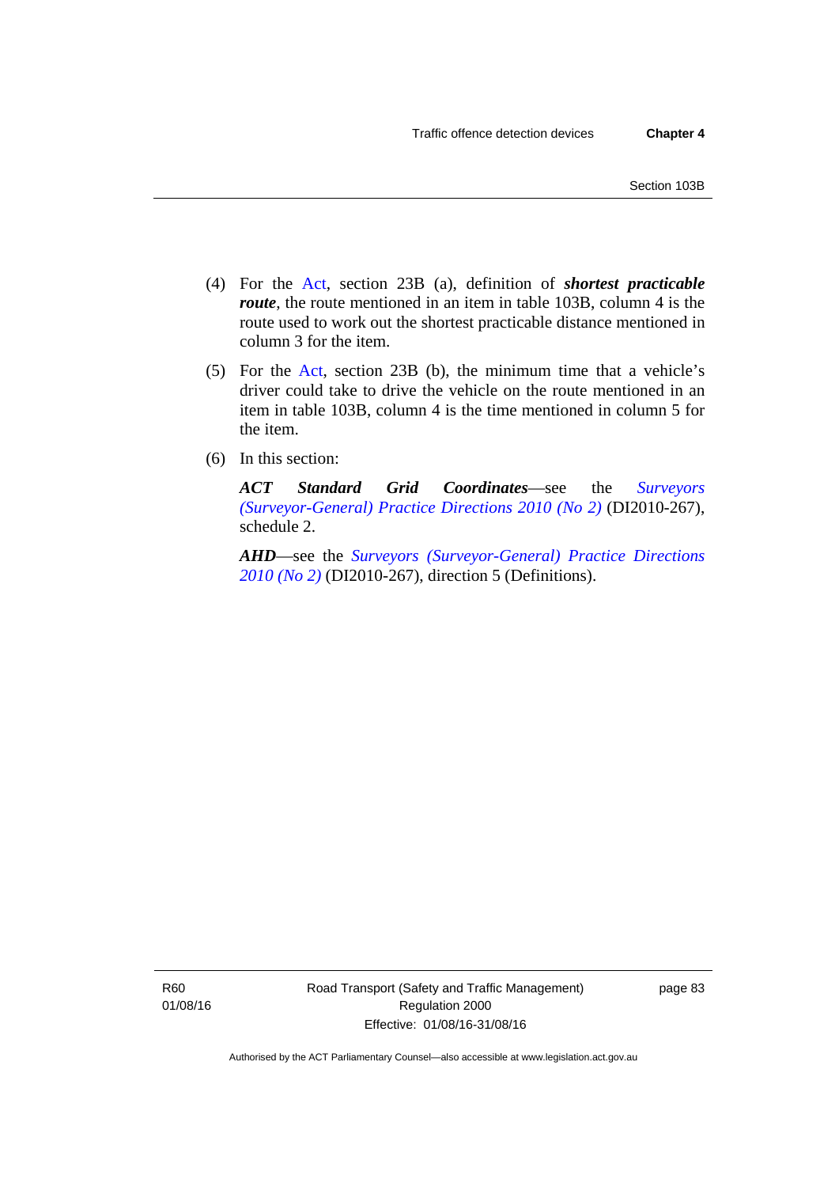(4) For the Act, section 23B (a), definition of ***shortest practicable route***, the route mentioned in an item in table 103B, column 4 is the route used to work out the shortest practicable distance mentioned in column 3 for the item.

(5) For the Act, section 23B (b), the minimum time that a vehicle's driver could take to drive the vehicle on the route mentioned in an item in table 103B, column 4 is the time mentioned in column 5 for the item.

(6) In this section:

***ACT Standard Grid Coordinates***—see the *Surveyors (Surveyor-General) Practice Directions 2010 (No 2)* (DI2010-267), schedule 2.

***AHD***—see the *Surveyors (Surveyor-General) Practice Directions 2010 (No 2)* (DI2010-267), direction 5 (Definitions).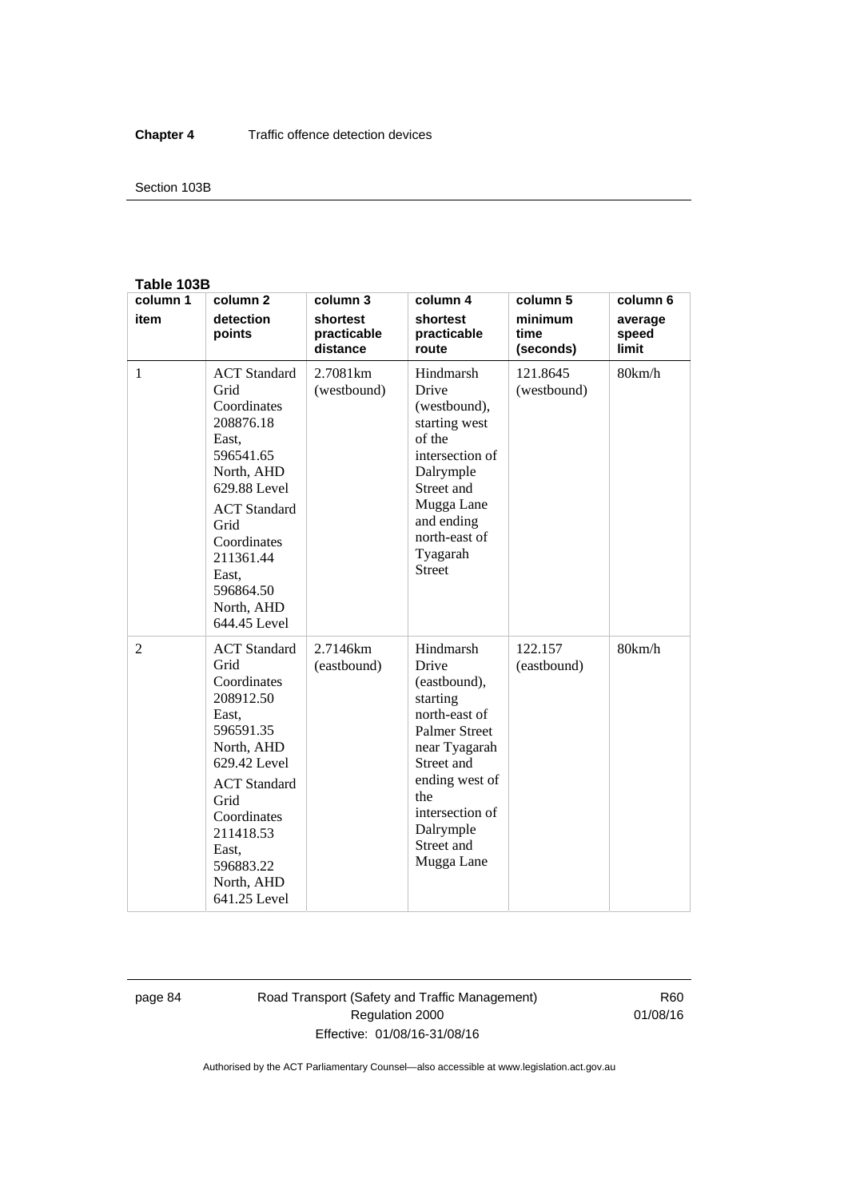**Table 103B**

| column 1 item | column 2 detection points | column 3 shortest practicable distance | column 4 shortest practicable route | column 5 minimum time (seconds) | column 6 average speed limit |
|---|---|---|---|---|---|
| 1 | ACT Standard Grid Coordinates 208876.18 East, 596541.65 North, AHD 629.88 Level<br>ACT Standard Grid Coordinates 211361.44 East, 596864.50 North, AHD 644.45 Level | 2.7081km (westbound) | Hindmarsh Drive (westbound), starting west of the intersection of Dalrymple Street and Mugga Lane and ending north-east of Tyagarah Street | 121.8645 (westbound) | 80km/h |
| 2 | ACT Standard Grid Coordinates 208912.50 East, 596591.35 North, AHD 629.42 Level<br>ACT Standard Grid Coordinates 211418.53 East, 596883.22 North, AHD 641.25 Level | 2.7146km (eastbound) | Hindmarsh Drive (eastbound), starting north-east of Palmer Street near Tyagarah Street and ending west of the intersection of Dalrymple Street and Mugga Lane | 122.157 (eastbound) | 80km/h |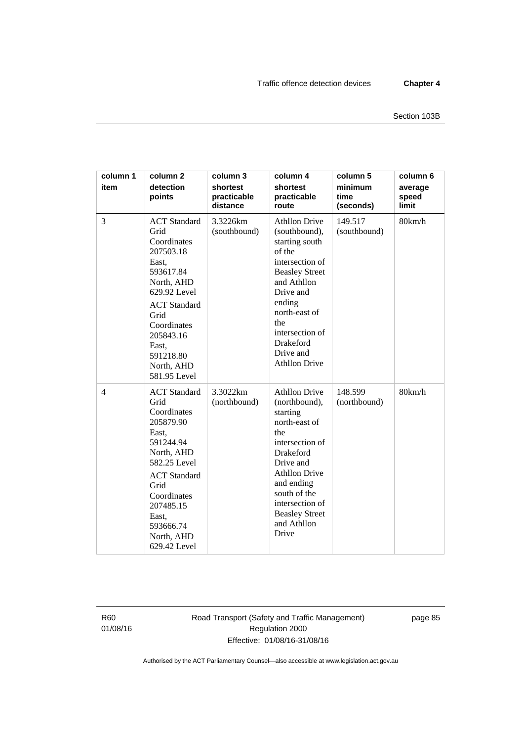| column 1 item | column 2 detection points | column 3 shortest practicable distance | column 4 shortest practicable route | column 5 minimum time (seconds) | column 6 average speed limit |
|---|---|---|---|---|---|
| 3 | ACT Standard Grid Coordinates 207503.18 East, 593617.84 North, AHD 629.92 Level<br><br>ACT Standard Grid Coordinates 205843.16 East, 591218.80 North, AHD 581.95 Level | 3.3226km (southbound) | Athllon Drive (southbound), starting south of the intersection of Beasley Street and Athllon Drive and ending north-east of the intersection of Drakeford Drive and Athllon Drive | 149.517 (southbound) | 80km/h |
| 4 | ACT Standard Grid Coordinates 205879.90 East, 591244.94 North, AHD 582.25 Level<br><br>ACT Standard Grid Coordinates 207485.15 East, 593666.74 North, AHD 629.42 Level | 3.3022km (northbound) | Athllon Drive (northbound), starting north-east of the intersection of Drakeford Drive and Athllon Drive and ending south of the intersection of Beasley Street and Athllon Drive | 148.599 (northbound) | 80km/h |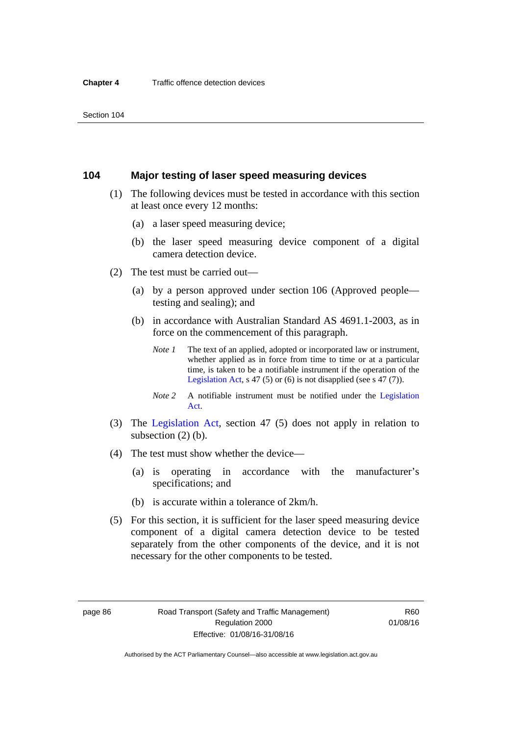## 104 Major testing of laser speed measuring devices

(1) The following devices must be tested in accordance with this section at least once every 12 months:

(a) a laser speed measuring device;

(b) the laser speed measuring device component of a digital camera detection device.

(2) The test must be carried out—

(a) by a person approved under section 106 (Approved people—testing and sealing); and

(b) in accordance with Australian Standard AS 4691.1-2003, as in force on the commencement of this paragraph.

*Note 1* The text of an applied, adopted or incorporated law or instrument, whether applied as in force from time to time or at a particular time, is taken to be a notifiable instrument if the operation of the Legislation Act, s 47 (5) or (6) is not disapplied (see s 47 (7)).

*Note 2* A notifiable instrument must be notified under the Legislation Act.

(3) The Legislation Act, section 47 (5) does not apply in relation to subsection (2) (b).

(4) The test must show whether the device—

(a) is operating in accordance with the manufacturer's specifications; and

(b) is accurate within a tolerance of 2km/h.

(5) For this section, it is sufficient for the laser speed measuring device component of a digital camera detection device to be tested separately from the other components of the device, and it is not necessary for the other components to be tested.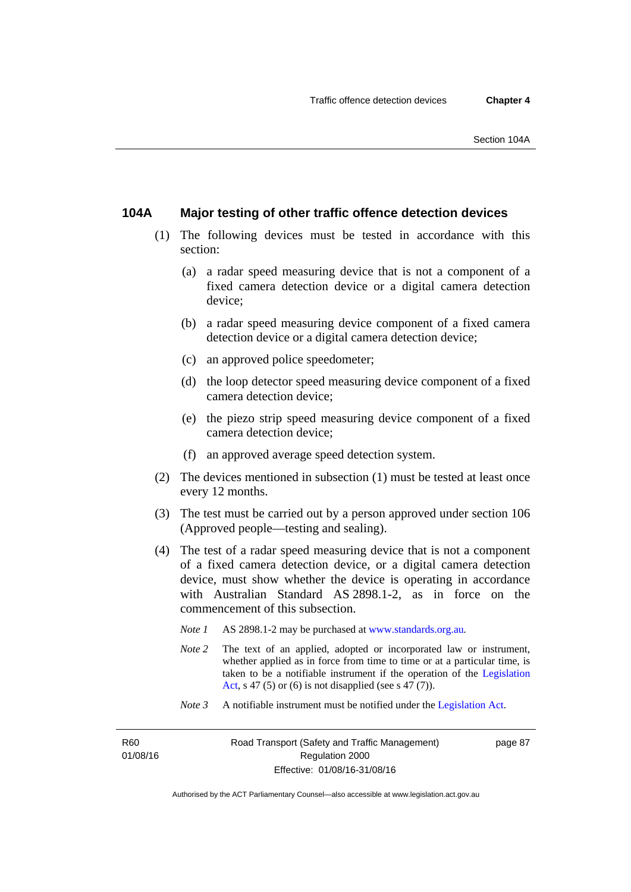### 104A Major testing of other traffic offence detection devices

(1) The following devices must be tested in accordance with this section:

(a) a radar speed measuring device that is not a component of a fixed camera detection device or a digital camera detection device;

(b) a radar speed measuring device component of a fixed camera detection device or a digital camera detection device;

(c) an approved police speedometer;

(d) the loop detector speed measuring device component of a fixed camera detection device;

(e) the piezo strip speed measuring device component of a fixed camera detection device;

(f) an approved average speed detection system.

(2) The devices mentioned in subsection (1) must be tested at least once every 12 months.

(3) The test must be carried out by a person approved under section 106 (Approved people—testing and sealing).

(4) The test of a radar speed measuring device that is not a component of a fixed camera detection device, or a digital camera detection device, must show whether the device is operating in accordance with Australian Standard AS 2898.1-2, as in force on the commencement of this subsection.

*Note 1* AS 2898.1-2 may be purchased at www.standards.org.au.

*Note 2* The text of an applied, adopted or incorporated law or instrument, whether applied as in force from time to time or at a particular time, is taken to be a notifiable instrument if the operation of the Legislation Act, s 47 (5) or (6) is not disapplied (see s 47 (7)).

*Note 3* A notifiable instrument must be notified under the Legislation Act.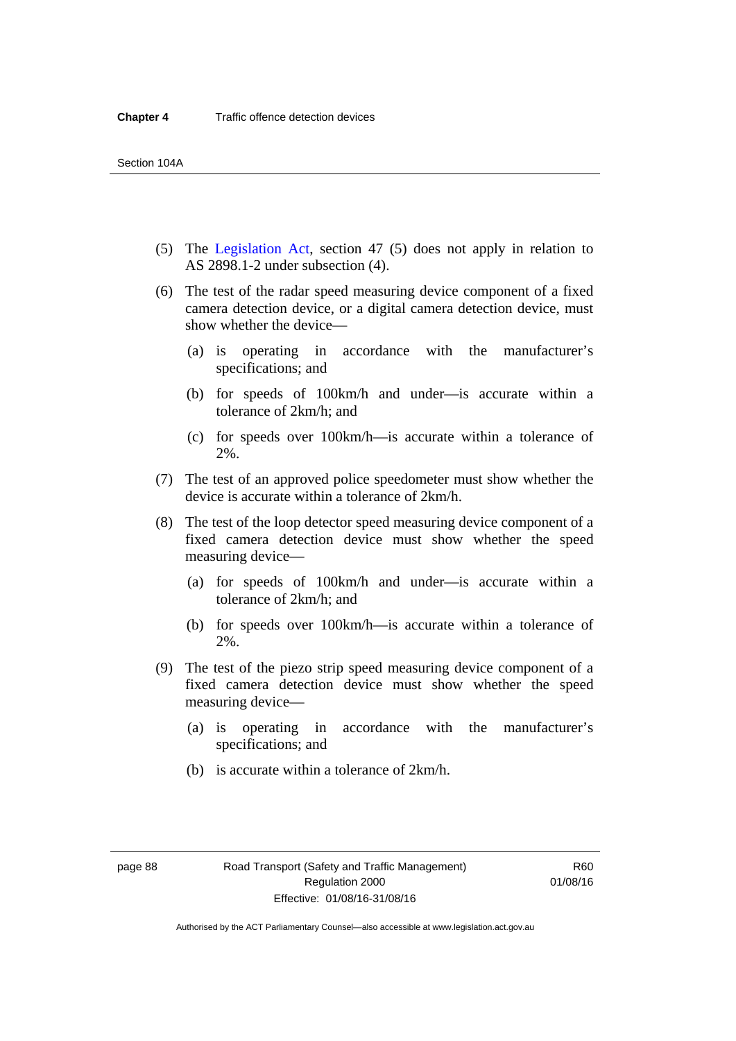(5) The Legislation Act, section 47 (5) does not apply in relation to AS 2898.1-2 under subsection (4).

(6) The test of the radar speed measuring device component of a fixed camera detection device, or a digital camera detection device, must show whether the device—

(a) is operating in accordance with the manufacturer's specifications; and

(b) for speeds of 100km/h and under—is accurate within a tolerance of 2km/h; and

(c) for speeds over 100km/h—is accurate within a tolerance of 2%.

(7) The test of an approved police speedometer must show whether the device is accurate within a tolerance of 2km/h.

(8) The test of the loop detector speed measuring device component of a fixed camera detection device must show whether the speed measuring device—

(a) for speeds of 100km/h and under—is accurate within a tolerance of 2km/h; and

(b) for speeds over 100km/h—is accurate within a tolerance of 2%.

(9) The test of the piezo strip speed measuring device component of a fixed camera detection device must show whether the speed measuring device—

(a) is operating in accordance with the manufacturer's specifications; and

(b) is accurate within a tolerance of 2km/h.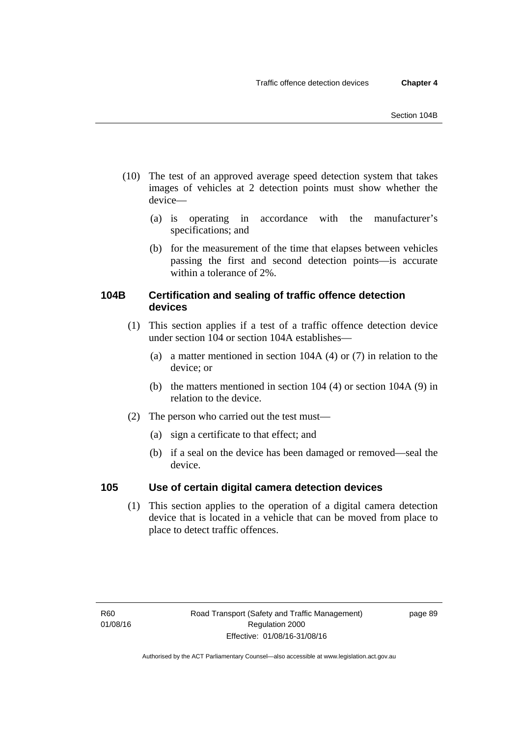(10) The test of an approved average speed detection system that takes images of vehicles at 2 detection points must show whether the device—

(a) is operating in accordance with the manufacturer's specifications; and

(b) for the measurement of the time that elapses between vehicles passing the first and second detection points—is accurate within a tolerance of 2%.

### 104B Certification and sealing of traffic offence detection devices

(1) This section applies if a test of a traffic offence detection device under section 104 or section 104A establishes—

(a) a matter mentioned in section 104A (4) or (7) in relation to the device; or

(b) the matters mentioned in section 104 (4) or section 104A (9) in relation to the device.

(2) The person who carried out the test must—

(a) sign a certificate to that effect; and

(b) if a seal on the device has been damaged or removed—seal the device.

### 105 Use of certain digital camera detection devices

(1) This section applies to the operation of a digital camera detection device that is located in a vehicle that can be moved from place to place to detect traffic offences.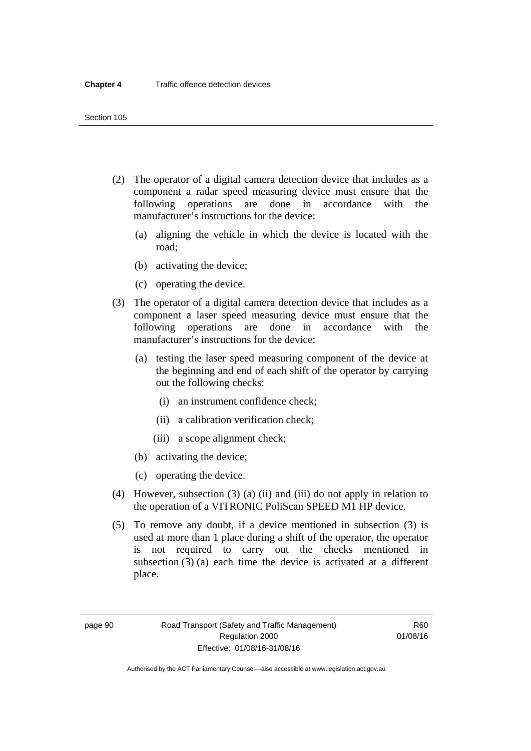(2) The operator of a digital camera detection device that includes as a component a radar speed measuring device must ensure that the following operations are done in accordance with the manufacturer's instructions for the device:

(a) aligning the vehicle in which the device is located with the road;

(b) activating the device;

(c) operating the device.

(3) The operator of a digital camera detection device that includes as a component a laser speed measuring device must ensure that the following operations are done in accordance with the manufacturer's instructions for the device:

(a) testing the laser speed measuring component of the device at the beginning and end of each shift of the operator by carrying out the following checks:

(i) an instrument confidence check;

(ii) a calibration verification check;

(iii) a scope alignment check;

(b) activating the device;

(c) operating the device.

(4) However, subsection (3) (a) (ii) and (iii) do not apply in relation to the operation of a VITRONIC PoliScan SPEED M1 HP device.

(5) To remove any doubt, if a device mentioned in subsection (3) is used at more than 1 place during a shift of the operator, the operator is not required to carry out the checks mentioned in subsection (3) (a) each time the device is activated at a different place.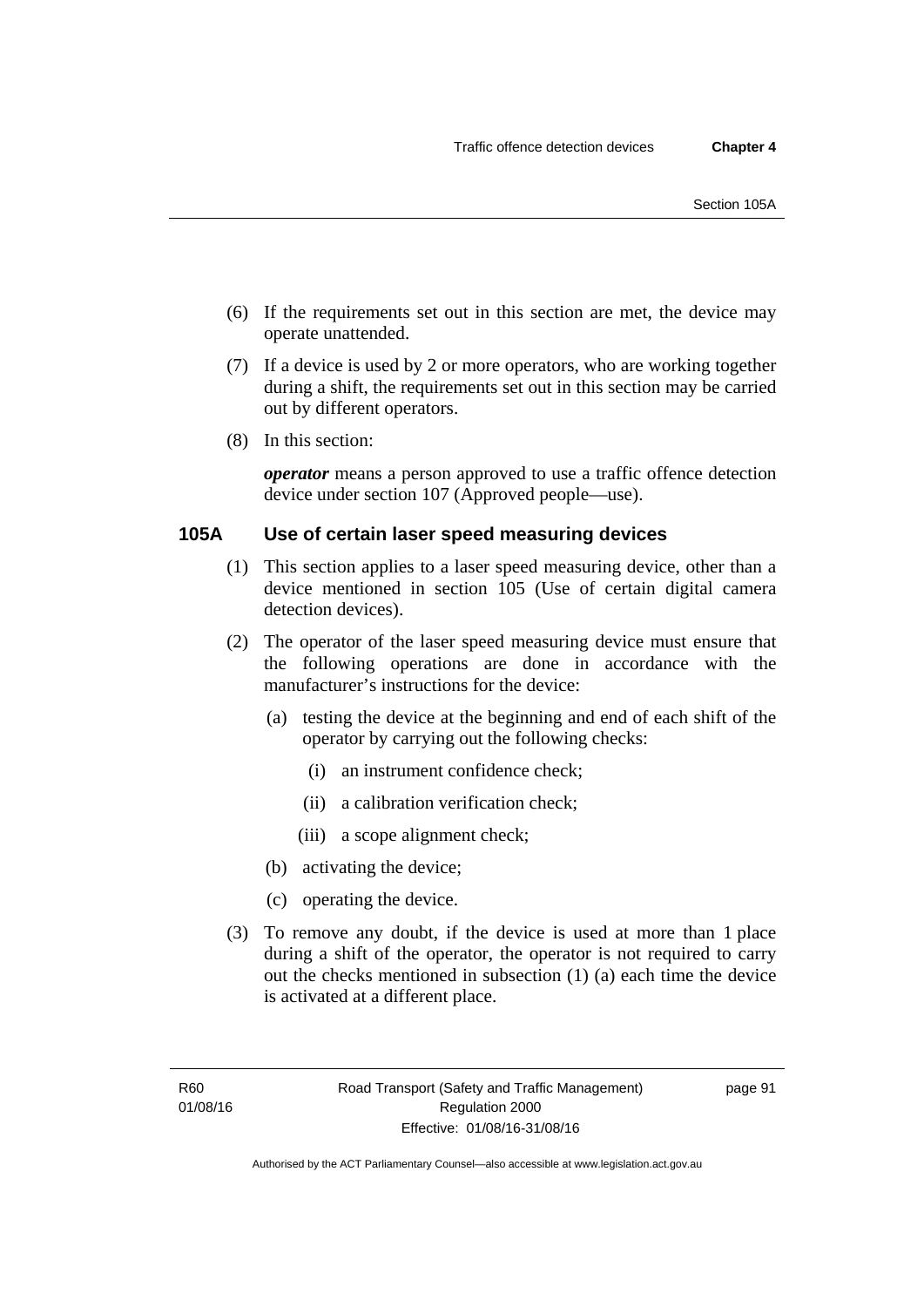(6) If the requirements set out in this section are met, the device may operate unattended.

(7) If a device is used by 2 or more operators, who are working together during a shift, the requirements set out in this section may be carried out by different operators.

(8) In this section:

***operator*** means a person approved to use a traffic offence detection device under section 107 (Approved people—use).

### 105A Use of certain laser speed measuring devices

(1) This section applies to a laser speed measuring device, other than a device mentioned in section 105 (Use of certain digital camera detection devices).

(2) The operator of the laser speed measuring device must ensure that the following operations are done in accordance with the manufacturer's instructions for the device:

(a) testing the device at the beginning and end of each shift of the operator by carrying out the following checks:

(i) an instrument confidence check;

(ii) a calibration verification check;

(iii) a scope alignment check;

(b) activating the device;

(c) operating the device.

(3) To remove any doubt, if the device is used at more than 1 place during a shift of the operator, the operator is not required to carry out the checks mentioned in subsection (1) (a) each time the device is activated at a different place.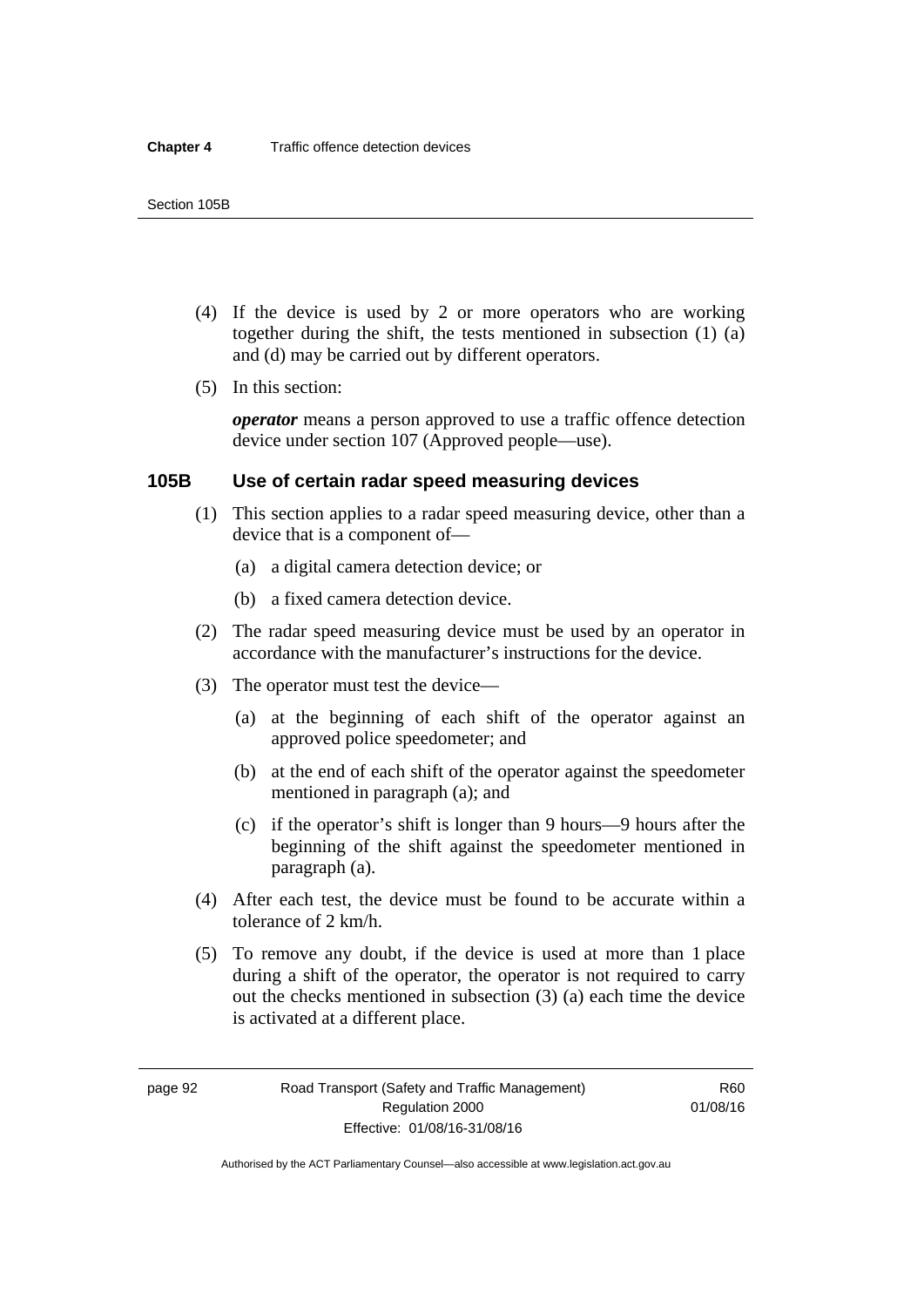(4) If the device is used by 2 or more operators who are working together during the shift, the tests mentioned in subsection (1) (a) and (d) may be carried out by different operators.

(5) In this section:

***operator*** means a person approved to use a traffic offence detection device under section 107 (Approved people—use).

### 105B Use of certain radar speed measuring devices

(1) This section applies to a radar speed measuring device, other than a device that is a component of—

- (a) a digital camera detection device; or
- (b) a fixed camera detection device.

(2) The radar speed measuring device must be used by an operator in accordance with the manufacturer's instructions for the device.

(3) The operator must test the device—

- (a) at the beginning of each shift of the operator against an approved police speedometer; and
- (b) at the end of each shift of the operator against the speedometer mentioned in paragraph (a); and
- (c) if the operator's shift is longer than 9 hours—9 hours after the beginning of the shift against the speedometer mentioned in paragraph (a).

(4) After each test, the device must be found to be accurate within a tolerance of 2 km/h.

(5) To remove any doubt, if the device is used at more than 1 place during a shift of the operator, the operator is not required to carry out the checks mentioned in subsection (3) (a) each time the device is activated at a different place.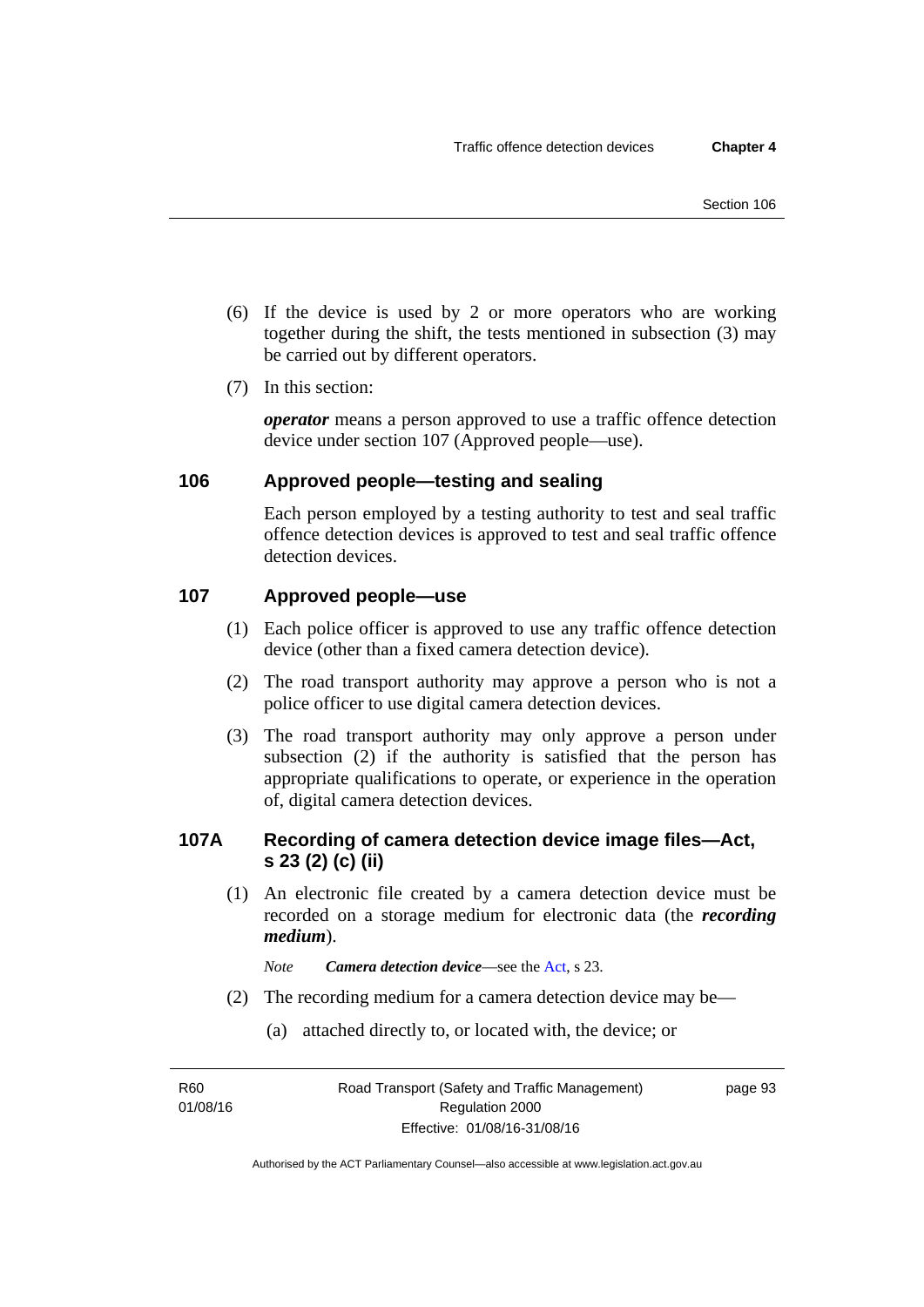(6) If the device is used by 2 or more operators who are working together during the shift, the tests mentioned in subsection (3) may be carried out by different operators.

(7) In this section:

***operator*** means a person approved to use a traffic offence detection device under section 107 (Approved people—use).

## 106 Approved people—testing and sealing

Each person employed by a testing authority to test and seal traffic offence detection devices is approved to test and seal traffic offence detection devices.

## 107 Approved people—use

(1) Each police officer is approved to use any traffic offence detection device (other than a fixed camera detection device).

(2) The road transport authority may approve a person who is not a police officer to use digital camera detection devices.

(3) The road transport authority may only approve a person under subsection (2) if the authority is satisfied that the person has appropriate qualifications to operate, or experience in the operation of, digital camera detection devices.

## 107A Recording of camera detection device image files—Act, s 23 (2) (c) (ii)

(1) An electronic file created by a camera detection device must be recorded on a storage medium for electronic data (the ***recording medium***).

*Note* ***Camera detection device***—see the Act, s 23.

(2) The recording medium for a camera detection device may be—

(a) attached directly to, or located with, the device; or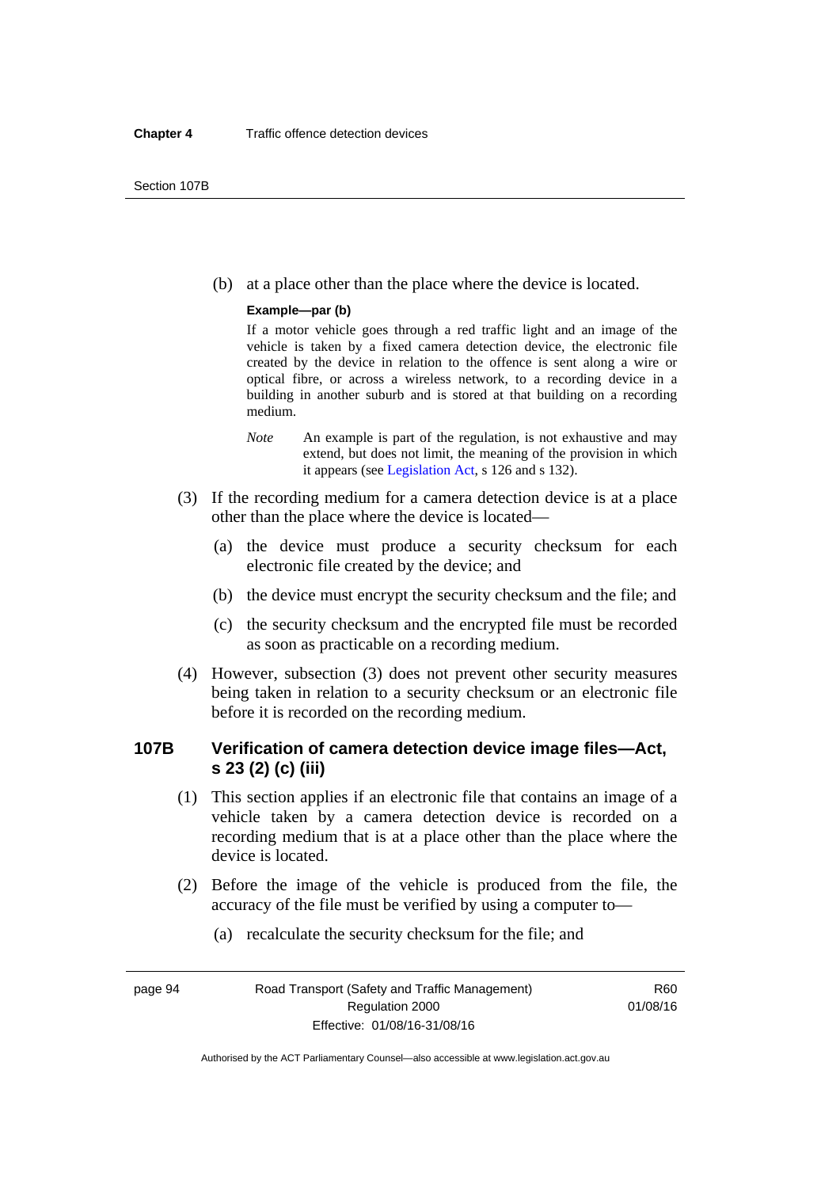(b) at a place other than the place where the device is located.

**Example—par (b)**

If a motor vehicle goes through a red traffic light and an image of the vehicle is taken by a fixed camera detection device, the electronic file created by the device in relation to the offence is sent along a wire or optical fibre, or across a wireless network, to a recording device in a building in another suburb and is stored at that building on a recording medium.

*Note* An example is part of the regulation, is not exhaustive and may extend, but does not limit, the meaning of the provision in which it appears (see Legislation Act, s 126 and s 132).

(3) If the recording medium for a camera detection device is at a place other than the place where the device is located—

(a) the device must produce a security checksum for each electronic file created by the device; and

(b) the device must encrypt the security checksum and the file; and

(c) the security checksum and the encrypted file must be recorded as soon as practicable on a recording medium.

(4) However, subsection (3) does not prevent other security measures being taken in relation to a security checksum or an electronic file before it is recorded on the recording medium.

### 107B Verification of camera detection device image files—Act, s 23 (2) (c) (iii)

(1) This section applies if an electronic file that contains an image of a vehicle taken by a camera detection device is recorded on a recording medium that is at a place other than the place where the device is located.

(2) Before the image of the vehicle is produced from the file, the accuracy of the file must be verified by using a computer to—

(a) recalculate the security checksum for the file; and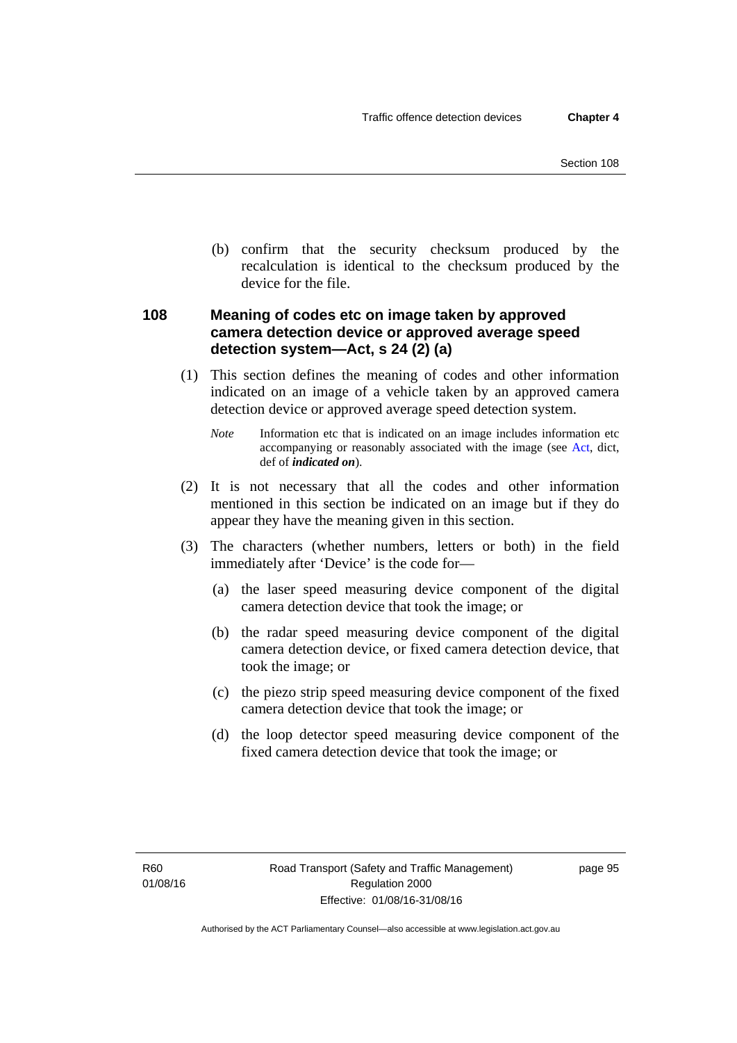(b) confirm that the security checksum produced by the recalculation is identical to the checksum produced by the device for the file.

### 108 Meaning of codes etc on image taken by approved camera detection device or approved average speed detection system—Act, s 24 (2) (a)

(1) This section defines the meaning of codes and other information indicated on an image of a vehicle taken by an approved camera detection device or approved average speed detection system.

*Note* Information etc that is indicated on an image includes information etc accompanying or reasonably associated with the image (see Act, dict, def of ***indicated on***).

(2) It is not necessary that all the codes and other information mentioned in this section be indicated on an image but if they do appear they have the meaning given in this section.

(3) The characters (whether numbers, letters or both) in the field immediately after 'Device' is the code for—

(a) the laser speed measuring device component of the digital camera detection device that took the image; or

(b) the radar speed measuring device component of the digital camera detection device, or fixed camera detection device, that took the image; or

(c) the piezo strip speed measuring device component of the fixed camera detection device that took the image; or

(d) the loop detector speed measuring device component of the fixed camera detection device that took the image; or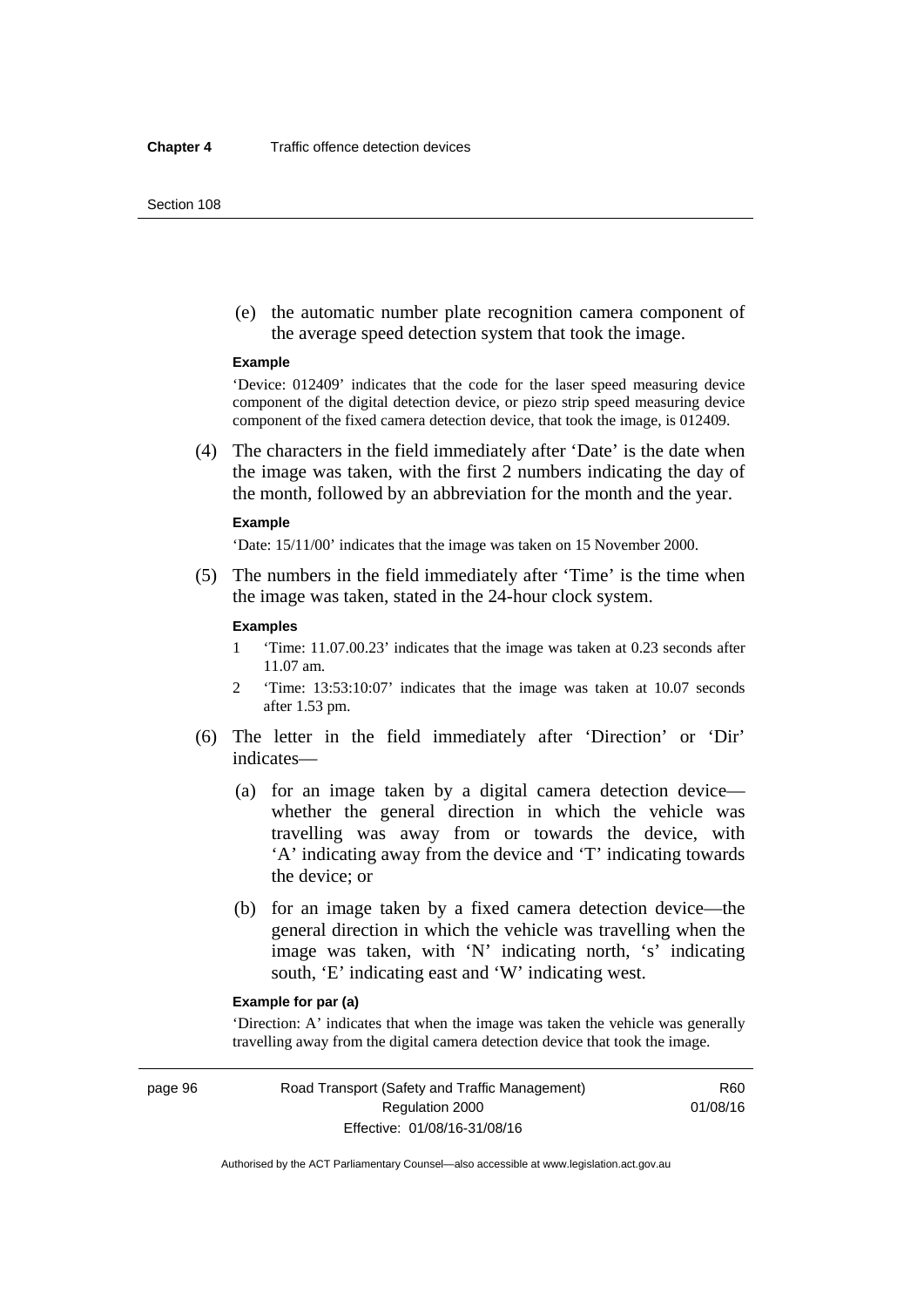(e) the automatic number plate recognition camera component of the average speed detection system that took the image.

**Example**

'Device: 012409' indicates that the code for the laser speed measuring device component of the digital detection device, or piezo strip speed measuring device component of the fixed camera detection device, that took the image, is 012409.

(4) The characters in the field immediately after 'Date' is the date when the image was taken, with the first 2 numbers indicating the day of the month, followed by an abbreviation for the month and the year.

**Example**

'Date: 15/11/00' indicates that the image was taken on 15 November 2000.

(5) The numbers in the field immediately after 'Time' is the time when the image was taken, stated in the 24-hour clock system.

**Examples**

1 'Time: 11.07.00.23' indicates that the image was taken at 0.23 seconds after 11.07 am.

2 'Time: 13:53:10:07' indicates that the image was taken at 10.07 seconds after 1.53 pm.

(6) The letter in the field immediately after 'Direction' or 'Dir' indicates—

(a) for an image taken by a digital camera detection device—whether the general direction in which the vehicle was travelling was away from or towards the device, with 'A' indicating away from the device and 'T' indicating towards the device; or

(b) for an image taken by a fixed camera detection device—the general direction in which the vehicle was travelling when the image was taken, with 'N' indicating north, 's' indicating south, 'E' indicating east and 'W' indicating west.

**Example for par (a)**

'Direction: A' indicates that when the image was taken the vehicle was generally travelling away from the digital camera detection device that took the image.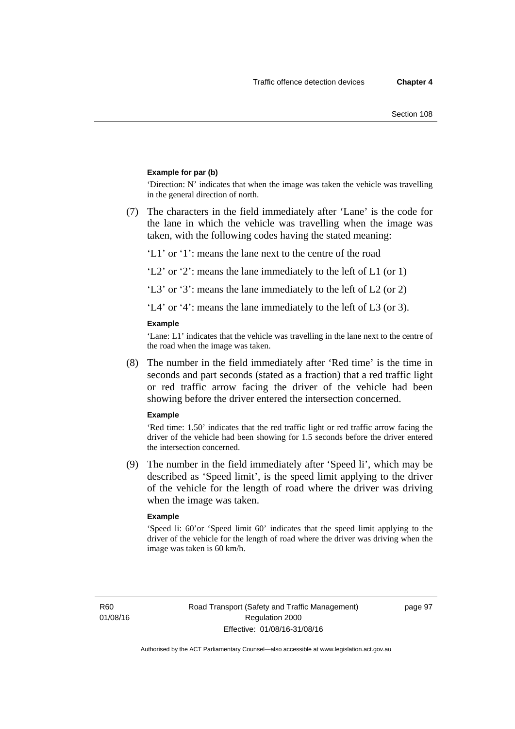**Example for par (b)**

'Direction: N' indicates that when the image was taken the vehicle was travelling in the general direction of north.

(7) The characters in the field immediately after 'Lane' is the code for the lane in which the vehicle was travelling when the image was taken, with the following codes having the stated meaning:

'L1' or '1': means the lane next to the centre of the road

'L2' or '2': means the lane immediately to the left of L1 (or 1)

'L3' or '3': means the lane immediately to the left of L2 (or 2)

'L4' or '4': means the lane immediately to the left of L3 (or 3).

**Example**

'Lane: L1' indicates that the vehicle was travelling in the lane next to the centre of the road when the image was taken.

(8) The number in the field immediately after 'Red time' is the time in seconds and part seconds (stated as a fraction) that a red traffic light or red traffic arrow facing the driver of the vehicle had been showing before the driver entered the intersection concerned.

**Example**

'Red time: 1.50' indicates that the red traffic light or red traffic arrow facing the driver of the vehicle had been showing for 1.5 seconds before the driver entered the intersection concerned.

(9) The number in the field immediately after 'Speed li', which may be described as 'Speed limit', is the speed limit applying to the driver of the vehicle for the length of road where the driver was driving when the image was taken.

**Example**

'Speed li: 60'or 'Speed limit 60' indicates that the speed limit applying to the driver of the vehicle for the length of road where the driver was driving when the image was taken is 60 km/h.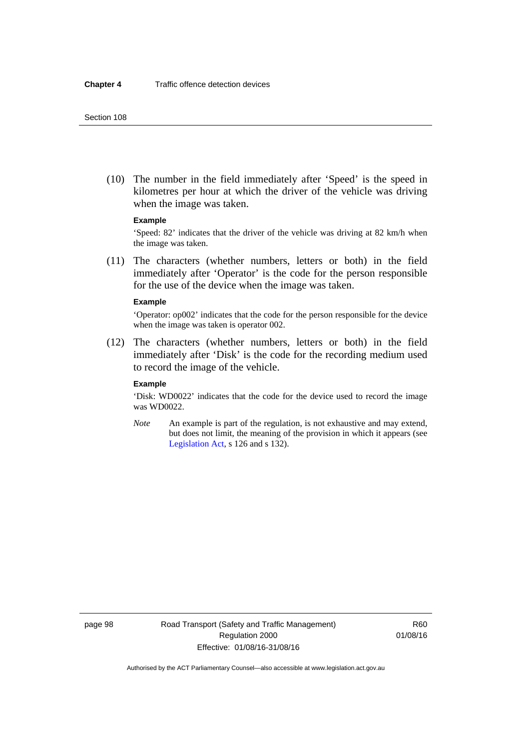(10) The number in the field immediately after 'Speed' is the speed in kilometres per hour at which the driver of the vehicle was driving when the image was taken.

**Example**

'Speed: 82' indicates that the driver of the vehicle was driving at 82 km/h when the image was taken.

(11) The characters (whether numbers, letters or both) in the field immediately after 'Operator' is the code for the person responsible for the use of the device when the image was taken.

**Example**

'Operator: op002' indicates that the code for the person responsible for the device when the image was taken is operator 002.

(12) The characters (whether numbers, letters or both) in the field immediately after 'Disk' is the code for the recording medium used to record the image of the vehicle.

**Example**

'Disk: WD0022' indicates that the code for the device used to record the image was WD0022.

*Note* An example is part of the regulation, is not exhaustive and may extend, but does not limit, the meaning of the provision in which it appears (see Legislation Act, s 126 and s 132).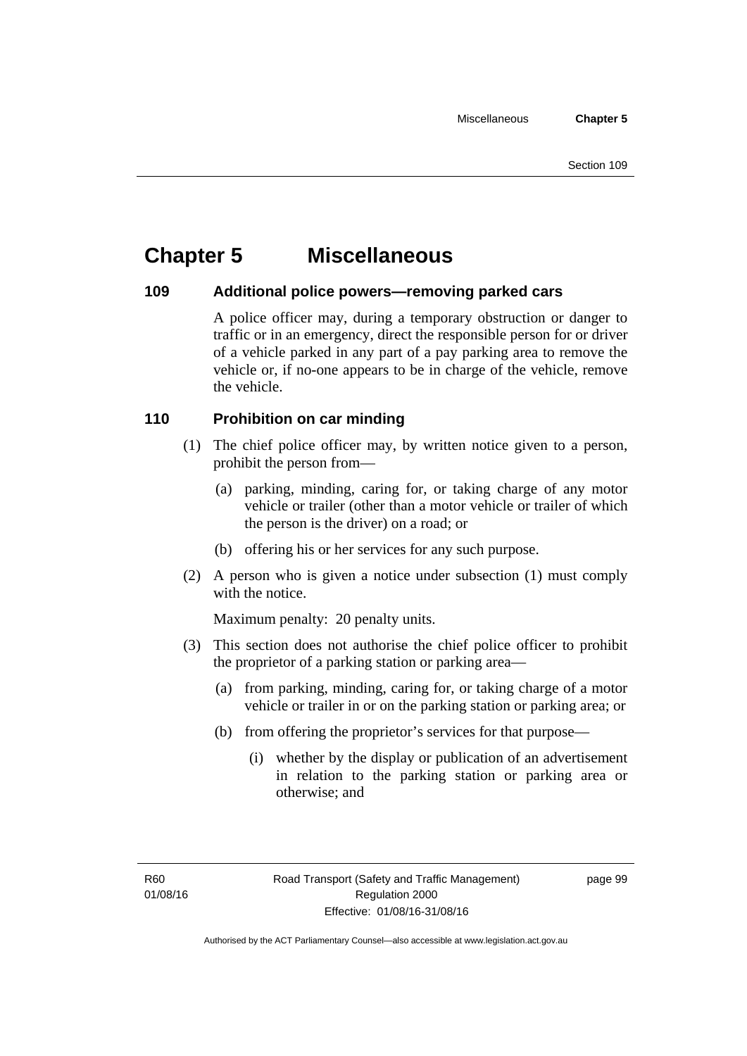# Chapter 5 Miscellaneous

### 109 Additional police powers—removing parked cars

A police officer may, during a temporary obstruction or danger to traffic or in an emergency, direct the responsible person for or driver of a vehicle parked in any part of a pay parking area to remove the vehicle or, if no-one appears to be in charge of the vehicle, remove the vehicle.

### 110 Prohibition on car minding

(1) The chief police officer may, by written notice given to a person, prohibit the person from—

  (a) parking, minding, caring for, or taking charge of any motor vehicle or trailer (other than a motor vehicle or trailer of which the person is the driver) on a road; or

  (b) offering his or her services for any such purpose.

(2) A person who is given a notice under subsection (1) must comply with the notice.

  Maximum penalty: 20 penalty units.

(3) This section does not authorise the chief police officer to prohibit the proprietor of a parking station or parking area—

  (a) from parking, minding, caring for, or taking charge of a motor vehicle or trailer in or on the parking station or parking area; or

  (b) from offering the proprietor's services for that purpose—

    (i) whether by the display or publication of an advertisement in relation to the parking station or parking area or otherwise; and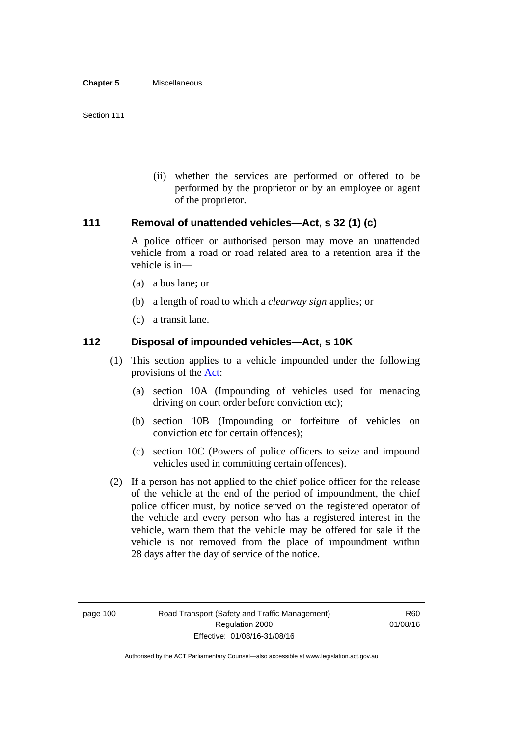(ii) whether the services are performed or offered to be performed by the proprietor or by an employee or agent of the proprietor.

### 111 Removal of unattended vehicles—Act, s 32 (1) (c)

A police officer or authorised person may move an unattended vehicle from a road or road related area to a retention area if the vehicle is in—

(a) a bus lane; or

(b) a length of road to which a *clearway sign* applies; or

(c) a transit lane.

### 112 Disposal of impounded vehicles—Act, s 10K

(1) This section applies to a vehicle impounded under the following provisions of the Act:

(a) section 10A (Impounding of vehicles used for menacing driving on court order before conviction etc);

(b) section 10B (Impounding or forfeiture of vehicles on conviction etc for certain offences);

(c) section 10C (Powers of police officers to seize and impound vehicles used in committing certain offences).

(2) If a person has not applied to the chief police officer for the release of the vehicle at the end of the period of impoundment, the chief police officer must, by notice served on the registered operator of the vehicle and every person who has a registered interest in the vehicle, warn them that the vehicle may be offered for sale if the vehicle is not removed from the place of impoundment within 28 days after the day of service of the notice.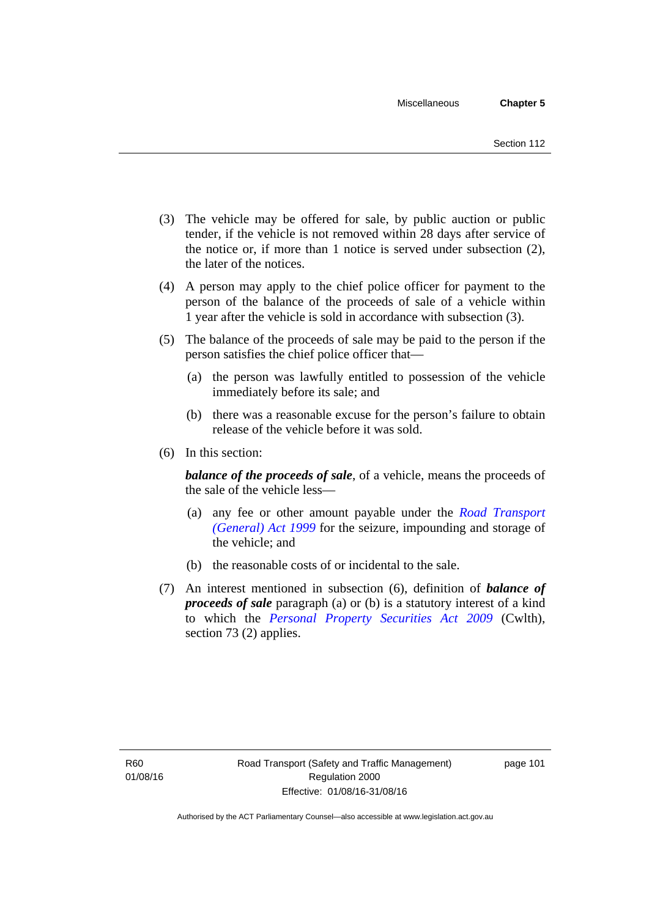(3) The vehicle may be offered for sale, by public auction or public tender, if the vehicle is not removed within 28 days after service of the notice or, if more than 1 notice is served under subsection (2), the later of the notices.

(4) A person may apply to the chief police officer for payment to the person of the balance of the proceeds of sale of a vehicle within 1 year after the vehicle is sold in accordance with subsection (3).

(5) The balance of the proceeds of sale may be paid to the person if the person satisfies the chief police officer that—

(a) the person was lawfully entitled to possession of the vehicle immediately before its sale; and

(b) there was a reasonable excuse for the person's failure to obtain release of the vehicle before it was sold.

(6) In this section:

***balance of the proceeds of sale***, of a vehicle, means the proceeds of the sale of the vehicle less—

(a) any fee or other amount payable under the *Road Transport (General) Act 1999* for the seizure, impounding and storage of the vehicle; and

(b) the reasonable costs of or incidental to the sale.

(7) An interest mentioned in subsection (6), definition of ***balance of proceeds of sale*** paragraph (a) or (b) is a statutory interest of a kind to which the *Personal Property Securities Act 2009* (Cwlth), section 73 (2) applies.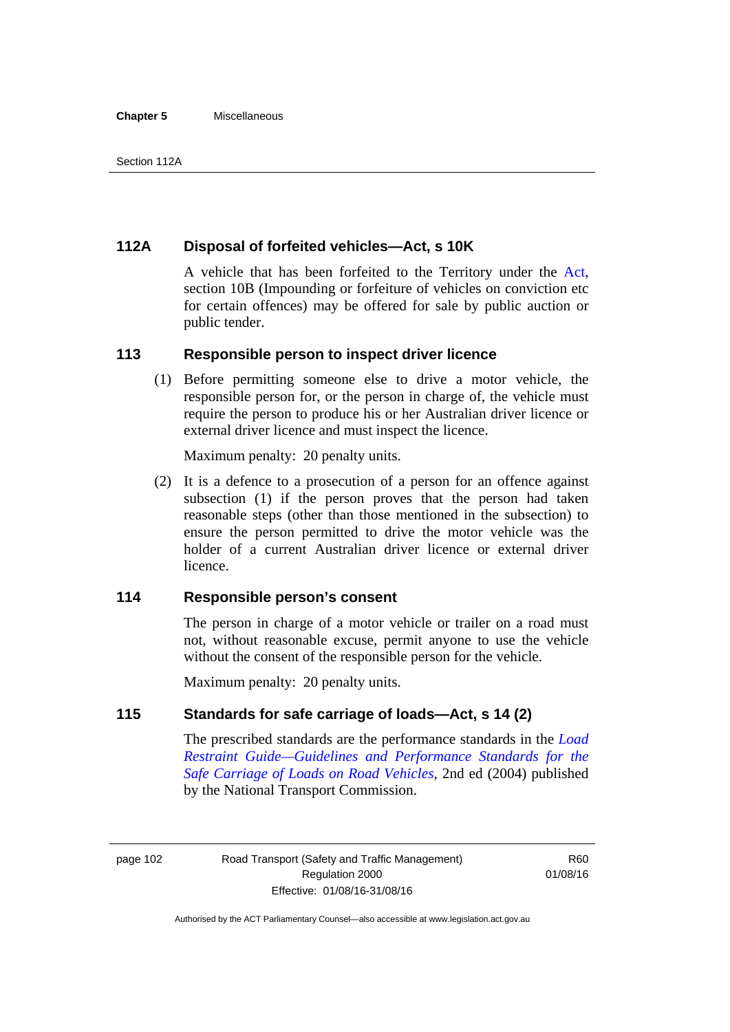### 112A Disposal of forfeited vehicles—Act, s 10K

A vehicle that has been forfeited to the Territory under the Act, section 10B (Impounding or forfeiture of vehicles on conviction etc for certain offences) may be offered for sale by public auction or public tender.

### 113 Responsible person to inspect driver licence

(1) Before permitting someone else to drive a motor vehicle, the responsible person for, or the person in charge of, the vehicle must require the person to produce his or her Australian driver licence or external driver licence and must inspect the licence.

Maximum penalty: 20 penalty units.

(2) It is a defence to a prosecution of a person for an offence against subsection (1) if the person proves that the person had taken reasonable steps (other than those mentioned in the subsection) to ensure the person permitted to drive the motor vehicle was the holder of a current Australian driver licence or external driver licence.

### 114 Responsible person's consent

The person in charge of a motor vehicle or trailer on a road must not, without reasonable excuse, permit anyone to use the vehicle without the consent of the responsible person for the vehicle.

Maximum penalty: 20 penalty units.

### 115 Standards for safe carriage of loads—Act, s 14 (2)

The prescribed standards are the performance standards in the *Load Restraint Guide—Guidelines and Performance Standards for the Safe Carriage of Loads on Road Vehicles*, 2nd ed (2004) published by the National Transport Commission.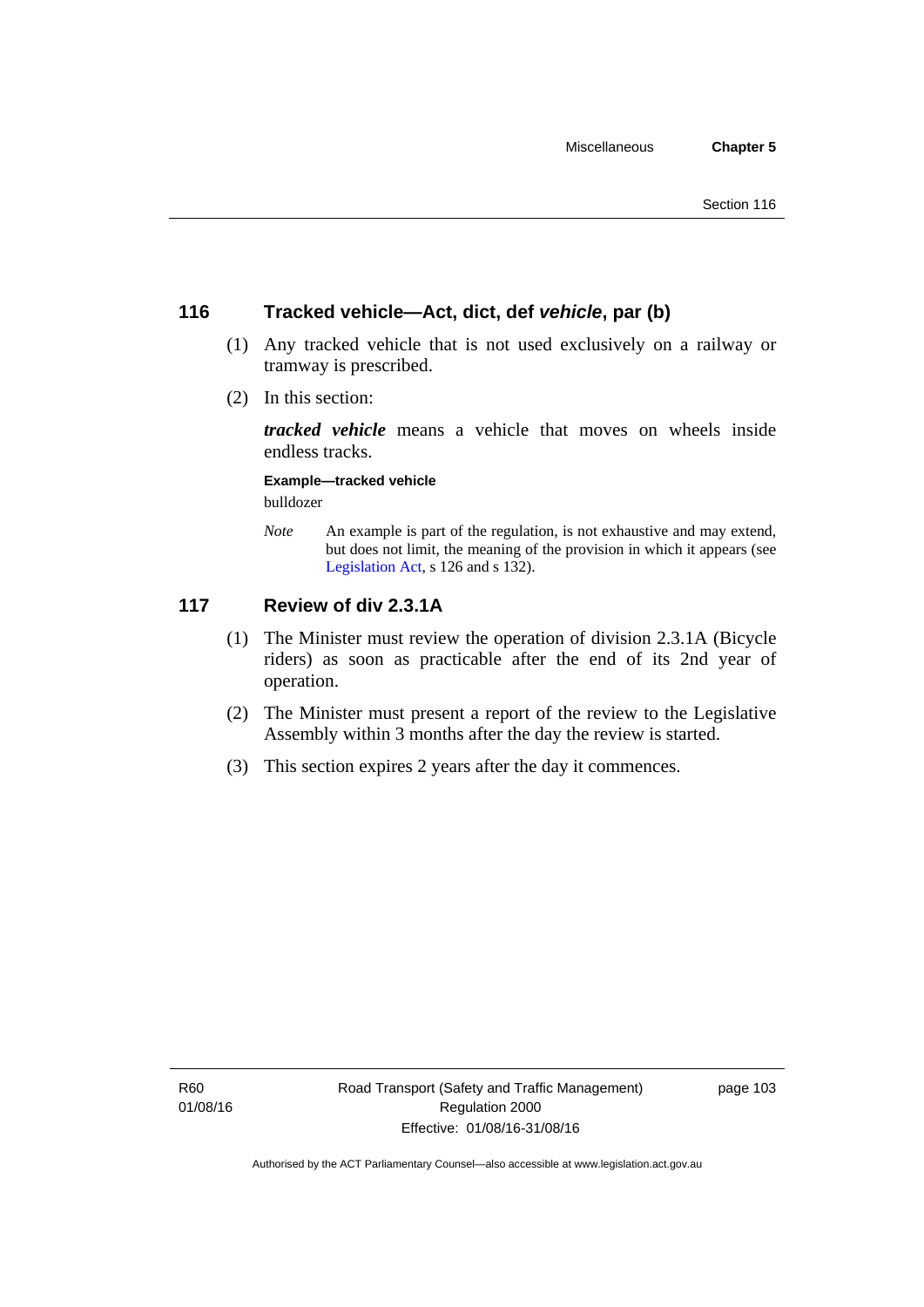## 116 Tracked vehicle—Act, dict, def *vehicle*, par (b)

(1) Any tracked vehicle that is not used exclusively on a railway or tramway is prescribed.

(2) In this section:

***tracked vehicle*** means a vehicle that moves on wheels inside endless tracks.

**Example—tracked vehicle**

bulldozer

*Note* An example is part of the regulation, is not exhaustive and may extend, but does not limit, the meaning of the provision in which it appears (see Legislation Act, s 126 and s 132).

## 117 Review of div 2.3.1A

(1) The Minister must review the operation of division 2.3.1A (Bicycle riders) as soon as practicable after the end of its 2nd year of operation.

(2) The Minister must present a report of the review to the Legislative Assembly within 3 months after the day the review is started.

(3) This section expires 2 years after the day it commences.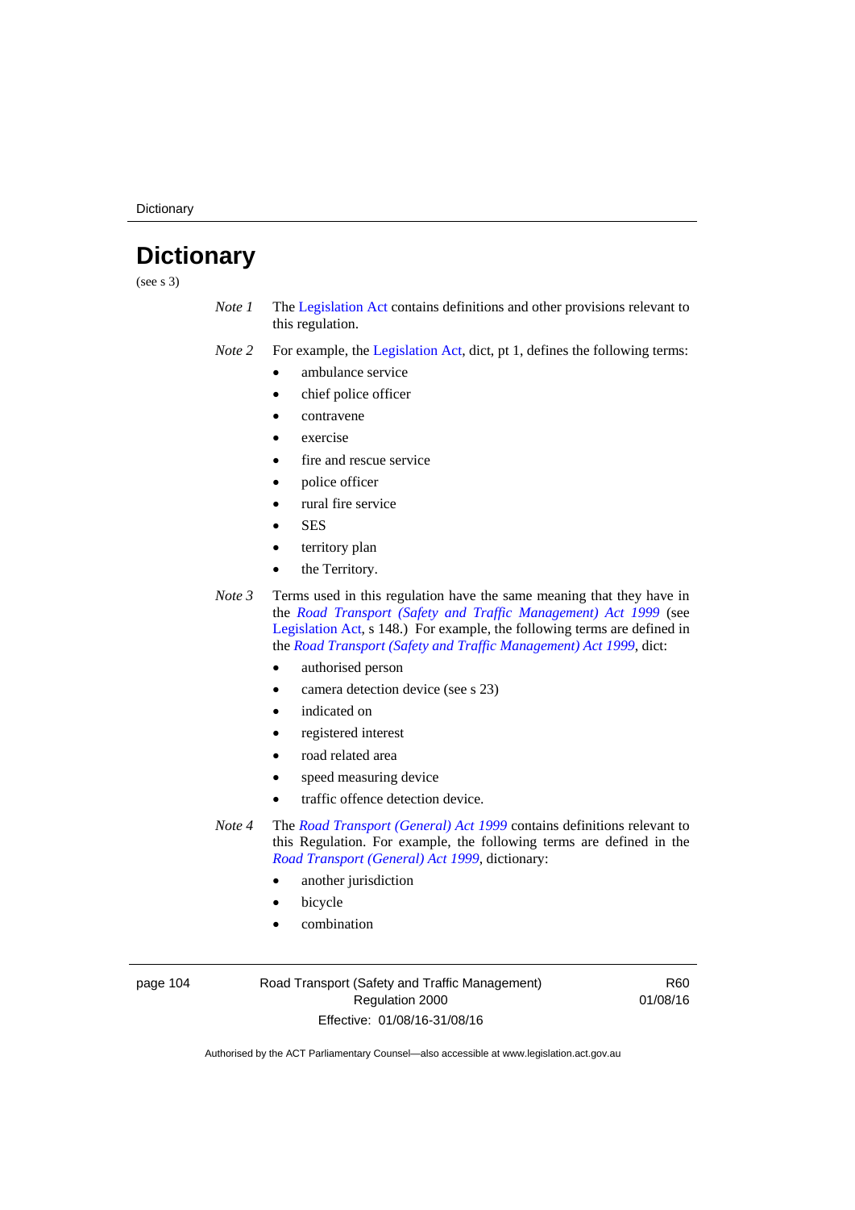# Dictionary

(see s 3)

*Note 1* The Legislation Act contains definitions and other provisions relevant to this regulation.

*Note 2* For example, the Legislation Act, dict, pt 1, defines the following terms:

- ambulance service
- chief police officer
- contravene
- exercise
- fire and rescue service
- police officer
- rural fire service
- SES
- territory plan
- the Territory.

*Note 3* Terms used in this regulation have the same meaning that they have in the *Road Transport (Safety and Traffic Management) Act 1999* (see Legislation Act, s 148.) For example, the following terms are defined in the *Road Transport (Safety and Traffic Management) Act 1999*, dict:

- authorised person
- camera detection device (see s 23)
- indicated on
- registered interest
- road related area
- speed measuring device
- traffic offence detection device.

*Note 4* The *Road Transport (General) Act 1999* contains definitions relevant to this Regulation. For example, the following terms are defined in the *Road Transport (General) Act 1999*, dictionary:

- another jurisdiction
- bicycle
- combination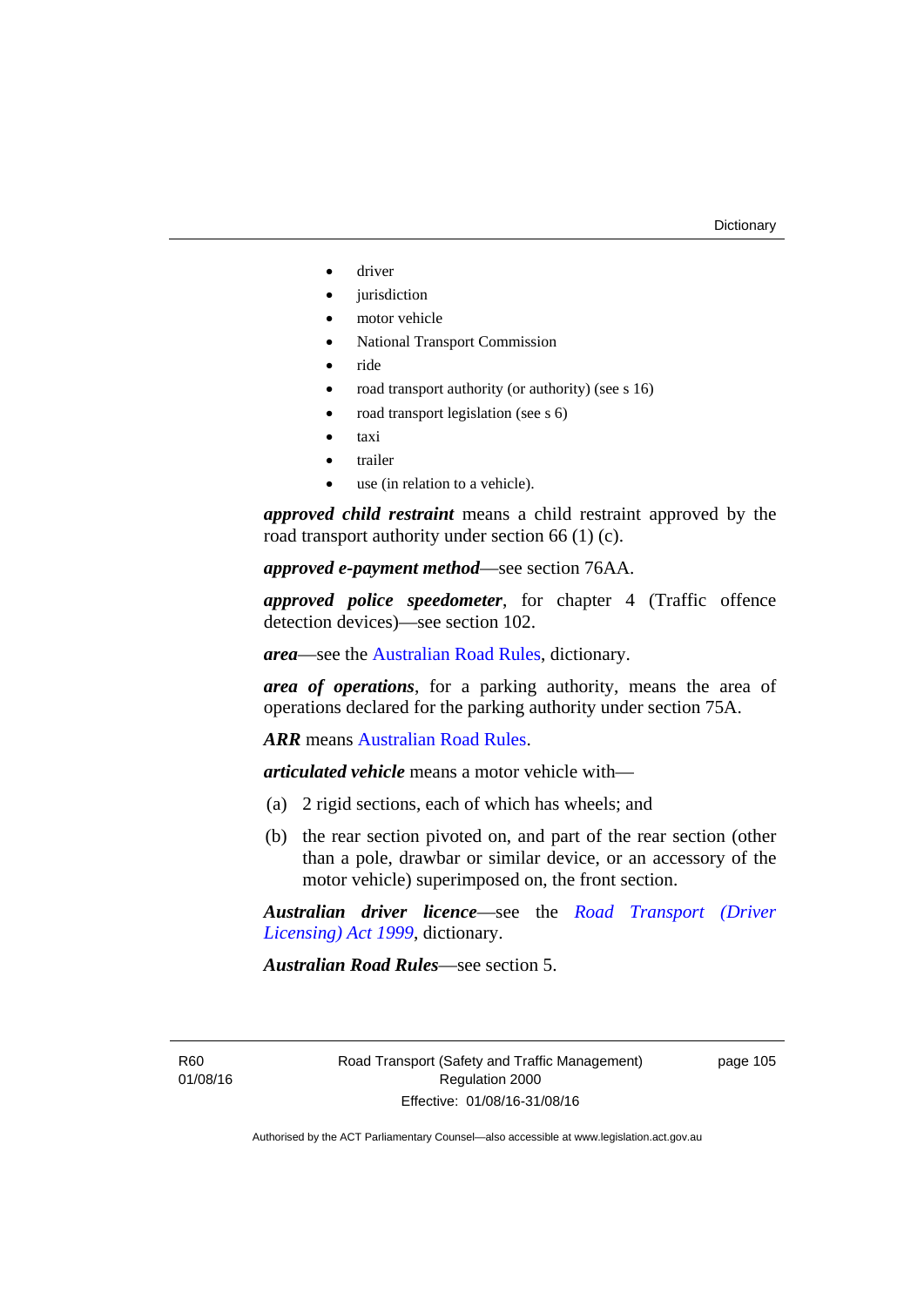- driver
- jurisdiction
- motor vehicle
- National Transport Commission
- ride
- road transport authority (or authority) (see s 16)
- road transport legislation (see s 6)
- taxi
- trailer
- use (in relation to a vehicle).

***approved child restraint*** means a child restraint approved by the road transport authority under section 66 (1) (c).

***approved e-payment method***—see section 76AA.

***approved police speedometer***, for chapter 4 (Traffic offence detection devices)—see section 102.

***area***—see the Australian Road Rules, dictionary.

***area of operations***, for a parking authority, means the area of operations declared for the parking authority under section 75A.

***ARR*** means Australian Road Rules.

***articulated vehicle*** means a motor vehicle with—

(a) 2 rigid sections, each of which has wheels; and

(b) the rear section pivoted on, and part of the rear section (other than a pole, drawbar or similar device, or an accessory of the motor vehicle) superimposed on, the front section.

***Australian driver licence***—see the *Road Transport (Driver Licensing) Act 1999*, dictionary.

***Australian Road Rules***—see section 5.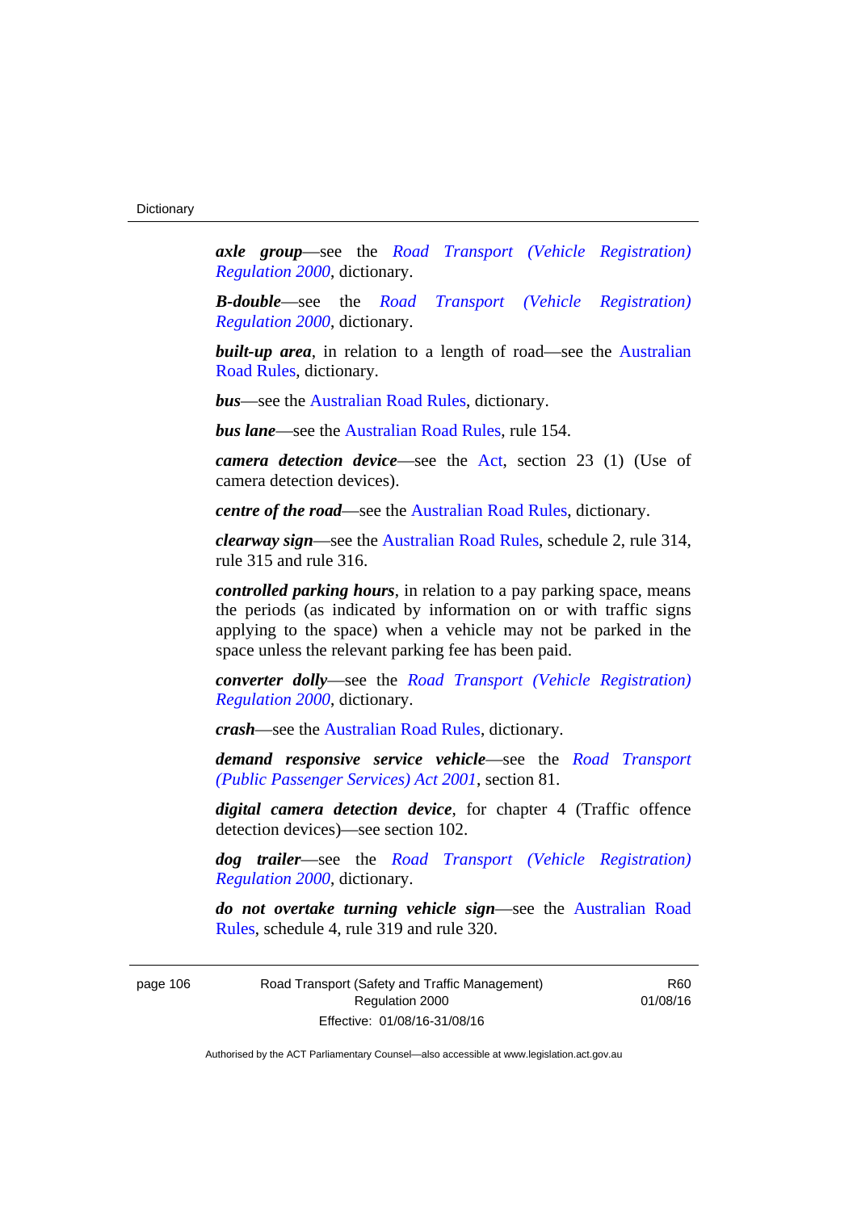***axle group***—see the *Road Transport (Vehicle Registration) Regulation 2000*, dictionary.

***B-double***—see the *Road Transport (Vehicle Registration) Regulation 2000*, dictionary.

***built-up area***, in relation to a length of road—see the Australian Road Rules, dictionary.

***bus***—see the Australian Road Rules, dictionary.

***bus lane***—see the Australian Road Rules, rule 154.

***camera detection device***—see the Act, section 23 (1) (Use of camera detection devices).

***centre of the road***—see the Australian Road Rules, dictionary.

***clearway sign***—see the Australian Road Rules, schedule 2, rule 314, rule 315 and rule 316.

***controlled parking hours***, in relation to a pay parking space, means the periods (as indicated by information on or with traffic signs applying to the space) when a vehicle may not be parked in the space unless the relevant parking fee has been paid.

***converter dolly***—see the *Road Transport (Vehicle Registration) Regulation 2000*, dictionary.

***crash***—see the Australian Road Rules, dictionary.

***demand responsive service vehicle***—see the *Road Transport (Public Passenger Services) Act 2001*, section 81.

***digital camera detection device***, for chapter 4 (Traffic offence detection devices)—see section 102.

***dog trailer***—see the *Road Transport (Vehicle Registration) Regulation 2000*, dictionary.

***do not overtake turning vehicle sign***—see the Australian Road Rules, schedule 4, rule 319 and rule 320.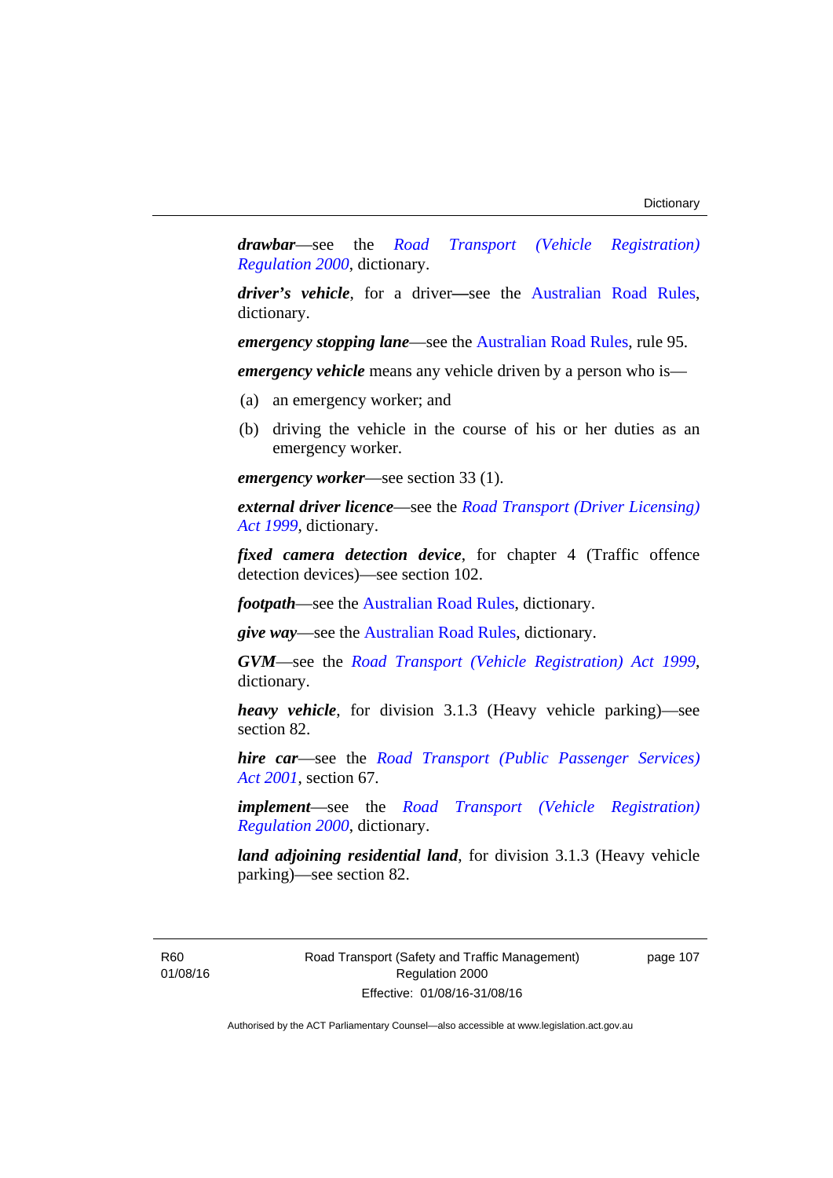***drawbar***—see the *Road Transport (Vehicle Registration) Regulation 2000*, dictionary.

***driver's vehicle***, for a driver—see the Australian Road Rules, dictionary.

***emergency stopping lane***—see the Australian Road Rules, rule 95.

***emergency vehicle*** means any vehicle driven by a person who is—

(a) an emergency worker; and

(b) driving the vehicle in the course of his or her duties as an emergency worker.

***emergency worker***—see section 33 (1).

***external driver licence***—see the *Road Transport (Driver Licensing) Act 1999*, dictionary.

***fixed camera detection device***, for chapter 4 (Traffic offence detection devices)—see section 102.

***footpath***—see the Australian Road Rules, dictionary.

***give way***—see the Australian Road Rules, dictionary.

***GVM***—see the *Road Transport (Vehicle Registration) Act 1999*, dictionary.

***heavy vehicle***, for division 3.1.3 (Heavy vehicle parking)—see section 82.

***hire car***—see the *Road Transport (Public Passenger Services) Act 2001*, section 67.

***implement***—see the *Road Transport (Vehicle Registration) Regulation 2000*, dictionary.

***land adjoining residential land***, for division 3.1.3 (Heavy vehicle parking)—see section 82.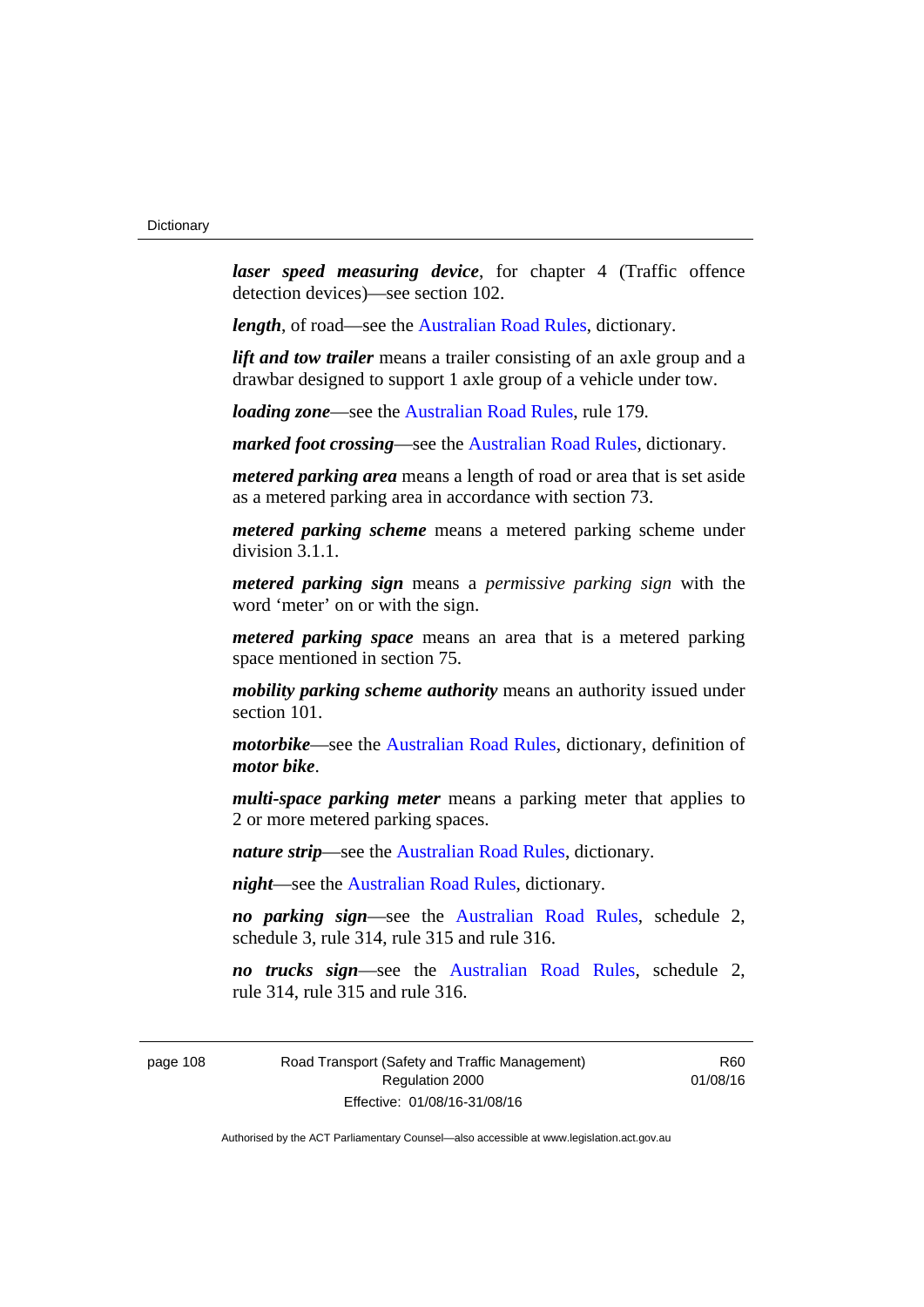***laser speed measuring device***, for chapter 4 (Traffic offence detection devices)—see section 102.

***length***, of road—see the Australian Road Rules, dictionary.

***lift and tow trailer*** means a trailer consisting of an axle group and a drawbar designed to support 1 axle group of a vehicle under tow.

***loading zone***—see the Australian Road Rules, rule 179.

***marked foot crossing***—see the Australian Road Rules, dictionary.

***metered parking area*** means a length of road or area that is set aside as a metered parking area in accordance with section 73.

***metered parking scheme*** means a metered parking scheme under division 3.1.1.

***metered parking sign*** means a *permissive parking sign* with the word 'meter' on or with the sign.

***metered parking space*** means an area that is a metered parking space mentioned in section 75.

***mobility parking scheme authority*** means an authority issued under section 101.

***motorbike***—see the Australian Road Rules, dictionary, definition of ***motor bike***.

***multi-space parking meter*** means a parking meter that applies to 2 or more metered parking spaces.

***nature strip***—see the Australian Road Rules, dictionary.

***night***—see the Australian Road Rules, dictionary.

***no parking sign***—see the Australian Road Rules, schedule 2, schedule 3, rule 314, rule 315 and rule 316.

***no trucks sign***—see the Australian Road Rules, schedule 2, rule 314, rule 315 and rule 316.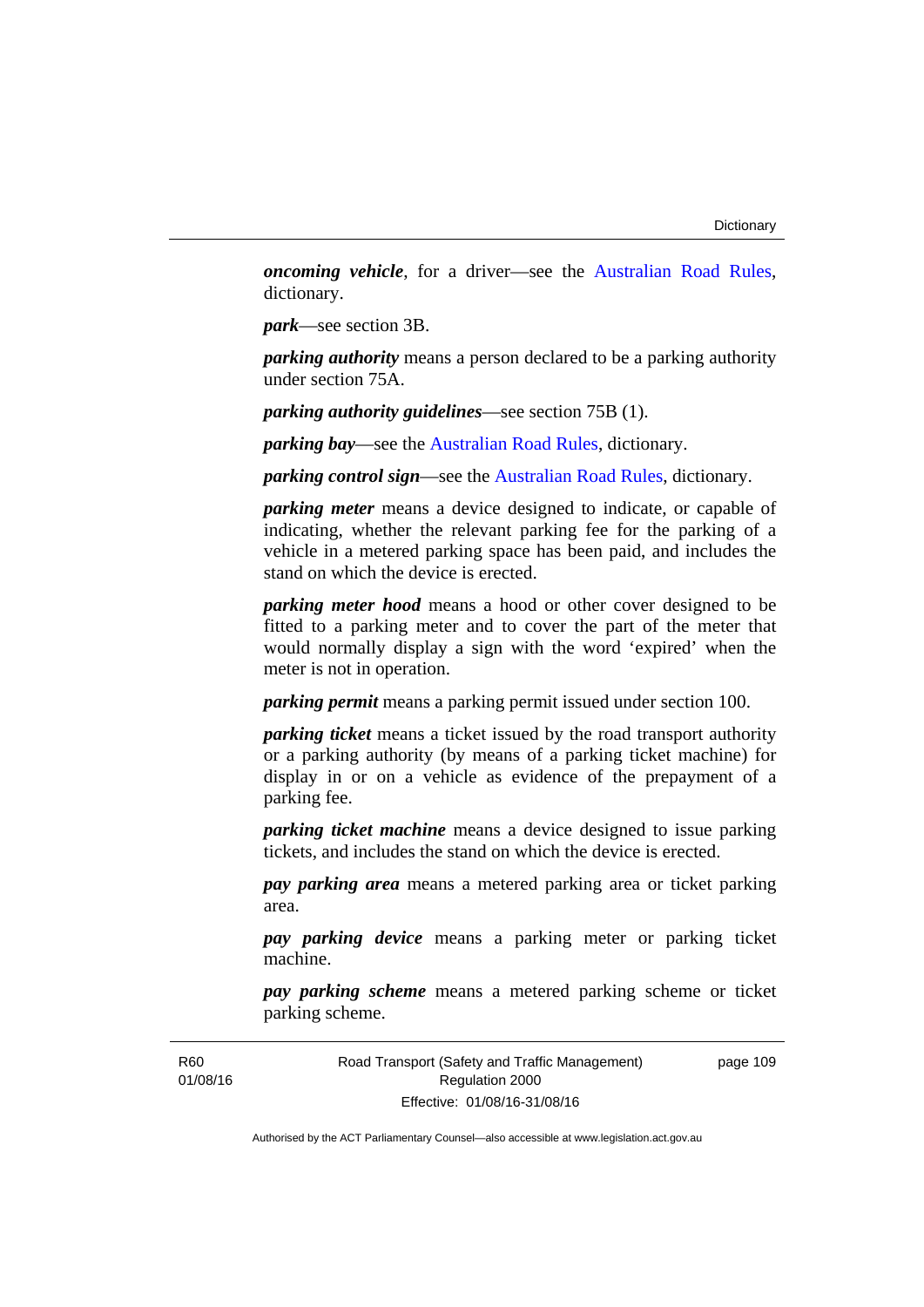***oncoming vehicle***, for a driver—see the Australian Road Rules, dictionary.

***park***—see section 3B.

***parking authority*** means a person declared to be a parking authority under section 75A.

***parking authority guidelines***—see section 75B (1).

***parking bay***—see the Australian Road Rules, dictionary.

***parking control sign***—see the Australian Road Rules, dictionary.

***parking meter*** means a device designed to indicate, or capable of indicating, whether the relevant parking fee for the parking of a vehicle in a metered parking space has been paid, and includes the stand on which the device is erected.

***parking meter hood*** means a hood or other cover designed to be fitted to a parking meter and to cover the part of the meter that would normally display a sign with the word 'expired' when the meter is not in operation.

***parking permit*** means a parking permit issued under section 100.

***parking ticket*** means a ticket issued by the road transport authority or a parking authority (by means of a parking ticket machine) for display in or on a vehicle as evidence of the prepayment of a parking fee.

***parking ticket machine*** means a device designed to issue parking tickets, and includes the stand on which the device is erected.

***pay parking area*** means a metered parking area or ticket parking area.

***pay parking device*** means a parking meter or parking ticket machine.

***pay parking scheme*** means a metered parking scheme or ticket parking scheme.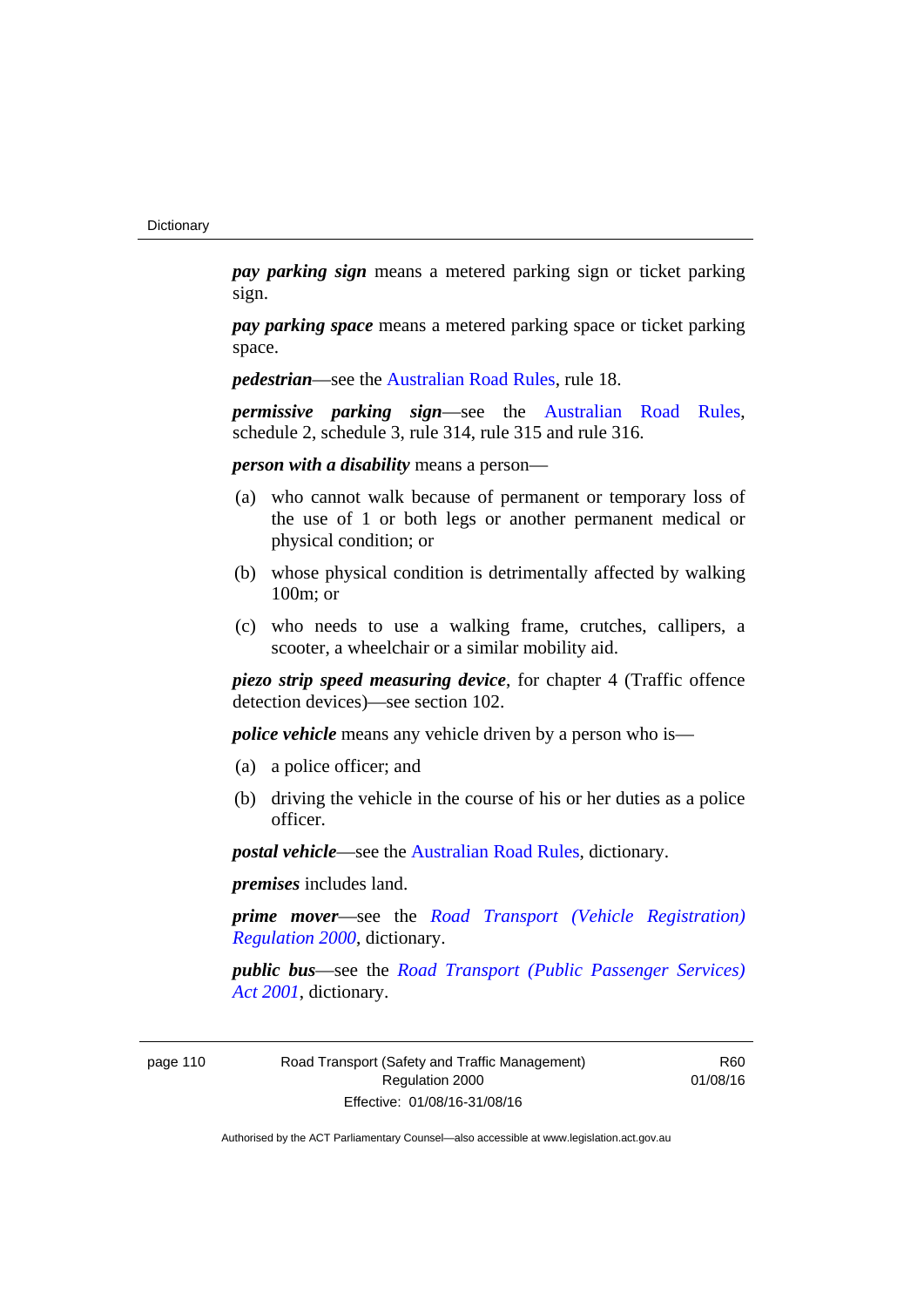***pay parking sign*** means a metered parking sign or ticket parking sign.

***pay parking space*** means a metered parking space or ticket parking space.

***pedestrian***—see the Australian Road Rules, rule 18.

***permissive parking sign***—see the Australian Road Rules, schedule 2, schedule 3, rule 314, rule 315 and rule 316.

***person with a disability*** means a person—

(a) who cannot walk because of permanent or temporary loss of the use of 1 or both legs or another permanent medical or physical condition; or

(b) whose physical condition is detrimentally affected by walking 100m; or

(c) who needs to use a walking frame, crutches, callipers, a scooter, a wheelchair or a similar mobility aid.

***piezo strip speed measuring device***, for chapter 4 (Traffic offence detection devices)—see section 102.

***police vehicle*** means any vehicle driven by a person who is—

(a) a police officer; and

(b) driving the vehicle in the course of his or her duties as a police officer.

***postal vehicle***—see the Australian Road Rules, dictionary.

***premises*** includes land.

***prime mover***—see the *Road Transport (Vehicle Registration) Regulation 2000*, dictionary.

***public bus***—see the *Road Transport (Public Passenger Services) Act 2001*, dictionary.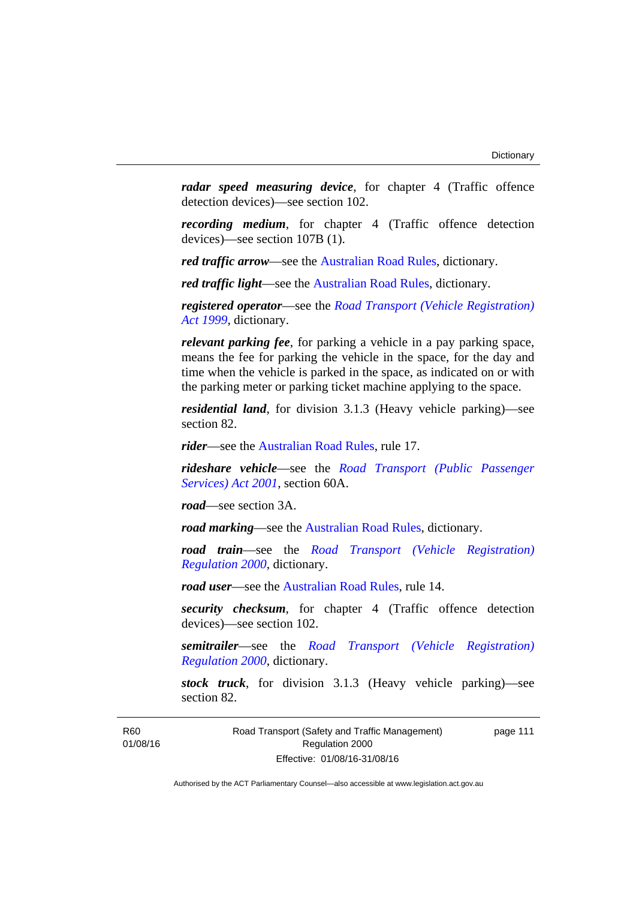***radar speed measuring device***, for chapter 4 (Traffic offence detection devices)—see section 102.

***recording medium***, for chapter 4 (Traffic offence detection devices)—see section 107B (1).

***red traffic arrow***—see the Australian Road Rules, dictionary.

***red traffic light***—see the Australian Road Rules, dictionary.

***registered operator***—see the *Road Transport (Vehicle Registration) Act 1999*, dictionary.

***relevant parking fee***, for parking a vehicle in a pay parking space, means the fee for parking the vehicle in the space, for the day and time when the vehicle is parked in the space, as indicated on or with the parking meter or parking ticket machine applying to the space.

***residential land***, for division 3.1.3 (Heavy vehicle parking)—see section 82.

***rider***—see the Australian Road Rules, rule 17.

***rideshare vehicle***—see the *Road Transport (Public Passenger Services) Act 2001*, section 60A.

***road***—see section 3A.

***road marking***—see the Australian Road Rules, dictionary.

***road train***—see the *Road Transport (Vehicle Registration) Regulation 2000*, dictionary.

***road user***—see the Australian Road Rules, rule 14.

***security checksum***, for chapter 4 (Traffic offence detection devices)—see section 102.

***semitrailer***—see the *Road Transport (Vehicle Registration) Regulation 2000*, dictionary.

***stock truck***, for division 3.1.3 (Heavy vehicle parking)—see section 82.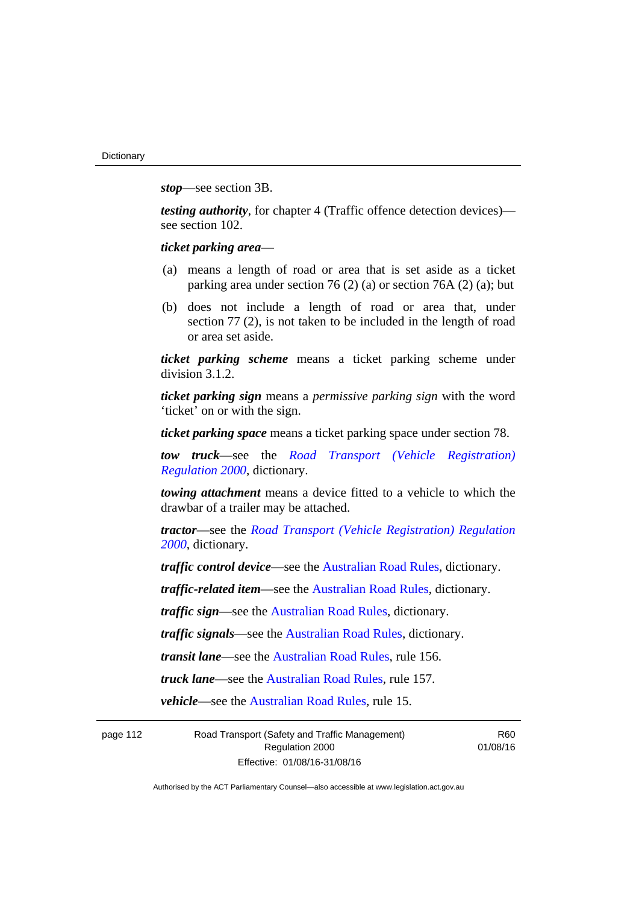***stop***—see section 3B.

***testing authority***, for chapter 4 (Traffic offence detection devices)—see section 102.

***ticket parking area***—

(a) means a length of road or area that is set aside as a ticket parking area under section 76 (2) (a) or section 76A (2) (a); but

(b) does not include a length of road or area that, under section 77 (2), is not taken to be included in the length of road or area set aside.

***ticket parking scheme*** means a ticket parking scheme under division 3.1.2.

***ticket parking sign*** means a *permissive parking sign* with the word ‘ticket’ on or with the sign.

***ticket parking space*** means a ticket parking space under section 78.

***tow truck***—see the *Road Transport (Vehicle Registration) Regulation 2000*, dictionary.

***towing attachment*** means a device fitted to a vehicle to which the drawbar of a trailer may be attached.

***tractor***—see the *Road Transport (Vehicle Registration) Regulation 2000*, dictionary.

***traffic control device***—see the Australian Road Rules, dictionary.

***traffic-related item***—see the Australian Road Rules, dictionary.

***traffic sign***—see the Australian Road Rules, dictionary.

***traffic signals***—see the Australian Road Rules, dictionary.

***transit lane***—see the Australian Road Rules, rule 156.

***truck lane***—see the Australian Road Rules, rule 157.

***vehicle***—see the Australian Road Rules, rule 15.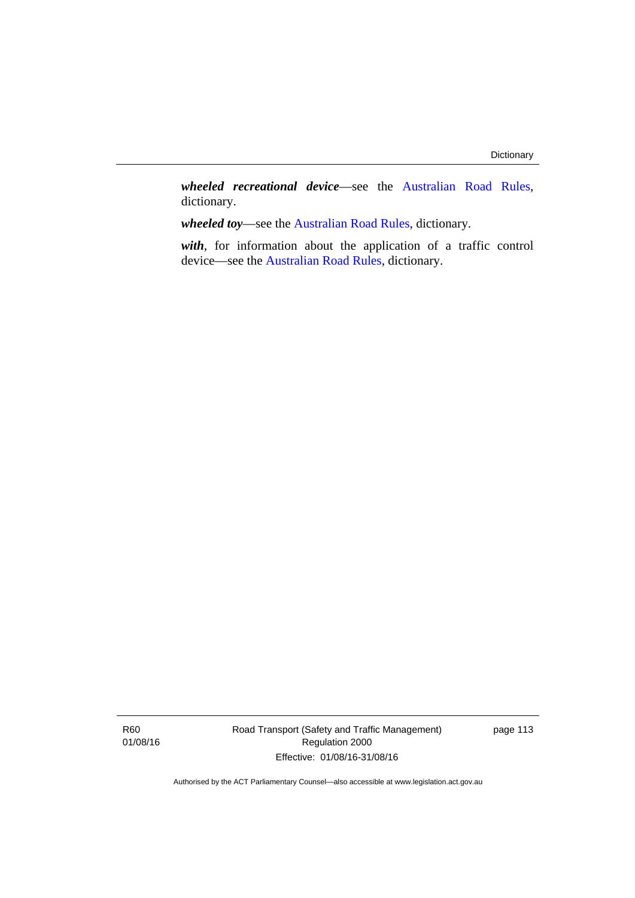***wheeled recreational device***—see the Australian Road Rules, dictionary.

***wheeled toy***—see the Australian Road Rules, dictionary.

***with***, for information about the application of a traffic control device—see the Australian Road Rules, dictionary.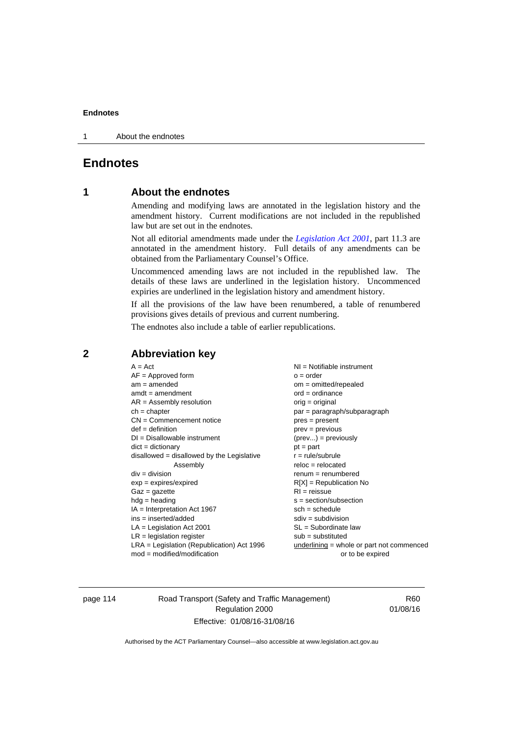# Endnotes

## 1 About the endnotes

Amending and modifying laws are annotated in the legislation history and the amendment history. Current modifications are not included in the republished law but are set out in the endnotes.

Not all editorial amendments made under the *Legislation Act 2001*, part 11.3 are annotated in the amendment history. Full details of any amendments can be obtained from the Parliamentary Counsel's Office.

Uncommenced amending laws are not included in the republished law. The details of these laws are underlined in the legislation history. Uncommenced expiries are underlined in the legislation history and amendment history.

If all the provisions of the law have been renumbered, a table of renumbered provisions gives details of previous and current numbering.

The endnotes also include a table of earlier republications.

## 2 Abbreviation key

A = Act
AF = Approved form
am = amended
amdt = amendment
AR = Assembly resolution
ch = chapter
CN = Commencement notice
def = definition
DI = Disallowable instrument
dict = dictionary
disallowed = disallowed by the Legislative Assembly
div = division
exp = expires/expired
Gaz = gazette
hdg = heading
IA = Interpretation Act 1967
ins = inserted/added
LA = Legislation Act 2001
LR = legislation register
LRA = Legislation (Republication) Act 1996
mod = modified/modification
NI = Notifiable instrument
o = order
om = omitted/repealed
ord = ordinance
orig = original
par = paragraph/subparagraph
pres = present
prev = previous
(prev...) = previously
pt = part
r = rule/subrule
reloc = relocated
renum = renumbered
R[X] = Republication No
RI = reissue
s = section/subsection
sch = schedule
sdiv = subdivision
SL = Subordinate law
sub = substituted
underlining = whole or part not commenced or to be expired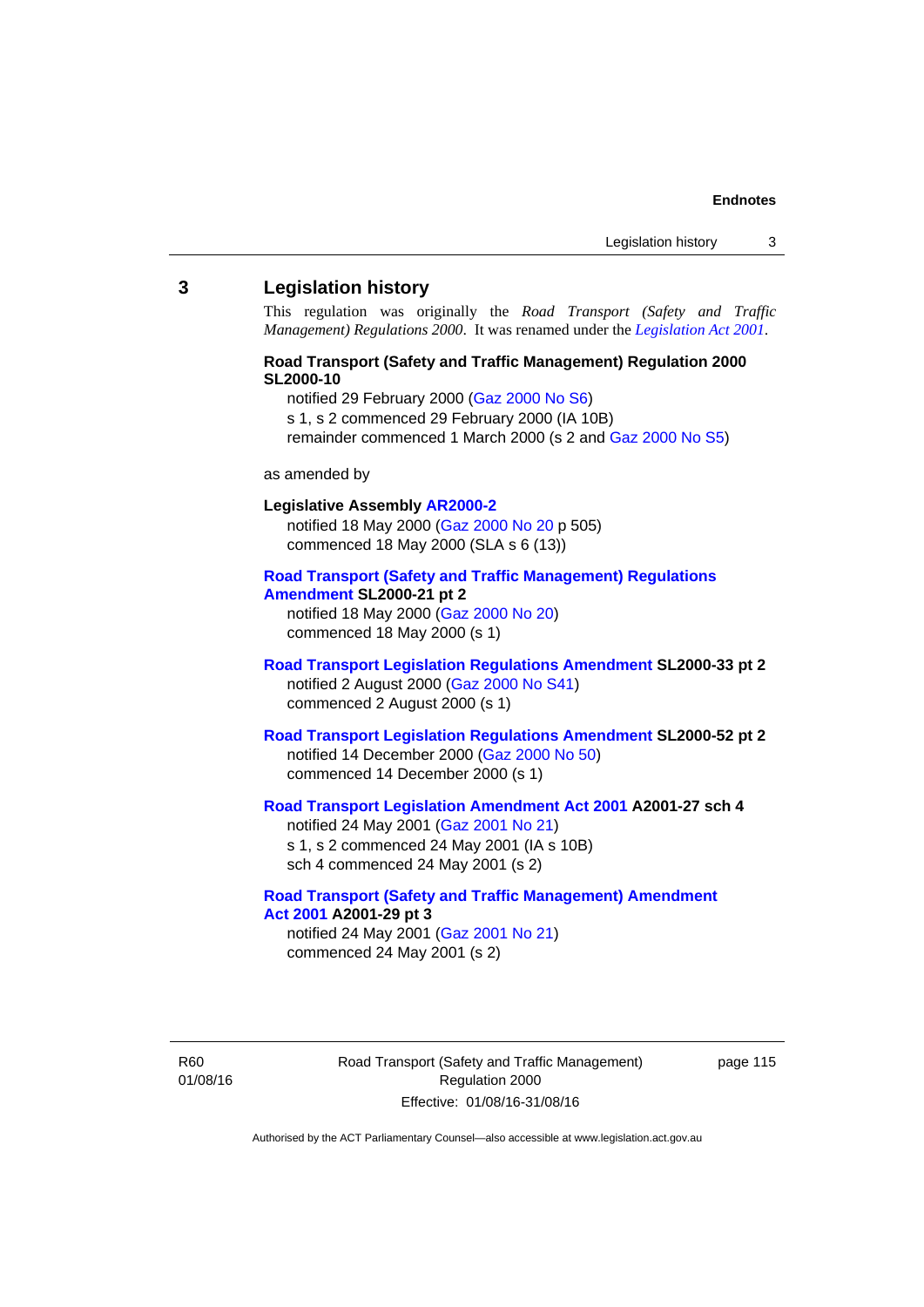## 3 Legislation history

This regulation was originally the *Road Transport (Safety and Traffic Management) Regulations 2000*. It was renamed under the *Legislation Act 2001*.

**Road Transport (Safety and Traffic Management) Regulation 2000 SL2000-10**

notified 29 February 2000 (Gaz 2000 No S6)
s 1, s 2 commenced 29 February 2000 (IA 10B)
remainder commenced 1 March 2000 (s 2 and Gaz 2000 No S5)

as amended by

**Legislative Assembly AR2000-2**

notified 18 May 2000 (Gaz 2000 No 20 p 505)
commenced 18 May 2000 (SLA s 6 (13))

**Road Transport (Safety and Traffic Management) Regulations Amendment SL2000-21 pt 2**

notified 18 May 2000 (Gaz 2000 No 20)
commenced 18 May 2000 (s 1)

**Road Transport Legislation Regulations Amendment SL2000-33 pt 2**

notified 2 August 2000 (Gaz 2000 No S41)
commenced 2 August 2000 (s 1)

**Road Transport Legislation Regulations Amendment SL2000-52 pt 2**

notified 14 December 2000 (Gaz 2000 No 50)
commenced 14 December 2000 (s 1)

**Road Transport Legislation Amendment Act 2001 A2001-27 sch 4**

notified 24 May 2001 (Gaz 2001 No 21)
s 1, s 2 commenced 24 May 2001 (IA s 10B)
sch 4 commenced 24 May 2001 (s 2)

**Road Transport (Safety and Traffic Management) Amendment Act 2001 A2001-29 pt 3**

notified 24 May 2001 (Gaz 2001 No 21)
commenced 24 May 2001 (s 2)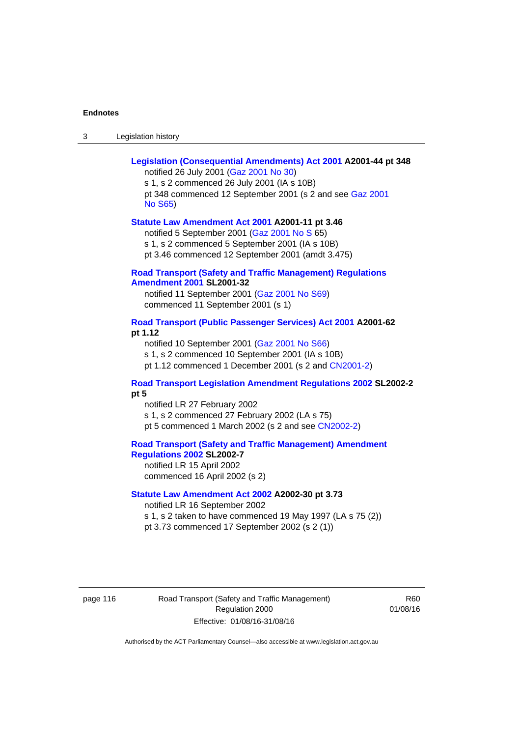**Legislation (Consequential Amendments) Act 2001 A2001-44 pt 348**

notified 26 July 2001 (Gaz 2001 No 30)
s 1, s 2 commenced 26 July 2001 (IA s 10B)
pt 348 commenced 12 September 2001 (s 2 and see Gaz 2001 No S65)

**Statute Law Amendment Act 2001 A2001-11 pt 3.46**

notified 5 September 2001 (Gaz 2001 No S 65)
s 1, s 2 commenced 5 September 2001 (IA s 10B)
pt 3.46 commenced 12 September 2001 (amdt 3.475)

**Road Transport (Safety and Traffic Management) Regulations Amendment 2001 SL2001-32**

notified 11 September 2001 (Gaz 2001 No S69)
commenced 11 September 2001 (s 1)

**Road Transport (Public Passenger Services) Act 2001 A2001-62 pt 1.12**

notified 10 September 2001 (Gaz 2001 No S66)
s 1, s 2 commenced 10 September 2001 (IA s 10B)
pt 1.12 commenced 1 December 2001 (s 2 and CN2001-2)

**Road Transport Legislation Amendment Regulations 2002 SL2002-2 pt 5**

notified LR 27 February 2002
s 1, s 2 commenced 27 February 2002 (LA s 75)
pt 5 commenced 1 March 2002 (s 2 and see CN2002-2)

**Road Transport (Safety and Traffic Management) Amendment Regulations 2002 SL2002-7**

notified LR 15 April 2002
commenced 16 April 2002 (s 2)

**Statute Law Amendment Act 2002 A2002-30 pt 3.73**

notified LR 16 September 2002
s 1, s 2 taken to have commenced 19 May 1997 (LA s 75 (2))
pt 3.73 commenced 17 September 2002 (s 2 (1))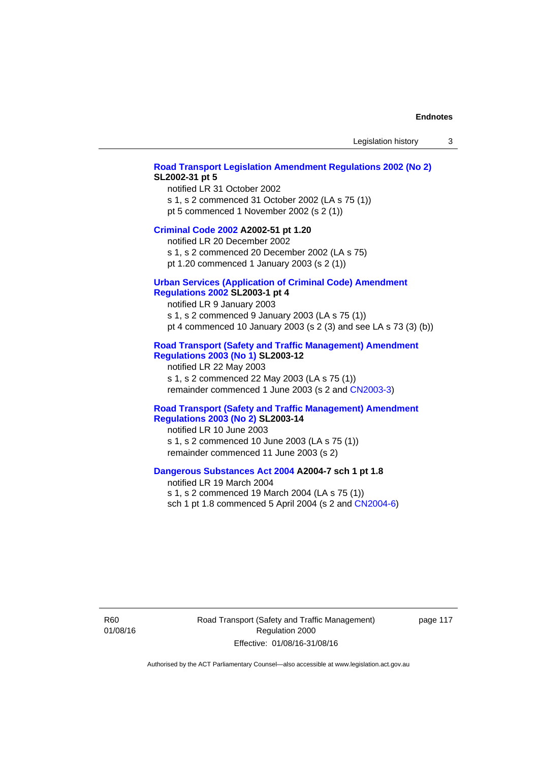**Road Transport Legislation Amendment Regulations 2002 (No 2) SL2002-31 pt 5**

notified LR 31 October 2002

s 1, s 2 commenced 31 October 2002 (LA s 75 (1))

pt 5 commenced 1 November 2002 (s 2 (1))

**Criminal Code 2002 A2002-51 pt 1.20**

notified LR 20 December 2002

s 1, s 2 commenced 20 December 2002 (LA s 75)

pt 1.20 commenced 1 January 2003 (s 2 (1))

**Urban Services (Application of Criminal Code) Amendment Regulations 2002 SL2003-1 pt 4**

notified LR 9 January 2003

s 1, s 2 commenced 9 January 2003 (LA s 75 (1))

pt 4 commenced 10 January 2003 (s 2 (3) and see LA s 73 (3) (b))

**Road Transport (Safety and Traffic Management) Amendment Regulations 2003 (No 1) SL2003-12**

notified LR 22 May 2003

s 1, s 2 commenced 22 May 2003 (LA s 75 (1))

remainder commenced 1 June 2003 (s 2 and CN2003-3)

**Road Transport (Safety and Traffic Management) Amendment Regulations 2003 (No 2) SL2003-14**

notified LR 10 June 2003

s 1, s 2 commenced 10 June 2003 (LA s 75 (1))

remainder commenced 11 June 2003 (s 2)

**Dangerous Substances Act 2004 A2004-7 sch 1 pt 1.8**

notified LR 19 March 2004

s 1, s 2 commenced 19 March 2004 (LA s 75 (1))

sch 1 pt 1.8 commenced 5 April 2004 (s 2 and CN2004-6)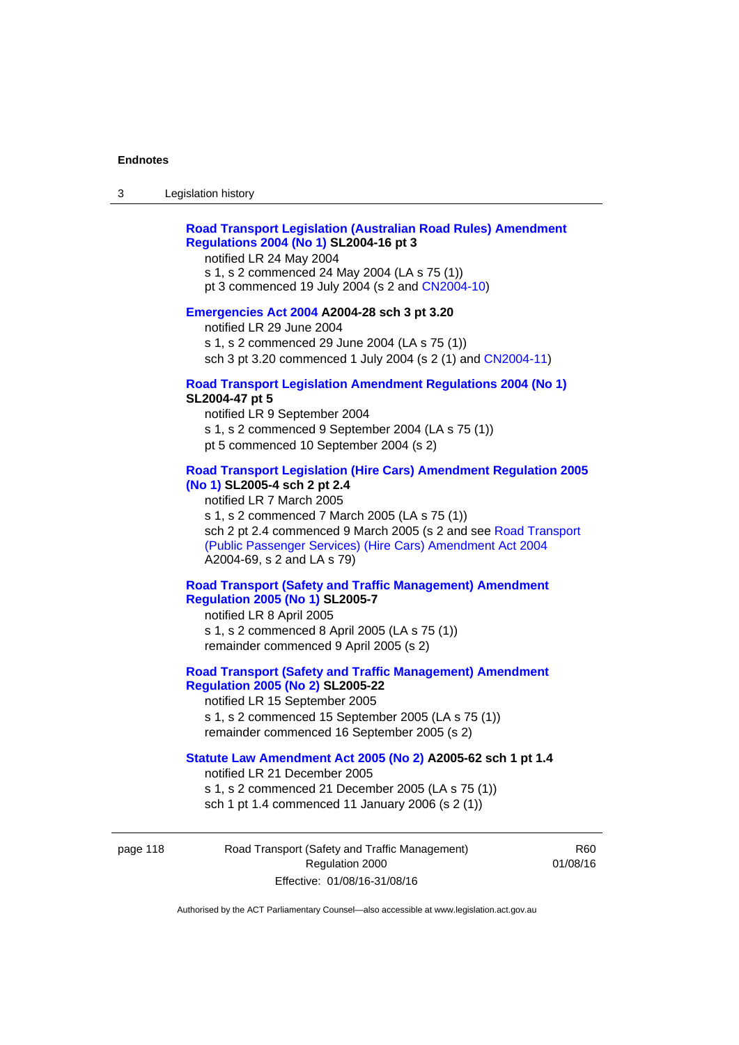**Road Transport Legislation (Australian Road Rules) Amendment Regulations 2004 (No 1) SL2004-16 pt 3**

notified LR 24 May 2004

s 1, s 2 commenced 24 May 2004 (LA s 75 (1))

pt 3 commenced 19 July 2004 (s 2 and CN2004-10)

**Emergencies Act 2004 A2004-28 sch 3 pt 3.20**

notified LR 29 June 2004

s 1, s 2 commenced 29 June 2004 (LA s 75 (1))

sch 3 pt 3.20 commenced 1 July 2004 (s 2 (1) and CN2004-11)

**Road Transport Legislation Amendment Regulations 2004 (No 1) SL2004-47 pt 5**

notified LR 9 September 2004

s 1, s 2 commenced 9 September 2004 (LA s 75 (1))

pt 5 commenced 10 September 2004 (s 2)

**Road Transport Legislation (Hire Cars) Amendment Regulation 2005 (No 1) SL2005-4 sch 2 pt 2.4**

notified LR 7 March 2005

s 1, s 2 commenced 7 March 2005 (LA s 75 (1))

sch 2 pt 2.4 commenced 9 March 2005 (s 2 and see Road Transport (Public Passenger Services) (Hire Cars) Amendment Act 2004 A2004-69, s 2 and LA s 79)

**Road Transport (Safety and Traffic Management) Amendment Regulation 2005 (No 1) SL2005-7**

notified LR 8 April 2005

s 1, s 2 commenced 8 April 2005 (LA s 75 (1))

remainder commenced 9 April 2005 (s 2)

**Road Transport (Safety and Traffic Management) Amendment Regulation 2005 (No 2) SL2005-22**

notified LR 15 September 2005

s 1, s 2 commenced 15 September 2005 (LA s 75 (1))

remainder commenced 16 September 2005 (s 2)

**Statute Law Amendment Act 2005 (No 2) A2005-62 sch 1 pt 1.4**

notified LR 21 December 2005

s 1, s 2 commenced 21 December 2005 (LA s 75 (1))

sch 1 pt 1.4 commenced 11 January 2006 (s 2 (1))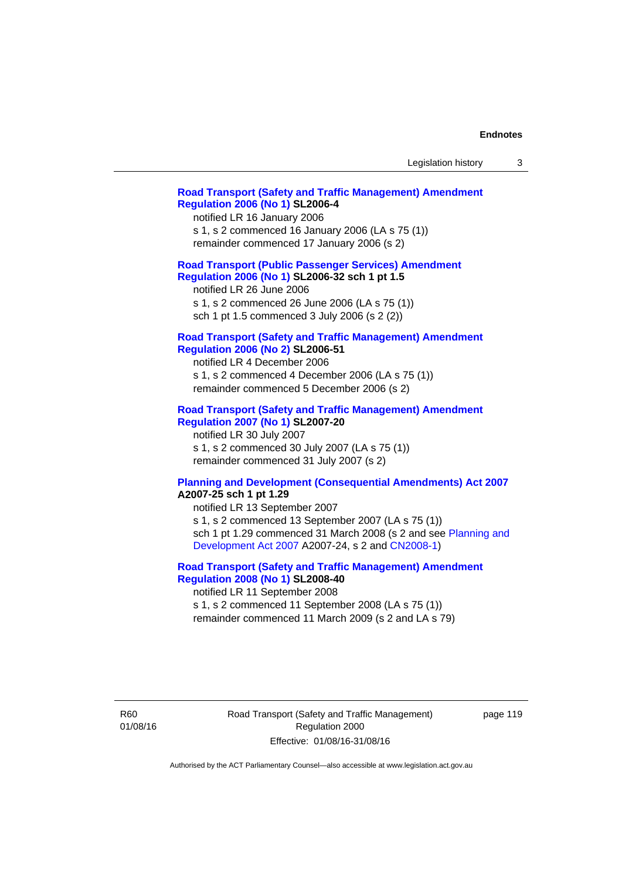**Road Transport (Safety and Traffic Management) Amendment Regulation 2006 (No 1) SL2006-4**

notified LR 16 January 2006

s 1, s 2 commenced 16 January 2006 (LA s 75 (1))

remainder commenced 17 January 2006 (s 2)

**Road Transport (Public Passenger Services) Amendment Regulation 2006 (No 1) SL2006-32 sch 1 pt 1.5**

notified LR 26 June 2006

s 1, s 2 commenced 26 June 2006 (LA s 75 (1))

sch 1 pt 1.5 commenced 3 July 2006 (s 2 (2))

**Road Transport (Safety and Traffic Management) Amendment Regulation 2006 (No 2) SL2006-51**

notified LR 4 December 2006

s 1, s 2 commenced 4 December 2006 (LA s 75 (1))

remainder commenced 5 December 2006 (s 2)

**Road Transport (Safety and Traffic Management) Amendment Regulation 2007 (No 1) SL2007-20**

notified LR 30 July 2007

s 1, s 2 commenced 30 July 2007 (LA s 75 (1))

remainder commenced 31 July 2007 (s 2)

**Planning and Development (Consequential Amendments) Act 2007 A2007-25 sch 1 pt 1.29**

notified LR 13 September 2007

s 1, s 2 commenced 13 September 2007 (LA s 75 (1))

sch 1 pt 1.29 commenced 31 March 2008 (s 2 and see Planning and Development Act 2007 A2007-24, s 2 and CN2008-1)

**Road Transport (Safety and Traffic Management) Amendment Regulation 2008 (No 1) SL2008-40**

notified LR 11 September 2008

s 1, s 2 commenced 11 September 2008 (LA s 75 (1))

remainder commenced 11 March 2009 (s 2 and LA s 79)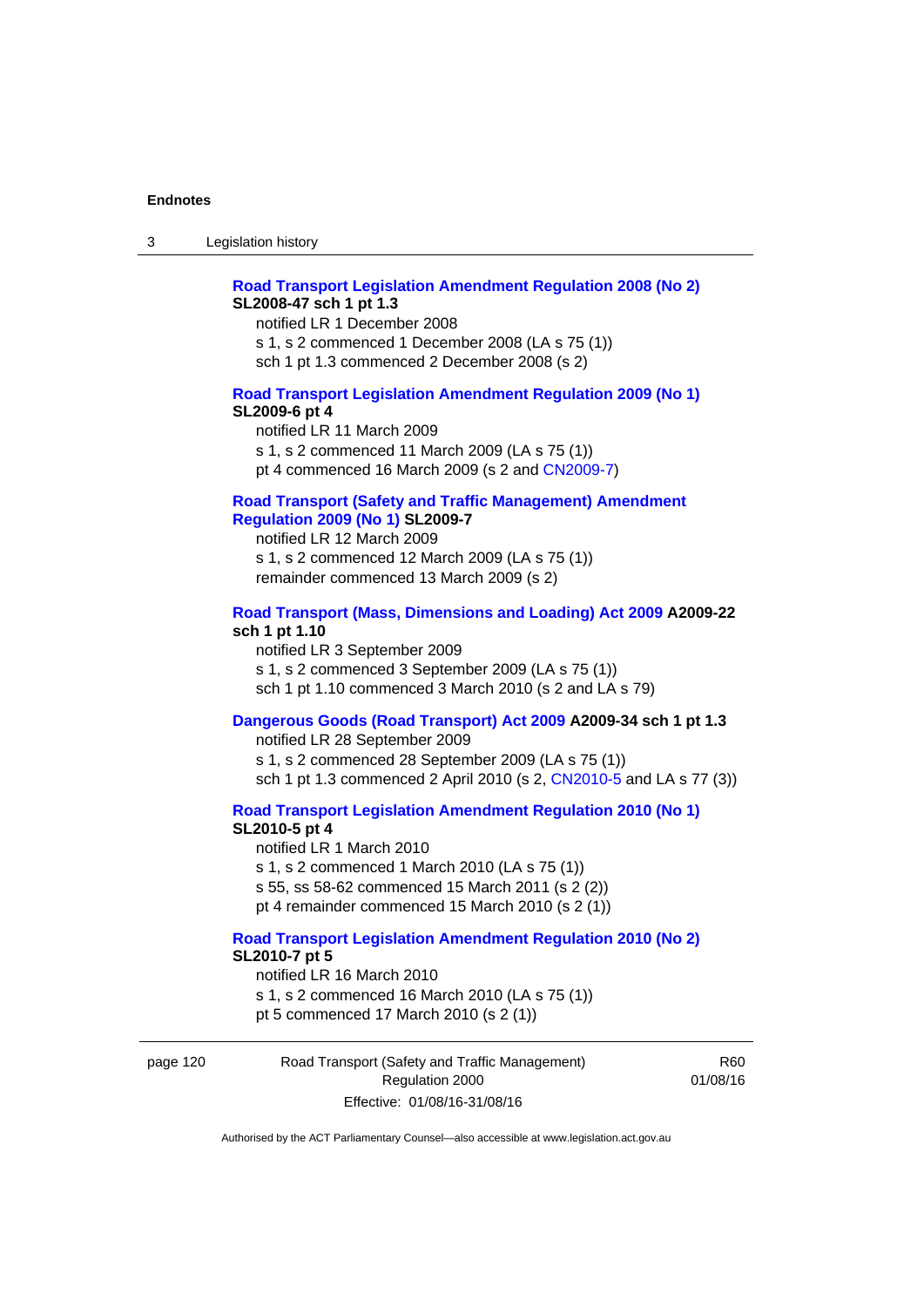**Road Transport Legislation Amendment Regulation 2008 (No 2)**
**SL2008-47 sch 1 pt 1.3**

notified LR 1 December 2008
s 1, s 2 commenced 1 December 2008 (LA s 75 (1))
sch 1 pt 1.3 commenced 2 December 2008 (s 2)

**Road Transport Legislation Amendment Regulation 2009 (No 1)**
**SL2009-6 pt 4**

notified LR 11 March 2009
s 1, s 2 commenced 11 March 2009 (LA s 75 (1))
pt 4 commenced 16 March 2009 (s 2 and CN2009-7)

**Road Transport (Safety and Traffic Management) Amendment Regulation 2009 (No 1) SL2009-7**

notified LR 12 March 2009
s 1, s 2 commenced 12 March 2009 (LA s 75 (1))
remainder commenced 13 March 2009 (s 2)

**Road Transport (Mass, Dimensions and Loading) Act 2009 A2009-22 sch 1 pt 1.10**

notified LR 3 September 2009
s 1, s 2 commenced 3 September 2009 (LA s 75 (1))
sch 1 pt 1.10 commenced 3 March 2010 (s 2 and LA s 79)

**Dangerous Goods (Road Transport) Act 2009 A2009-34 sch 1 pt 1.3**

notified LR 28 September 2009
s 1, s 2 commenced 28 September 2009 (LA s 75 (1))
sch 1 pt 1.3 commenced 2 April 2010 (s 2, CN2010-5 and LA s 77 (3))

**Road Transport Legislation Amendment Regulation 2010 (No 1)**
**SL2010-5 pt 4**

notified LR 1 March 2010
s 1, s 2 commenced 1 March 2010 (LA s 75 (1))
s 55, ss 58-62 commenced 15 March 2011 (s 2 (2))
pt 4 remainder commenced 15 March 2010 (s 2 (1))

**Road Transport Legislation Amendment Regulation 2010 (No 2)**
**SL2010-7 pt 5**

notified LR 16 March 2010
s 1, s 2 commenced 16 March 2010 (LA s 75 (1))
pt 5 commenced 17 March 2010 (s 2 (1))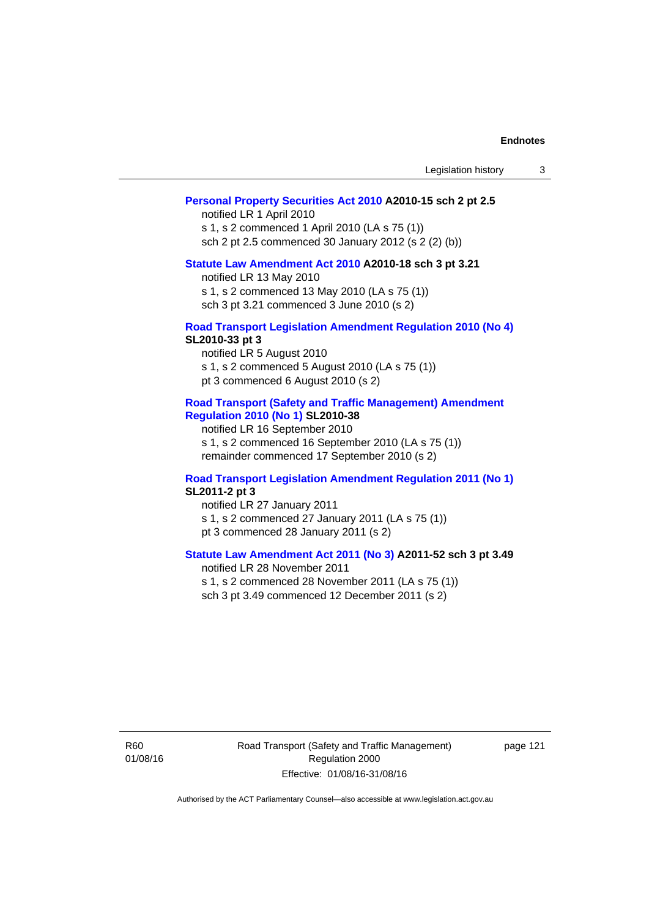**Personal Property Securities Act 2010 A2010-15 sch 2 pt 2.5**

notified LR 1 April 2010
s 1, s 2 commenced 1 April 2010 (LA s 75 (1))
sch 2 pt 2.5 commenced 30 January 2012 (s 2 (2) (b))

**Statute Law Amendment Act 2010 A2010-18 sch 3 pt 3.21**

notified LR 13 May 2010
s 1, s 2 commenced 13 May 2010 (LA s 75 (1))
sch 3 pt 3.21 commenced 3 June 2010 (s 2)

**Road Transport Legislation Amendment Regulation 2010 (No 4) SL2010-33 pt 3**

notified LR 5 August 2010
s 1, s 2 commenced 5 August 2010 (LA s 75 (1))
pt 3 commenced 6 August 2010 (s 2)

**Road Transport (Safety and Traffic Management) Amendment Regulation 2010 (No 1) SL2010-38**

notified LR 16 September 2010
s 1, s 2 commenced 16 September 2010 (LA s 75 (1))
remainder commenced 17 September 2010 (s 2)

**Road Transport Legislation Amendment Regulation 2011 (No 1) SL2011-2 pt 3**

notified LR 27 January 2011
s 1, s 2 commenced 27 January 2011 (LA s 75 (1))
pt 3 commenced 28 January 2011 (s 2)

**Statute Law Amendment Act 2011 (No 3) A2011-52 sch 3 pt 3.49**

notified LR 28 November 2011
s 1, s 2 commenced 28 November 2011 (LA s 75 (1))
sch 3 pt 3.49 commenced 12 December 2011 (s 2)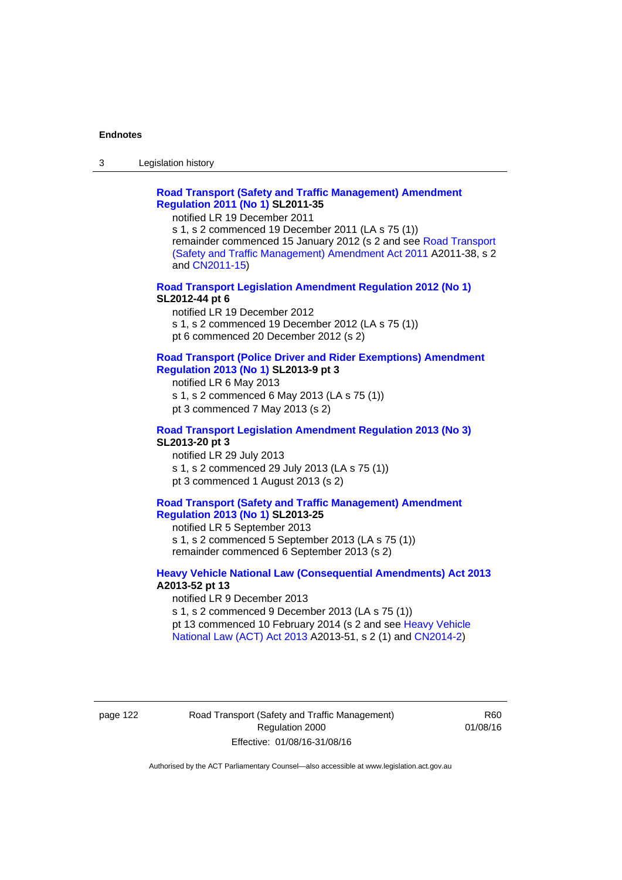**Road Transport (Safety and Traffic Management) Amendment Regulation 2011 (No 1) SL2011-35**

notified LR 19 December 2011
s 1, s 2 commenced 19 December 2011 (LA s 75 (1))
remainder commenced 15 January 2012 (s 2 and see Road Transport (Safety and Traffic Management) Amendment Act 2011 A2011-38, s 2 and CN2011-15)

**Road Transport Legislation Amendment Regulation 2012 (No 1) SL2012-44 pt 6**

notified LR 19 December 2012
s 1, s 2 commenced 19 December 2012 (LA s 75 (1))
pt 6 commenced 20 December 2012 (s 2)

**Road Transport (Police Driver and Rider Exemptions) Amendment Regulation 2013 (No 1) SL2013-9 pt 3**

notified LR 6 May 2013
s 1, s 2 commenced 6 May 2013 (LA s 75 (1))
pt 3 commenced 7 May 2013 (s 2)

**Road Transport Legislation Amendment Regulation 2013 (No 3) SL2013-20 pt 3**

notified LR 29 July 2013
s 1, s 2 commenced 29 July 2013 (LA s 75 (1))
pt 3 commenced 1 August 2013 (s 2)

**Road Transport (Safety and Traffic Management) Amendment Regulation 2013 (No 1) SL2013-25**

notified LR 5 September 2013
s 1, s 2 commenced 5 September 2013 (LA s 75 (1))
remainder commenced 6 September 2013 (s 2)

**Heavy Vehicle National Law (Consequential Amendments) Act 2013 A2013-52 pt 13**

notified LR 9 December 2013
s 1, s 2 commenced 9 December 2013 (LA s 75 (1))
pt 13 commenced 10 February 2014 (s 2 and see Heavy Vehicle National Law (ACT) Act 2013 A2013-51, s 2 (1) and CN2014-2)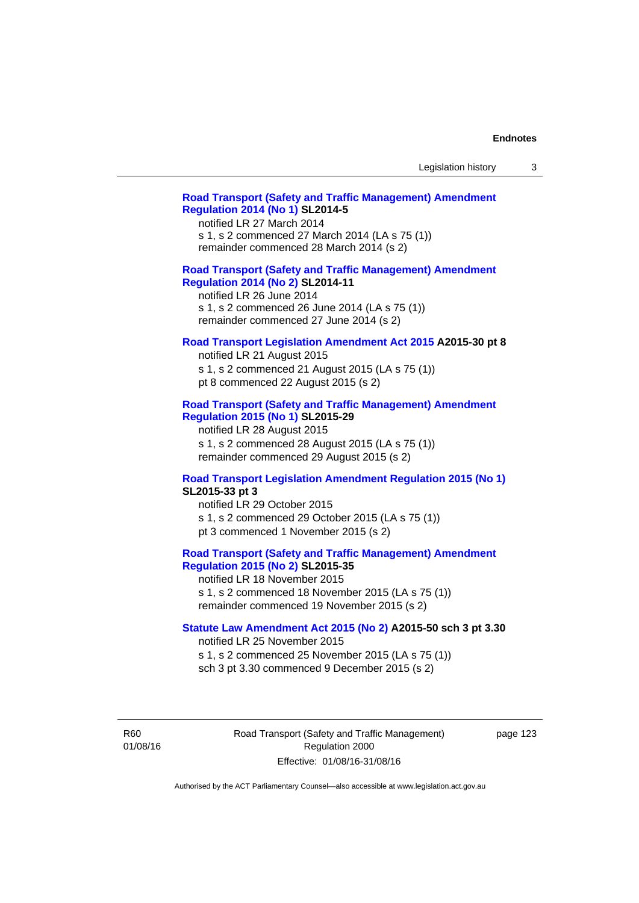**Road Transport (Safety and Traffic Management) Amendment Regulation 2014 (No 1) SL2014-5**

notified LR 27 March 2014
s 1, s 2 commenced 27 March 2014 (LA s 75 (1))
remainder commenced 28 March 2014 (s 2)

**Road Transport (Safety and Traffic Management) Amendment Regulation 2014 (No 2) SL2014-11**

notified LR 26 June 2014
s 1, s 2 commenced 26 June 2014 (LA s 75 (1))
remainder commenced 27 June 2014 (s 2)

**Road Transport Legislation Amendment Act 2015 A2015-30 pt 8**

notified LR 21 August 2015
s 1, s 2 commenced 21 August 2015 (LA s 75 (1))
pt 8 commenced 22 August 2015 (s 2)

**Road Transport (Safety and Traffic Management) Amendment Regulation 2015 (No 1) SL2015-29**

notified LR 28 August 2015
s 1, s 2 commenced 28 August 2015 (LA s 75 (1))
remainder commenced 29 August 2015 (s 2)

**Road Transport Legislation Amendment Regulation 2015 (No 1) SL2015-33 pt 3**

notified LR 29 October 2015
s 1, s 2 commenced 29 October 2015 (LA s 75 (1))
pt 3 commenced 1 November 2015 (s 2)

**Road Transport (Safety and Traffic Management) Amendment Regulation 2015 (No 2) SL2015-35**

notified LR 18 November 2015
s 1, s 2 commenced 18 November 2015 (LA s 75 (1))
remainder commenced 19 November 2015 (s 2)

**Statute Law Amendment Act 2015 (No 2) A2015-50 sch 3 pt 3.30**

notified LR 25 November 2015
s 1, s 2 commenced 25 November 2015 (LA s 75 (1))
sch 3 pt 3.30 commenced 9 December 2015 (s 2)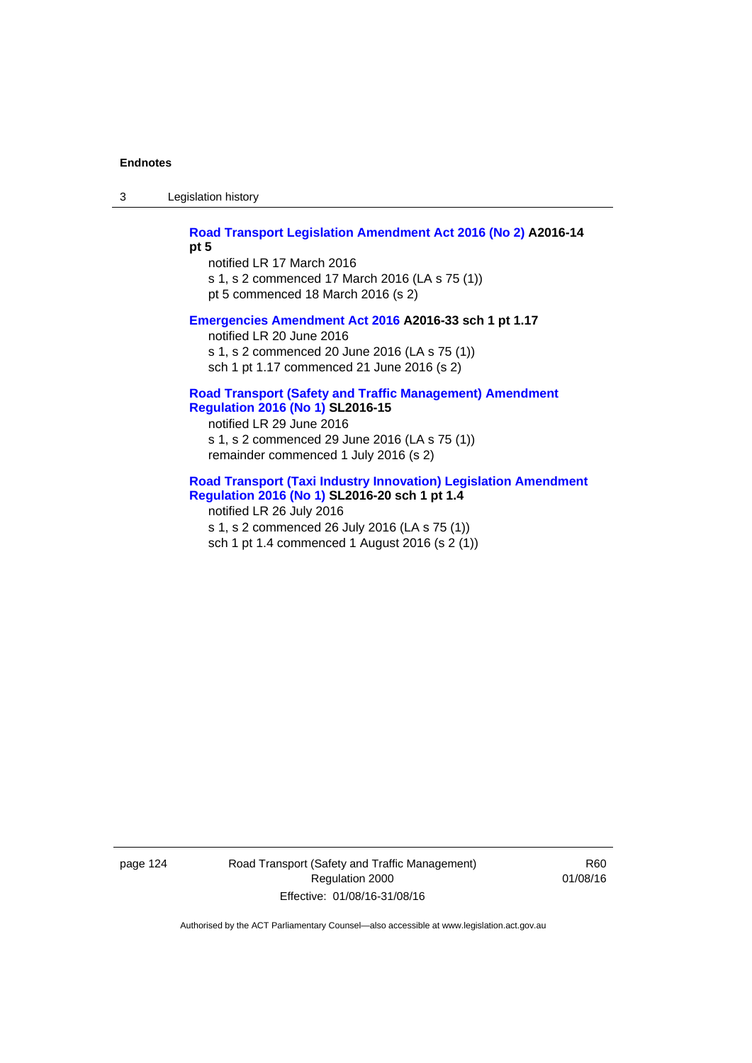**Road Transport Legislation Amendment Act 2016 (No 2) A2016-14 pt 5**

notified LR 17 March 2016
s 1, s 2 commenced 17 March 2016 (LA s 75 (1))
pt 5 commenced 18 March 2016 (s 2)

**Emergencies Amendment Act 2016 A2016-33 sch 1 pt 1.17**

notified LR 20 June 2016
s 1, s 2 commenced 20 June 2016 (LA s 75 (1))
sch 1 pt 1.17 commenced 21 June 2016 (s 2)

**Road Transport (Safety and Traffic Management) Amendment Regulation 2016 (No 1) SL2016-15**

notified LR 29 June 2016
s 1, s 2 commenced 29 June 2016 (LA s 75 (1))
remainder commenced 1 July 2016 (s 2)

**Road Transport (Taxi Industry Innovation) Legislation Amendment Regulation 2016 (No 1) SL2016-20 sch 1 pt 1.4**

notified LR 26 July 2016
s 1, s 2 commenced 26 July 2016 (LA s 75 (1))
sch 1 pt 1.4 commenced 1 August 2016 (s 2 (1))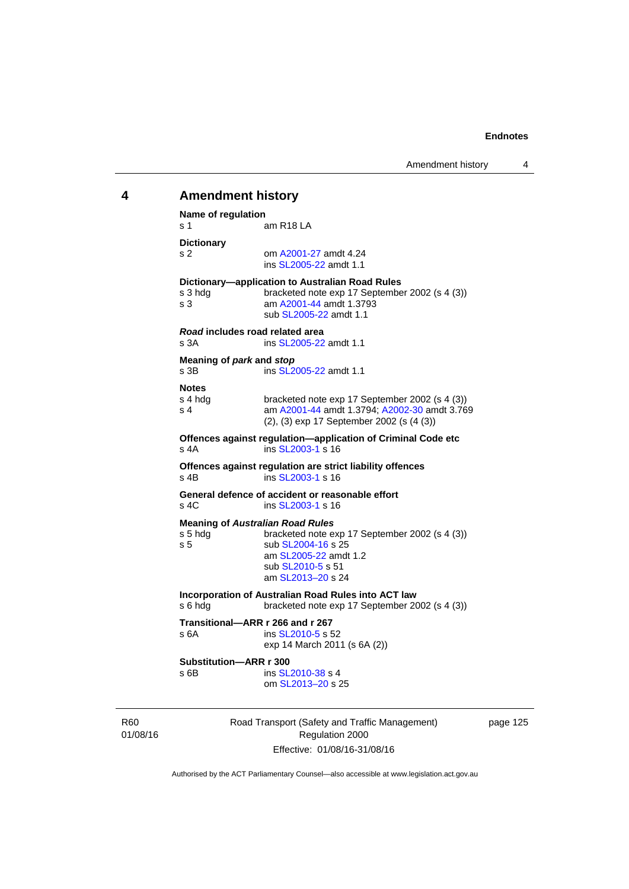## 4 Amendment history

**Name of regulation**

s 1 am R18 LA

**Dictionary**

s 2 om A2001-27 amdt 4.24
ins SL2005-22 amdt 1.1

**Dictionary—application to Australian Road Rules**

s 3 hdg bracketed note exp 17 September 2002 (s 4 (3))
s 3 am A2001-44 amdt 1.3793
sub SL2005-22 amdt 1.1

***Road* includes road related area**

s 3A ins SL2005-22 amdt 1.1

**Meaning of *park* and *stop***

s 3B ins SL2005-22 amdt 1.1

**Notes**

s 4 hdg bracketed note exp 17 September 2002 (s 4 (3))
s 4 am A2001-44 amdt 1.3794; A2002-30 amdt 3.769
(2), (3) exp 17 September 2002 (s (4 (3))

**Offences against regulation—application of Criminal Code etc**

s 4A ins SL2003-1 s 16

**Offences against regulation are strict liability offences**

s 4B ins SL2003-1 s 16

**General defence of accident or reasonable effort**

s 4C ins SL2003-1 s 16

**Meaning of *Australian Road Rules***

s 5 hdg bracketed note exp 17 September 2002 (s 4 (3))
s 5 sub SL2004-16 s 25
am SL2005-22 amdt 1.2
sub SL2010-5 s 51
am SL2013–20 s 24

**Incorporation of Australian Road Rules into ACT law**

s 6 hdg bracketed note exp 17 September 2002 (s 4 (3))

**Transitional—ARR r 266 and r 267**

s 6A ins SL2010-5 s 52
exp 14 March 2011 (s 6A (2))

**Substitution—ARR r 300**

s 6B ins SL2010-38 s 4
om SL2013–20 s 25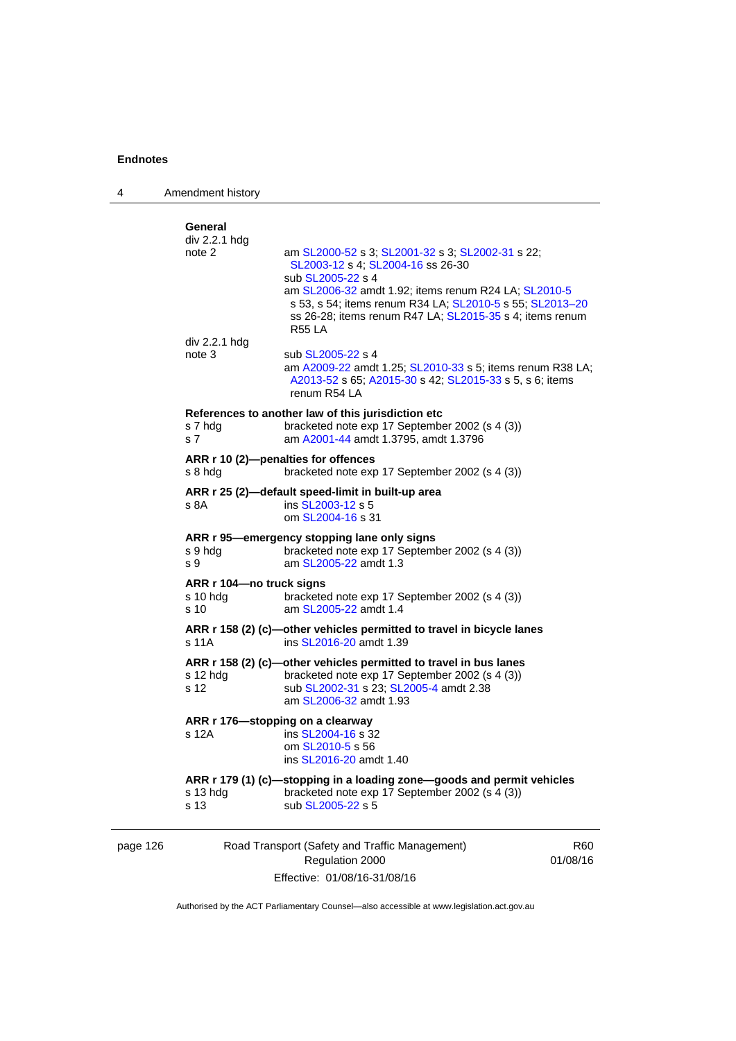**Endnotes**

4 Amendment history

**General**

div 2.2.1 hdg
note 2 am SL2000-52 s 3; SL2001-32 s 3; SL2002-31 s 22; SL2003-12 s 4; SL2004-16 ss 26-30
sub SL2005-22 s 4
am SL2006-32 amdt 1.92; items renum R24 LA; SL2010-5 s 53, s 54; items renum R34 LA; SL2010-5 s 55; SL2013–20 ss 26-28; items renum R47 LA; SL2015-35 s 4; items renum R55 LA

div 2.2.1 hdg
note 3 sub SL2005-22 s 4
am A2009-22 amdt 1.25; SL2010-33 s 5; items renum R38 LA; A2013-52 s 65; A2015-30 s 42; SL2015-33 s 5, s 6; items renum R54 LA

**References to another law of this jurisdiction etc**

s 7 hdg bracketed note exp 17 September 2002 (s 4 (3))
s 7 am A2001-44 amdt 1.3795, amdt 1.3796

**ARR r 10 (2)—penalties for offences**

s 8 hdg bracketed note exp 17 September 2002 (s 4 (3))

**ARR r 25 (2)—default speed-limit in built-up area**

s 8A ins SL2003-12 s 5
om SL2004-16 s 31

**ARR r 95—emergency stopping lane only signs**

s 9 hdg bracketed note exp 17 September 2002 (s 4 (3))
s 9 am SL2005-22 amdt 1.3

**ARR r 104—no truck signs**

s 10 hdg bracketed note exp 17 September 2002 (s 4 (3))
s 10 am SL2005-22 amdt 1.4

**ARR r 158 (2) (c)—other vehicles permitted to travel in bicycle lanes**

s 11A ins SL2016-20 amdt 1.39

**ARR r 158 (2) (c)—other vehicles permitted to travel in bus lanes**

s 12 hdg bracketed note exp 17 September 2002 (s 4 (3))
s 12 sub SL2002-31 s 23; SL2005-4 amdt 2.38
am SL2006-32 amdt 1.93

**ARR r 176—stopping on a clearway**

s 12A ins SL2004-16 s 32
om SL2010-5 s 56
ins SL2016-20 amdt 1.40

**ARR r 179 (1) (c)—stopping in a loading zone—goods and permit vehicles**

s 13 hdg bracketed note exp 17 September 2002 (s 4 (3))
s 13 sub SL2005-22 s 5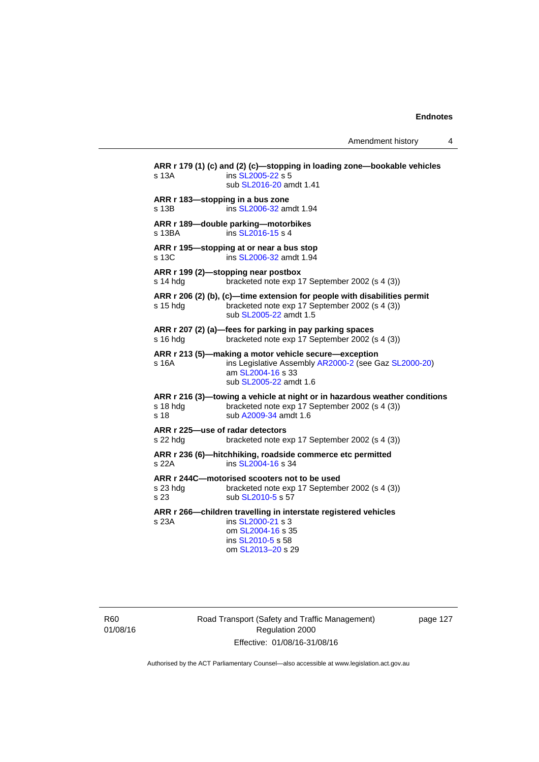**ARR r 179 (1) (c) and (2) (c)—stopping in loading zone—bookable vehicles**

s 13A ins SL2005-22 s 5
sub SL2016-20 amdt 1.41

**ARR r 183—stopping in a bus zone**

s 13B ins SL2006-32 amdt 1.94

**ARR r 189—double parking—motorbikes**

s 13BA ins SL2016-15 s 4

**ARR r 195—stopping at or near a bus stop**

s 13C ins SL2006-32 amdt 1.94

**ARR r 199 (2)—stopping near postbox**

s 14 hdg bracketed note exp 17 September 2002 (s 4 (3))

**ARR r 206 (2) (b), (c)—time extension for people with disabilities permit**

s 15 hdg bracketed note exp 17 September 2002 (s 4 (3))
sub SL2005-22 amdt 1.5

**ARR r 207 (2) (a)—fees for parking in pay parking spaces**

s 16 hdg bracketed note exp 17 September 2002 (s 4 (3))

**ARR r 213 (5)—making a motor vehicle secure—exception**

s 16A ins Legislative Assembly AR2000-2 (see Gaz SL2000-20)
am SL2004-16 s 33
sub SL2005-22 amdt 1.6

**ARR r 216 (3)—towing a vehicle at night or in hazardous weather conditions**

s 18 hdg bracketed note exp 17 September 2002 (s 4 (3))
s 18 sub A2009-34 amdt 1.6

**ARR r 225—use of radar detectors**

s 22 hdg bracketed note exp 17 September 2002 (s 4 (3))

**ARR r 236 (6)—hitchhiking, roadside commerce etc permitted**

s 22A ins SL2004-16 s 34

**ARR r 244C—motorised scooters not to be used**

s 23 hdg bracketed note exp 17 September 2002 (s 4 (3))
s 23 sub SL2010-5 s 57

**ARR r 266—children travelling in interstate registered vehicles**

s 23A ins SL2000-21 s 3
om SL2004-16 s 35
ins SL2010-5 s 58
om SL2013–20 s 29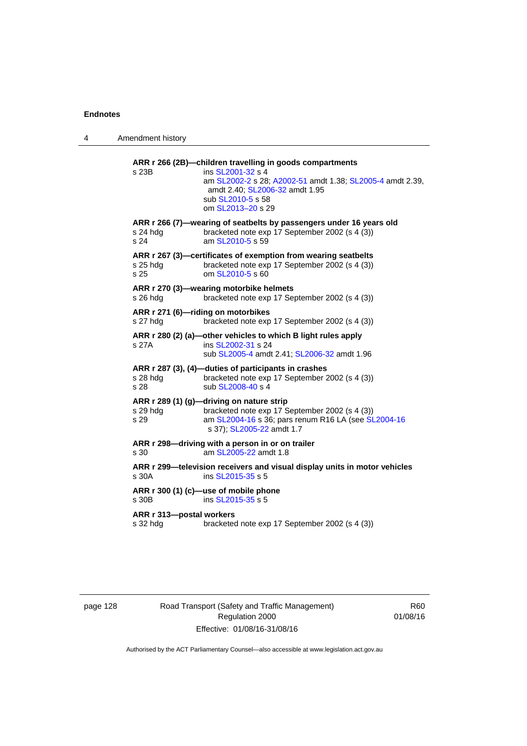**ARR r 266 (2B)—children travelling in goods compartments**

s 23B ins SL2001-32 s 4
am SL2002-2 s 28; A2002-51 amdt 1.38; SL2005-4 amdt 2.39, amdt 2.40; SL2006-32 amdt 1.95
sub SL2010-5 s 58
om SL2013–20 s 29

**ARR r 266 (7)—wearing of seatbelts by passengers under 16 years old**

s 24 hdg bracketed note exp 17 September 2002 (s 4 (3))
s 24 am SL2010-5 s 59

**ARR r 267 (3)—certificates of exemption from wearing seatbelts**

s 25 hdg bracketed note exp 17 September 2002 (s 4 (3))
s 25 om SL2010-5 s 60

**ARR r 270 (3)—wearing motorbike helmets**

s 26 hdg bracketed note exp 17 September 2002 (s 4 (3))

**ARR r 271 (6)—riding on motorbikes**

s 27 hdg bracketed note exp 17 September 2002 (s 4 (3))

**ARR r 280 (2) (a)—other vehicles to which B light rules apply**

s 27A ins SL2002-31 s 24
sub SL2005-4 amdt 2.41; SL2006-32 amdt 1.96

**ARR r 287 (3), (4)—duties of participants in crashes**

s 28 hdg bracketed note exp 17 September 2002 (s 4 (3))
s 28 sub SL2008-40 s 4

**ARR r 289 (1) (g)—driving on nature strip**

s 29 hdg bracketed note exp 17 September 2002 (s 4 (3))
s 29 am SL2004-16 s 36; pars renum R16 LA (see SL2004-16 s 37); SL2005-22 amdt 1.7

**ARR r 298—driving with a person in or on trailer**

s 30 am SL2005-22 amdt 1.8

**ARR r 299—television receivers and visual display units in motor vehicles**

s 30A ins SL2015-35 s 5

**ARR r 300 (1) (c)—use of mobile phone**

s 30B ins SL2015-35 s 5

**ARR r 313—postal workers**

s 32 hdg bracketed note exp 17 September 2002 (s 4 (3))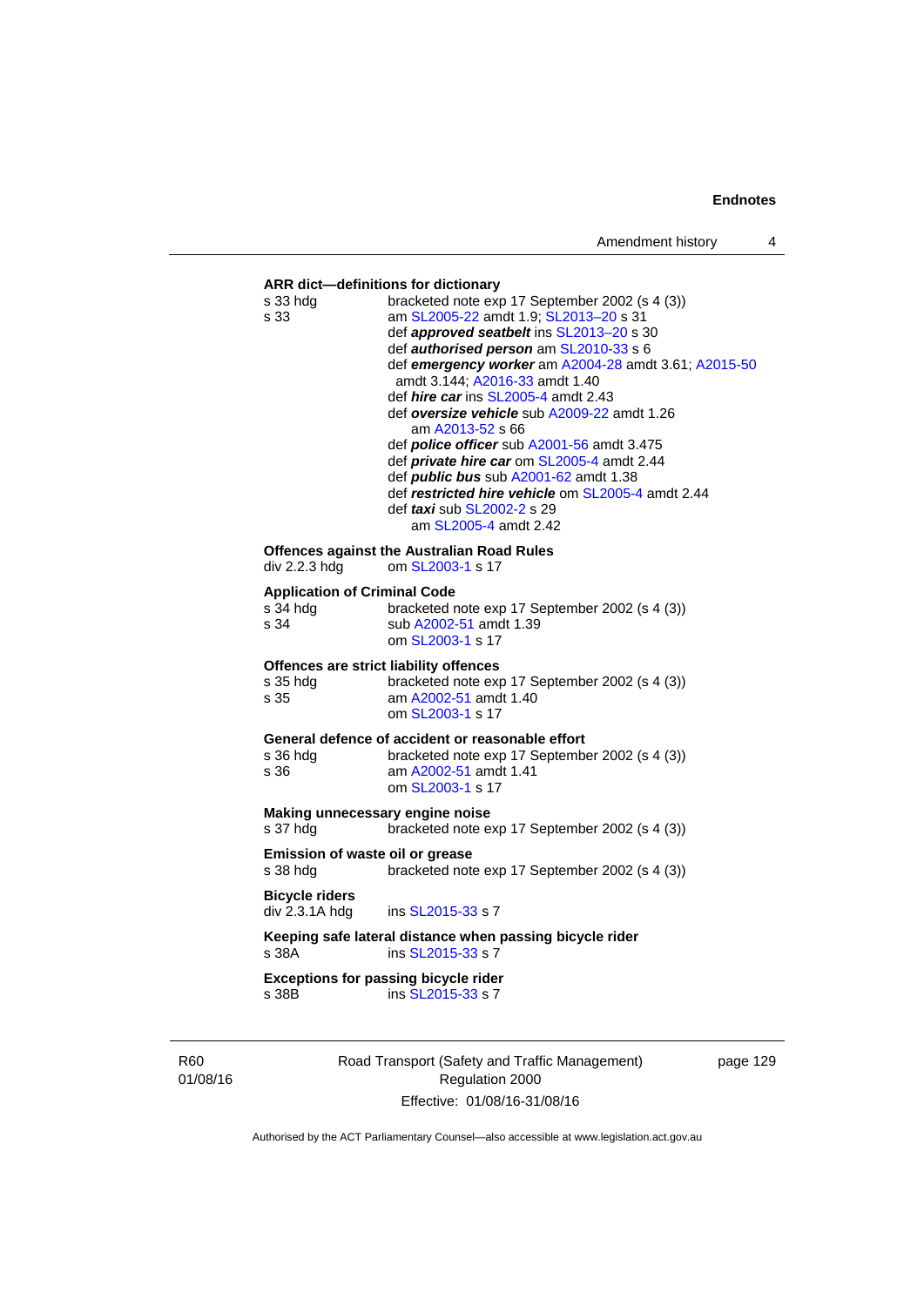**ARR dict—definitions for dictionary**

s 33 hdg — bracketed note exp 17 September 2002 (s 4 (3))
s 33 — am SL2005-22 amdt 1.9; SL2013–20 s 31
def ***approved seatbelt*** ins SL2013–20 s 30
def ***authorised person*** am SL2010-33 s 6
def ***emergency worker*** am A2004-28 amdt 3.61; A2015-50 amdt 3.144; A2016-33 amdt 1.40
def ***hire car*** ins SL2005-4 amdt 2.43
def ***oversize vehicle*** sub A2009-22 amdt 1.26
am A2013-52 s 66
def ***police officer*** sub A2001-56 amdt 3.475
def ***private hire car*** om SL2005-4 amdt 2.44
def ***public bus*** sub A2001-62 amdt 1.38
def ***restricted hire vehicle*** om SL2005-4 amdt 2.44
def ***taxi*** sub SL2002-2 s 29
am SL2005-4 amdt 2.42

**Offences against the Australian Road Rules**

div 2.2.3 hdg — om SL2003-1 s 17

**Application of Criminal Code**

s 34 hdg — bracketed note exp 17 September 2002 (s 4 (3))
s 34 — sub A2002-51 amdt 1.39
om SL2003-1 s 17

**Offences are strict liability offences**

s 35 hdg — bracketed note exp 17 September 2002 (s 4 (3))
s 35 — am A2002-51 amdt 1.40
om SL2003-1 s 17

**General defence of accident or reasonable effort**

s 36 hdg — bracketed note exp 17 September 2002 (s 4 (3))
s 36 — am A2002-51 amdt 1.41
om SL2003-1 s 17

**Making unnecessary engine noise**

s 37 hdg — bracketed note exp 17 September 2002 (s 4 (3))

**Emission of waste oil or grease**

s 38 hdg — bracketed note exp 17 September 2002 (s 4 (3))

**Bicycle riders**

div 2.3.1A hdg — ins SL2015-33 s 7

**Keeping safe lateral distance when passing bicycle rider**

s 38A — ins SL2015-33 s 7

**Exceptions for passing bicycle rider**

s 38B — ins SL2015-33 s 7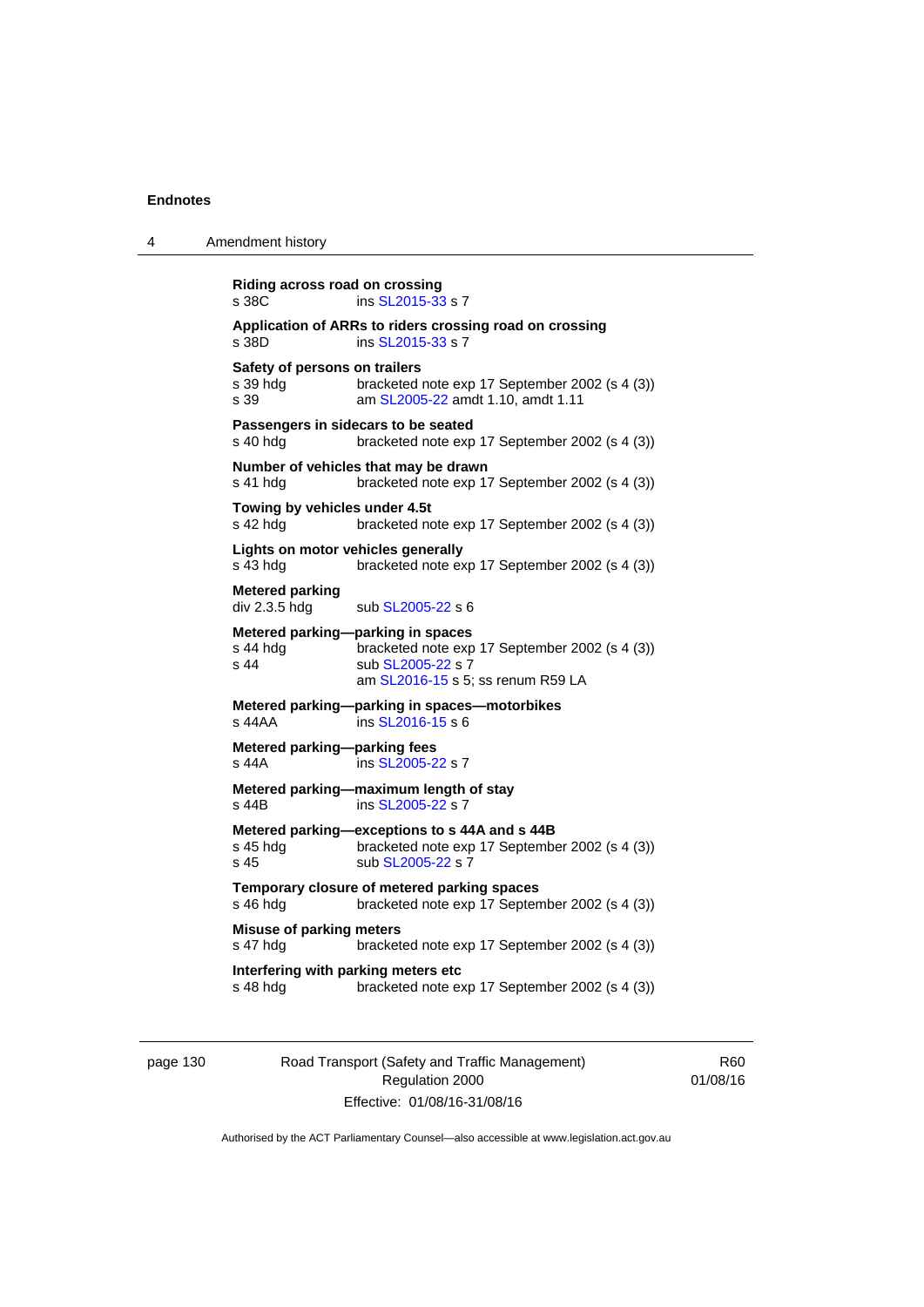**Riding across road on crossing**
s 38C ins SL2015-33 s 7

**Application of ARRs to riders crossing road on crossing**
s 38D ins SL2015-33 s 7

**Safety of persons on trailers**
s 39 hdg bracketed note exp 17 September 2002 (s 4 (3))
s 39 am SL2005-22 amdt 1.10, amdt 1.11

**Passengers in sidecars to be seated**
s 40 hdg bracketed note exp 17 September 2002 (s 4 (3))

**Number of vehicles that may be drawn**
s 41 hdg bracketed note exp 17 September 2002 (s 4 (3))

**Towing by vehicles under 4.5t**
s 42 hdg bracketed note exp 17 September 2002 (s 4 (3))

**Lights on motor vehicles generally**
s 43 hdg bracketed note exp 17 September 2002 (s 4 (3))

**Metered parking**
div 2.3.5 hdg sub SL2005-22 s 6

**Metered parking—parking in spaces**
s 44 hdg bracketed note exp 17 September 2002 (s 4 (3))
s 44 sub SL2005-22 s 7
am SL2016-15 s 5; ss renum R59 LA

**Metered parking—parking in spaces—motorbikes**
s 44AA ins SL2016-15 s 6

**Metered parking—parking fees**
s 44A ins SL2005-22 s 7

**Metered parking—maximum length of stay**
s 44B ins SL2005-22 s 7

**Metered parking—exceptions to s 44A and s 44B**
s 45 hdg bracketed note exp 17 September 2002 (s 4 (3))
s 45 sub SL2005-22 s 7

**Temporary closure of metered parking spaces**
s 46 hdg bracketed note exp 17 September 2002 (s 4 (3))

**Misuse of parking meters**
s 47 hdg bracketed note exp 17 September 2002 (s 4 (3))

**Interfering with parking meters etc**
s 48 hdg bracketed note exp 17 September 2002 (s 4 (3))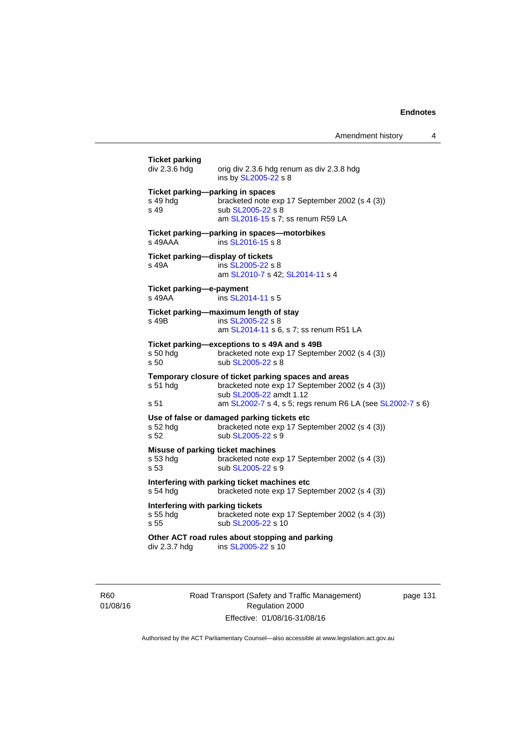**Ticket parking**

div 2.3.6 hdg — orig div 2.3.6 hdg renum as div 2.3.8 hdg
ins by SL2005-22 s 8

**Ticket parking—parking in spaces**

s 49 hdg — bracketed note exp 17 September 2002 (s 4 (3))

s 49 — sub SL2005-22 s 8
am SL2016-15 s 7; ss renum R59 LA

**Ticket parking—parking in spaces—motorbikes**

s 49AAA — ins SL2016-15 s 8

**Ticket parking—display of tickets**

s 49A — ins SL2005-22 s 8
am SL2010-7 s 42; SL2014-11 s 4

**Ticket parking—e-payment**

s 49AA — ins SL2014-11 s 5

**Ticket parking—maximum length of stay**

s 49B — ins SL2005-22 s 8
am SL2014-11 s 6, s 7; ss renum R51 LA

**Ticket parking—exceptions to s 49A and s 49B**

s 50 hdg — bracketed note exp 17 September 2002 (s 4 (3))

s 50 — sub SL2005-22 s 8

**Temporary closure of ticket parking spaces and areas**

s 51 hdg — bracketed note exp 17 September 2002 (s 4 (3))
sub SL2005-22 amdt 1.12

s 51 — am SL2002-7 s 4, s 5; regs renum R6 LA (see SL2002-7 s 6)

**Use of false or damaged parking tickets etc**

s 52 hdg — bracketed note exp 17 September 2002 (s 4 (3))

s 52 — sub SL2005-22 s 9

**Misuse of parking ticket machines**

s 53 hdg — bracketed note exp 17 September 2002 (s 4 (3))

s 53 — sub SL2005-22 s 9

**Interfering with parking ticket machines etc**

s 54 hdg — bracketed note exp 17 September 2002 (s 4 (3))

**Interfering with parking tickets**

s 55 hdg — bracketed note exp 17 September 2002 (s 4 (3))

s 55 — sub SL2005-22 s 10

**Other ACT road rules about stopping and parking**

div 2.3.7 hdg — ins SL2005-22 s 10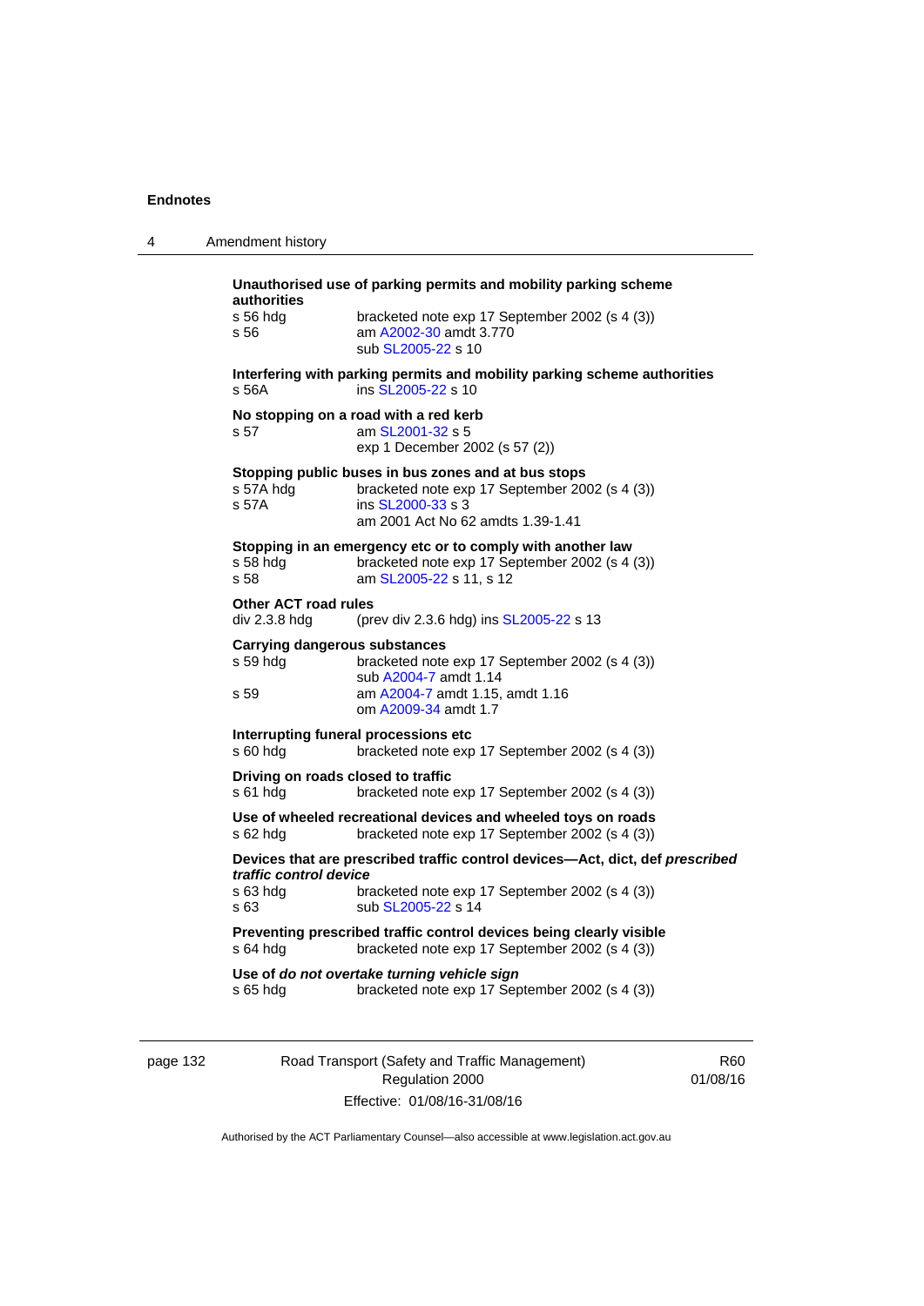**Unauthorised use of parking permits and mobility parking scheme authorities**

s 56 hdg — bracketed note exp 17 September 2002 (s 4 (3))
s 56 — am A2002-30 amdt 3.770
sub SL2005-22 s 10

**Interfering with parking permits and mobility parking scheme authorities**

s 56A — ins SL2005-22 s 10

**No stopping on a road with a red kerb**

s 57 — am SL2001-32 s 5
exp 1 December 2002 (s 57 (2))

**Stopping public buses in bus zones and at bus stops**

s 57A hdg — bracketed note exp 17 September 2002 (s 4 (3))
s 57A — ins SL2000-33 s 3
am 2001 Act No 62 amdts 1.39-1.41

**Stopping in an emergency etc or to comply with another law**

s 58 hdg — bracketed note exp 17 September 2002 (s 4 (3))
s 58 — am SL2005-22 s 11, s 12

**Other ACT road rules**

div 2.3.8 hdg — (prev div 2.3.6 hdg) ins SL2005-22 s 13

**Carrying dangerous substances**

s 59 hdg — bracketed note exp 17 September 2002 (s 4 (3))
sub A2004-7 amdt 1.14
s 59 — am A2004-7 amdt 1.15, amdt 1.16
om A2009-34 amdt 1.7

**Interrupting funeral processions etc**

s 60 hdg — bracketed note exp 17 September 2002 (s 4 (3))

**Driving on roads closed to traffic**

s 61 hdg — bracketed note exp 17 September 2002 (s 4 (3))

**Use of wheeled recreational devices and wheeled toys on roads**

s 62 hdg — bracketed note exp 17 September 2002 (s 4 (3))

**Devices that are prescribed traffic control devices—Act, dict, def *prescribed traffic control device***

s 63 hdg — bracketed note exp 17 September 2002 (s 4 (3))
s 63 — sub SL2005-22 s 14

**Preventing prescribed traffic control devices being clearly visible**

s 64 hdg — bracketed note exp 17 September 2002 (s 4 (3))

**Use of *do not overtake turning vehicle sign***

s 65 hdg — bracketed note exp 17 September 2002 (s 4 (3))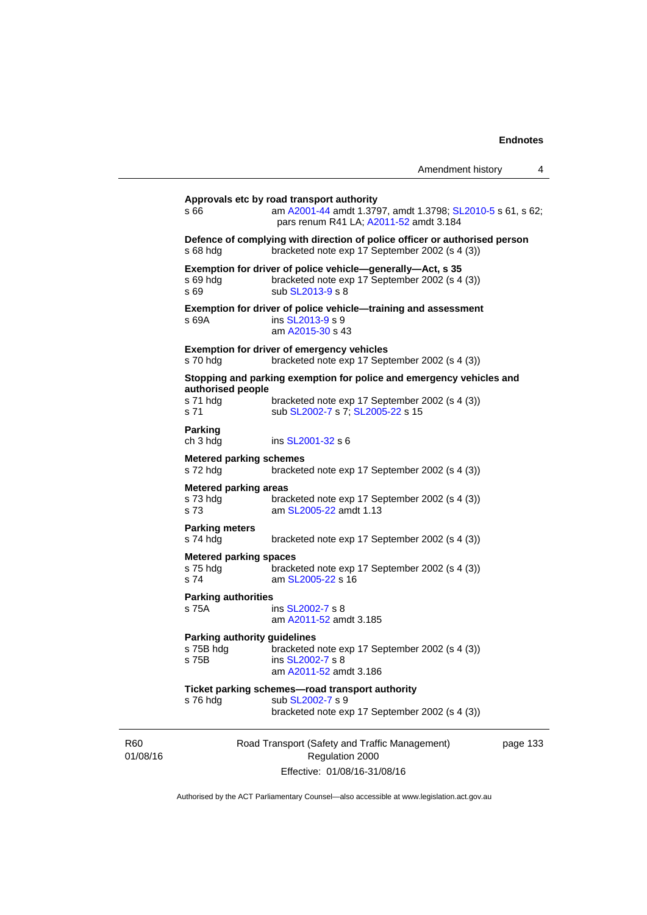**Approvals etc by road transport authority**

s 66 — am A2001-44 amdt 1.3797, amdt 1.3798; SL2010-5 s 61, s 62; pars renum R41 LA; A2011-52 amdt 3.184

**Defence of complying with direction of police officer or authorised person**

s 68 hdg — bracketed note exp 17 September 2002 (s 4 (3))

**Exemption for driver of police vehicle—generally—Act, s 35**

s 69 hdg — bracketed note exp 17 September 2002 (s 4 (3))
s 69 — sub SL2013-9 s 8

**Exemption for driver of police vehicle—training and assessment**

s 69A — ins SL2013-9 s 9
am A2015-30 s 43

**Exemption for driver of emergency vehicles**

s 70 hdg — bracketed note exp 17 September 2002 (s 4 (3))

**Stopping and parking exemption for police and emergency vehicles and authorised people**

s 71 hdg — bracketed note exp 17 September 2002 (s 4 (3))
s 71 — sub SL2002-7 s 7; SL2005-22 s 15

**Parking**

ch 3 hdg — ins SL2001-32 s 6

**Metered parking schemes**

s 72 hdg — bracketed note exp 17 September 2002 (s 4 (3))

**Metered parking areas**

s 73 hdg — bracketed note exp 17 September 2002 (s 4 (3))
s 73 — am SL2005-22 amdt 1.13

**Parking meters**

s 74 hdg — bracketed note exp 17 September 2002 (s 4 (3))

**Metered parking spaces**

s 75 hdg — bracketed note exp 17 September 2002 (s 4 (3))
s 74 — am SL2005-22 s 16

**Parking authorities**

s 75A — ins SL2002-7 s 8
am A2011-52 amdt 3.185

**Parking authority guidelines**

s 75B hdg — bracketed note exp 17 September 2002 (s 4 (3))
s 75B — ins SL2002-7 s 8
am A2011-52 amdt 3.186

**Ticket parking schemes—road transport authority**

s 76 hdg — sub SL2002-7 s 9
bracketed note exp 17 September 2002 (s 4 (3))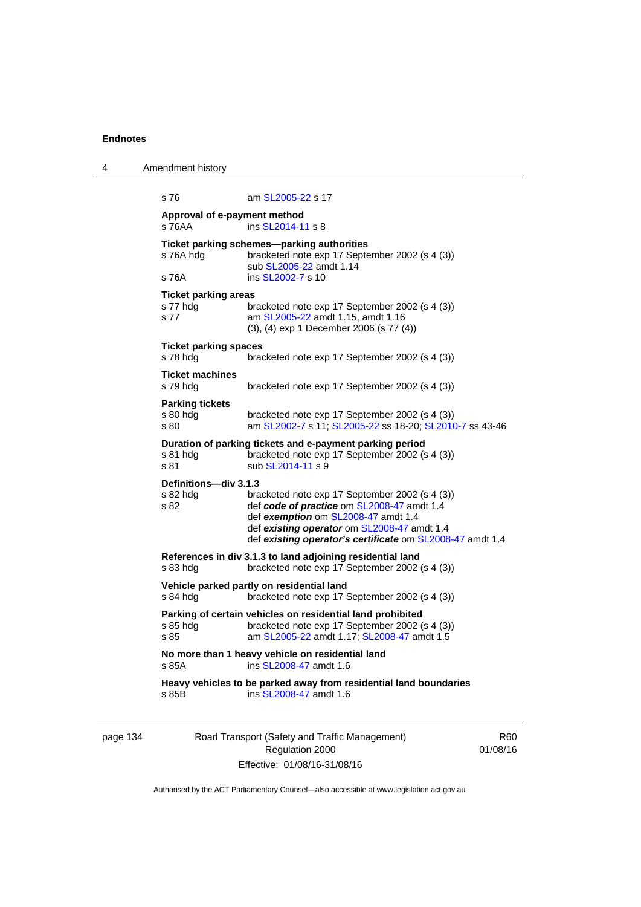s 76 am SL2005-22 s 17

**Approval of e-payment method**
s 76AA ins SL2014-11 s 8

**Ticket parking schemes—parking authorities**
s 76A hdg bracketed note exp 17 September 2002 (s 4 (3))
sub SL2005-22 amdt 1.14
s 76A ins SL2002-7 s 10

**Ticket parking areas**
s 77 hdg bracketed note exp 17 September 2002 (s 4 (3))
s 77 am SL2005-22 amdt 1.15, amdt 1.16
(3), (4) exp 1 December 2006 (s 77 (4))

**Ticket parking spaces**
s 78 hdg bracketed note exp 17 September 2002 (s 4 (3))

**Ticket machines**
s 79 hdg bracketed note exp 17 September 2002 (s 4 (3))

**Parking tickets**
s 80 hdg bracketed note exp 17 September 2002 (s 4 (3))
s 80 am SL2002-7 s 11; SL2005-22 ss 18-20; SL2010-7 ss 43-46

**Duration of parking tickets and e-payment parking period**
s 81 hdg bracketed note exp 17 September 2002 (s 4 (3))
s 81 sub SL2014-11 s 9

**Definitions—div 3.1.3**
s 82 hdg bracketed note exp 17 September 2002 (s 4 (3))
s 82 def ***code of practice*** om SL2008-47 amdt 1.4
def ***exemption*** om SL2008-47 amdt 1.4
def ***existing operator*** om SL2008-47 amdt 1.4
def ***existing operator's certificate*** om SL2008-47 amdt 1.4

**References in div 3.1.3 to land adjoining residential land**
s 83 hdg bracketed note exp 17 September 2002 (s 4 (3))

**Vehicle parked partly on residential land**
s 84 hdg bracketed note exp 17 September 2002 (s 4 (3))

**Parking of certain vehicles on residential land prohibited**
s 85 hdg bracketed note exp 17 September 2002 (s 4 (3))
s 85 am SL2005-22 amdt 1.17; SL2008-47 amdt 1.5

**No more than 1 heavy vehicle on residential land**
s 85A ins SL2008-47 amdt 1.6

**Heavy vehicles to be parked away from residential land boundaries**
s 85B ins SL2008-47 amdt 1.6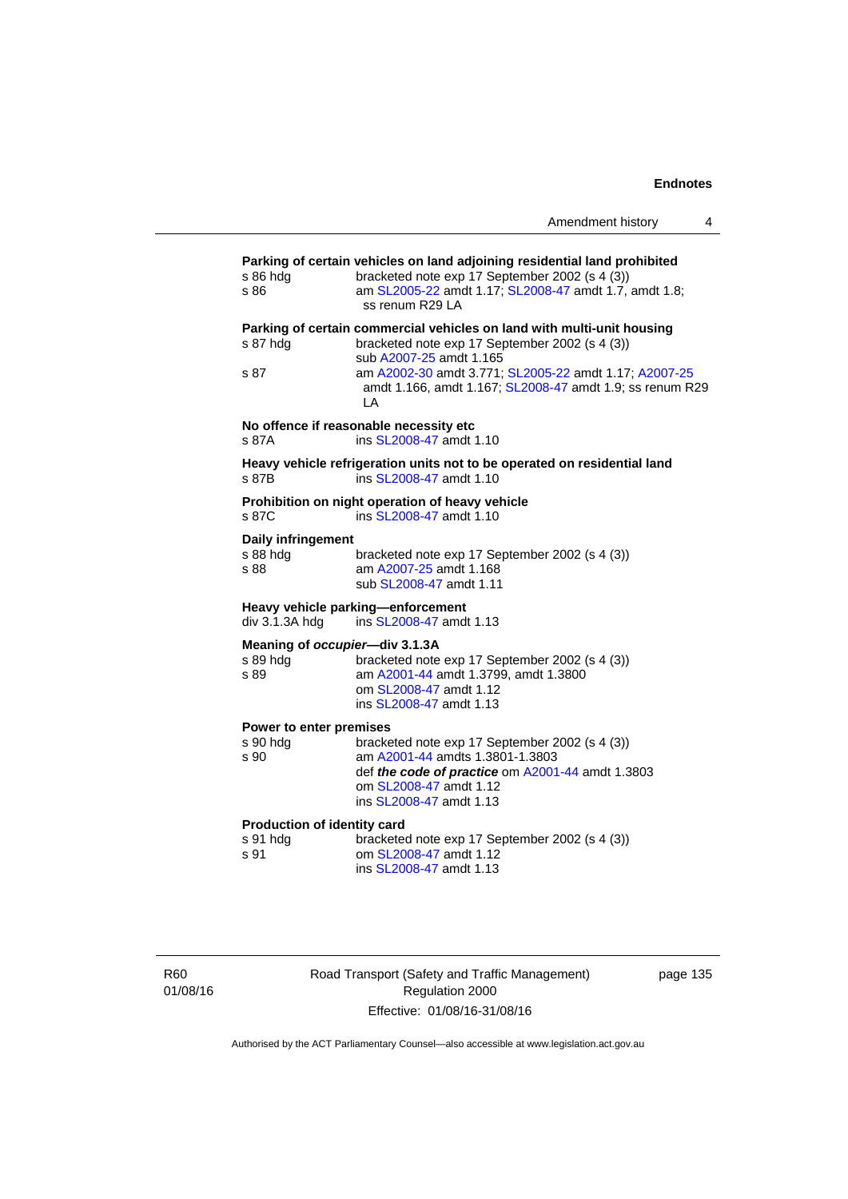**Parking of certain vehicles on land adjoining residential land prohibited**

s 86 hdg bracketed note exp 17 September 2002 (s 4 (3))
s 86 am SL2005-22 amdt 1.17; SL2008-47 amdt 1.7, amdt 1.8; ss renum R29 LA

**Parking of certain commercial vehicles on land with multi-unit housing**

s 87 hdg bracketed note exp 17 September 2002 (s 4 (3))
sub A2007-25 amdt 1.165
s 87 am A2002-30 amdt 3.771; SL2005-22 amdt 1.17; A2007-25 amdt 1.166, amdt 1.167; SL2008-47 amdt 1.9; ss renum R29 LA

**No offence if reasonable necessity etc**

s 87A ins SL2008-47 amdt 1.10

**Heavy vehicle refrigeration units not to be operated on residential land**

s 87B ins SL2008-47 amdt 1.10

**Prohibition on night operation of heavy vehicle**

s 87C ins SL2008-47 amdt 1.10

**Daily infringement**

s 88 hdg bracketed note exp 17 September 2002 (s 4 (3))
s 88 am A2007-25 amdt 1.168
sub SL2008-47 amdt 1.11

**Heavy vehicle parking—enforcement**

div 3.1.3A hdg ins SL2008-47 amdt 1.13

**Meaning of *occupier*—div 3.1.3A**

s 89 hdg bracketed note exp 17 September 2002 (s 4 (3))
s 89 am A2001-44 amdt 1.3799, amdt 1.3800
om SL2008-47 amdt 1.12
ins SL2008-47 amdt 1.13

**Power to enter premises**

s 90 hdg bracketed note exp 17 September 2002 (s 4 (3))
s 90 am A2001-44 amdts 1.3801-1.3803
def ***the code of practice*** om A2001-44 amdt 1.3803
om SL2008-47 amdt 1.12
ins SL2008-47 amdt 1.13

**Production of identity card**

s 91 hdg bracketed note exp 17 September 2002 (s 4 (3))
s 91 om SL2008-47 amdt 1.12
ins SL2008-47 amdt 1.13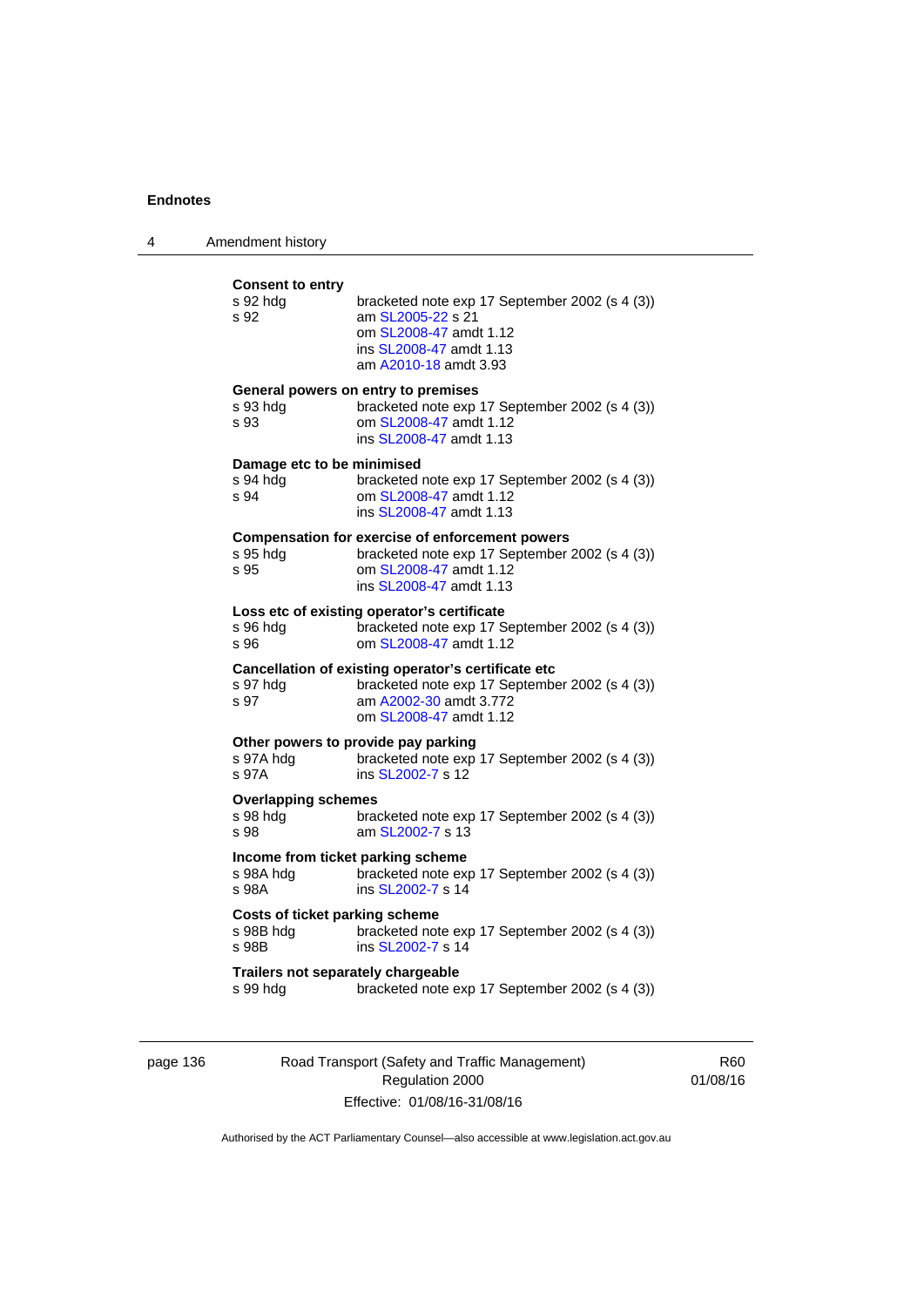**Consent to entry**

| | |
|---|---|
| s 92 hdg | bracketed note exp 17 September 2002 (s 4 (3)) |
| s 92 | am SL2005-22 s 21<br>om SL2008-47 amdt 1.12<br>ins SL2008-47 amdt 1.13<br>am A2010-18 amdt 3.93 |

**General powers on entry to premises**

| | |
|---|---|
| s 93 hdg | bracketed note exp 17 September 2002 (s 4 (3)) |
| s 93 | om SL2008-47 amdt 1.12<br>ins SL2008-47 amdt 1.13 |

**Damage etc to be minimised**

| | |
|---|---|
| s 94 hdg | bracketed note exp 17 September 2002 (s 4 (3)) |
| s 94 | om SL2008-47 amdt 1.12<br>ins SL2008-47 amdt 1.13 |

**Compensation for exercise of enforcement powers**

| | |
|---|---|
| s 95 hdg | bracketed note exp 17 September 2002 (s 4 (3)) |
| s 95 | om SL2008-47 amdt 1.12<br>ins SL2008-47 amdt 1.13 |

**Loss etc of existing operator's certificate**

| | |
|---|---|
| s 96 hdg | bracketed note exp 17 September 2002 (s 4 (3)) |
| s 96 | om SL2008-47 amdt 1.12 |

**Cancellation of existing operator's certificate etc**

| | |
|---|---|
| s 97 hdg | bracketed note exp 17 September 2002 (s 4 (3)) |
| s 97 | am A2002-30 amdt 3.772<br>om SL2008-47 amdt 1.12 |

**Other powers to provide pay parking**

| | |
|---|---|
| s 97A hdg | bracketed note exp 17 September 2002 (s 4 (3)) |
| s 97A | ins SL2002-7 s 12 |

**Overlapping schemes**

| | |
|---|---|
| s 98 hdg | bracketed note exp 17 September 2002 (s 4 (3)) |
| s 98 | am SL2002-7 s 13 |

**Income from ticket parking scheme**

| | |
|---|---|
| s 98A hdg | bracketed note exp 17 September 2002 (s 4 (3)) |
| s 98A | ins SL2002-7 s 14 |

**Costs of ticket parking scheme**

| | |
|---|---|
| s 98B hdg | bracketed note exp 17 September 2002 (s 4 (3)) |
| s 98B | ins SL2002-7 s 14 |

**Trailers not separately chargeable**

| | |
|---|---|
| s 99 hdg | bracketed note exp 17 September 2002 (s 4 (3)) |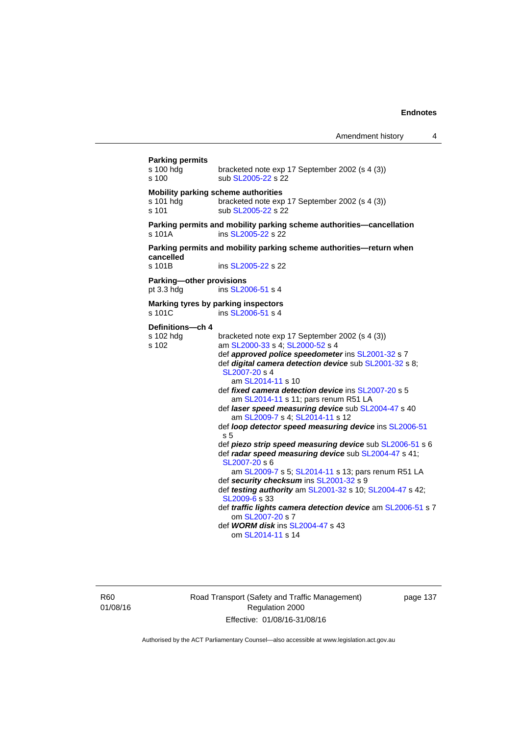**Parking permits**

s 100 hdg — bracketed note exp 17 September 2002 (s 4 (3))
s 100 — sub SL2005-22 s 22

**Mobility parking scheme authorities**

s 101 hdg — bracketed note exp 17 September 2002 (s 4 (3))
s 101 — sub SL2005-22 s 22

**Parking permits and mobility parking scheme authorities—cancellation**

s 101A — ins SL2005-22 s 22

**Parking permits and mobility parking scheme authorities—return when cancelled**

s 101B — ins SL2005-22 s 22

**Parking—other provisions**

pt 3.3 hdg — ins SL2006-51 s 4

**Marking tyres by parking inspectors**

s 101C — ins SL2006-51 s 4

**Definitions—ch 4**

s 102 hdg — bracketed note exp 17 September 2002 (s 4 (3))
s 102 — am SL2000-33 s 4; SL2000-52 s 4

def ***approved police speedometer*** ins SL2001-32 s 7
def ***digital camera detection device*** sub SL2001-32 s 8; SL2007-20 s 4
  am SL2014-11 s 10
def ***fixed camera detection device*** ins SL2007-20 s 5
  am SL2014-11 s 11; pars renum R51 LA
def ***laser speed measuring device*** sub SL2004-47 s 40
  am SL2009-7 s 4; SL2014-11 s 12
def ***loop detector speed measuring device*** ins SL2006-51 s 5
def ***piezo strip speed measuring device*** sub SL2006-51 s 6
def ***radar speed measuring device*** sub SL2004-47 s 41; SL2007-20 s 6
  am SL2009-7 s 5; SL2014-11 s 13; pars renum R51 LA
def ***security checksum*** ins SL2001-32 s 9
def ***testing authority*** am SL2001-32 s 10; SL2004-47 s 42; SL2009-6 s 33
def ***traffic lights camera detection device*** am SL2006-51 s 7
  om SL2007-20 s 7
def ***WORM disk*** ins SL2004-47 s 43
  om SL2014-11 s 14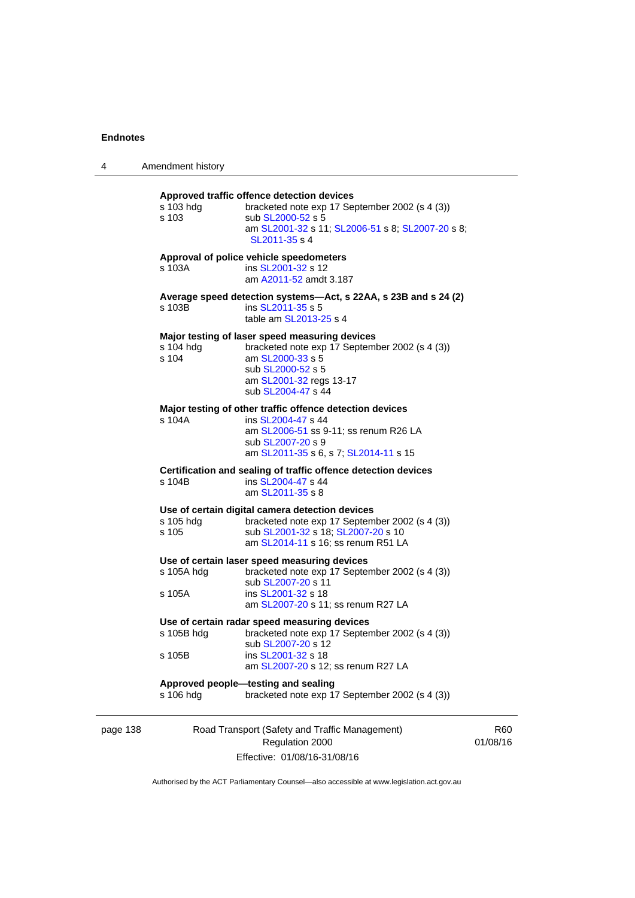**Approved traffic offence detection devices**

s 103 hdg — bracketed note exp 17 September 2002 (s 4 (3))
s 103 — sub SL2000-52 s 5
am SL2001-32 s 11; SL2006-51 s 8; SL2007-20 s 8; SL2011-35 s 4

**Approval of police vehicle speedometers**

s 103A — ins SL2001-32 s 12
am A2011-52 amdt 3.187

**Average speed detection systems—Act, s 22AA, s 23B and s 24 (2)**

s 103B — ins SL2011-35 s 5
table am SL2013-25 s 4

**Major testing of laser speed measuring devices**

s 104 hdg — bracketed note exp 17 September 2002 (s 4 (3))
s 104 — am SL2000-33 s 5
sub SL2000-52 s 5
am SL2001-32 regs 13-17
sub SL2004-47 s 44

**Major testing of other traffic offence detection devices**

s 104A — ins SL2004-47 s 44
am SL2006-51 ss 9-11; ss renum R26 LA
sub SL2007-20 s 9
am SL2011-35 s 6, s 7; SL2014-11 s 15

**Certification and sealing of traffic offence detection devices**

s 104B — ins SL2004-47 s 44
am SL2011-35 s 8

**Use of certain digital camera detection devices**

s 105 hdg — bracketed note exp 17 September 2002 (s 4 (3))
s 105 — sub SL2001-32 s 18; SL2007-20 s 10
am SL2014-11 s 16; ss renum R51 LA

**Use of certain laser speed measuring devices**

s 105A hdg — bracketed note exp 17 September 2002 (s 4 (3))
sub SL2007-20 s 11
s 105A — ins SL2001-32 s 18
am SL2007-20 s 11; ss renum R27 LA

**Use of certain radar speed measuring devices**

s 105B hdg — bracketed note exp 17 September 2002 (s 4 (3))
sub SL2007-20 s 12
s 105B — ins SL2001-32 s 18
am SL2007-20 s 12; ss renum R27 LA

**Approved people—testing and sealing**

s 106 hdg — bracketed note exp 17 September 2002 (s 4 (3))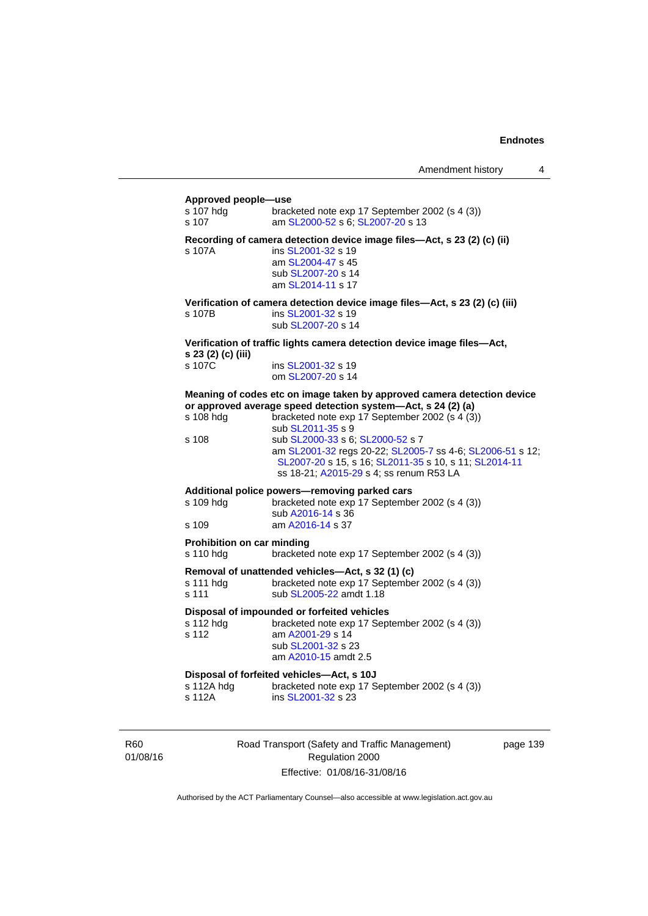**Approved people—use**

s 107 hdg bracketed note exp 17 September 2002 (s 4 (3))
s 107 am SL2000-52 s 6; SL2007-20 s 13

**Recording of camera detection device image files—Act, s 23 (2) (c) (ii)**

s 107A ins SL2001-32 s 19
am SL2004-47 s 45
sub SL2007-20 s 14
am SL2014-11 s 17

**Verification of camera detection device image files—Act, s 23 (2) (c) (iii)**

s 107B ins SL2001-32 s 19
sub SL2007-20 s 14

**Verification of traffic lights camera detection device image files—Act, s 23 (2) (c) (iii)**

s 107C ins SL2001-32 s 19
om SL2007-20 s 14

**Meaning of codes etc on image taken by approved camera detection device or approved average speed detection system—Act, s 24 (2) (a)**

s 108 hdg bracketed note exp 17 September 2002 (s 4 (3))
sub SL2011-35 s 9
s 108 sub SL2000-33 s 6; SL2000-52 s 7
am SL2001-32 regs 20-22; SL2005-7 ss 4-6; SL2006-51 s 12; SL2007-20 s 15, s 16; SL2011-35 s 10, s 11; SL2014-11 ss 18-21; A2015-29 s 4; ss renum R53 LA

**Additional police powers—removing parked cars**

s 109 hdg bracketed note exp 17 September 2002 (s 4 (3))
sub A2016-14 s 36
s 109 am A2016-14 s 37

**Prohibition on car minding**

s 110 hdg bracketed note exp 17 September 2002 (s 4 (3))

**Removal of unattended vehicles—Act, s 32 (1) (c)**

s 111 hdg bracketed note exp 17 September 2002 (s 4 (3))
s 111 sub SL2005-22 amdt 1.18

**Disposal of impounded or forfeited vehicles**

s 112 hdg bracketed note exp 17 September 2002 (s 4 (3))
s 112 am A2001-29 s 14
sub SL2001-32 s 23
am A2010-15 amdt 2.5

**Disposal of forfeited vehicles—Act, s 10J**

s 112A hdg bracketed note exp 17 September 2002 (s 4 (3))
s 112A ins SL2001-32 s 23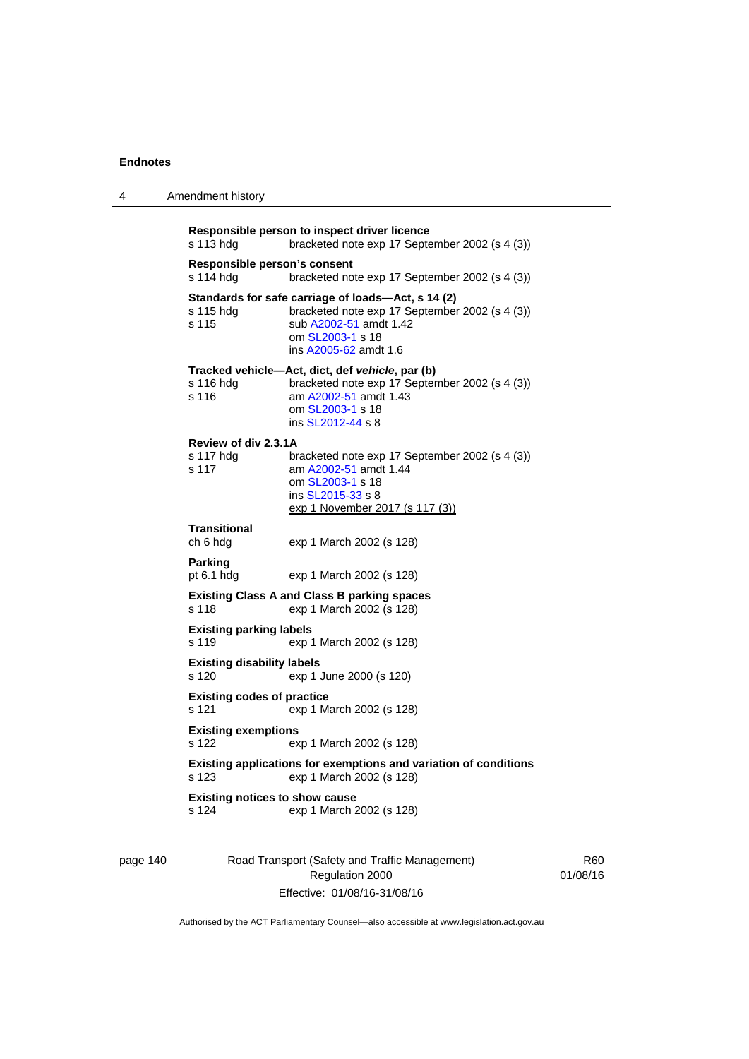**Responsible person to inspect driver licence**

s 113 hdg — bracketed note exp 17 September 2002 (s 4 (3))

**Responsible person's consent**

s 114 hdg — bracketed note exp 17 September 2002 (s 4 (3))

**Standards for safe carriage of loads—Act, s 14 (2)**

s 115 hdg — bracketed note exp 17 September 2002 (s 4 (3))
s 115 — sub A2002-51 amdt 1.42
om SL2003-1 s 18
ins A2005-62 amdt 1.6

**Tracked vehicle—Act, dict, def *vehicle*, par (b)**

s 116 hdg — bracketed note exp 17 September 2002 (s 4 (3))
s 116 — am A2002-51 amdt 1.43
om SL2003-1 s 18
ins SL2012-44 s 8

**Review of div 2.3.1A**

s 117 hdg — bracketed note exp 17 September 2002 (s 4 (3))
s 117 — am A2002-51 amdt 1.44
om SL2003-1 s 18
ins SL2015-33 s 8
exp 1 November 2017 (s 117 (3))

**Transitional**

ch 6 hdg — exp 1 March 2002 (s 128)

**Parking**

pt 6.1 hdg — exp 1 March 2002 (s 128)

**Existing Class A and Class B parking spaces**

s 118 — exp 1 March 2002 (s 128)

**Existing parking labels**

s 119 — exp 1 March 2002 (s 128)

**Existing disability labels**

s 120 — exp 1 June 2000 (s 120)

**Existing codes of practice**

s 121 — exp 1 March 2002 (s 128)

**Existing exemptions**

s 122 — exp 1 March 2002 (s 128)

**Existing applications for exemptions and variation of conditions**

s 123 — exp 1 March 2002 (s 128)

**Existing notices to show cause**

s 124 — exp 1 March 2002 (s 128)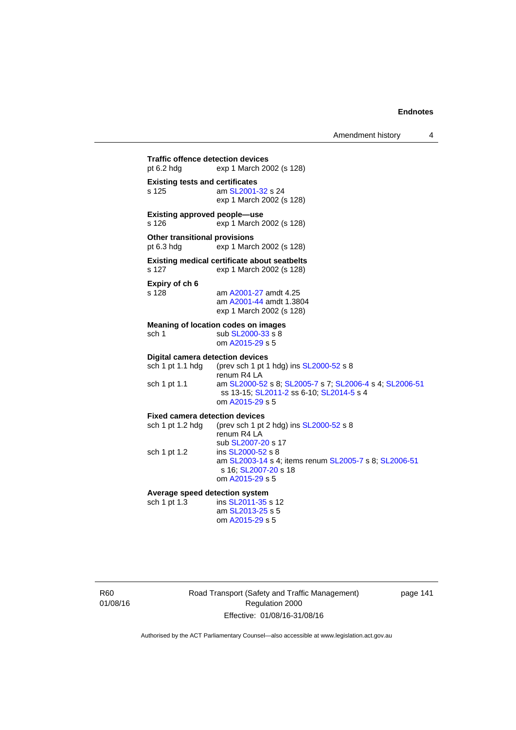**Traffic offence detection devices**
pt 6.2 hdg exp 1 March 2002 (s 128)

**Existing tests and certificates**
s 125 am SL2001-32 s 24
exp 1 March 2002 (s 128)

**Existing approved people—use**
s 126 exp 1 March 2002 (s 128)

**Other transitional provisions**
pt 6.3 hdg exp 1 March 2002 (s 128)

**Existing medical certificate about seatbelts**
s 127 exp 1 March 2002 (s 128)

**Expiry of ch 6**
s 128 am A2001-27 amdt 4.25
am A2001-44 amdt 1.3804
exp 1 March 2002 (s 128)

**Meaning of location codes on images**
sch 1 sub SL2000-33 s 8
om A2015-29 s 5

**Digital camera detection devices**
sch 1 pt 1.1 hdg (prev sch 1 pt 1 hdg) ins SL2000-52 s 8
renum R4 LA
sch 1 pt 1.1 am SL2000-52 s 8; SL2005-7 s 7; SL2006-4 s 4; SL2006-51 ss 13-15; SL2011-2 ss 6-10; SL2014-5 s 4
om A2015-29 s 5

**Fixed camera detection devices**
sch 1 pt 1.2 hdg (prev sch 1 pt 2 hdg) ins SL2000-52 s 8
renum R4 LA
sub SL2007-20 s 17
sch 1 pt 1.2 ins SL2000-52 s 8
am SL2003-14 s 4; items renum SL2005-7 s 8; SL2006-51 s 16; SL2007-20 s 18
om A2015-29 s 5

**Average speed detection system**
sch 1 pt 1.3 ins SL2011-35 s 12
am SL2013-25 s 5
om A2015-29 s 5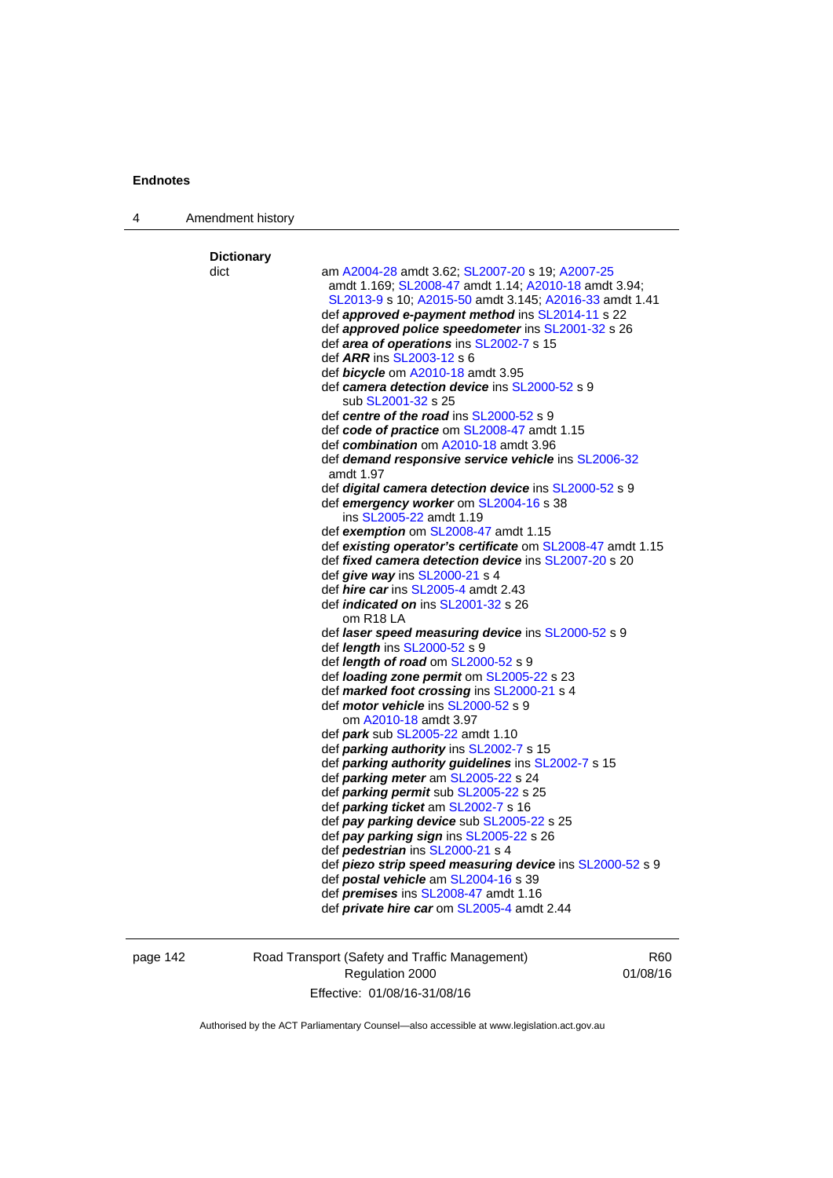**Dictionary**

dict am A2004-28 amdt 3.62; SL2007-20 s 19; A2007-25 amdt 1.169; SL2008-47 amdt 1.14; A2010-18 amdt 3.94; SL2013-9 s 10; A2015-50 amdt 3.145; A2016-33 amdt 1.41

def ***approved e-payment method*** ins SL2014-11 s 22

def ***approved police speedometer*** ins SL2001-32 s 26

def ***area of operations*** ins SL2002-7 s 15

def ***ARR*** ins SL2003-12 s 6

def ***bicycle*** om A2010-18 amdt 3.95

def ***camera detection device*** ins SL2000-52 s 9
  sub SL2001-32 s 25

def ***centre of the road*** ins SL2000-52 s 9

def ***code of practice*** om SL2008-47 amdt 1.15

def ***combination*** om A2010-18 amdt 3.96

def ***demand responsive service vehicle*** ins SL2006-32 amdt 1.97

def ***digital camera detection device*** ins SL2000-52 s 9

def ***emergency worker*** om SL2004-16 s 38
  ins SL2005-22 amdt 1.19

def ***exemption*** om SL2008-47 amdt 1.15

def ***existing operator's certificate*** om SL2008-47 amdt 1.15

def ***fixed camera detection device*** ins SL2007-20 s 20

def ***give way*** ins SL2000-21 s 4

def ***hire car*** ins SL2005-4 amdt 2.43

def ***indicated on*** ins SL2001-32 s 26
  om R18 LA

def ***laser speed measuring device*** ins SL2000-52 s 9

def ***length*** ins SL2000-52 s 9

def ***length of road*** om SL2000-52 s 9

def ***loading zone permit*** om SL2005-22 s 23

def ***marked foot crossing*** ins SL2000-21 s 4

def ***motor vehicle*** ins SL2000-52 s 9
  om A2010-18 amdt 3.97

def ***park*** sub SL2005-22 amdt 1.10

def ***parking authority*** ins SL2002-7 s 15

def ***parking authority guidelines*** ins SL2002-7 s 15

def ***parking meter*** am SL2005-22 s 24

def ***parking permit*** sub SL2005-22 s 25

def ***parking ticket*** am SL2002-7 s 16

def ***pay parking device*** sub SL2005-22 s 25

def ***pay parking sign*** ins SL2005-22 s 26

def ***pedestrian*** ins SL2000-21 s 4

def ***piezo strip speed measuring device*** ins SL2000-52 s 9

def ***postal vehicle*** am SL2004-16 s 39

def ***premises*** ins SL2008-47 amdt 1.16

def ***private hire car*** om SL2005-4 amdt 2.44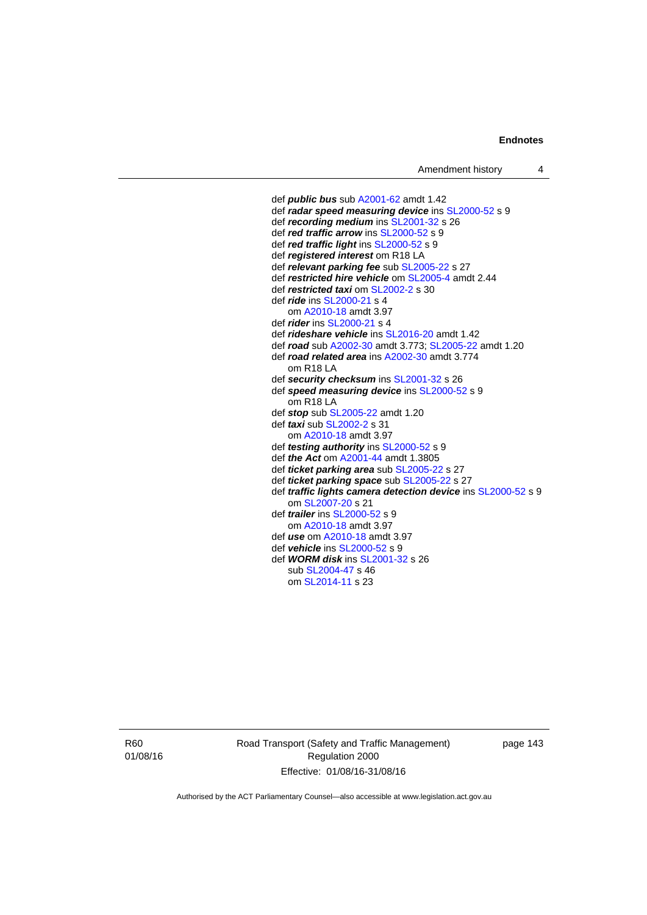def ***public bus*** sub A2001-62 amdt 1.42
def ***radar speed measuring device*** ins SL2000-52 s 9
def ***recording medium*** ins SL2001-32 s 26
def ***red traffic arrow*** ins SL2000-52 s 9
def ***red traffic light*** ins SL2000-52 s 9
def ***registered interest*** om R18 LA
def ***relevant parking fee*** sub SL2005-22 s 27
def ***restricted hire vehicle*** om SL2005-4 amdt 2.44
def ***restricted taxi*** om SL2002-2 s 30
def ***ride*** ins SL2000-21 s 4
    om A2010-18 amdt 3.97
def ***rider*** ins SL2000-21 s 4
def ***rideshare vehicle*** ins SL2016-20 amdt 1.42
def ***road*** sub A2002-30 amdt 3.773; SL2005-22 amdt 1.20
def ***road related area*** ins A2002-30 amdt 3.774
    om R18 LA
def ***security checksum*** ins SL2001-32 s 26
def ***speed measuring device*** ins SL2000-52 s 9
    om R18 LA
def ***stop*** sub SL2005-22 amdt 1.20
def ***taxi*** sub SL2002-2 s 31
    om A2010-18 amdt 3.97
def ***testing authority*** ins SL2000-52 s 9
def ***the Act*** om A2001-44 amdt 1.3805
def ***ticket parking area*** sub SL2005-22 s 27
def ***ticket parking space*** sub SL2005-22 s 27
def ***traffic lights camera detection device*** ins SL2000-52 s 9
    om SL2007-20 s 21
def ***trailer*** ins SL2000-52 s 9
    om A2010-18 amdt 3.97
def ***use*** om A2010-18 amdt 3.97
def ***vehicle*** ins SL2000-52 s 9
def ***WORM disk*** ins SL2001-32 s 26
    sub SL2004-47 s 46
    om SL2014-11 s 23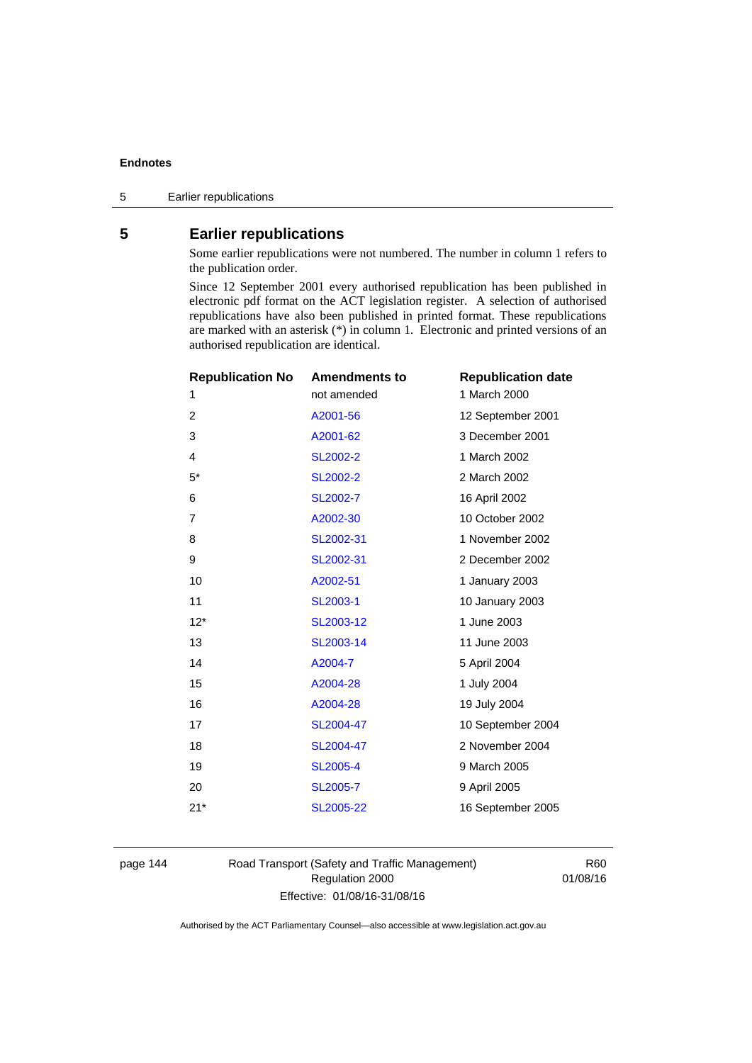## 5 Earlier republications

Some earlier republications were not numbered. The number in column 1 refers to the publication order.

Since 12 September 2001 every authorised republication has been published in electronic pdf format on the ACT legislation register. A selection of authorised republications have also been published in printed format. These republications are marked with an asterisk (*) in column 1. Electronic and printed versions of an authorised republication are identical.

| Republication No | Amendments to | Republication date |
|---|---|---|
| 1 | not amended | 1 March 2000 |
| 2 | A2001-56 | 12 September 2001 |
| 3 | A2001-62 | 3 December 2001 |
| 4 | SL2002-2 | 1 March 2002 |
| 5* | SL2002-2 | 2 March 2002 |
| 6 | SL2002-7 | 16 April 2002 |
| 7 | A2002-30 | 10 October 2002 |
| 8 | SL2002-31 | 1 November 2002 |
| 9 | SL2002-31 | 2 December 2002 |
| 10 | A2002-51 | 1 January 2003 |
| 11 | SL2003-1 | 10 January 2003 |
| 12* | SL2003-12 | 1 June 2003 |
| 13 | SL2003-14 | 11 June 2003 |
| 14 | A2004-7 | 5 April 2004 |
| 15 | A2004-28 | 1 July 2004 |
| 16 | A2004-28 | 19 July 2004 |
| 17 | SL2004-47 | 10 September 2004 |
| 18 | SL2004-47 | 2 November 2004 |
| 19 | SL2005-4 | 9 March 2005 |
| 20 | SL2005-7 | 9 April 2005 |
| 21* | SL2005-22 | 16 September 2005 |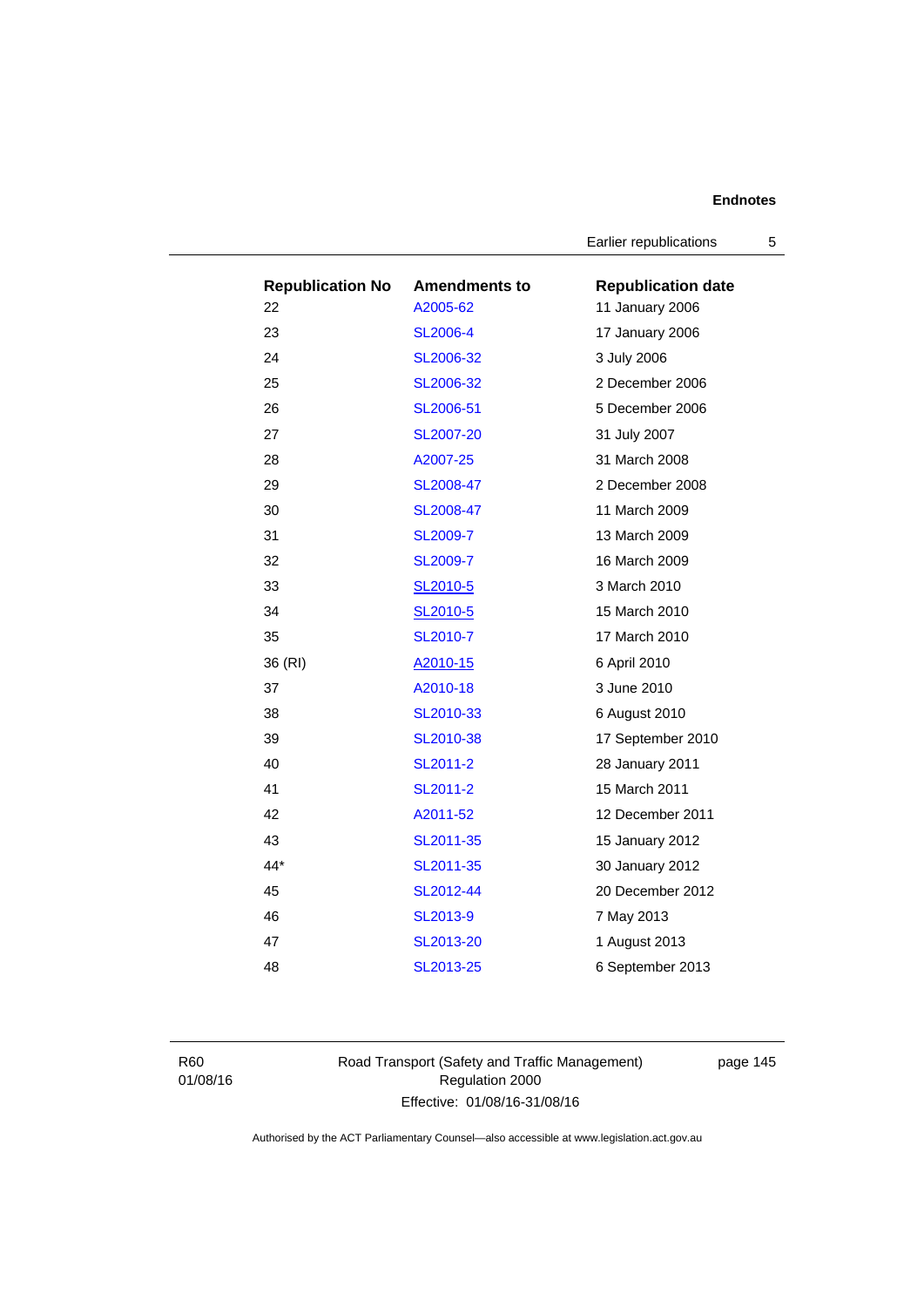| Republication No | Amendments to | Republication date |
|---|---|---|
| 22 | A2005-62 | 11 January 2006 |
| 23 | SL2006-4 | 17 January 2006 |
| 24 | SL2006-32 | 3 July 2006 |
| 25 | SL2006-32 | 2 December 2006 |
| 26 | SL2006-51 | 5 December 2006 |
| 27 | SL2007-20 | 31 July 2007 |
| 28 | A2007-25 | 31 March 2008 |
| 29 | SL2008-47 | 2 December 2008 |
| 30 | SL2008-47 | 11 March 2009 |
| 31 | SL2009-7 | 13 March 2009 |
| 32 | SL2009-7 | 16 March 2009 |
| 33 | SL2010-5 | 3 March 2010 |
| 34 | SL2010-5 | 15 March 2010 |
| 35 | SL2010-7 | 17 March 2010 |
| 36 (RI) | A2010-15 | 6 April 2010 |
| 37 | A2010-18 | 3 June 2010 |
| 38 | SL2010-33 | 6 August 2010 |
| 39 | SL2010-38 | 17 September 2010 |
| 40 | SL2011-2 | 28 January 2011 |
| 41 | SL2011-2 | 15 March 2011 |
| 42 | A2011-52 | 12 December 2011 |
| 43 | SL2011-35 | 15 January 2012 |
| 44* | SL2011-35 | 30 January 2012 |
| 45 | SL2012-44 | 20 December 2012 |
| 46 | SL2013-9 | 7 May 2013 |
| 47 | SL2013-20 | 1 August 2013 |
| 48 | SL2013-25 | 6 September 2013 |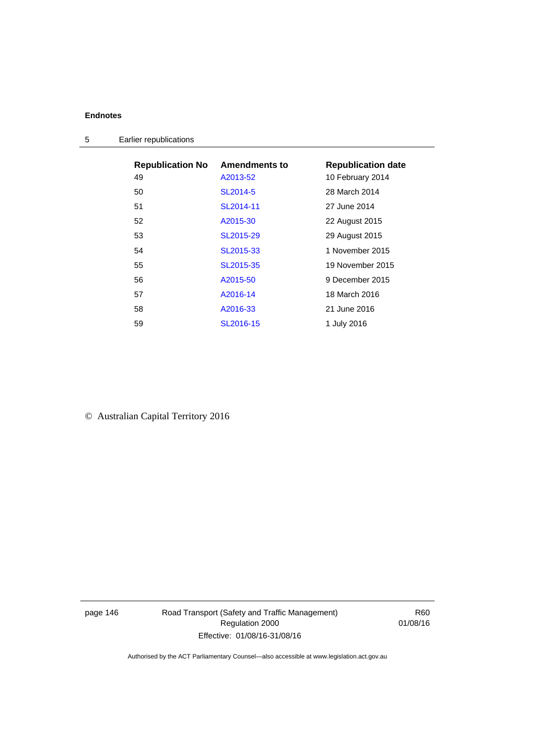**Endnotes**

5 Earlier republications

| Republication No | Amendments to | Republication date |
| --- | --- | --- |
| 49 | A2013-52 | 10 February 2014 |
| 50 | SL2014-5 | 28 March 2014 |
| 51 | SL2014-11 | 27 June 2014 |
| 52 | A2015-30 | 22 August 2015 |
| 53 | SL2015-29 | 29 August 2015 |
| 54 | SL2015-33 | 1 November 2015 |
| 55 | SL2015-35 | 19 November 2015 |
| 56 | A2015-50 | 9 December 2015 |
| 57 | A2016-14 | 18 March 2016 |
| 58 | A2016-33 | 21 June 2016 |
| 59 | SL2016-15 | 1 July 2016 |

© Australian Capital Territory 2016